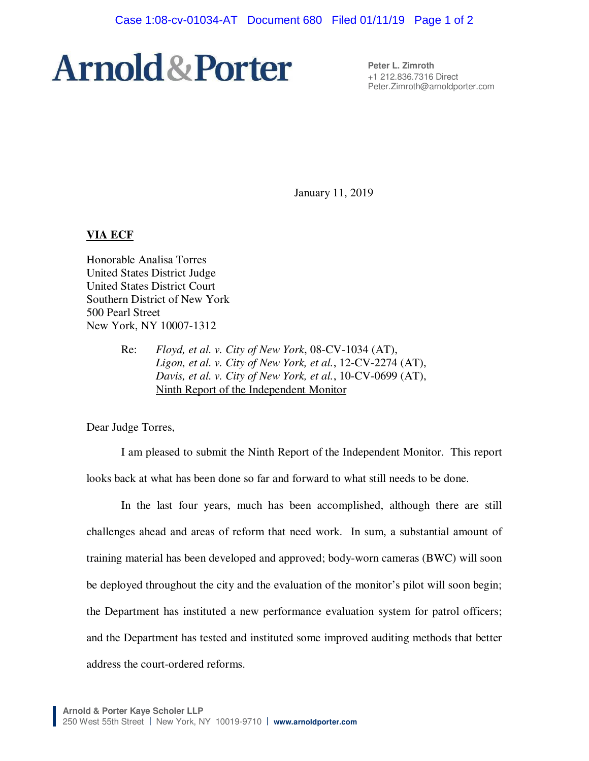**Arnold & Porter**

**Peter L. Zimroth**
+1 212.836.7316 Direct
Peter.Zimroth@arnoldporter.com

January 11, 2019

**VIA ECF**

Honorable Analisa Torres
United States District Judge
United States District Court
Southern District of New York
500 Pearl Street
New York, NY 10007-1312

Re: *Floyd, et al. v. City of New York*, 08-CV-1034 (AT),
*Ligon, et al. v. City of New York, et al.*, 12-CV-2274 (AT),
*Davis, et al. v. City of New York, et al.*, 10-CV-0699 (AT),
Ninth Report of the Independent Monitor

Dear Judge Torres,

I am pleased to submit the Ninth Report of the Independent Monitor. This report looks back at what has been done so far and forward to what still needs to be done.

In the last four years, much has been accomplished, although there are still challenges ahead and areas of reform that need work. In sum, a substantial amount of training material has been developed and approved; body-worn cameras (BWC) will soon be deployed throughout the city and the evaluation of the monitor's pilot will soon begin; the Department has instituted a new performance evaluation system for patrol officers; and the Department has tested and instituted some improved auditing methods that better address the court-ordered reforms.

**Arnold & Porter Kaye Scholer LLP**
250 West 55th Street | New York, NY 10019-9710 | www.arnoldporter.com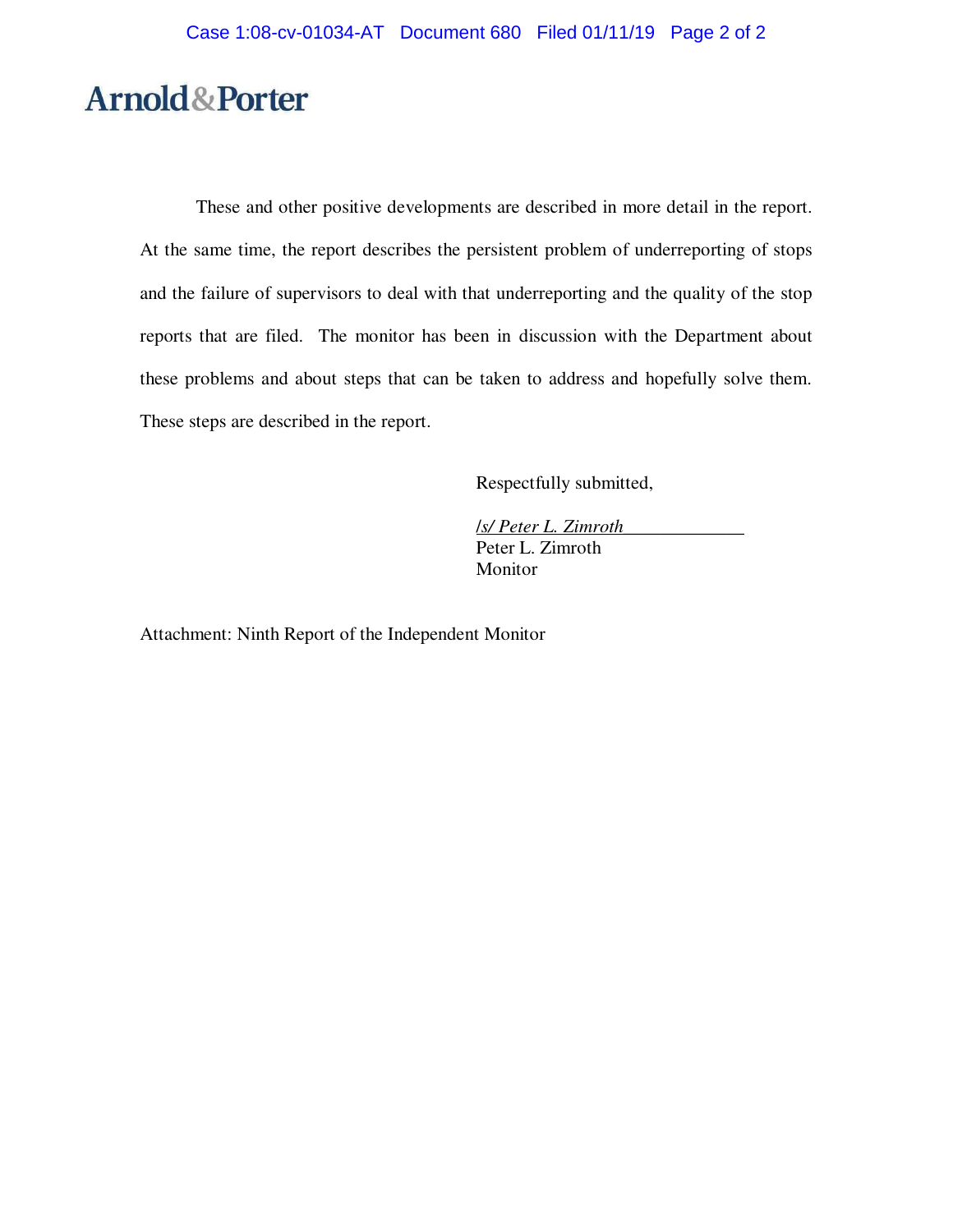Arnold&Porter

These and other positive developments are described in more detail in the report. At the same time, the report describes the persistent problem of underreporting of stops and the failure of supervisors to deal with that underreporting and the quality of the stop reports that are filed. The monitor has been in discussion with the Department about these problems and about steps that can be taken to address and hopefully solve them. These steps are described in the report.

Respectfully submitted,

*/s/ Peter L. Zimroth*
Peter L. Zimroth
Monitor

Attachment: Ninth Report of the Independent Monitor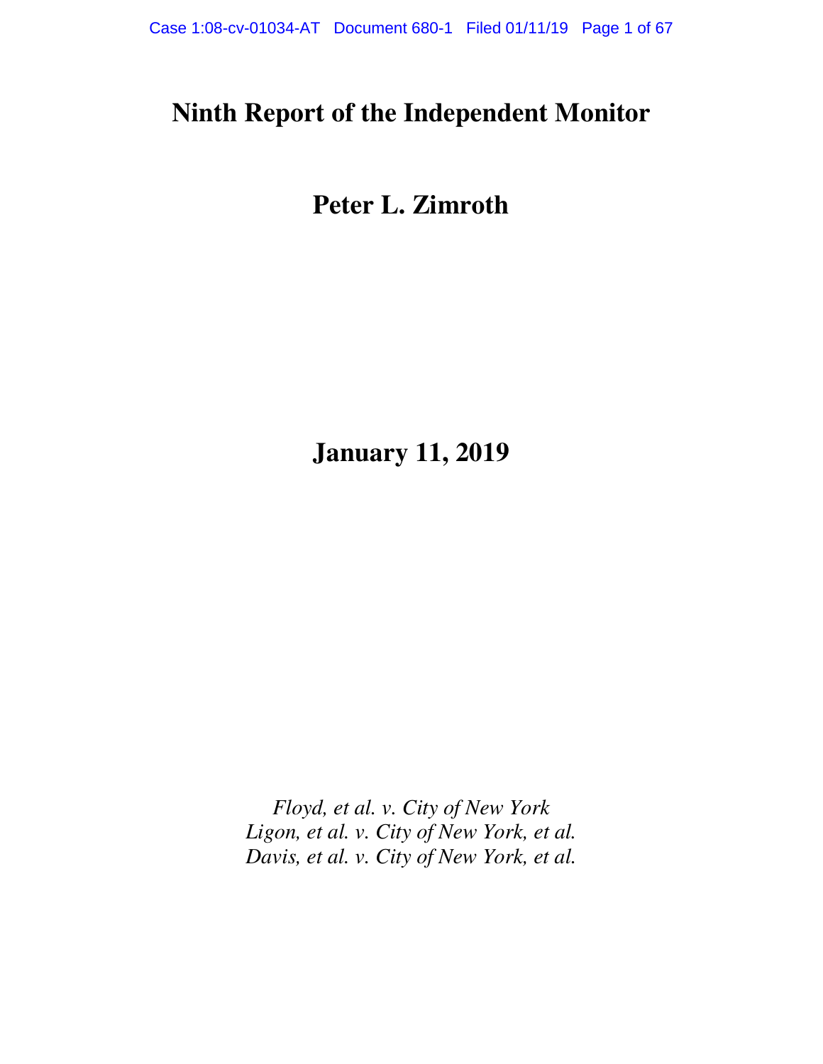# Ninth Report of the Independent Monitor

## Peter L. Zimroth

## January 11, 2019

*Floyd, et al. v. City of New York*
*Ligon, et al. v. City of New York, et al.*
*Davis, et al. v. City of New York, et al.*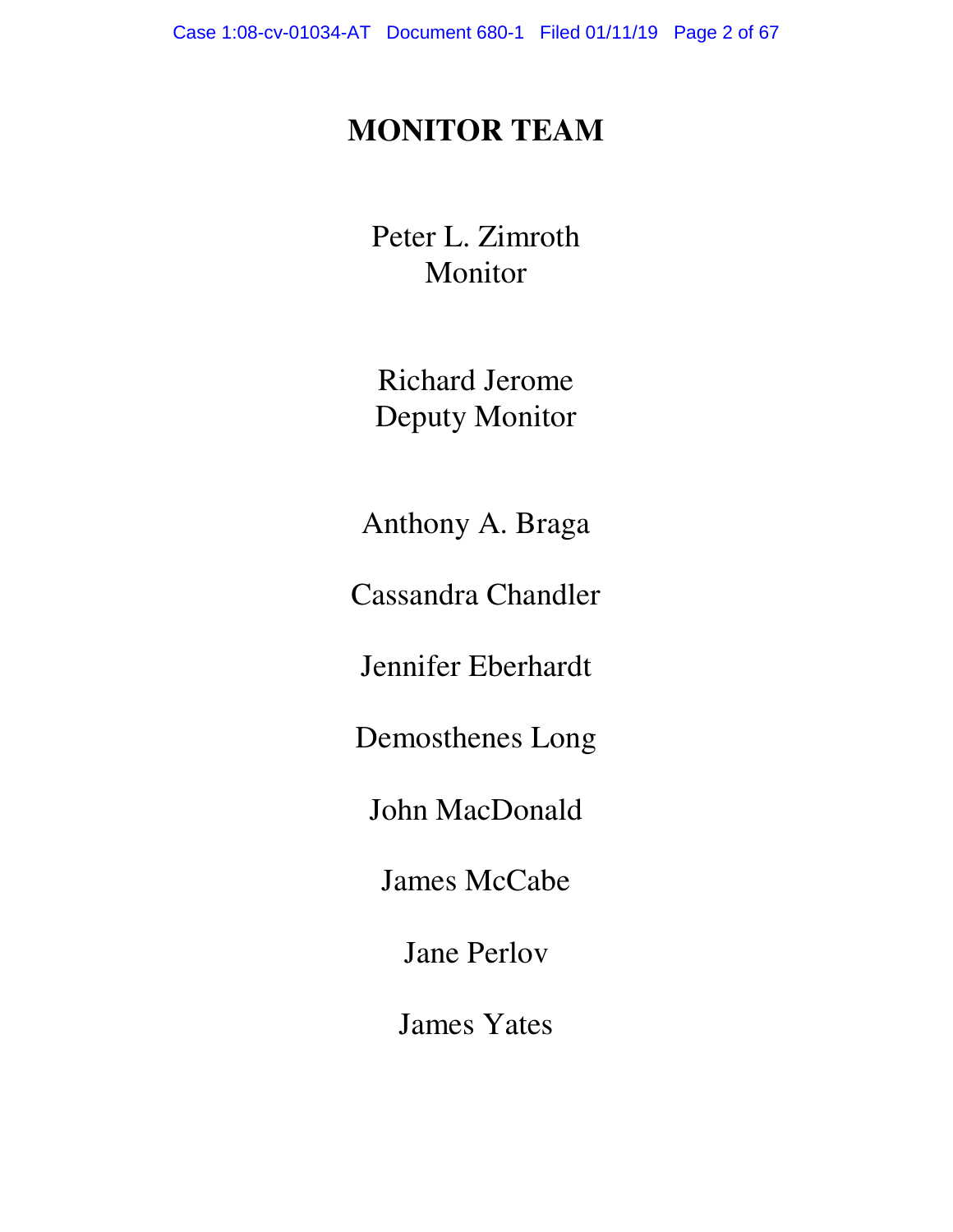# MONITOR TEAM

Peter L. Zimroth
Monitor

Richard Jerome
Deputy Monitor

Anthony A. Braga

Cassandra Chandler

Jennifer Eberhardt

Demosthenes Long

John MacDonald

James McCabe

Jane Perlov

James Yates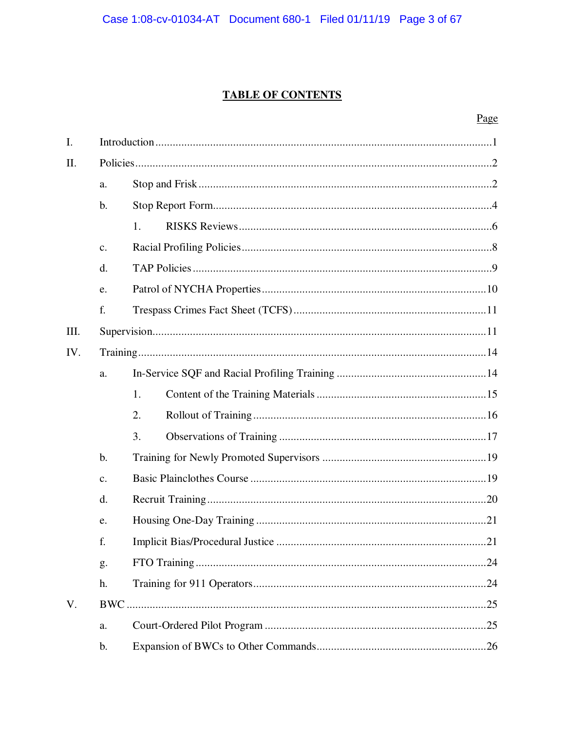# TABLE OF CONTENTS

| | | Page |
|---|---|---|
| I. | Introduction | 1 |
| II. | Policies | 2 |
| | a. Stop and Frisk | 2 |
| | b. Stop Report Form | 4 |
| | 1. RISKS Reviews | 6 |
| | c. Racial Profiling Policies | 8 |
| | d. TAP Policies | 9 |
| | e. Patrol of NYCHA Properties | 10 |
| | f. Trespass Crimes Fact Sheet (TCFS) | 11 |
| III. | Supervision | 11 |
| IV. | Training | 14 |
| | a. In-Service SQF and Racial Profiling Training | 14 |
| | 1. Content of the Training Materials | 15 |
| | 2. Rollout of Training | 16 |
| | 3. Observations of Training | 17 |
| | b. Training for Newly Promoted Supervisors | 19 |
| | c. Basic Plainclothes Course | 19 |
| | d. Recruit Training | 20 |
| | e. Housing One-Day Training | 21 |
| | f. Implicit Bias/Procedural Justice | 21 |
| | g. FTO Training | 24 |
| | h. Training for 911 Operators | 24 |
| V. | BWC | 25 |
| | a. Court-Ordered Pilot Program | 25 |
| | b. Expansion of BWCs to Other Commands | 26 |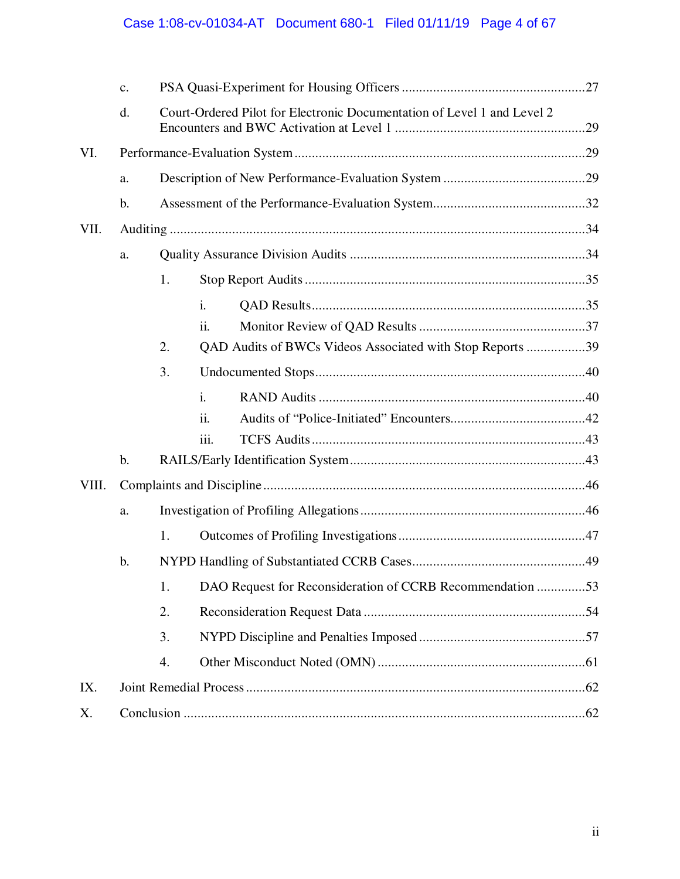c. PSA Quasi-Experiment for Housing Officers .....................................................27

d. Court-Ordered Pilot for Electronic Documentation of Level 1 and Level 2 Encounters and BWC Activation at Level 1 .......................................................29

VI. Performance-Evaluation System ....................................................................................29

a. Description of New Performance-Evaluation System .........................................29

b. Assessment of the Performance-Evaluation System............................................32

VII. Auditing .......................................................................................................................34

a. Quality Assurance Division Audits ...................................................................34

1. Stop Report Audits ................................................................................35

i. QAD Results...............................................................................35

ii. Monitor Review of QAD Results ................................................37

2. QAD Audits of BWCs Videos Associated with Stop Reports .................39

3. Undocumented Stops.............................................................................40

i. RAND Audits .............................................................................40

ii. Audits of "Police-Initiated" Encounters.......................................42

iii. TCFS Audits ...............................................................................43

b. RAILS/Early Identification System...................................................................43

VIII. Complaints and Discipline ............................................................................................46

a. Investigation of Profiling Allegations ................................................................46

1. Outcomes of Profiling Investigations .....................................................47

b. NYPD Handling of Substantiated CCRB Cases.................................................49

1. DAO Request for Reconsideration of CCRB Recommendation ..............53

2. Reconsideration Request Data ................................................................54

3. NYPD Discipline and Penalties Imposed ................................................57

4. Other Misconduct Noted (OMN) ............................................................61

IX. Joint Remedial Process .................................................................................................62

X. Conclusion ...................................................................................................................62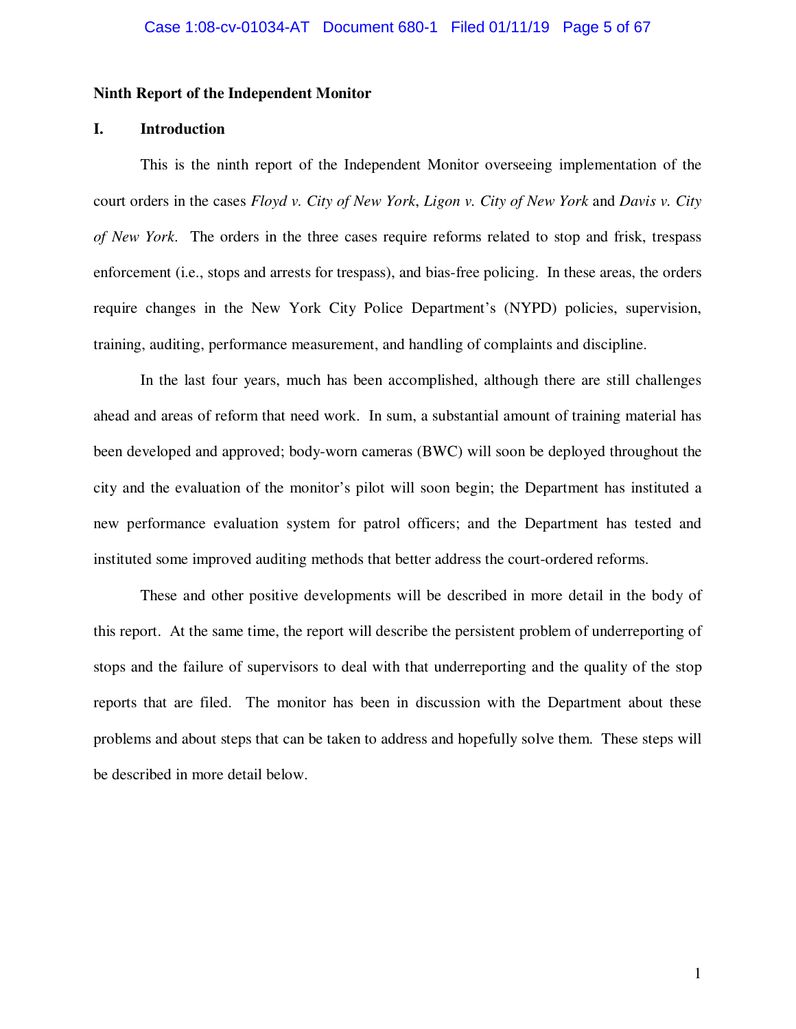**Ninth Report of the Independent Monitor**

## I. Introduction

This is the ninth report of the Independent Monitor overseeing implementation of the court orders in the cases *Floyd v. City of New York*, *Ligon v. City of New York* and *Davis v. City of New York*. The orders in the three cases require reforms related to stop and frisk, trespass enforcement (i.e., stops and arrests for trespass), and bias-free policing. In these areas, the orders require changes in the New York City Police Department's (NYPD) policies, supervision, training, auditing, performance measurement, and handling of complaints and discipline.

In the last four years, much has been accomplished, although there are still challenges ahead and areas of reform that need work. In sum, a substantial amount of training material has been developed and approved; body-worn cameras (BWC) will soon be deployed throughout the city and the evaluation of the monitor's pilot will soon begin; the Department has instituted a new performance evaluation system for patrol officers; and the Department has tested and instituted some improved auditing methods that better address the court-ordered reforms.

These and other positive developments will be described in more detail in the body of this report. At the same time, the report will describe the persistent problem of underreporting of stops and the failure of supervisors to deal with that underreporting and the quality of the stop reports that are filed. The monitor has been in discussion with the Department about these problems and about steps that can be taken to address and hopefully solve them. These steps will be described in more detail below.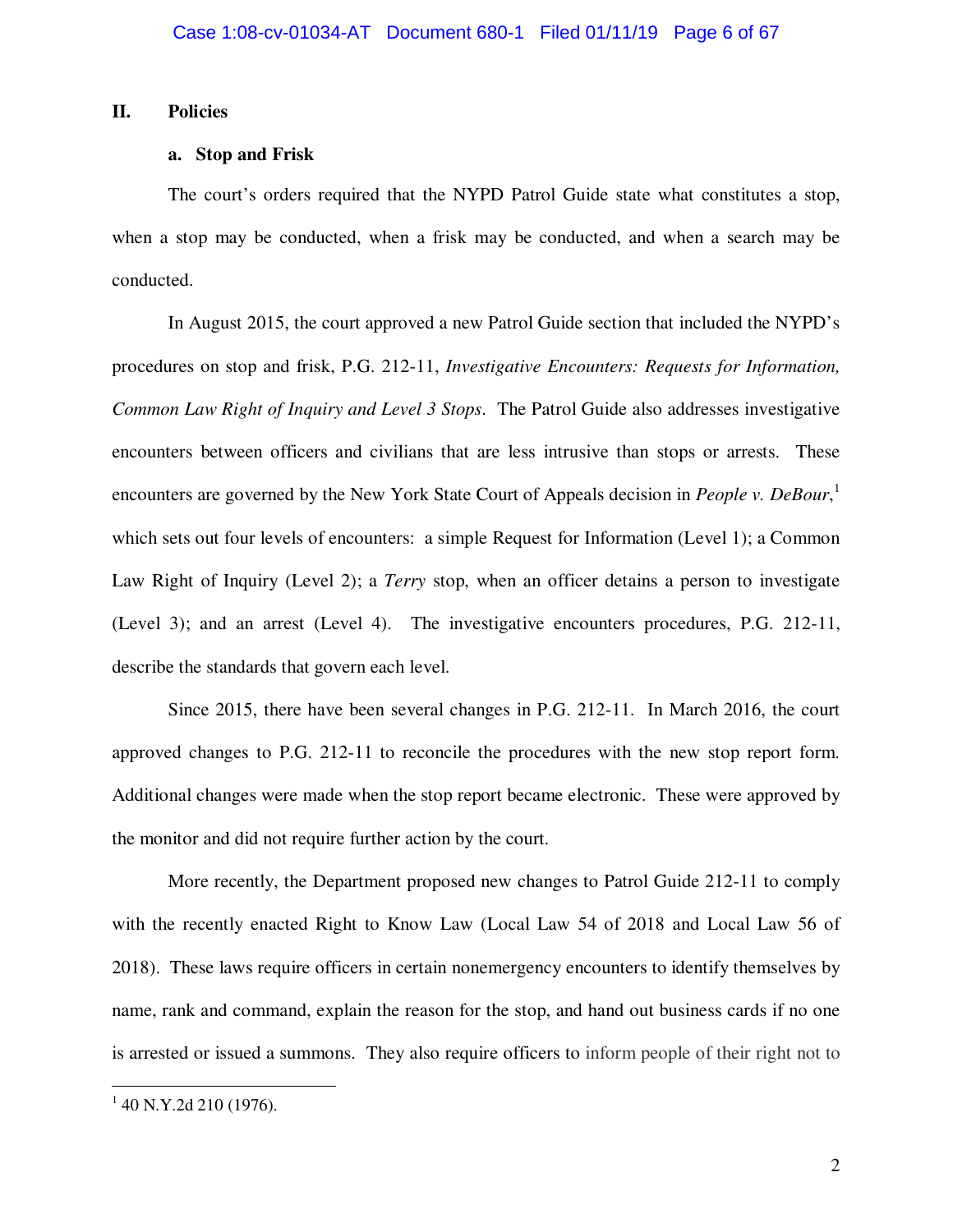## II. Policies

### a. Stop and Frisk

The court's orders required that the NYPD Patrol Guide state what constitutes a stop, when a stop may be conducted, when a frisk may be conducted, and when a search may be conducted.

In August 2015, the court approved a new Patrol Guide section that included the NYPD's procedures on stop and frisk, P.G. 212-11, *Investigative Encounters: Requests for Information, Common Law Right of Inquiry and Level 3 Stops*. The Patrol Guide also addresses investigative encounters between officers and civilians that are less intrusive than stops or arrests. These encounters are governed by the New York State Court of Appeals decision in *People v. DeBour*,[1] which sets out four levels of encounters: a simple Request for Information (Level 1); a Common Law Right of Inquiry (Level 2); a *Terry* stop, when an officer detains a person to investigate (Level 3); and an arrest (Level 4). The investigative encounters procedures, P.G. 212-11, describe the standards that govern each level.

Since 2015, there have been several changes in P.G. 212-11. In March 2016, the court approved changes to P.G. 212-11 to reconcile the procedures with the new stop report form. Additional changes were made when the stop report became electronic. These were approved by the monitor and did not require further action by the court.

More recently, the Department proposed new changes to Patrol Guide 212-11 to comply with the recently enacted Right to Know Law (Local Law 54 of 2018 and Local Law 56 of 2018). These laws require officers in certain nonemergency encounters to identify themselves by name, rank and command, explain the reason for the stop, and hand out business cards if no one is arrested or issued a summons. They also require officers to inform people of their right not to

---

[1] 40 N.Y.2d 210 (1976).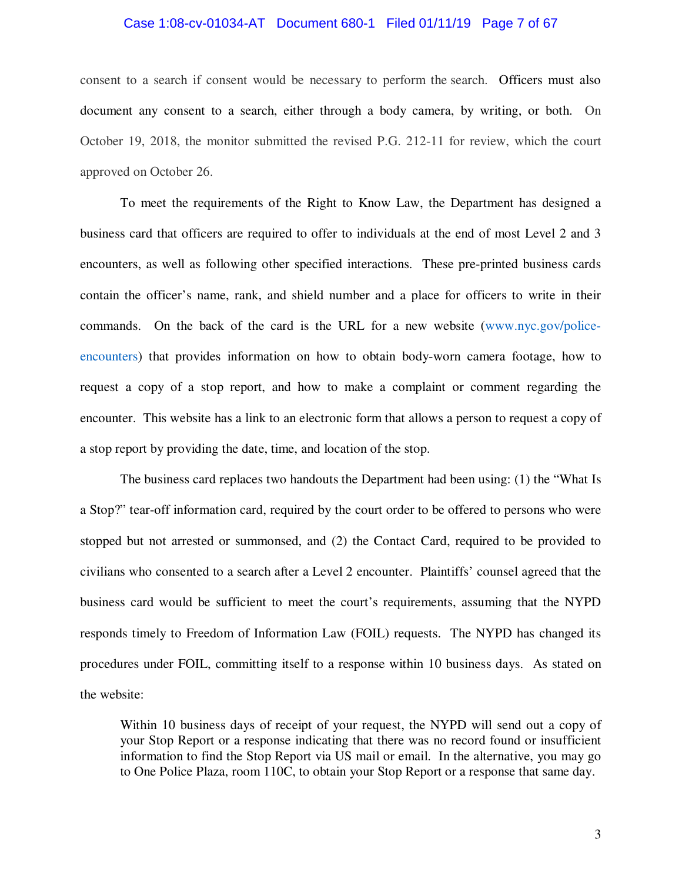consent to a search if consent would be necessary to perform the search. Officers must also document any consent to a search, either through a body camera, by writing, or both. On October 19, 2018, the monitor submitted the revised P.G. 212-11 for review, which the court approved on October 26.

To meet the requirements of the Right to Know Law, the Department has designed a business card that officers are required to offer to individuals at the end of most Level 2 and 3 encounters, as well as following other specified interactions. These pre-printed business cards contain the officer's name, rank, and shield number and a place for officers to write in their commands. On the back of the card is the URL for a new website (www.nyc.gov/police-encounters) that provides information on how to obtain body-worn camera footage, how to request a copy of a stop report, and how to make a complaint or comment regarding the encounter. This website has a link to an electronic form that allows a person to request a copy of a stop report by providing the date, time, and location of the stop.

The business card replaces two handouts the Department had been using: (1) the "What Is a Stop?" tear-off information card, required by the court order to be offered to persons who were stopped but not arrested or summonsed, and (2) the Contact Card, required to be provided to civilians who consented to a search after a Level 2 encounter. Plaintiffs' counsel agreed that the business card would be sufficient to meet the court's requirements, assuming that the NYPD responds timely to Freedom of Information Law (FOIL) requests. The NYPD has changed its procedures under FOIL, committing itself to a response within 10 business days. As stated on the website:

> Within 10 business days of receipt of your request, the NYPD will send out a copy of your Stop Report or a response indicating that there was no record found or insufficient information to find the Stop Report via US mail or email. In the alternative, you may go to One Police Plaza, room 110C, to obtain your Stop Report or a response that same day.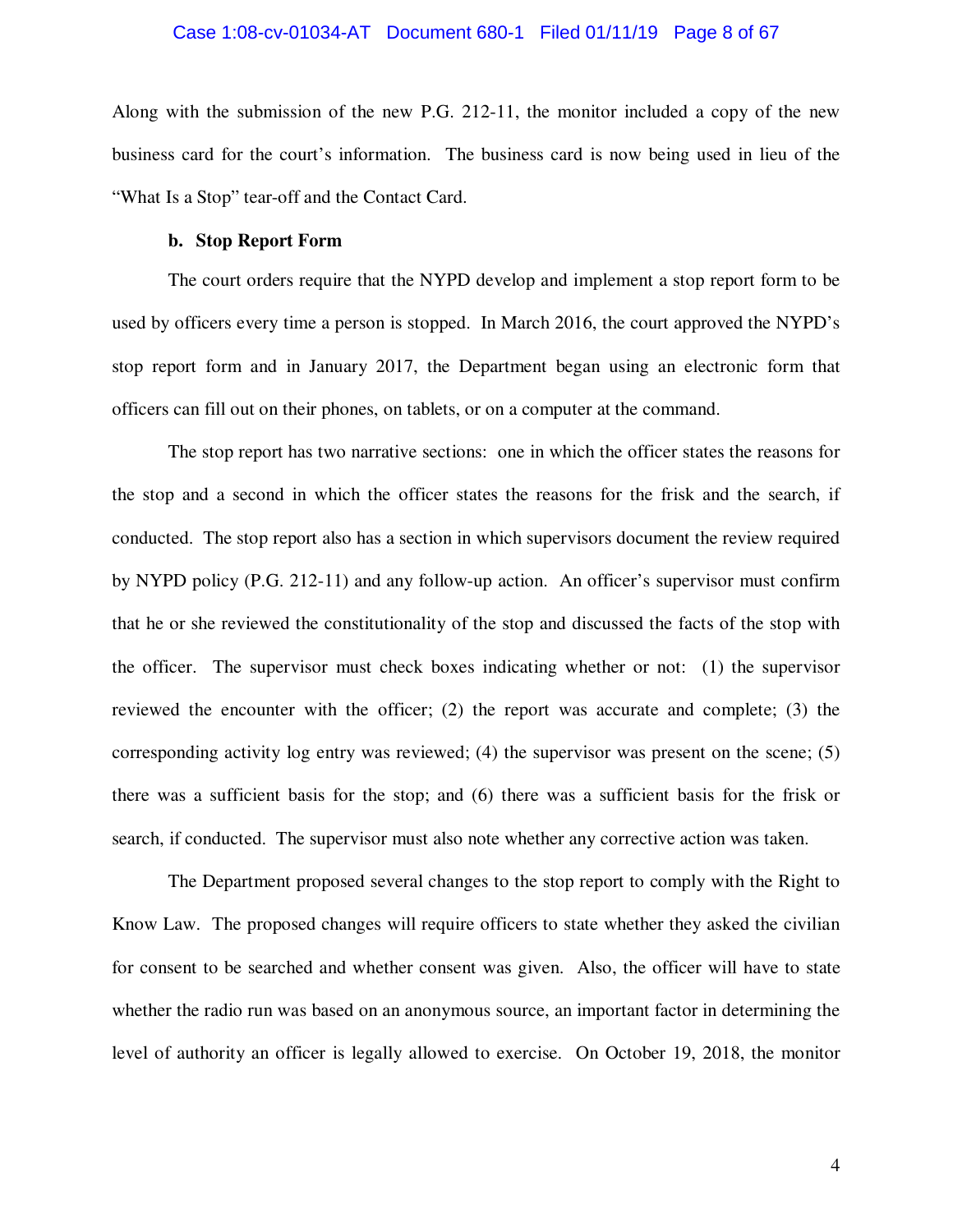Along with the submission of the new P.G. 212-11, the monitor included a copy of the new business card for the court's information. The business card is now being used in lieu of the "What Is a Stop" tear-off and the Contact Card.

**b. Stop Report Form**

The court orders require that the NYPD develop and implement a stop report form to be used by officers every time a person is stopped. In March 2016, the court approved the NYPD's stop report form and in January 2017, the Department began using an electronic form that officers can fill out on their phones, on tablets, or on a computer at the command.

The stop report has two narrative sections: one in which the officer states the reasons for the stop and a second in which the officer states the reasons for the frisk and the search, if conducted. The stop report also has a section in which supervisors document the review required by NYPD policy (P.G. 212-11) and any follow-up action. An officer's supervisor must confirm that he or she reviewed the constitutionality of the stop and discussed the facts of the stop with the officer. The supervisor must check boxes indicating whether or not: (1) the supervisor reviewed the encounter with the officer; (2) the report was accurate and complete; (3) the corresponding activity log entry was reviewed; (4) the supervisor was present on the scene; (5) there was a sufficient basis for the stop; and (6) there was a sufficient basis for the frisk or search, if conducted. The supervisor must also note whether any corrective action was taken.

The Department proposed several changes to the stop report to comply with the Right to Know Law. The proposed changes will require officers to state whether they asked the civilian for consent to be searched and whether consent was given. Also, the officer will have to state whether the radio run was based on an anonymous source, an important factor in determining the level of authority an officer is legally allowed to exercise. On October 19, 2018, the monitor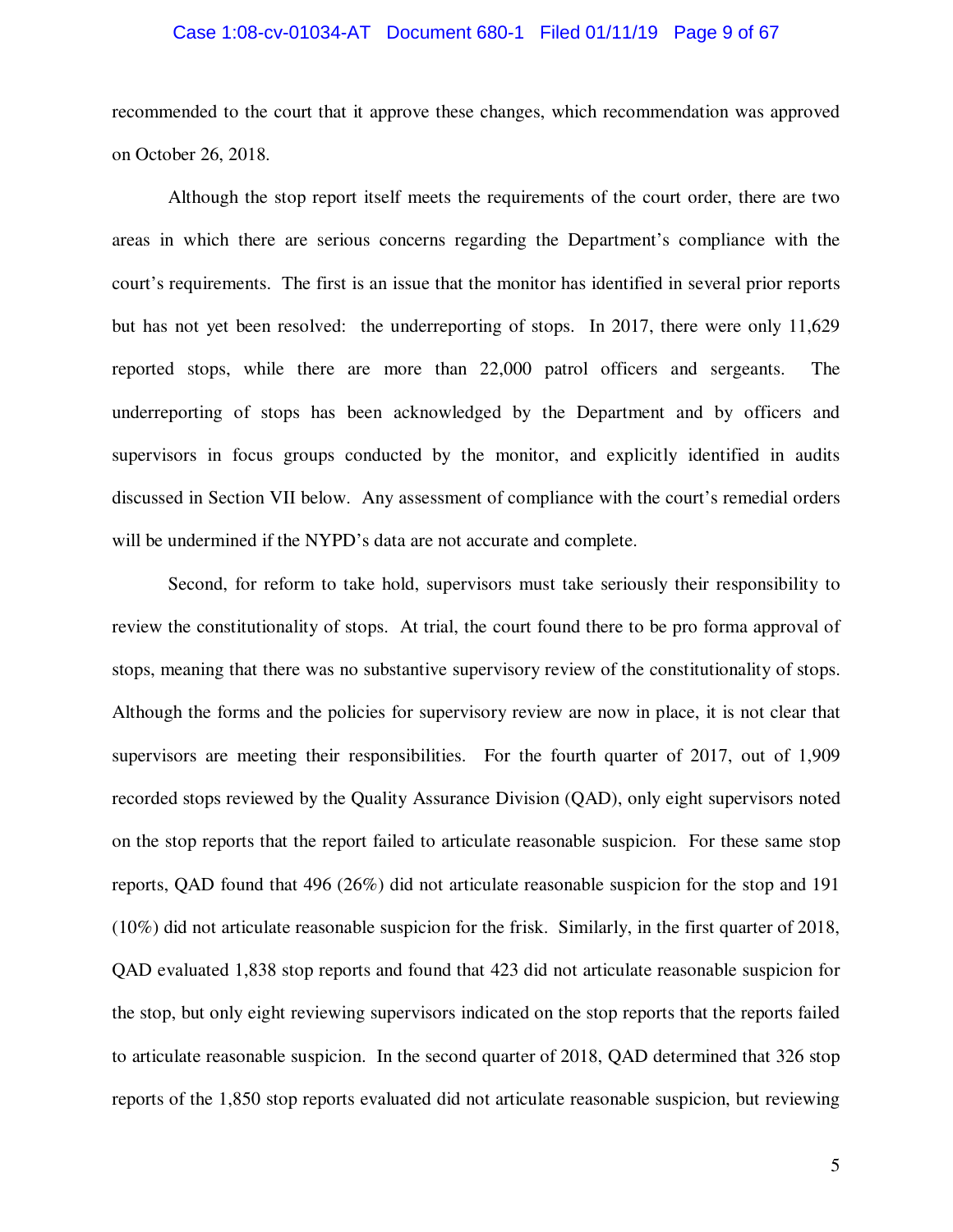recommended to the court that it approve these changes, which recommendation was approved on October 26, 2018.

Although the stop report itself meets the requirements of the court order, there are two areas in which there are serious concerns regarding the Department's compliance with the court's requirements. The first is an issue that the monitor has identified in several prior reports but has not yet been resolved: the underreporting of stops. In 2017, there were only 11,629 reported stops, while there are more than 22,000 patrol officers and sergeants. The underreporting of stops has been acknowledged by the Department and by officers and supervisors in focus groups conducted by the monitor, and explicitly identified in audits discussed in Section VII below. Any assessment of compliance with the court's remedial orders will be undermined if the NYPD's data are not accurate and complete.

Second, for reform to take hold, supervisors must take seriously their responsibility to review the constitutionality of stops. At trial, the court found there to be pro forma approval of stops, meaning that there was no substantive supervisory review of the constitutionality of stops. Although the forms and the policies for supervisory review are now in place, it is not clear that supervisors are meeting their responsibilities. For the fourth quarter of 2017, out of 1,909 recorded stops reviewed by the Quality Assurance Division (QAD), only eight supervisors noted on the stop reports that the report failed to articulate reasonable suspicion. For these same stop reports, QAD found that 496 (26%) did not articulate reasonable suspicion for the stop and 191 (10%) did not articulate reasonable suspicion for the frisk. Similarly, in the first quarter of 2018, QAD evaluated 1,838 stop reports and found that 423 did not articulate reasonable suspicion for the stop, but only eight reviewing supervisors indicated on the stop reports that the reports failed to articulate reasonable suspicion. In the second quarter of 2018, QAD determined that 326 stop reports of the 1,850 stop reports evaluated did not articulate reasonable suspicion, but reviewing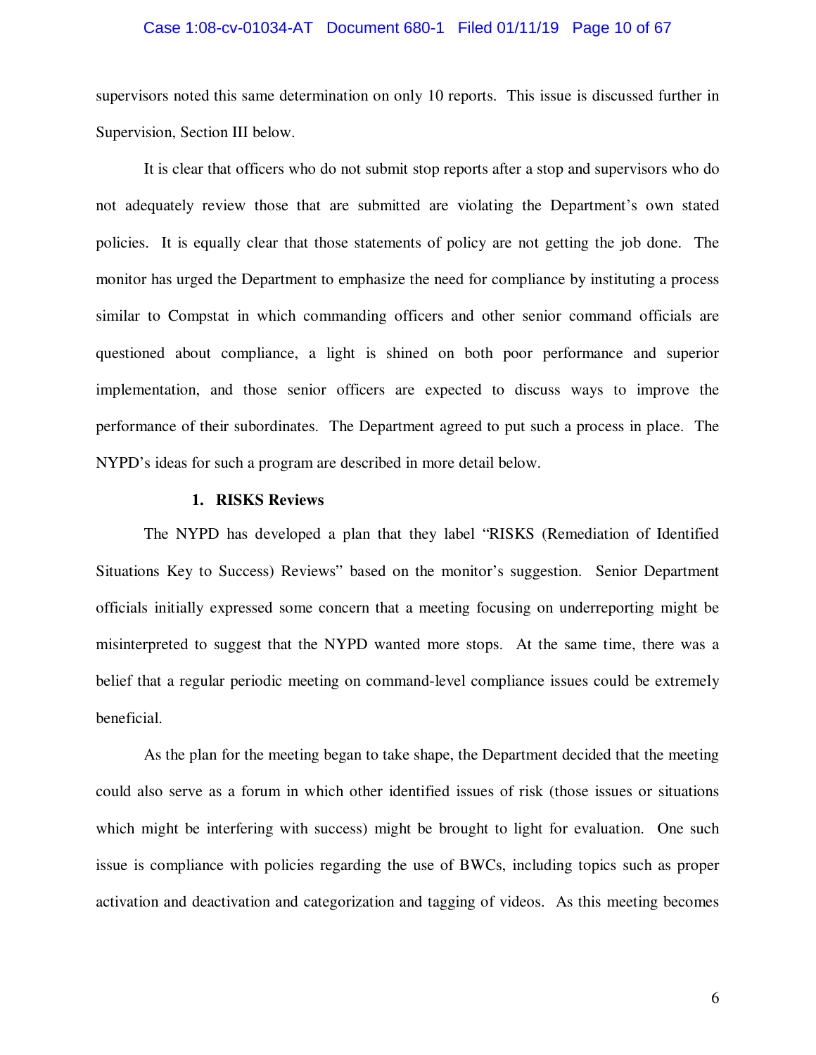supervisors noted this same determination on only 10 reports. This issue is discussed further in Supervision, Section III below.

It is clear that officers who do not submit stop reports after a stop and supervisors who do not adequately review those that are submitted are violating the Department's own stated policies. It is equally clear that those statements of policy are not getting the job done. The monitor has urged the Department to emphasize the need for compliance by instituting a process similar to Compstat in which commanding officers and other senior command officials are questioned about compliance, a light is shined on both poor performance and superior implementation, and those senior officers are expected to discuss ways to improve the performance of their subordinates. The Department agreed to put such a process in place. The NYPD's ideas for such a program are described in more detail below.

### 1. RISKS Reviews

The NYPD has developed a plan that they label "RISKS (Remediation of Identified Situations Key to Success) Reviews" based on the monitor's suggestion. Senior Department officials initially expressed some concern that a meeting focusing on underreporting might be misinterpreted to suggest that the NYPD wanted more stops. At the same time, there was a belief that a regular periodic meeting on command-level compliance issues could be extremely beneficial.

As the plan for the meeting began to take shape, the Department decided that the meeting could also serve as a forum in which other identified issues of risk (those issues or situations which might be interfering with success) might be brought to light for evaluation. One such issue is compliance with policies regarding the use of BWCs, including topics such as proper activation and deactivation and categorization and tagging of videos. As this meeting becomes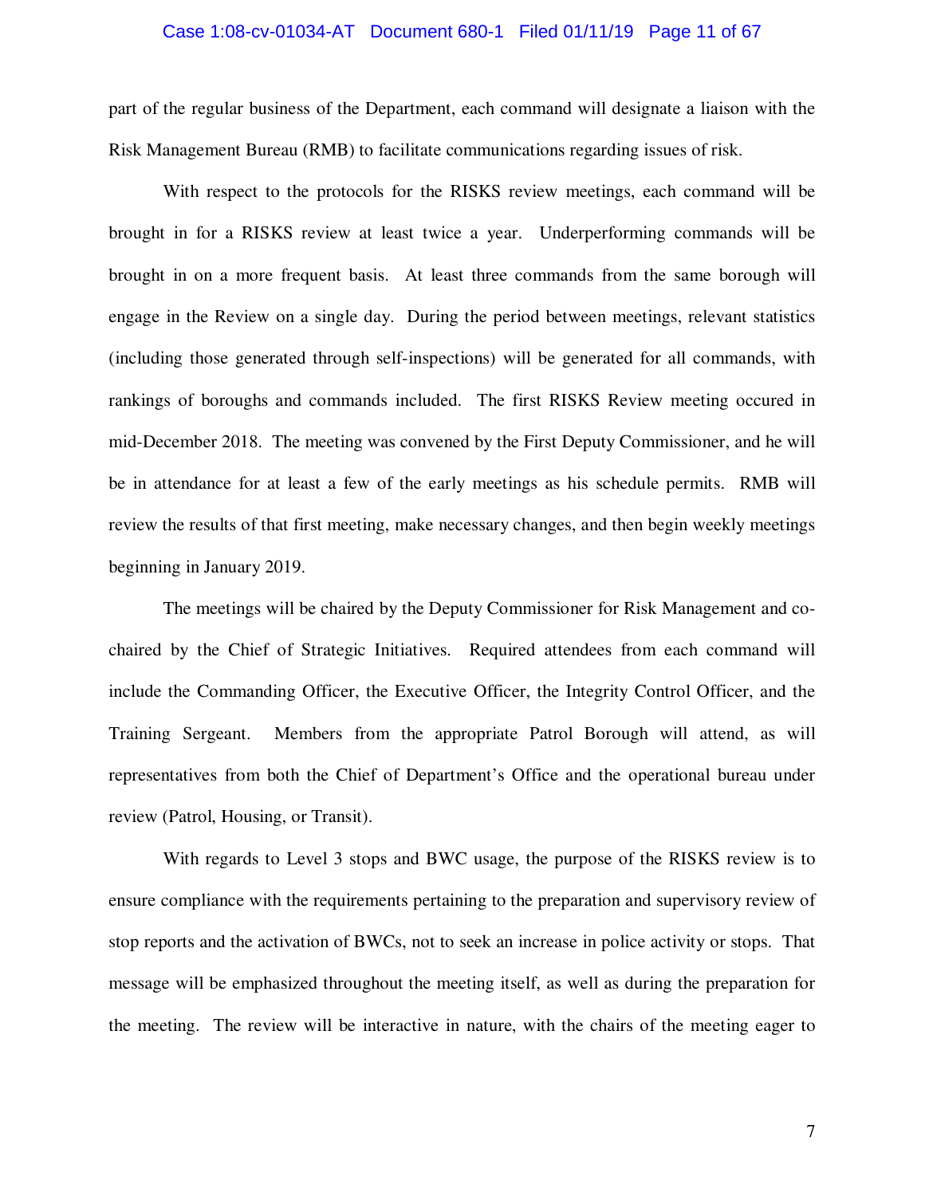part of the regular business of the Department, each command will designate a liaison with the Risk Management Bureau (RMB) to facilitate communications regarding issues of risk.

With respect to the protocols for the RISKS review meetings, each command will be brought in for a RISKS review at least twice a year. Underperforming commands will be brought in on a more frequent basis. At least three commands from the same borough will engage in the Review on a single day. During the period between meetings, relevant statistics (including those generated through self-inspections) will be generated for all commands, with rankings of boroughs and commands included. The first RISKS Review meeting occured in mid-December 2018. The meeting was convened by the First Deputy Commissioner, and he will be in attendance for at least a few of the early meetings as his schedule permits. RMB will review the results of that first meeting, make necessary changes, and then begin weekly meetings beginning in January 2019.

The meetings will be chaired by the Deputy Commissioner for Risk Management and co-chaired by the Chief of Strategic Initiatives. Required attendees from each command will include the Commanding Officer, the Executive Officer, the Integrity Control Officer, and the Training Sergeant. Members from the appropriate Patrol Borough will attend, as will representatives from both the Chief of Department's Office and the operational bureau under review (Patrol, Housing, or Transit).

With regards to Level 3 stops and BWC usage, the purpose of the RISKS review is to ensure compliance with the requirements pertaining to the preparation and supervisory review of stop reports and the activation of BWCs, not to seek an increase in police activity or stops. That message will be emphasized throughout the meeting itself, as well as during the preparation for the meeting. The review will be interactive in nature, with the chairs of the meeting eager to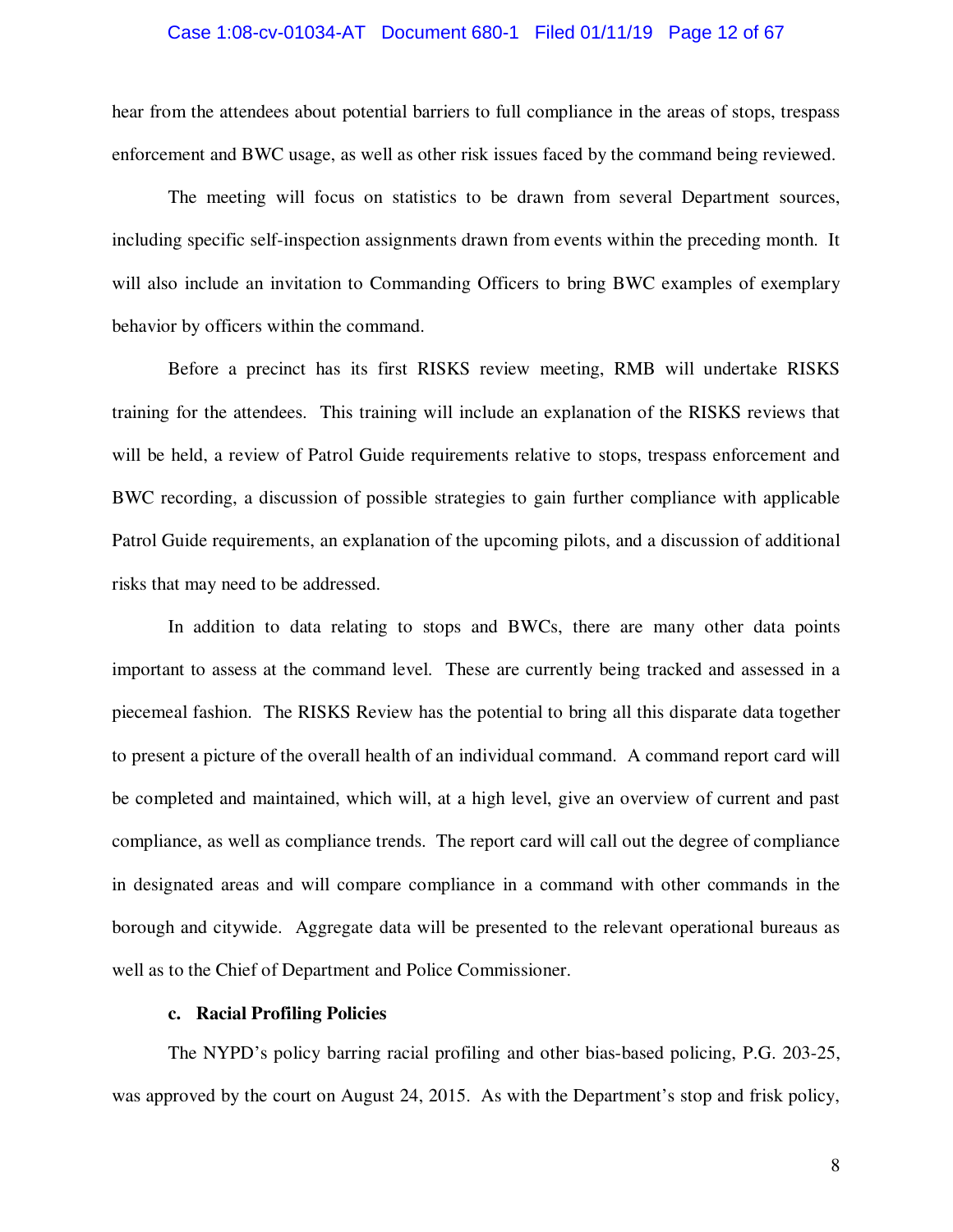hear from the attendees about potential barriers to full compliance in the areas of stops, trespass enforcement and BWC usage, as well as other risk issues faced by the command being reviewed.

The meeting will focus on statistics to be drawn from several Department sources, including specific self-inspection assignments drawn from events within the preceding month. It will also include an invitation to Commanding Officers to bring BWC examples of exemplary behavior by officers within the command.

Before a precinct has its first RISKS review meeting, RMB will undertake RISKS training for the attendees. This training will include an explanation of the RISKS reviews that will be held, a review of Patrol Guide requirements relative to stops, trespass enforcement and BWC recording, a discussion of possible strategies to gain further compliance with applicable Patrol Guide requirements, an explanation of the upcoming pilots, and a discussion of additional risks that may need to be addressed.

In addition to data relating to stops and BWCs, there are many other data points important to assess at the command level. These are currently being tracked and assessed in a piecemeal fashion. The RISKS Review has the potential to bring all this disparate data together to present a picture of the overall health of an individual command. A command report card will be completed and maintained, which will, at a high level, give an overview of current and past compliance, as well as compliance trends. The report card will call out the degree of compliance in designated areas and will compare compliance in a command with other commands in the borough and citywide. Aggregate data will be presented to the relevant operational bureaus as well as to the Chief of Department and Police Commissioner.

**c. Racial Profiling Policies**

The NYPD's policy barring racial profiling and other bias-based policing, P.G. 203-25, was approved by the court on August 24, 2015. As with the Department's stop and frisk policy,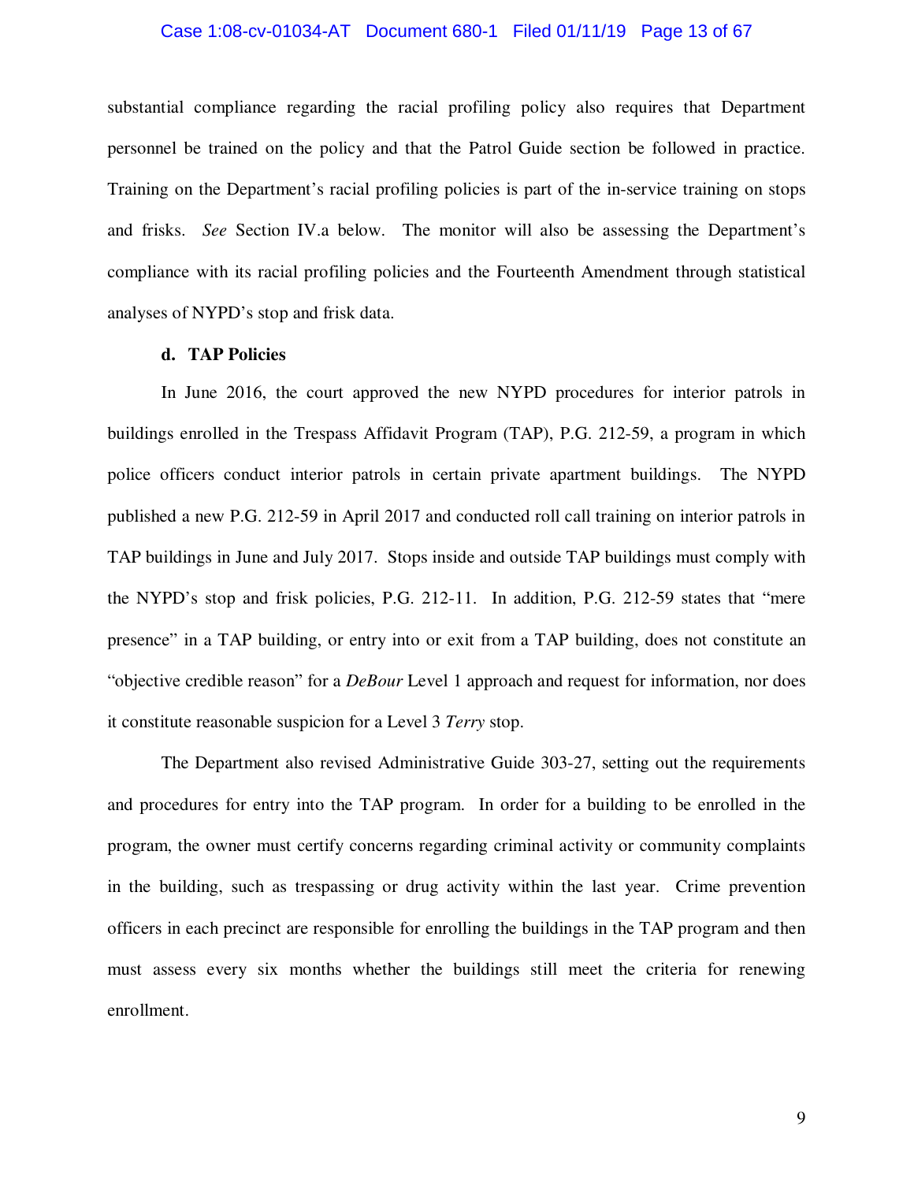substantial compliance regarding the racial profiling policy also requires that Department personnel be trained on the policy and that the Patrol Guide section be followed in practice. Training on the Department's racial profiling policies is part of the in-service training on stops and frisks. *See* Section IV.a below. The monitor will also be assessing the Department's compliance with its racial profiling policies and the Fourteenth Amendment through statistical analyses of NYPD's stop and frisk data.

**d. TAP Policies**

In June 2016, the court approved the new NYPD procedures for interior patrols in buildings enrolled in the Trespass Affidavit Program (TAP), P.G. 212-59, a program in which police officers conduct interior patrols in certain private apartment buildings. The NYPD published a new P.G. 212-59 in April 2017 and conducted roll call training on interior patrols in TAP buildings in June and July 2017. Stops inside and outside TAP buildings must comply with the NYPD's stop and frisk policies, P.G. 212-11. In addition, P.G. 212-59 states that "mere presence" in a TAP building, or entry into or exit from a TAP building, does not constitute an "objective credible reason" for a *DeBour* Level 1 approach and request for information, nor does it constitute reasonable suspicion for a Level 3 *Terry* stop.

The Department also revised Administrative Guide 303-27, setting out the requirements and procedures for entry into the TAP program. In order for a building to be enrolled in the program, the owner must certify concerns regarding criminal activity or community complaints in the building, such as trespassing or drug activity within the last year. Crime prevention officers in each precinct are responsible for enrolling the buildings in the TAP program and then must assess every six months whether the buildings still meet the criteria for renewing enrollment.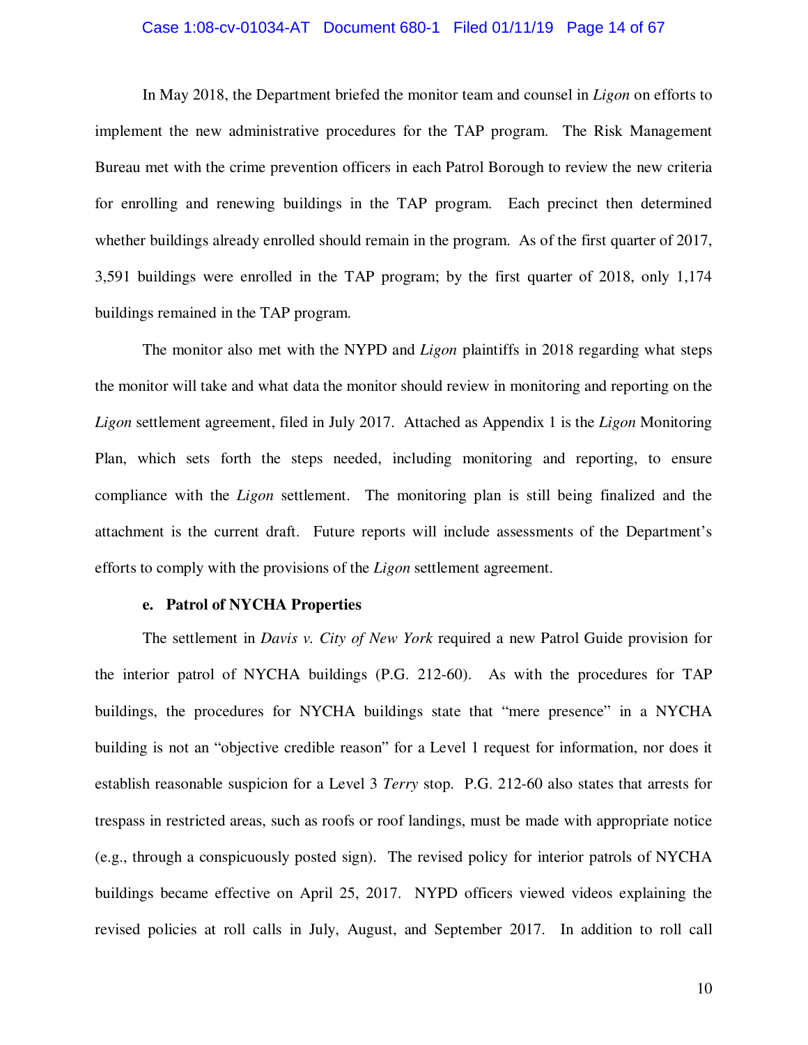In May 2018, the Department briefed the monitor team and counsel in *Ligon* on efforts to implement the new administrative procedures for the TAP program. The Risk Management Bureau met with the crime prevention officers in each Patrol Borough to review the new criteria for enrolling and renewing buildings in the TAP program. Each precinct then determined whether buildings already enrolled should remain in the program. As of the first quarter of 2017, 3,591 buildings were enrolled in the TAP program; by the first quarter of 2018, only 1,174 buildings remained in the TAP program.

The monitor also met with the NYPD and *Ligon* plaintiffs in 2018 regarding what steps the monitor will take and what data the monitor should review in monitoring and reporting on the *Ligon* settlement agreement, filed in July 2017. Attached as Appendix 1 is the *Ligon* Monitoring Plan, which sets forth the steps needed, including monitoring and reporting, to ensure compliance with the *Ligon* settlement. The monitoring plan is still being finalized and the attachment is the current draft. Future reports will include assessments of the Department's efforts to comply with the provisions of the *Ligon* settlement agreement.

**e. Patrol of NYCHA Properties**

The settlement in *Davis v. City of New York* required a new Patrol Guide provision for the interior patrol of NYCHA buildings (P.G. 212-60). As with the procedures for TAP buildings, the procedures for NYCHA buildings state that "mere presence" in a NYCHA building is not an "objective credible reason" for a Level 1 request for information, nor does it establish reasonable suspicion for a Level 3 *Terry* stop. P.G. 212-60 also states that arrests for trespass in restricted areas, such as roofs or roof landings, must be made with appropriate notice (e.g., through a conspicuously posted sign). The revised policy for interior patrols of NYCHA buildings became effective on April 25, 2017. NYPD officers viewed videos explaining the revised policies at roll calls in July, August, and September 2017. In addition to roll call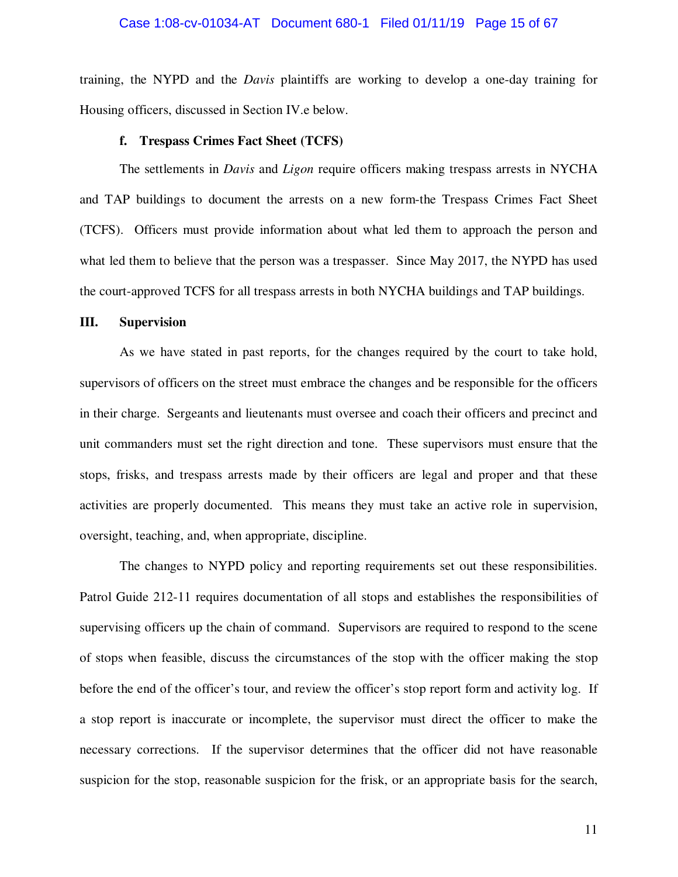training, the NYPD and the *Davis* plaintiffs are working to develop a one-day training for Housing officers, discussed in Section IV.e below.

#### f. Trespass Crimes Fact Sheet (TCFS)

The settlements in *Davis* and *Ligon* require officers making trespass arrests in NYCHA and TAP buildings to document the arrests on a new form-the Trespass Crimes Fact Sheet (TCFS). Officers must provide information about what led them to approach the person and what led them to believe that the person was a trespasser. Since May 2017, the NYPD has used the court-approved TCFS for all trespass arrests in both NYCHA buildings and TAP buildings.

## III. Supervision

As we have stated in past reports, for the changes required by the court to take hold, supervisors of officers on the street must embrace the changes and be responsible for the officers in their charge. Sergeants and lieutenants must oversee and coach their officers and precinct and unit commanders must set the right direction and tone. These supervisors must ensure that the stops, frisks, and trespass arrests made by their officers are legal and proper and that these activities are properly documented. This means they must take an active role in supervision, oversight, teaching, and, when appropriate, discipline.

The changes to NYPD policy and reporting requirements set out these responsibilities. Patrol Guide 212-11 requires documentation of all stops and establishes the responsibilities of supervising officers up the chain of command. Supervisors are required to respond to the scene of stops when feasible, discuss the circumstances of the stop with the officer making the stop before the end of the officer's tour, and review the officer's stop report form and activity log. If a stop report is inaccurate or incomplete, the supervisor must direct the officer to make the necessary corrections. If the supervisor determines that the officer did not have reasonable suspicion for the stop, reasonable suspicion for the frisk, or an appropriate basis for the search,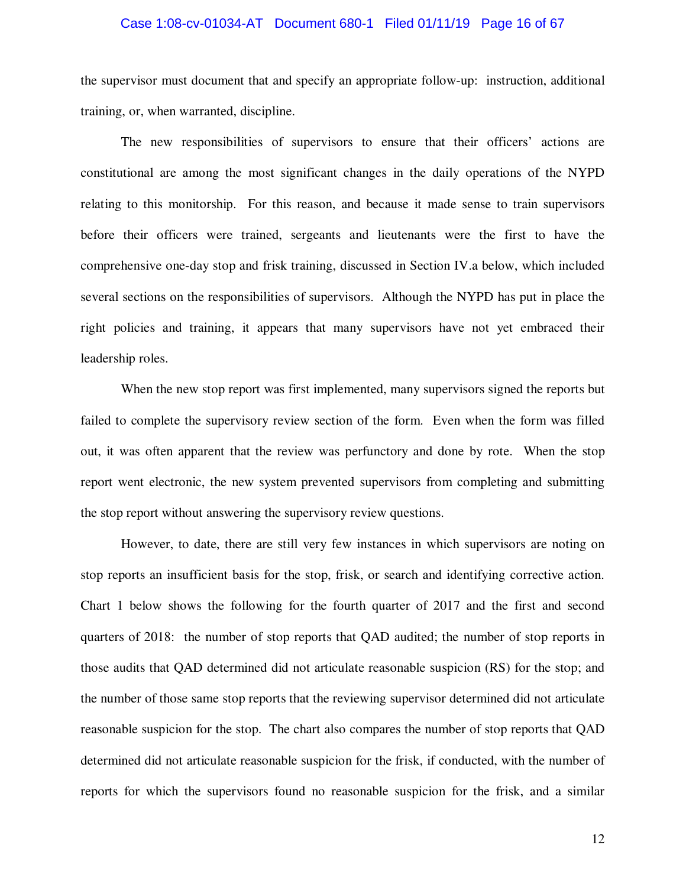the supervisor must document that and specify an appropriate follow-up: instruction, additional training, or, when warranted, discipline.

The new responsibilities of supervisors to ensure that their officers' actions are constitutional are among the most significant changes in the daily operations of the NYPD relating to this monitorship. For this reason, and because it made sense to train supervisors before their officers were trained, sergeants and lieutenants were the first to have the comprehensive one-day stop and frisk training, discussed in Section IV.a below, which included several sections on the responsibilities of supervisors. Although the NYPD has put in place the right policies and training, it appears that many supervisors have not yet embraced their leadership roles.

When the new stop report was first implemented, many supervisors signed the reports but failed to complete the supervisory review section of the form. Even when the form was filled out, it was often apparent that the review was perfunctory and done by rote. When the stop report went electronic, the new system prevented supervisors from completing and submitting the stop report without answering the supervisory review questions.

However, to date, there are still very few instances in which supervisors are noting on stop reports an insufficient basis for the stop, frisk, or search and identifying corrective action. Chart 1 below shows the following for the fourth quarter of 2017 and the first and second quarters of 2018: the number of stop reports that QAD audited; the number of stop reports in those audits that QAD determined did not articulate reasonable suspicion (RS) for the stop; and the number of those same stop reports that the reviewing supervisor determined did not articulate reasonable suspicion for the stop. The chart also compares the number of stop reports that QAD determined did not articulate reasonable suspicion for the frisk, if conducted, with the number of reports for which the supervisors found no reasonable suspicion for the frisk, and a similar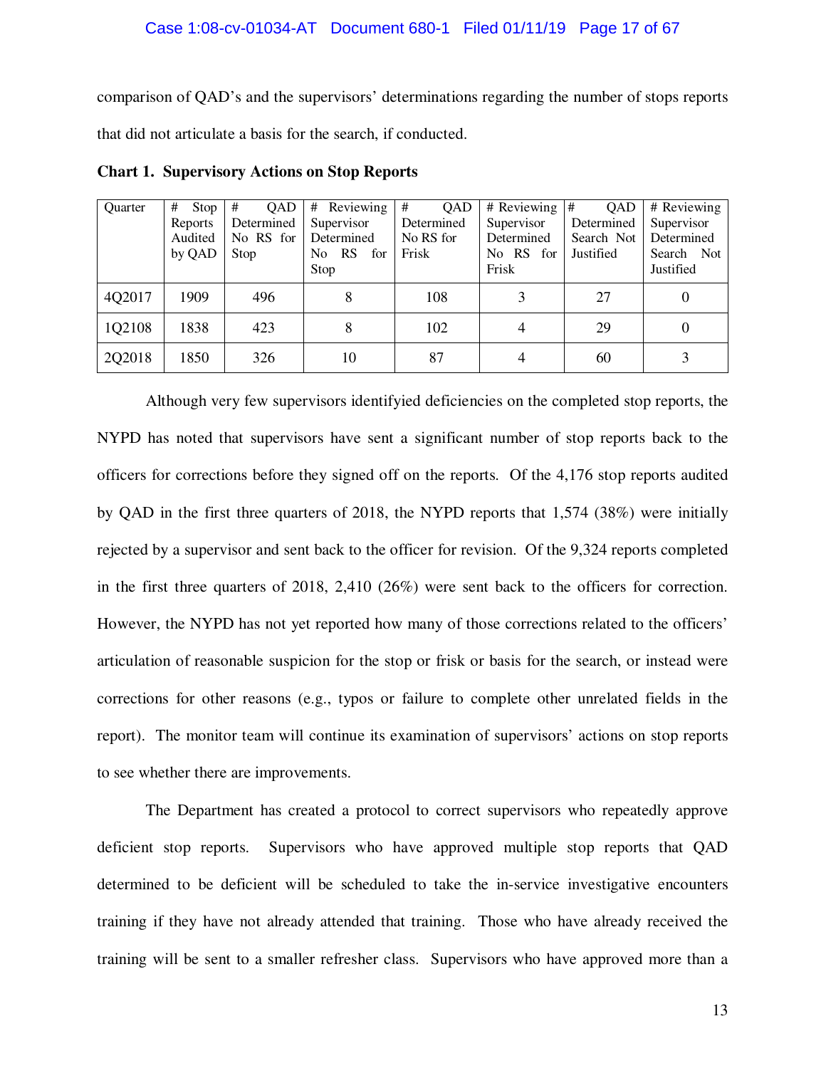comparison of QAD's and the supervisors' determinations regarding the number of stops reports that did not articulate a basis for the search, if conducted.

**Chart 1. Supervisory Actions on Stop Reports**

| Quarter | # Stop Reports Audited by QAD | # QAD Determined No RS for Stop | # Reviewing Supervisor Determined No RS for Stop | # QAD Determined No RS for Frisk | # Reviewing Supervisor Determined No RS for Frisk | # QAD Determined Search Not Justified | # Reviewing Supervisor Determined Search Not Justified |
|---|---|---|---|---|---|---|---|
| 4Q2017 | 1909 | 496 | 8 | 108 | 3 | 27 | 0 |
| 1Q2108 | 1838 | 423 | 8 | 102 | 4 | 29 | 0 |
| 2Q2018 | 1850 | 326 | 10 | 87 | 4 | 60 | 3 |

Although very few supervisors identifyied deficiencies on the completed stop reports, the NYPD has noted that supervisors have sent a significant number of stop reports back to the officers for corrections before they signed off on the reports. Of the 4,176 stop reports audited by QAD in the first three quarters of 2018, the NYPD reports that 1,574 (38%) were initially rejected by a supervisor and sent back to the officer for revision. Of the 9,324 reports completed in the first three quarters of 2018, 2,410 (26%) were sent back to the officers for correction. However, the NYPD has not yet reported how many of those corrections related to the officers' articulation of reasonable suspicion for the stop or frisk or basis for the search, or instead were corrections for other reasons (e.g., typos or failure to complete other unrelated fields in the report). The monitor team will continue its examination of supervisors' actions on stop reports to see whether there are improvements.

The Department has created a protocol to correct supervisors who repeatedly approve deficient stop reports. Supervisors who have approved multiple stop reports that QAD determined to be deficient will be scheduled to take the in-service investigative encounters training if they have not already attended that training. Those who have already received the training will be sent to a smaller refresher class. Supervisors who have approved more than a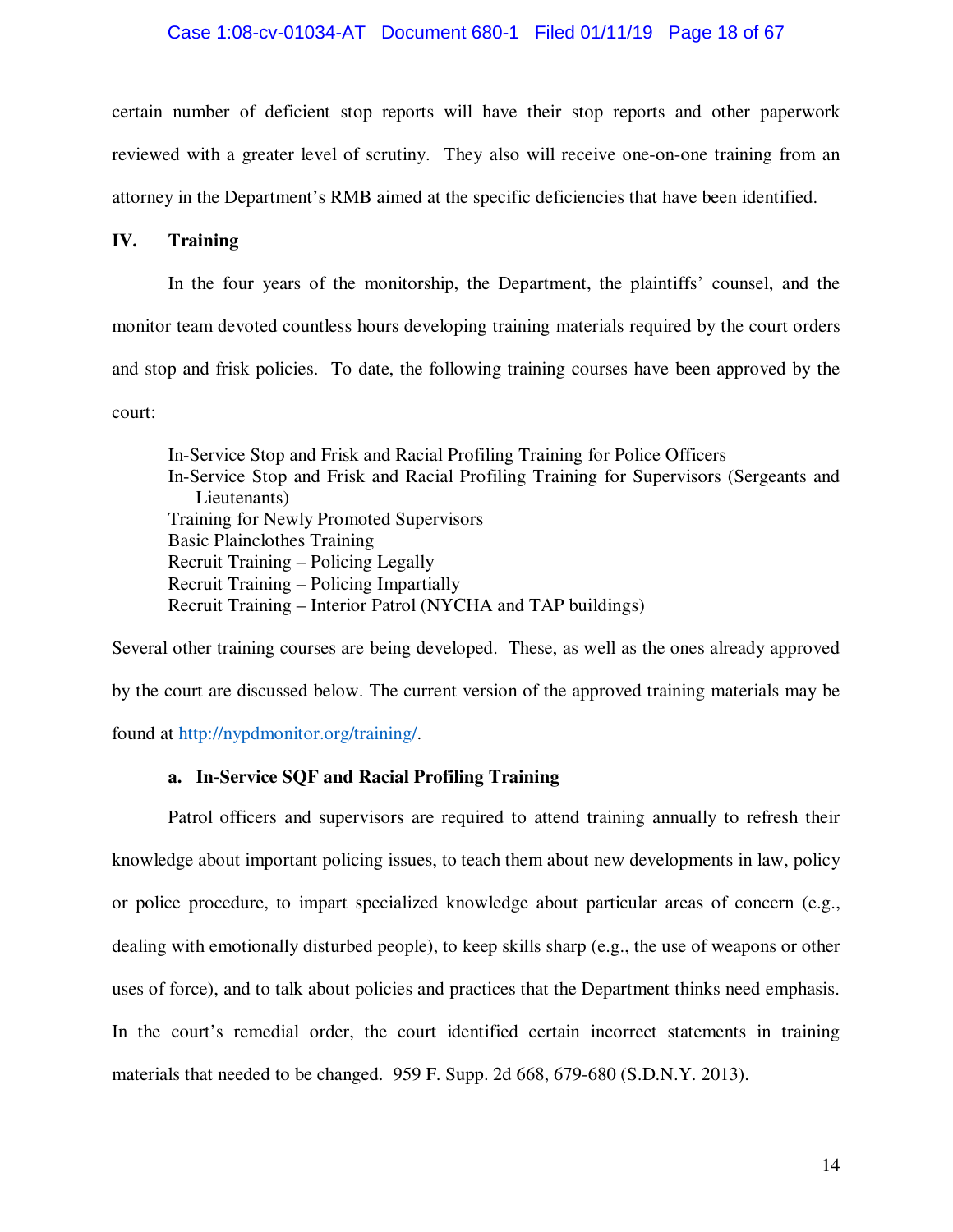certain number of deficient stop reports will have their stop reports and other paperwork reviewed with a greater level of scrutiny. They also will receive one-on-one training from an attorney in the Department's RMB aimed at the specific deficiencies that have been identified.

## IV. Training

In the four years of the monitorship, the Department, the plaintiffs' counsel, and the monitor team devoted countless hours developing training materials required by the court orders and stop and frisk policies. To date, the following training courses have been approved by the court:

In-Service Stop and Frisk and Racial Profiling Training for Police Officers
In-Service Stop and Frisk and Racial Profiling Training for Supervisors (Sergeants and Lieutenants)
Training for Newly Promoted Supervisors
Basic Plainclothes Training
Recruit Training – Policing Legally
Recruit Training – Policing Impartially
Recruit Training – Interior Patrol (NYCHA and TAP buildings)

Several other training courses are being developed. These, as well as the ones already approved by the court are discussed below. The current version of the approved training materials may be found at http://nypdmonitor.org/training/.

### a. In-Service SQF and Racial Profiling Training

Patrol officers and supervisors are required to attend training annually to refresh their knowledge about important policing issues, to teach them about new developments in law, policy or police procedure, to impart specialized knowledge about particular areas of concern (e.g., dealing with emotionally disturbed people), to keep skills sharp (e.g., the use of weapons or other uses of force), and to talk about policies and practices that the Department thinks need emphasis. In the court's remedial order, the court identified certain incorrect statements in training materials that needed to be changed. 959 F. Supp. 2d 668, 679-680 (S.D.N.Y. 2013).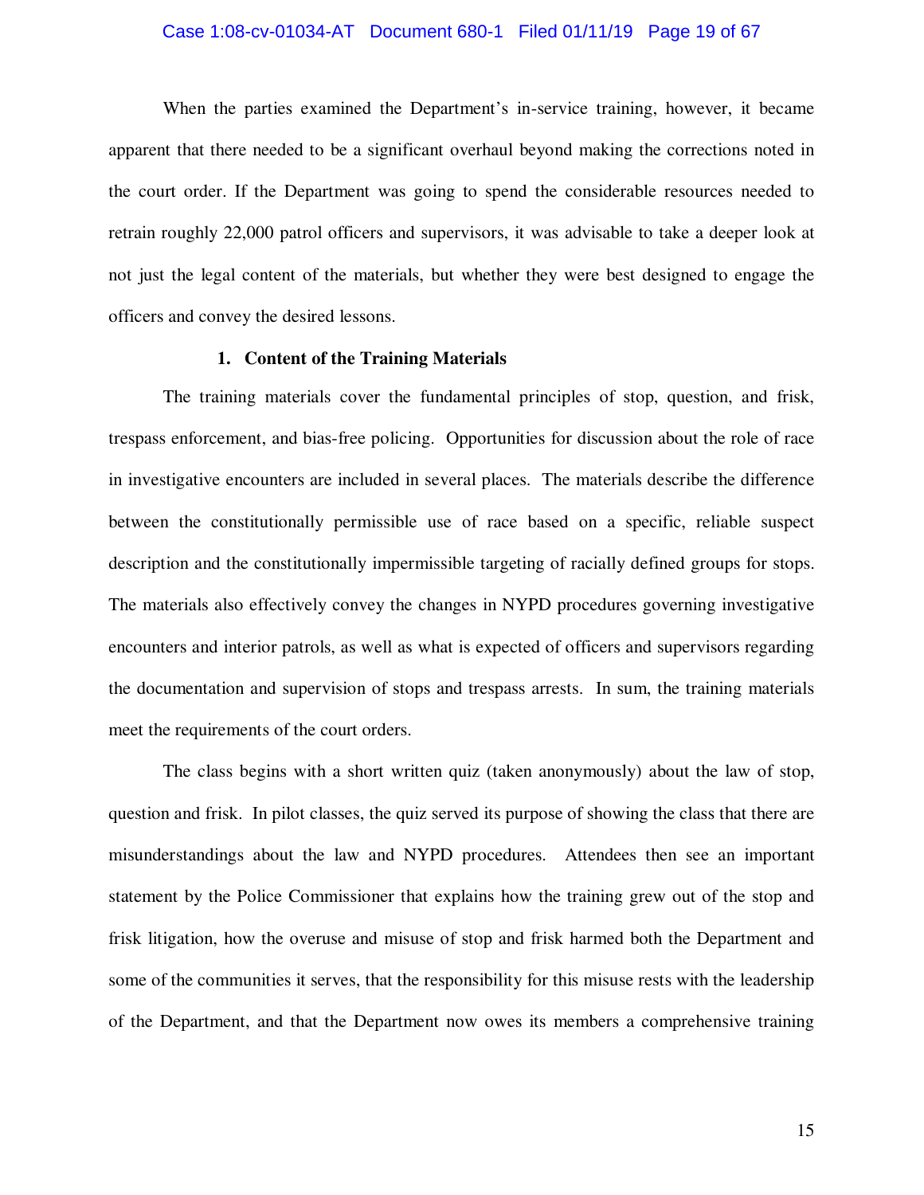When the parties examined the Department's in-service training, however, it became apparent that there needed to be a significant overhaul beyond making the corrections noted in the court order. If the Department was going to spend the considerable resources needed to retrain roughly 22,000 patrol officers and supervisors, it was advisable to take a deeper look at not just the legal content of the materials, but whether they were best designed to engage the officers and convey the desired lessons.

#### 1. Content of the Training Materials

The training materials cover the fundamental principles of stop, question, and frisk, trespass enforcement, and bias-free policing. Opportunities for discussion about the role of race in investigative encounters are included in several places. The materials describe the difference between the constitutionally permissible use of race based on a specific, reliable suspect description and the constitutionally impermissible targeting of racially defined groups for stops. The materials also effectively convey the changes in NYPD procedures governing investigative encounters and interior patrols, as well as what is expected of officers and supervisors regarding the documentation and supervision of stops and trespass arrests. In sum, the training materials meet the requirements of the court orders.

The class begins with a short written quiz (taken anonymously) about the law of stop, question and frisk. In pilot classes, the quiz served its purpose of showing the class that there are misunderstandings about the law and NYPD procedures. Attendees then see an important statement by the Police Commissioner that explains how the training grew out of the stop and frisk litigation, how the overuse and misuse of stop and frisk harmed both the Department and some of the communities it serves, that the responsibility for this misuse rests with the leadership of the Department, and that the Department now owes its members a comprehensive training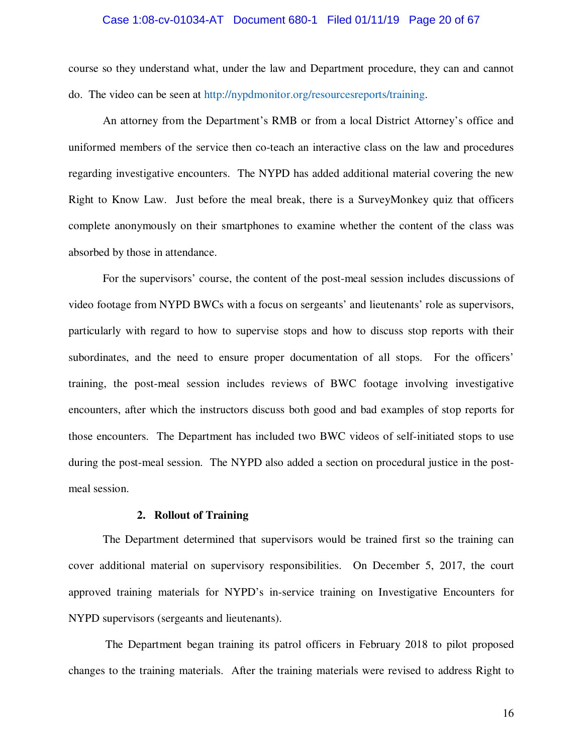course so they understand what, under the law and Department procedure, they can and cannot do. The video can be seen at http://nypdmonitor.org/resourcesreports/training.

An attorney from the Department's RMB or from a local District Attorney's office and uniformed members of the service then co-teach an interactive class on the law and procedures regarding investigative encounters. The NYPD has added additional material covering the new Right to Know Law. Just before the meal break, there is a SurveyMonkey quiz that officers complete anonymously on their smartphones to examine whether the content of the class was absorbed by those in attendance.

For the supervisors' course, the content of the post-meal session includes discussions of video footage from NYPD BWCs with a focus on sergeants' and lieutenants' role as supervisors, particularly with regard to how to supervise stops and how to discuss stop reports with their subordinates, and the need to ensure proper documentation of all stops. For the officers' training, the post-meal session includes reviews of BWC footage involving investigative encounters, after which the instructors discuss both good and bad examples of stop reports for those encounters. The Department has included two BWC videos of self-initiated stops to use during the post-meal session. The NYPD also added a section on procedural justice in the post-meal session.

**2. Rollout of Training**

The Department determined that supervisors would be trained first so the training can cover additional material on supervisory responsibilities. On December 5, 2017, the court approved training materials for NYPD's in-service training on Investigative Encounters for NYPD supervisors (sergeants and lieutenants).

The Department began training its patrol officers in February 2018 to pilot proposed changes to the training materials. After the training materials were revised to address Right to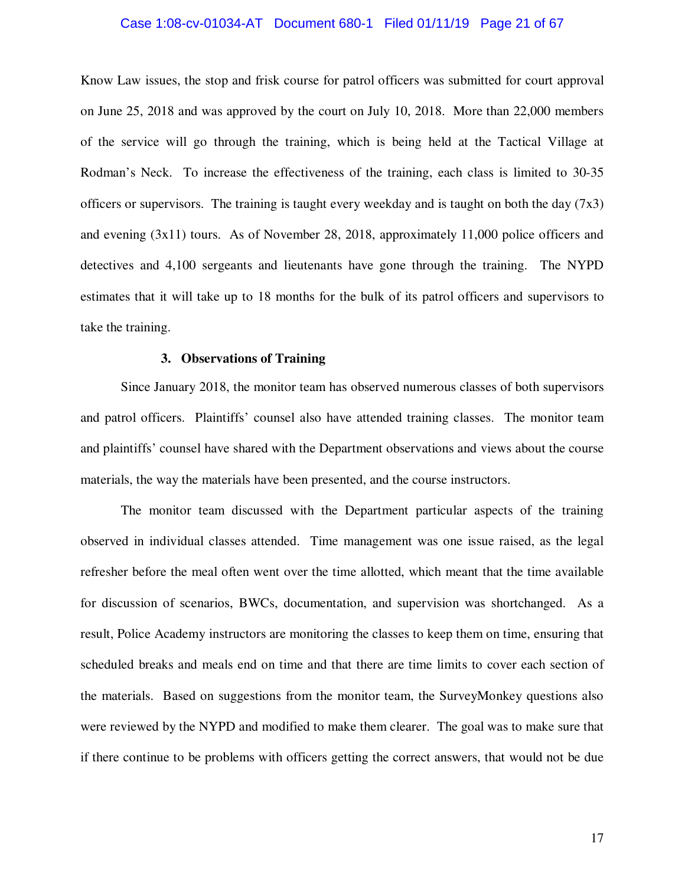Know Law issues, the stop and frisk course for patrol officers was submitted for court approval on June 25, 2018 and was approved by the court on July 10, 2018. More than 22,000 members of the service will go through the training, which is being held at the Tactical Village at Rodman's Neck. To increase the effectiveness of the training, each class is limited to 30-35 officers or supervisors. The training is taught every weekday and is taught on both the day (7x3) and evening (3x11) tours. As of November 28, 2018, approximately 11,000 police officers and detectives and 4,100 sergeants and lieutenants have gone through the training. The NYPD estimates that it will take up to 18 months for the bulk of its patrol officers and supervisors to take the training.

### 3. Observations of Training

Since January 2018, the monitor team has observed numerous classes of both supervisors and patrol officers. Plaintiffs' counsel also have attended training classes. The monitor team and plaintiffs' counsel have shared with the Department observations and views about the course materials, the way the materials have been presented, and the course instructors.

The monitor team discussed with the Department particular aspects of the training observed in individual classes attended. Time management was one issue raised, as the legal refresher before the meal often went over the time allotted, which meant that the time available for discussion of scenarios, BWCs, documentation, and supervision was shortchanged. As a result, Police Academy instructors are monitoring the classes to keep them on time, ensuring that scheduled breaks and meals end on time and that there are time limits to cover each section of the materials. Based on suggestions from the monitor team, the SurveyMonkey questions also were reviewed by the NYPD and modified to make them clearer. The goal was to make sure that if there continue to be problems with officers getting the correct answers, that would not be due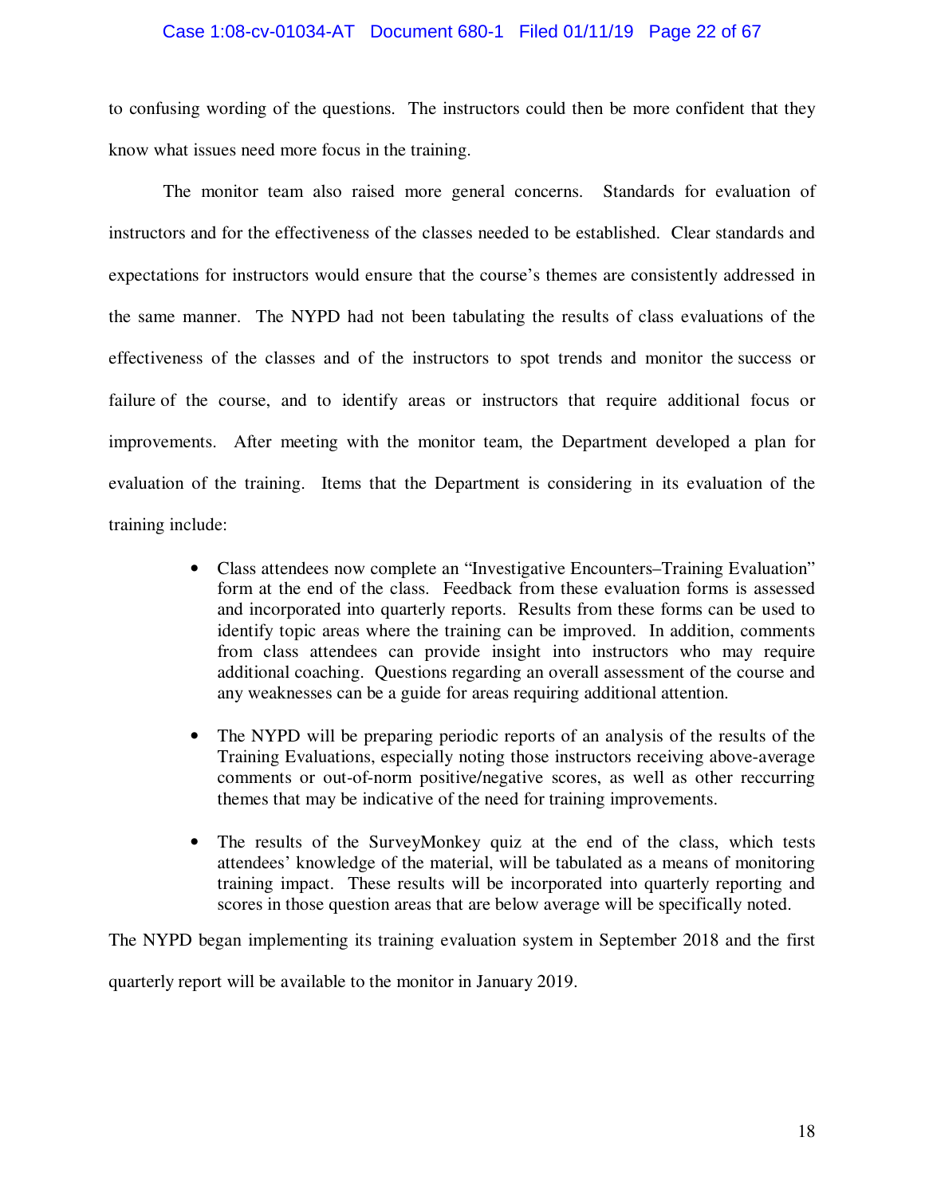to confusing wording of the questions. The instructors could then be more confident that they know what issues need more focus in the training.

The monitor team also raised more general concerns. Standards for evaluation of instructors and for the effectiveness of the classes needed to be established. Clear standards and expectations for instructors would ensure that the course's themes are consistently addressed in the same manner. The NYPD had not been tabulating the results of class evaluations of the effectiveness of the classes and of the instructors to spot trends and monitor the success or failure of the course, and to identify areas or instructors that require additional focus or improvements. After meeting with the monitor team, the Department developed a plan for evaluation of the training. Items that the Department is considering in its evaluation of the training include:

- Class attendees now complete an "Investigative Encounters–Training Evaluation" form at the end of the class. Feedback from these evaluation forms is assessed and incorporated into quarterly reports. Results from these forms can be used to identify topic areas where the training can be improved. In addition, comments from class attendees can provide insight into instructors who may require additional coaching. Questions regarding an overall assessment of the course and any weaknesses can be a guide for areas requiring additional attention.

- The NYPD will be preparing periodic reports of an analysis of the results of the Training Evaluations, especially noting those instructors receiving above-average comments or out-of-norm positive/negative scores, as well as other reccurring themes that may be indicative of the need for training improvements.

- The results of the SurveyMonkey quiz at the end of the class, which tests attendees' knowledge of the material, will be tabulated as a means of monitoring training impact. These results will be incorporated into quarterly reporting and scores in those question areas that are below average will be specifically noted.

The NYPD began implementing its training evaluation system in September 2018 and the first quarterly report will be available to the monitor in January 2019.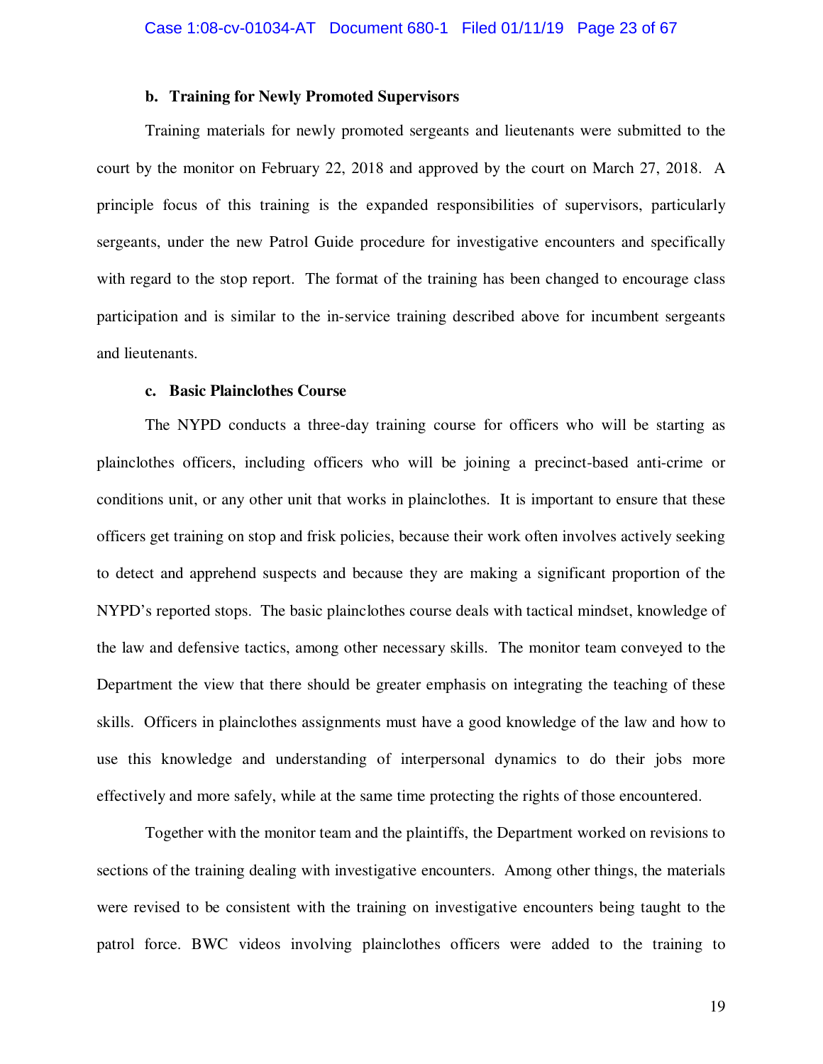### b. Training for Newly Promoted Supervisors

Training materials for newly promoted sergeants and lieutenants were submitted to the court by the monitor on February 22, 2018 and approved by the court on March 27, 2018. A principle focus of this training is the expanded responsibilities of supervisors, particularly sergeants, under the new Patrol Guide procedure for investigative encounters and specifically with regard to the stop report. The format of the training has been changed to encourage class participation and is similar to the in-service training described above for incumbent sergeants and lieutenants.

### c. Basic Plainclothes Course

The NYPD conducts a three-day training course for officers who will be starting as plainclothes officers, including officers who will be joining a precinct-based anti-crime or conditions unit, or any other unit that works in plainclothes. It is important to ensure that these officers get training on stop and frisk policies, because their work often involves actively seeking to detect and apprehend suspects and because they are making a significant proportion of the NYPD's reported stops. The basic plainclothes course deals with tactical mindset, knowledge of the law and defensive tactics, among other necessary skills. The monitor team conveyed to the Department the view that there should be greater emphasis on integrating the teaching of these skills. Officers in plainclothes assignments must have a good knowledge of the law and how to use this knowledge and understanding of interpersonal dynamics to do their jobs more effectively and more safely, while at the same time protecting the rights of those encountered.

Together with the monitor team and the plaintiffs, the Department worked on revisions to sections of the training dealing with investigative encounters. Among other things, the materials were revised to be consistent with the training on investigative encounters being taught to the patrol force. BWC videos involving plainclothes officers were added to the training to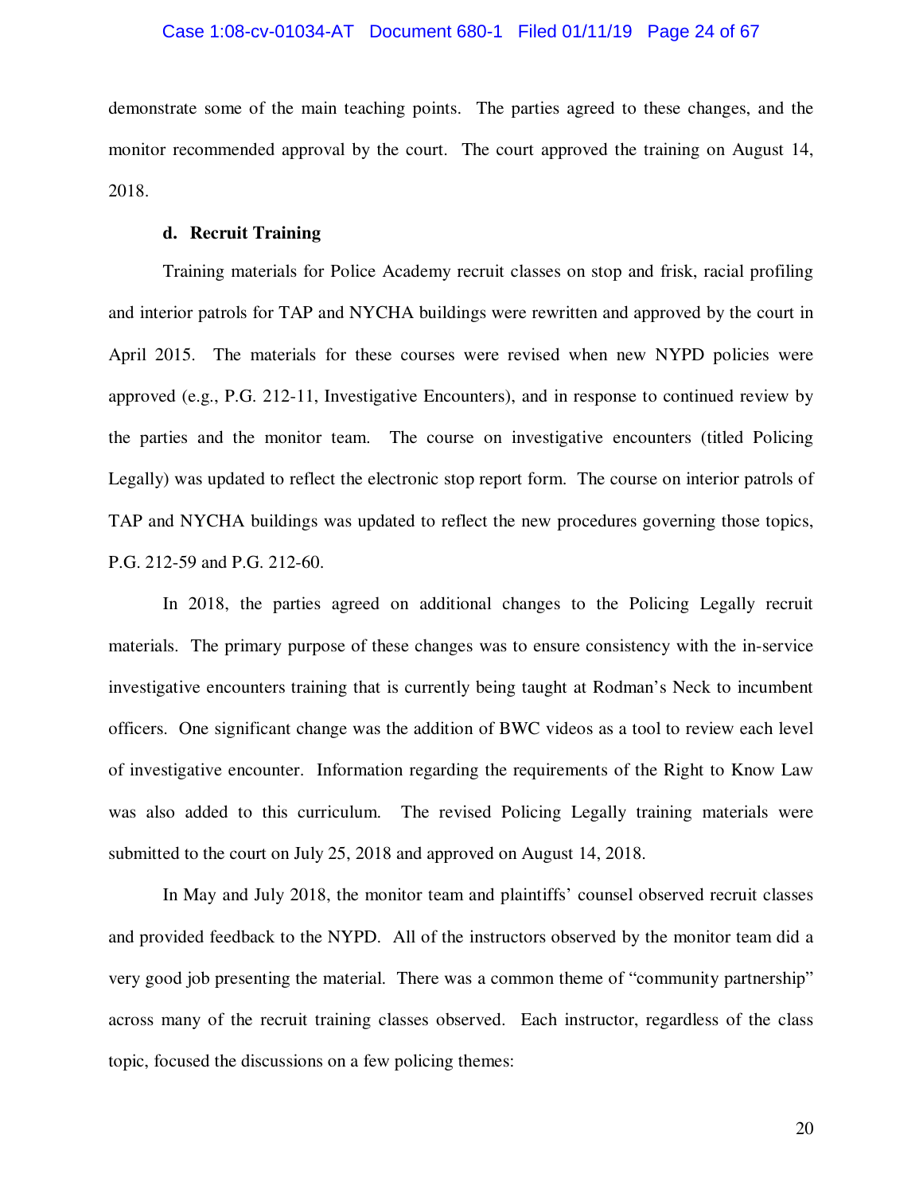demonstrate some of the main teaching points. The parties agreed to these changes, and the monitor recommended approval by the court. The court approved the training on August 14, 2018.

#### d. Recruit Training

Training materials for Police Academy recruit classes on stop and frisk, racial profiling and interior patrols for TAP and NYCHA buildings were rewritten and approved by the court in April 2015. The materials for these courses were revised when new NYPD policies were approved (e.g., P.G. 212-11, Investigative Encounters), and in response to continued review by the parties and the monitor team. The course on investigative encounters (titled Policing Legally) was updated to reflect the electronic stop report form. The course on interior patrols of TAP and NYCHA buildings was updated to reflect the new procedures governing those topics, P.G. 212-59 and P.G. 212-60.

In 2018, the parties agreed on additional changes to the Policing Legally recruit materials. The primary purpose of these changes was to ensure consistency with the in-service investigative encounters training that is currently being taught at Rodman's Neck to incumbent officers. One significant change was the addition of BWC videos as a tool to review each level of investigative encounter. Information regarding the requirements of the Right to Know Law was also added to this curriculum. The revised Policing Legally training materials were submitted to the court on July 25, 2018 and approved on August 14, 2018.

In May and July 2018, the monitor team and plaintiffs' counsel observed recruit classes and provided feedback to the NYPD. All of the instructors observed by the monitor team did a very good job presenting the material. There was a common theme of "community partnership" across many of the recruit training classes observed. Each instructor, regardless of the class topic, focused the discussions on a few policing themes: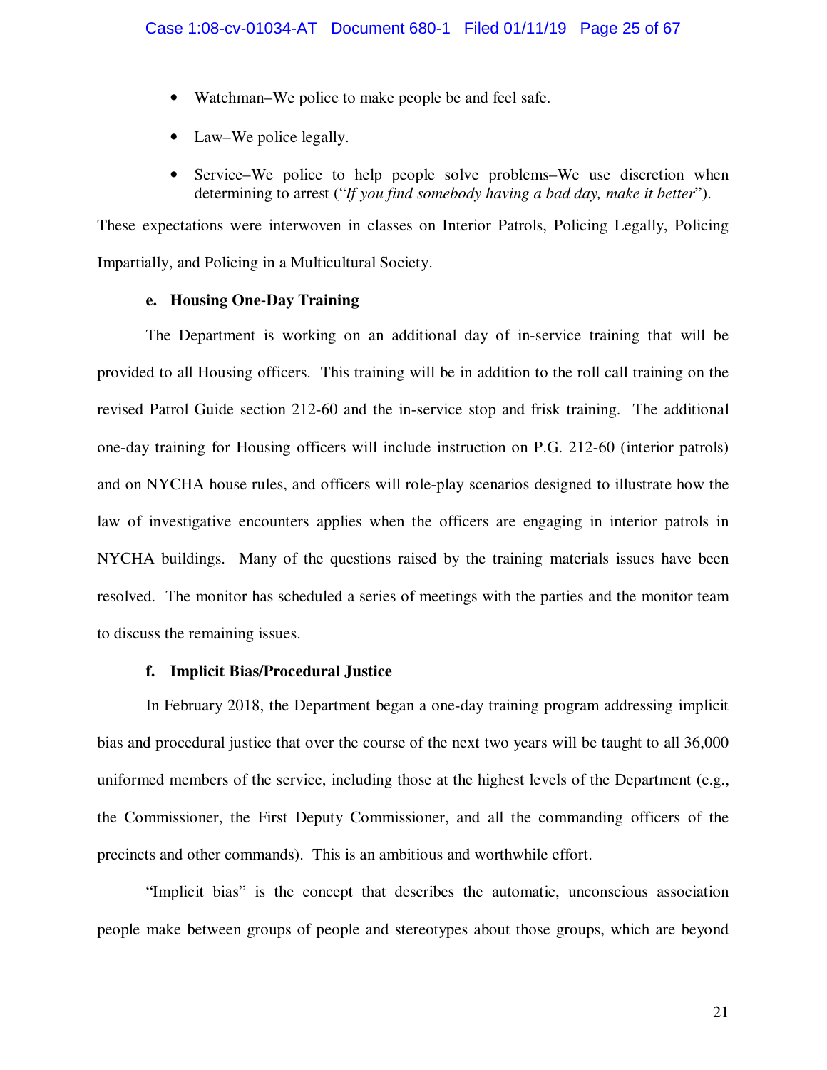- Watchman–We police to make people be and feel safe.
- Law–We police legally.
- Service–We police to help people solve problems–We use discretion when determining to arrest ("*If you find somebody having a bad day, make it better*").

These expectations were interwoven in classes on Interior Patrols, Policing Legally, Policing Impartially, and Policing in a Multicultural Society.

#### e. Housing One-Day Training

The Department is working on an additional day of in-service training that will be provided to all Housing officers. This training will be in addition to the roll call training on the revised Patrol Guide section 212-60 and the in-service stop and frisk training. The additional one-day training for Housing officers will include instruction on P.G. 212-60 (interior patrols) and on NYCHA house rules, and officers will role-play scenarios designed to illustrate how the law of investigative encounters applies when the officers are engaging in interior patrols in NYCHA buildings. Many of the questions raised by the training materials issues have been resolved. The monitor has scheduled a series of meetings with the parties and the monitor team to discuss the remaining issues.

#### f. Implicit Bias/Procedural Justice

In February 2018, the Department began a one-day training program addressing implicit bias and procedural justice that over the course of the next two years will be taught to all 36,000 uniformed members of the service, including those at the highest levels of the Department (e.g., the Commissioner, the First Deputy Commissioner, and all the commanding officers of the precincts and other commands). This is an ambitious and worthwhile effort.

"Implicit bias" is the concept that describes the automatic, unconscious association people make between groups of people and stereotypes about those groups, which are beyond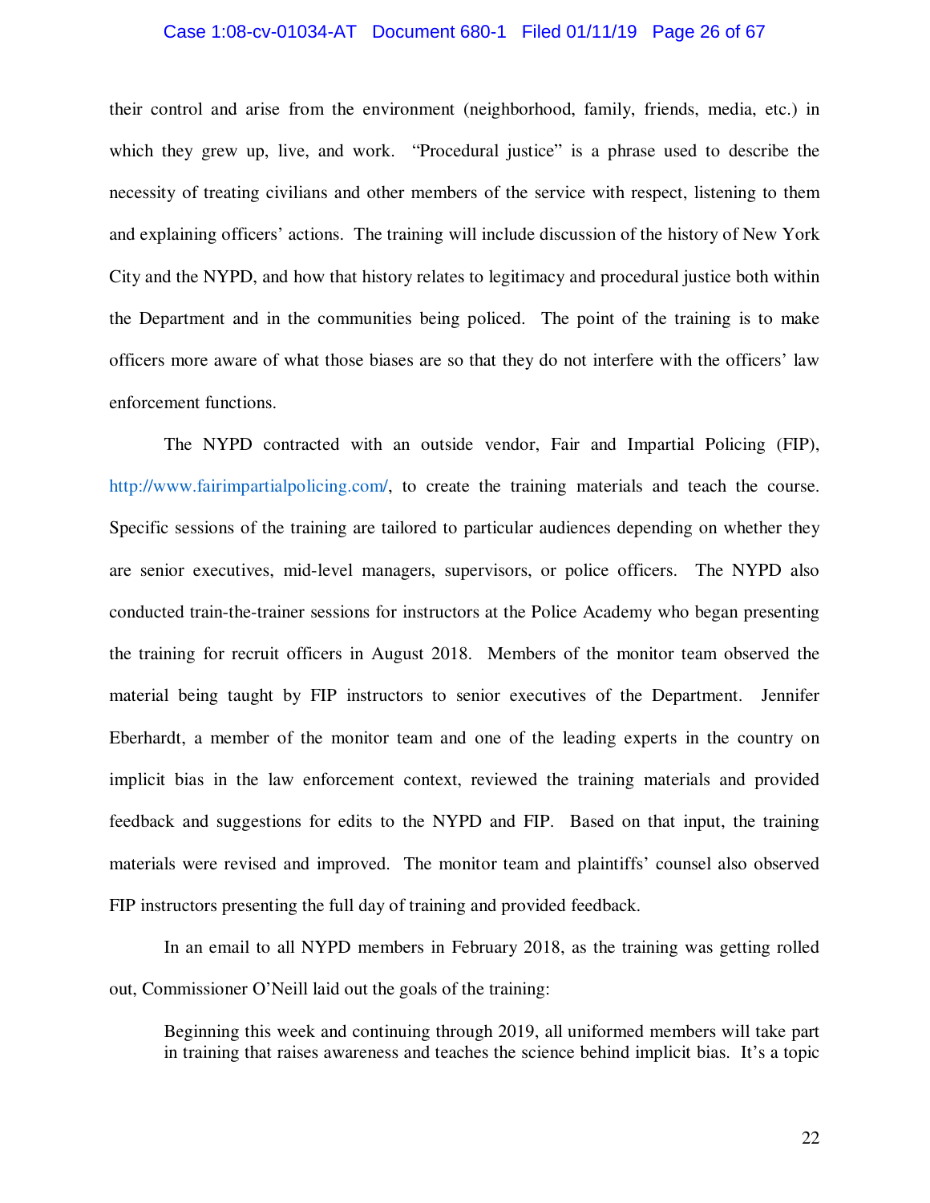their control and arise from the environment (neighborhood, family, friends, media, etc.) in which they grew up, live, and work. "Procedural justice" is a phrase used to describe the necessity of treating civilians and other members of the service with respect, listening to them and explaining officers' actions. The training will include discussion of the history of New York City and the NYPD, and how that history relates to legitimacy and procedural justice both within the Department and in the communities being policed. The point of the training is to make officers more aware of what those biases are so that they do not interfere with the officers' law enforcement functions.

The NYPD contracted with an outside vendor, Fair and Impartial Policing (FIP), http://www.fairimpartialpolicing.com/, to create the training materials and teach the course. Specific sessions of the training are tailored to particular audiences depending on whether they are senior executives, mid-level managers, supervisors, or police officers. The NYPD also conducted train-the-trainer sessions for instructors at the Police Academy who began presenting the training for recruit officers in August 2018. Members of the monitor team observed the material being taught by FIP instructors to senior executives of the Department. Jennifer Eberhardt, a member of the monitor team and one of the leading experts in the country on implicit bias in the law enforcement context, reviewed the training materials and provided feedback and suggestions for edits to the NYPD and FIP. Based on that input, the training materials were revised and improved. The monitor team and plaintiffs' counsel also observed FIP instructors presenting the full day of training and provided feedback.

In an email to all NYPD members in February 2018, as the training was getting rolled out, Commissioner O'Neill laid out the goals of the training:

> Beginning this week and continuing through 2019, all uniformed members will take part in training that raises awareness and teaches the science behind implicit bias. It's a topic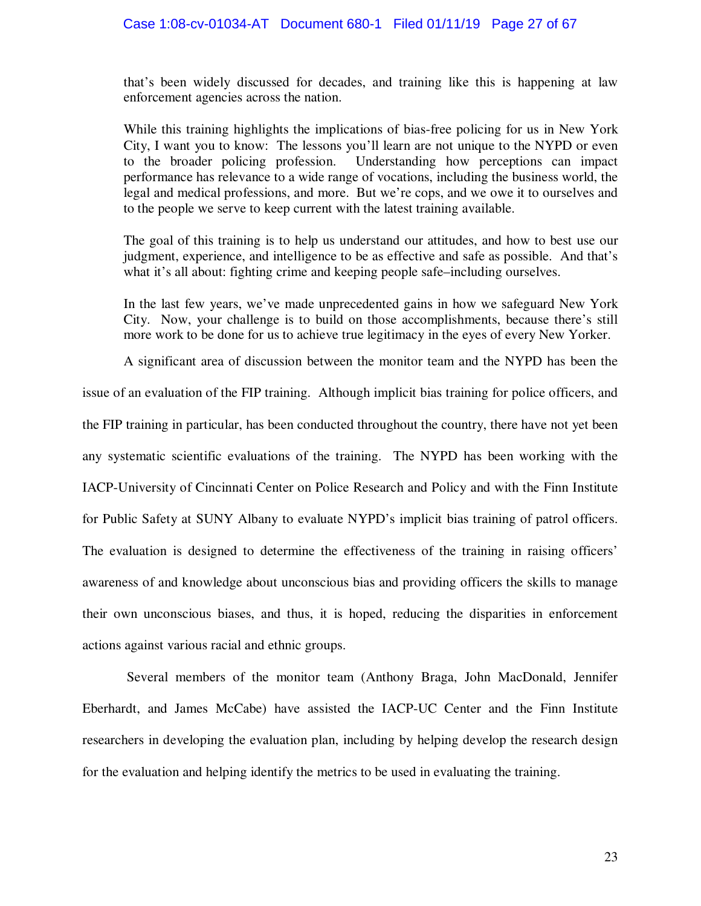> that's been widely discussed for decades, and training like this is happening at law enforcement agencies across the nation.
>
> While this training highlights the implications of bias-free policing for us in New York City, I want you to know: The lessons you'll learn are not unique to the NYPD or even to the broader policing profession. Understanding how perceptions can impact performance has relevance to a wide range of vocations, including the business world, the legal and medical professions, and more. But we're cops, and we owe it to ourselves and to the people we serve to keep current with the latest training available.
>
> The goal of this training is to help us understand our attitudes, and how to best use our judgment, experience, and intelligence to be as effective and safe as possible. And that's what it's all about: fighting crime and keeping people safe–including ourselves.
>
> In the last few years, we've made unprecedented gains in how we safeguard New York City. Now, your challenge is to build on those accomplishments, because there's still more work to be done for us to achieve true legitimacy in the eyes of every New Yorker.

A significant area of discussion between the monitor team and the NYPD has been the issue of an evaluation of the FIP training. Although implicit bias training for police officers, and the FIP training in particular, has been conducted throughout the country, there have not yet been any systematic scientific evaluations of the training. The NYPD has been working with the IACP-University of Cincinnati Center on Police Research and Policy and with the Finn Institute for Public Safety at SUNY Albany to evaluate NYPD's implicit bias training of patrol officers. The evaluation is designed to determine the effectiveness of the training in raising officers' awareness of and knowledge about unconscious bias and providing officers the skills to manage their own unconscious biases, and thus, it is hoped, reducing the disparities in enforcement actions against various racial and ethnic groups.

Several members of the monitor team (Anthony Braga, John MacDonald, Jennifer Eberhardt, and James McCabe) have assisted the IACP-UC Center and the Finn Institute researchers in developing the evaluation plan, including by helping develop the research design for the evaluation and helping identify the metrics to be used in evaluating the training.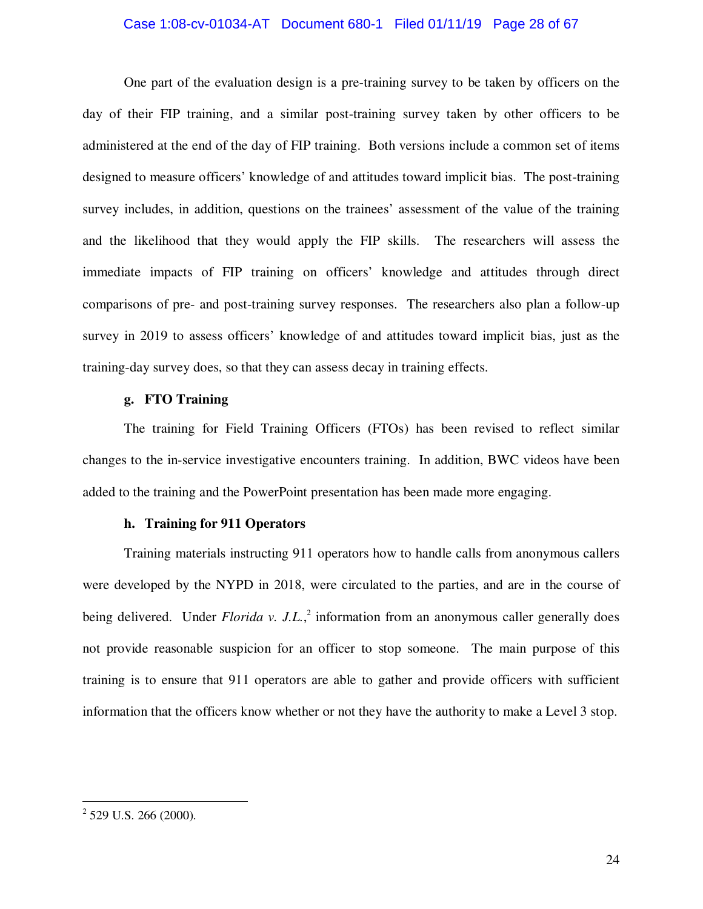One part of the evaluation design is a pre-training survey to be taken by officers on the day of their FIP training, and a similar post-training survey taken by other officers to be administered at the end of the day of FIP training. Both versions include a common set of items designed to measure officers' knowledge of and attitudes toward implicit bias. The post-training survey includes, in addition, questions on the trainees' assessment of the value of the training and the likelihood that they would apply the FIP skills. The researchers will assess the immediate impacts of FIP training on officers' knowledge and attitudes through direct comparisons of pre- and post-training survey responses. The researchers also plan a follow-up survey in 2019 to assess officers' knowledge of and attitudes toward implicit bias, just as the training-day survey does, so that they can assess decay in training effects.

#### g. FTO Training

The training for Field Training Officers (FTOs) has been revised to reflect similar changes to the in-service investigative encounters training. In addition, BWC videos have been added to the training and the PowerPoint presentation has been made more engaging.

#### h. Training for 911 Operators

Training materials instructing 911 operators how to handle calls from anonymous callers were developed by the NYPD in 2018, were circulated to the parties, and are in the course of being delivered. Under *Florida v. J.L.*,[2] information from an anonymous caller generally does not provide reasonable suspicion for an officer to stop someone. The main purpose of this training is to ensure that 911 operators are able to gather and provide officers with sufficient information that the officers know whether or not they have the authority to make a Level 3 stop.

---

[2] 529 U.S. 266 (2000).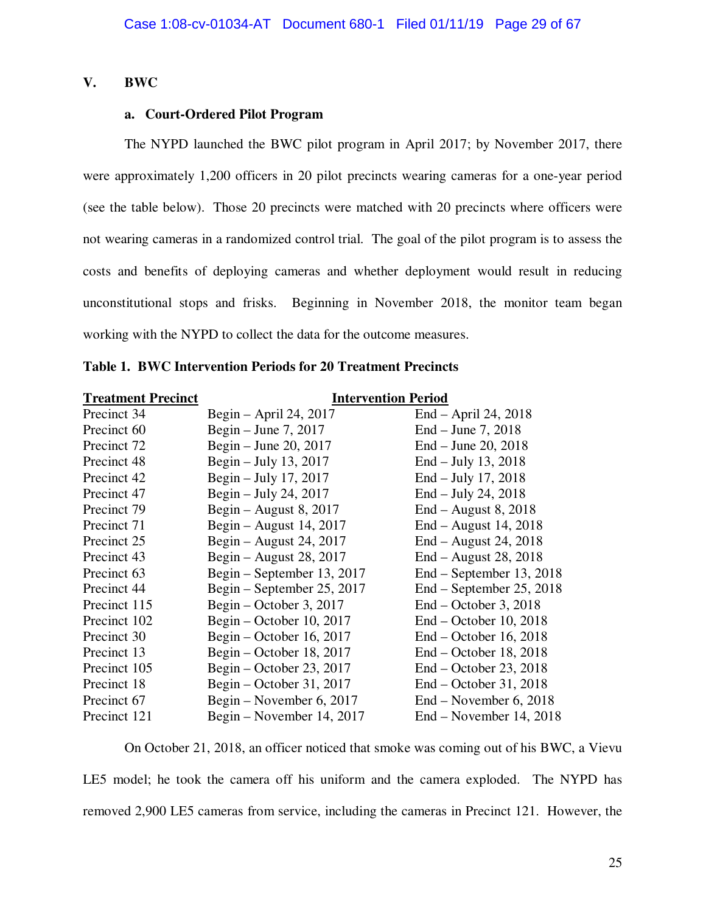## V. BWC

### a. Court-Ordered Pilot Program

The NYPD launched the BWC pilot program in April 2017; by November 2017, there were approximately 1,200 officers in 20 pilot precincts wearing cameras for a one-year period (see the table below). Those 20 precincts were matched with 20 precincts where officers were not wearing cameras in a randomized control trial. The goal of the pilot program is to assess the costs and benefits of deploying cameras and whether deployment would result in reducing unconstitutional stops and frisks. Beginning in November 2018, the monitor team began working with the NYPD to collect the data for the outcome measures.

**Table 1. BWC Intervention Periods for 20 Treatment Precincts**

| Treatment Precinct | Intervention Period | |
|---|---|---|
| Precinct 34 | Begin – April 24, 2017 | End – April 24, 2018 |
| Precinct 60 | Begin – June 7, 2017 | End – June 7, 2018 |
| Precinct 72 | Begin – June 20, 2017 | End – June 20, 2018 |
| Precinct 48 | Begin – July 13, 2017 | End – July 13, 2018 |
| Precinct 42 | Begin – July 17, 2017 | End – July 17, 2018 |
| Precinct 47 | Begin – July 24, 2017 | End – July 24, 2018 |
| Precinct 79 | Begin – August 8, 2017 | End – August 8, 2018 |
| Precinct 71 | Begin – August 14, 2017 | End – August 14, 2018 |
| Precinct 25 | Begin – August 24, 2017 | End – August 24, 2018 |
| Precinct 43 | Begin – August 28, 2017 | End – August 28, 2018 |
| Precinct 63 | Begin – September 13, 2017 | End – September 13, 2018 |
| Precinct 44 | Begin – September 25, 2017 | End – September 25, 2018 |
| Precinct 115 | Begin – October 3, 2017 | End – October 3, 2018 |
| Precinct 102 | Begin – October 10, 2017 | End – October 10, 2018 |
| Precinct 30 | Begin – October 16, 2017 | End – October 16, 2018 |
| Precinct 13 | Begin – October 18, 2017 | End – October 18, 2018 |
| Precinct 105 | Begin – October 23, 2017 | End – October 23, 2018 |
| Precinct 18 | Begin – October 31, 2017 | End – October 31, 2018 |
| Precinct 67 | Begin – November 6, 2017 | End – November 6, 2018 |
| Precinct 121 | Begin – November 14, 2017 | End – November 14, 2018 |

On October 21, 2018, an officer noticed that smoke was coming out of his BWC, a Vievu LE5 model; he took the camera off his uniform and the camera exploded. The NYPD has removed 2,900 LE5 cameras from service, including the cameras in Precinct 121. However, the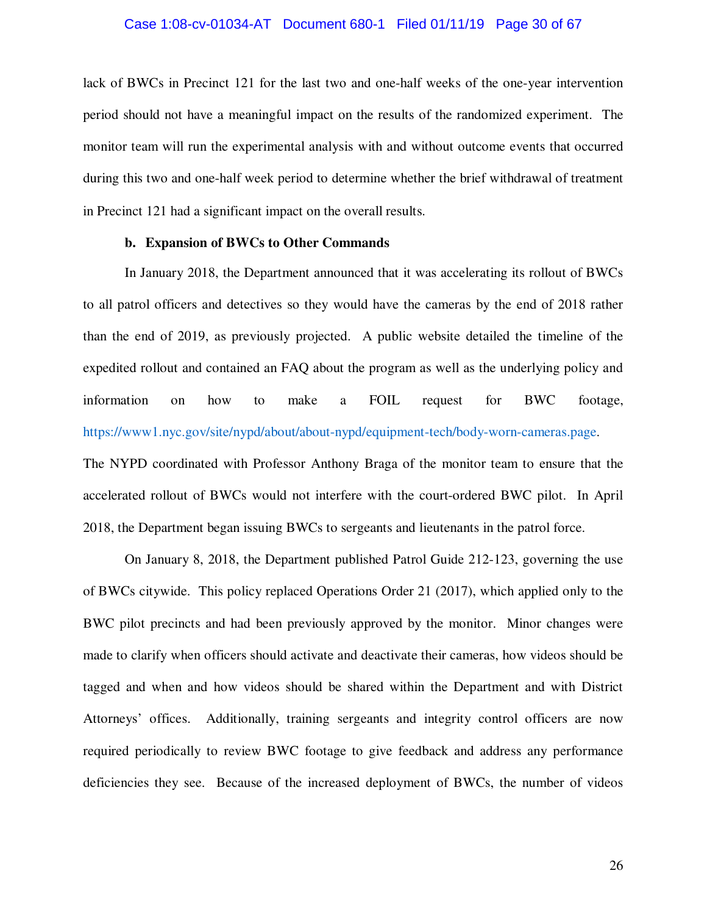lack of BWCs in Precinct 121 for the last two and one-half weeks of the one-year intervention period should not have a meaningful impact on the results of the randomized experiment. The monitor team will run the experimental analysis with and without outcome events that occurred during this two and one-half week period to determine whether the brief withdrawal of treatment in Precinct 121 had a significant impact on the overall results.

**b. Expansion of BWCs to Other Commands**

In January 2018, the Department announced that it was accelerating its rollout of BWCs to all patrol officers and detectives so they would have the cameras by the end of 2018 rather than the end of 2019, as previously projected. A public website detailed the timeline of the expedited rollout and contained an FAQ about the program as well as the underlying policy and information on how to make a FOIL request for BWC footage, https://www1.nyc.gov/site/nypd/about/about-nypd/equipment-tech/body-worn-cameras.page. The NYPD coordinated with Professor Anthony Braga of the monitor team to ensure that the accelerated rollout of BWCs would not interfere with the court-ordered BWC pilot. In April 2018, the Department began issuing BWCs to sergeants and lieutenants in the patrol force.

On January 8, 2018, the Department published Patrol Guide 212-123, governing the use of BWCs citywide. This policy replaced Operations Order 21 (2017), which applied only to the BWC pilot precincts and had been previously approved by the monitor. Minor changes were made to clarify when officers should activate and deactivate their cameras, how videos should be tagged and when and how videos should be shared within the Department and with District Attorneys' offices. Additionally, training sergeants and integrity control officers are now required periodically to review BWC footage to give feedback and address any performance deficiencies they see. Because of the increased deployment of BWCs, the number of videos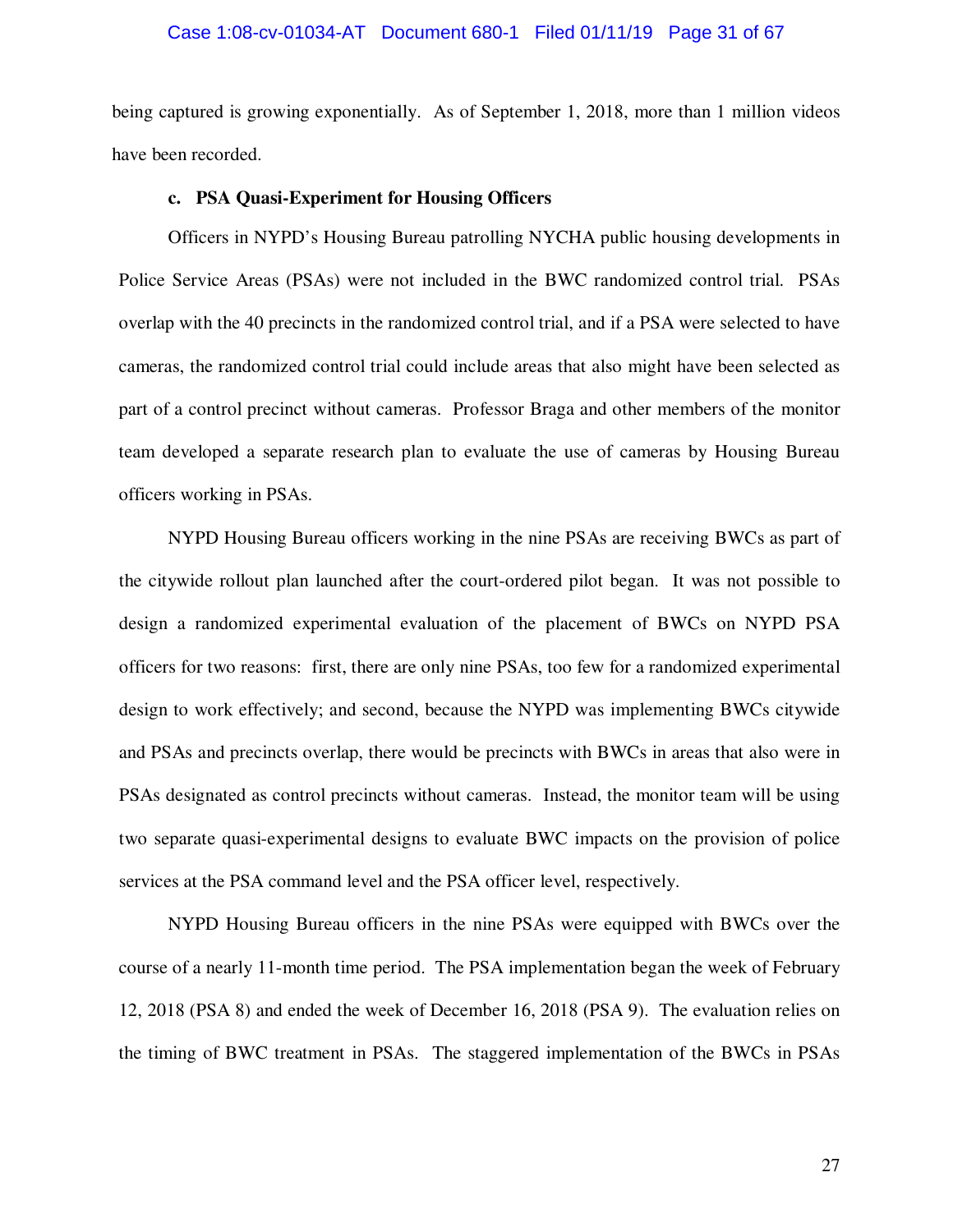being captured is growing exponentially. As of September 1, 2018, more than 1 million videos have been recorded.

**c. PSA Quasi-Experiment for Housing Officers**

Officers in NYPD's Housing Bureau patrolling NYCHA public housing developments in Police Service Areas (PSAs) were not included in the BWC randomized control trial. PSAs overlap with the 40 precincts in the randomized control trial, and if a PSA were selected to have cameras, the randomized control trial could include areas that also might have been selected as part of a control precinct without cameras. Professor Braga and other members of the monitor team developed a separate research plan to evaluate the use of cameras by Housing Bureau officers working in PSAs.

NYPD Housing Bureau officers working in the nine PSAs are receiving BWCs as part of the citywide rollout plan launched after the court-ordered pilot began. It was not possible to design a randomized experimental evaluation of the placement of BWCs on NYPD PSA officers for two reasons: first, there are only nine PSAs, too few for a randomized experimental design to work effectively; and second, because the NYPD was implementing BWCs citywide and PSAs and precincts overlap, there would be precincts with BWCs in areas that also were in PSAs designated as control precincts without cameras. Instead, the monitor team will be using two separate quasi-experimental designs to evaluate BWC impacts on the provision of police services at the PSA command level and the PSA officer level, respectively.

NYPD Housing Bureau officers in the nine PSAs were equipped with BWCs over the course of a nearly 11-month time period. The PSA implementation began the week of February 12, 2018 (PSA 8) and ended the week of December 16, 2018 (PSA 9). The evaluation relies on the timing of BWC treatment in PSAs. The staggered implementation of the BWCs in PSAs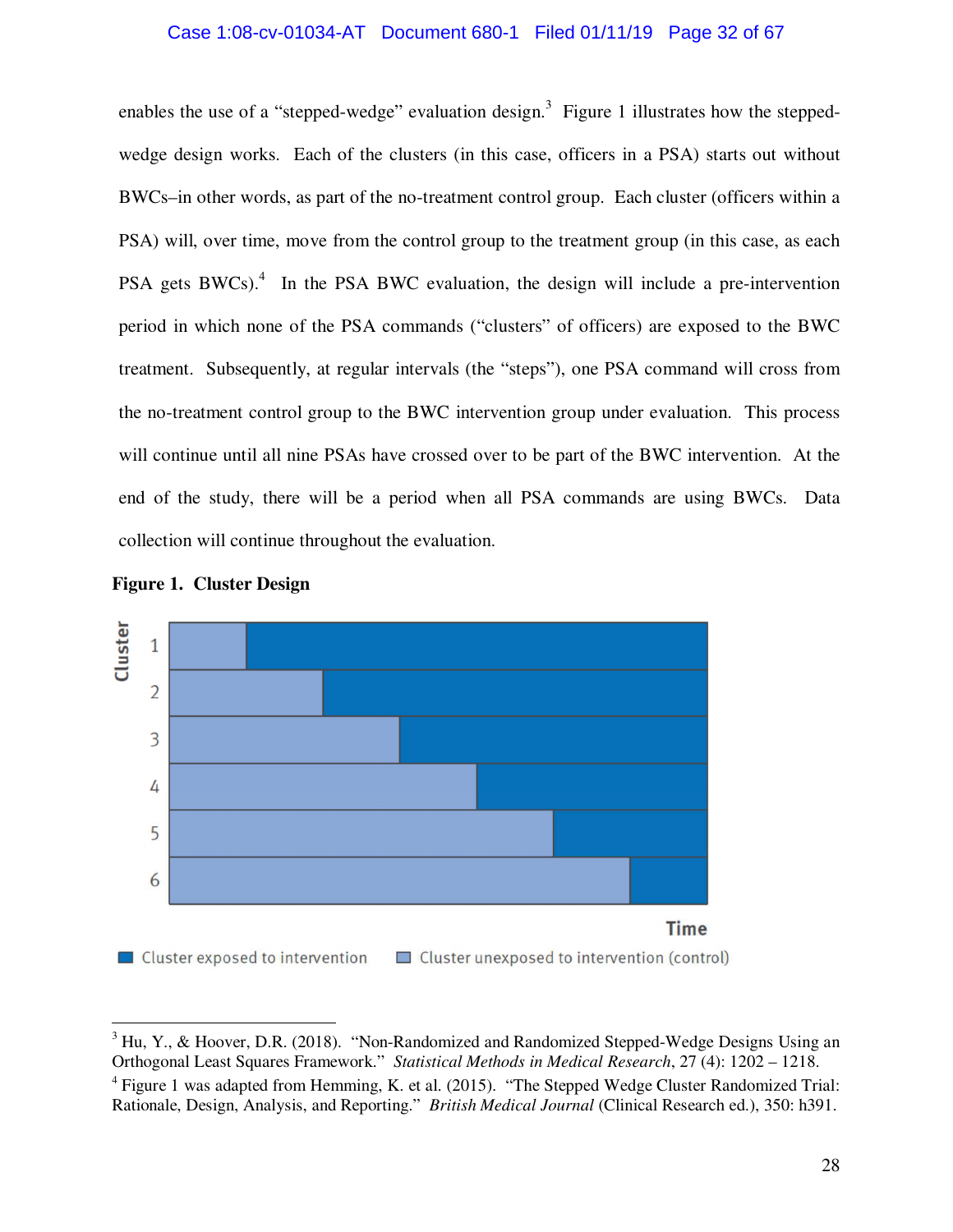enables the use of a "stepped-wedge" evaluation design.[3] Figure 1 illustrates how the stepped-wedge design works. Each of the clusters (in this case, officers in a PSA) starts out without BWCs–in other words, as part of the no-treatment control group. Each cluster (officers within a PSA) will, over time, move from the control group to the treatment group (in this case, as each PSA gets BWCs).[4] In the PSA BWC evaluation, the design will include a pre-intervention period in which none of the PSA commands ("clusters" of officers) are exposed to the BWC treatment. Subsequently, at regular intervals (the "steps"), one PSA command will cross from the no-treatment control group to the BWC intervention group under evaluation. This process will continue until all nine PSAs have crossed over to be part of the BWC intervention. At the end of the study, there will be a period when all PSA commands are using BWCs. Data collection will continue throughout the evaluation.

**Figure 1. Cluster Design**

---

[3] Hu, Y., & Hoover, D.R. (2018). "Non-Randomized and Randomized Stepped-Wedge Designs Using an Orthogonal Least Squares Framework." *Statistical Methods in Medical Research*, 27 (4): 1202 – 1218.

[4] Figure 1 was adapted from Hemming, K. et al. (2015). "The Stepped Wedge Cluster Randomized Trial: Rationale, Design, Analysis, and Reporting." *British Medical Journal* (Clinical Research ed.), 350: h391.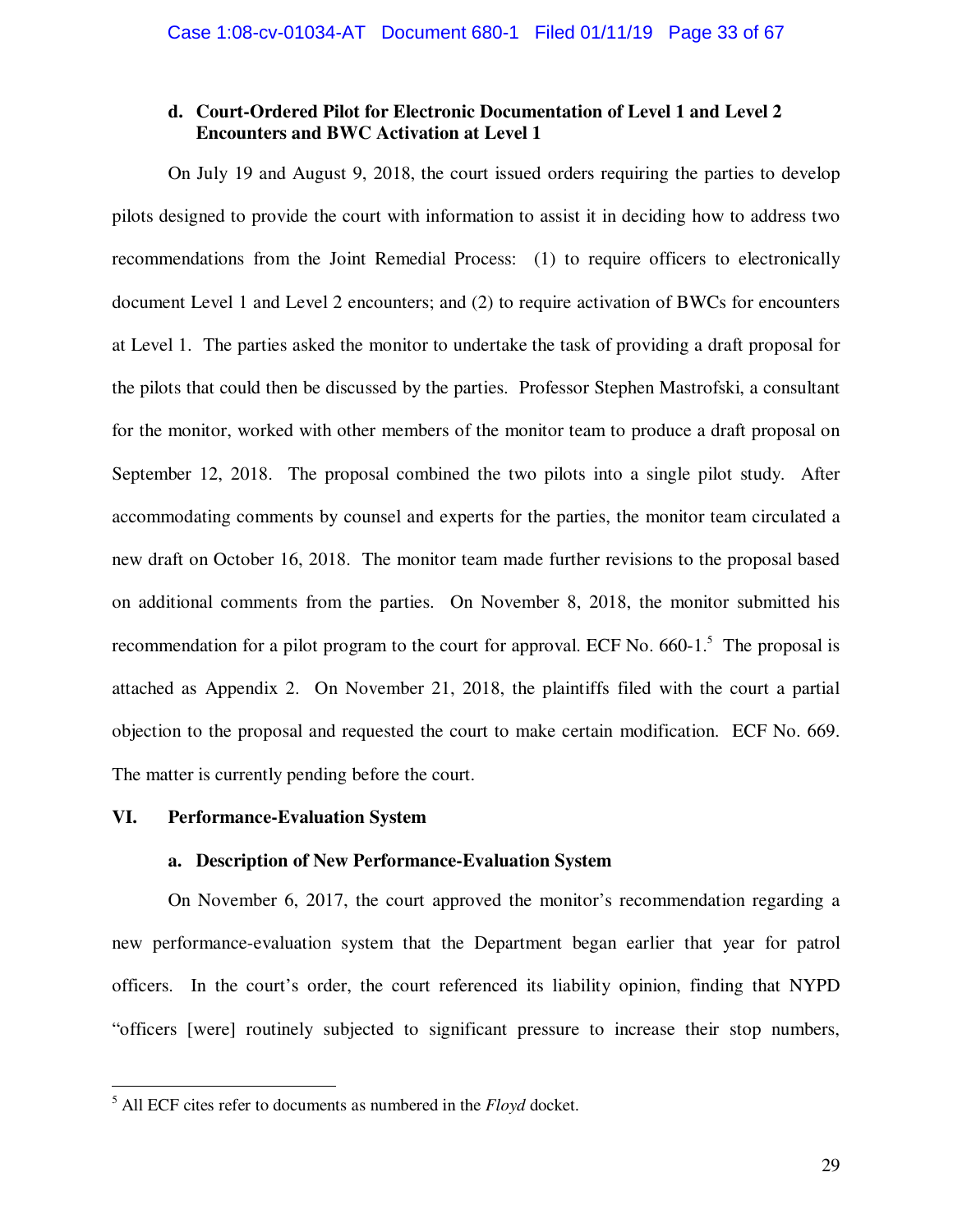### d. Court-Ordered Pilot for Electronic Documentation of Level 1 and Level 2 Encounters and BWC Activation at Level 1

On July 19 and August 9, 2018, the court issued orders requiring the parties to develop pilots designed to provide the court with information to assist it in deciding how to address two recommendations from the Joint Remedial Process: (1) to require officers to electronically document Level 1 and Level 2 encounters; and (2) to require activation of BWCs for encounters at Level 1. The parties asked the monitor to undertake the task of providing a draft proposal for the pilots that could then be discussed by the parties. Professor Stephen Mastrofski, a consultant for the monitor, worked with other members of the monitor team to produce a draft proposal on September 12, 2018. The proposal combined the two pilots into a single pilot study. After accommodating comments by counsel and experts for the parties, the monitor team circulated a new draft on October 16, 2018. The monitor team made further revisions to the proposal based on additional comments from the parties. On November 8, 2018, the monitor submitted his recommendation for a pilot program to the court for approval. ECF No. 660-1.[5] The proposal is attached as Appendix 2. On November 21, 2018, the plaintiffs filed with the court a partial objection to the proposal and requested the court to make certain modification. ECF No. 669. The matter is currently pending before the court.

## VI. Performance-Evaluation System

### a. Description of New Performance-Evaluation System

On November 6, 2017, the court approved the monitor's recommendation regarding a new performance-evaluation system that the Department began earlier that year for patrol officers. In the court's order, the court referenced its liability opinion, finding that NYPD "officers [were] routinely subjected to significant pressure to increase their stop numbers,

---

[5] All ECF cites refer to documents as numbered in the *Floyd* docket.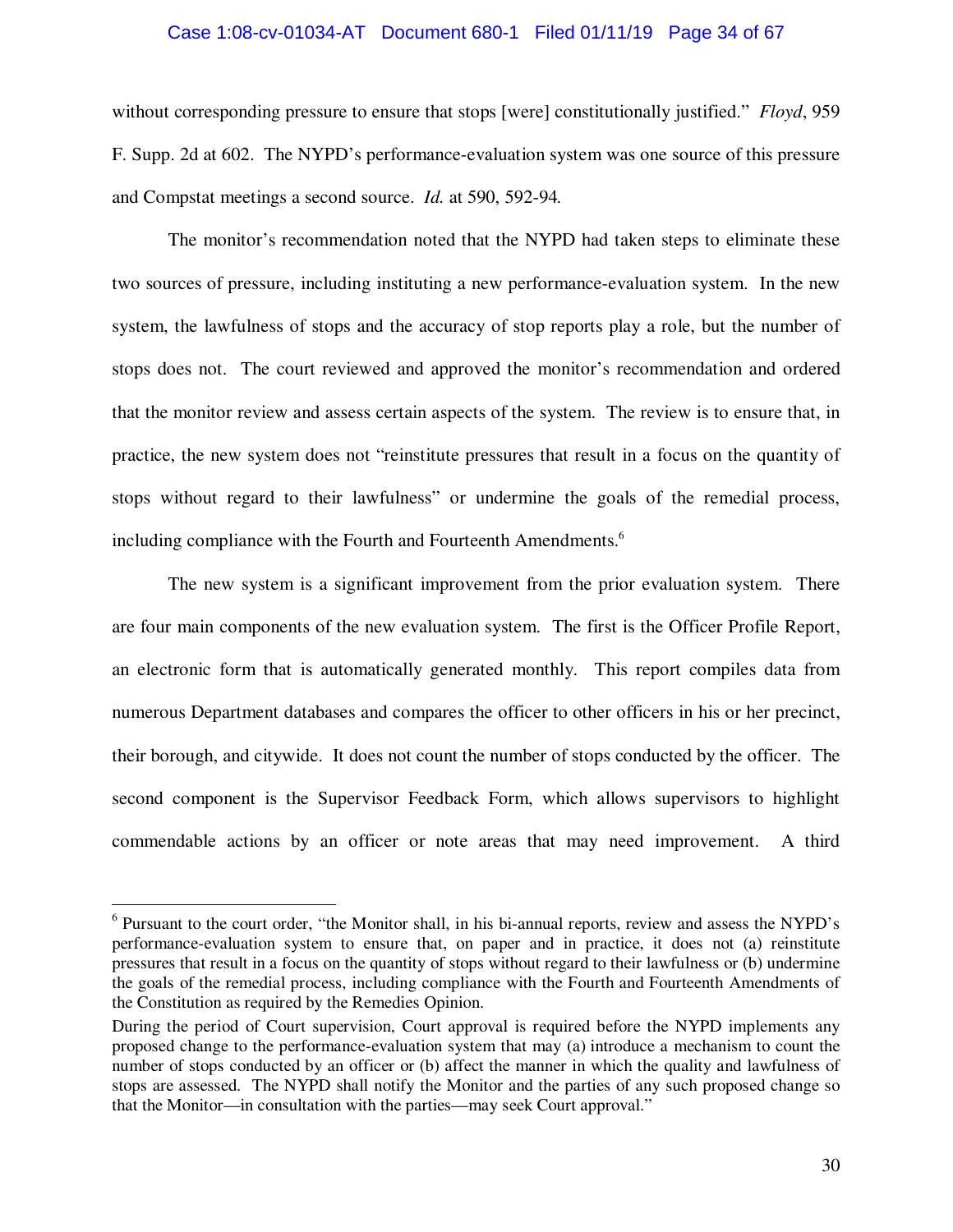without corresponding pressure to ensure that stops [were] constitutionally justified." *Floyd*, 959 F. Supp. 2d at 602. The NYPD's performance-evaluation system was one source of this pressure and Compstat meetings a second source. *Id.* at 590, 592-94.

The monitor's recommendation noted that the NYPD had taken steps to eliminate these two sources of pressure, including instituting a new performance-evaluation system. In the new system, the lawfulness of stops and the accuracy of stop reports play a role, but the number of stops does not. The court reviewed and approved the monitor's recommendation and ordered that the monitor review and assess certain aspects of the system. The review is to ensure that, in practice, the new system does not "reinstitute pressures that result in a focus on the quantity of stops without regard to their lawfulness" or undermine the goals of the remedial process, including compliance with the Fourth and Fourteenth Amendments.[6]

The new system is a significant improvement from the prior evaluation system. There are four main components of the new evaluation system. The first is the Officer Profile Report, an electronic form that is automatically generated monthly. This report compiles data from numerous Department databases and compares the officer to other officers in his or her precinct, their borough, and citywide. It does not count the number of stops conducted by the officer. The second component is the Supervisor Feedback Form, which allows supervisors to highlight commendable actions by an officer or note areas that may need improvement. A third

---

[6] Pursuant to the court order, "the Monitor shall, in his bi-annual reports, review and assess the NYPD's performance-evaluation system to ensure that, on paper and in practice, it does not (a) reinstitute pressures that result in a focus on the quantity of stops without regard to their lawfulness or (b) undermine the goals of the remedial process, including compliance with the Fourth and Fourteenth Amendments of the Constitution as required by the Remedies Opinion.

During the period of Court supervision, Court approval is required before the NYPD implements any proposed change to the performance-evaluation system that may (a) introduce a mechanism to count the number of stops conducted by an officer or (b) affect the manner in which the quality and lawfulness of stops are assessed. The NYPD shall notify the Monitor and the parties of any such proposed change so that the Monitor—in consultation with the parties—may seek Court approval."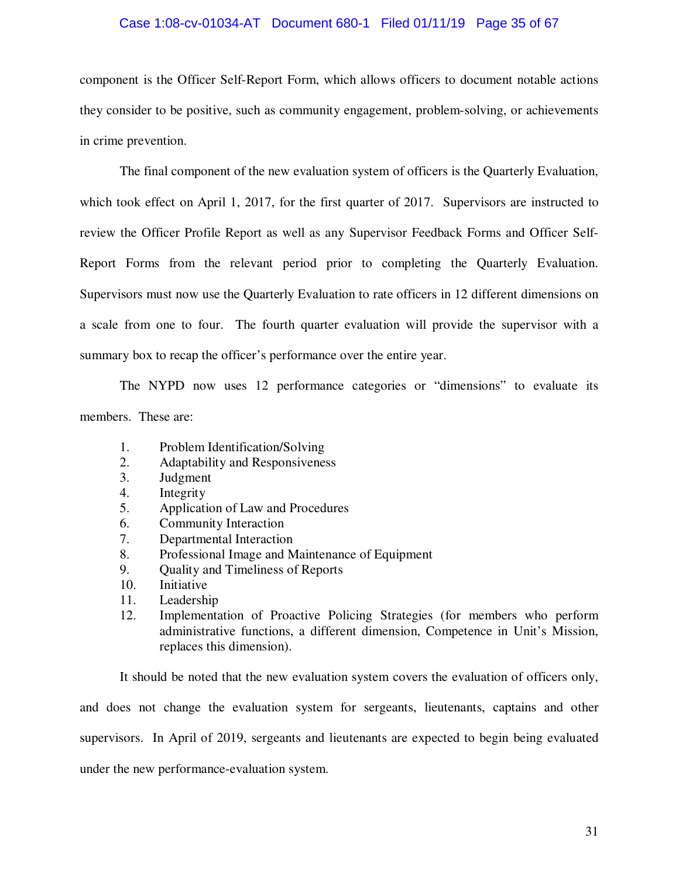component is the Officer Self-Report Form, which allows officers to document notable actions they consider to be positive, such as community engagement, problem-solving, or achievements in crime prevention.

The final component of the new evaluation system of officers is the Quarterly Evaluation, which took effect on April 1, 2017, for the first quarter of 2017. Supervisors are instructed to review the Officer Profile Report as well as any Supervisor Feedback Forms and Officer Self-Report Forms from the relevant period prior to completing the Quarterly Evaluation. Supervisors must now use the Quarterly Evaluation to rate officers in 12 different dimensions on a scale from one to four. The fourth quarter evaluation will provide the supervisor with a summary box to recap the officer's performance over the entire year.

The NYPD now uses 12 performance categories or "dimensions" to evaluate its members. These are:

1. Problem Identification/Solving
2. Adaptability and Responsiveness
3. Judgment
4. Integrity
5. Application of Law and Procedures
6. Community Interaction
7. Departmental Interaction
8. Professional Image and Maintenance of Equipment
9. Quality and Timeliness of Reports
10. Initiative
11. Leadership
12. Implementation of Proactive Policing Strategies (for members who perform administrative functions, a different dimension, Competence in Unit's Mission, replaces this dimension).

It should be noted that the new evaluation system covers the evaluation of officers only, and does not change the evaluation system for sergeants, lieutenants, captains and other supervisors. In April of 2019, sergeants and lieutenants are expected to begin being evaluated under the new performance-evaluation system.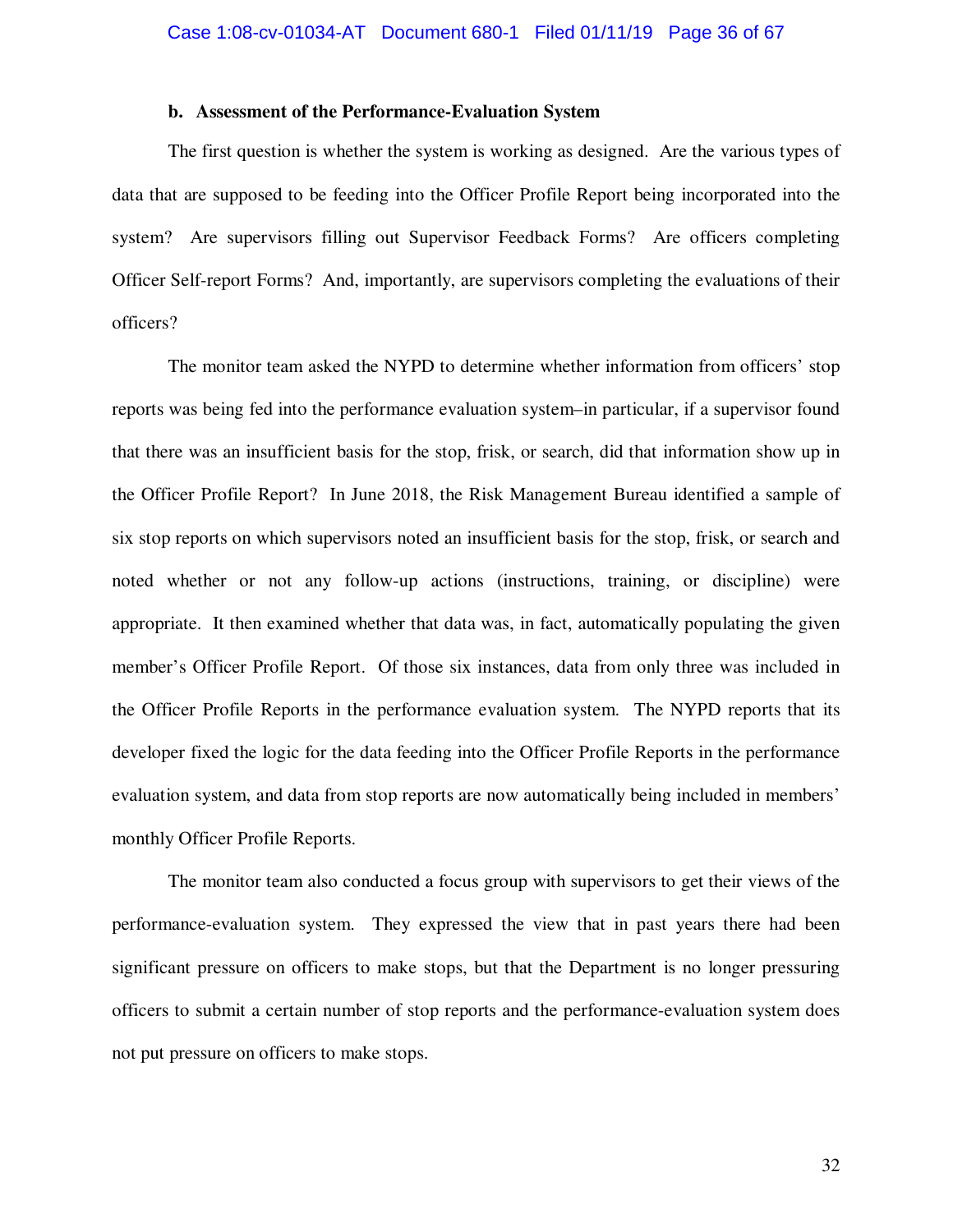### b. Assessment of the Performance-Evaluation System

The first question is whether the system is working as designed. Are the various types of data that are supposed to be feeding into the Officer Profile Report being incorporated into the system? Are supervisors filling out Supervisor Feedback Forms? Are officers completing Officer Self-report Forms? And, importantly, are supervisors completing the evaluations of their officers?

The monitor team asked the NYPD to determine whether information from officers' stop reports was being fed into the performance evaluation system–in particular, if a supervisor found that there was an insufficient basis for the stop, frisk, or search, did that information show up in the Officer Profile Report? In June 2018, the Risk Management Bureau identified a sample of six stop reports on which supervisors noted an insufficient basis for the stop, frisk, or search and noted whether or not any follow-up actions (instructions, training, or discipline) were appropriate. It then examined whether that data was, in fact, automatically populating the given member's Officer Profile Report. Of those six instances, data from only three was included in the Officer Profile Reports in the performance evaluation system. The NYPD reports that its developer fixed the logic for the data feeding into the Officer Profile Reports in the performance evaluation system, and data from stop reports are now automatically being included in members' monthly Officer Profile Reports.

The monitor team also conducted a focus group with supervisors to get their views of the performance-evaluation system. They expressed the view that in past years there had been significant pressure on officers to make stops, but that the Department is no longer pressuring officers to submit a certain number of stop reports and the performance-evaluation system does not put pressure on officers to make stops.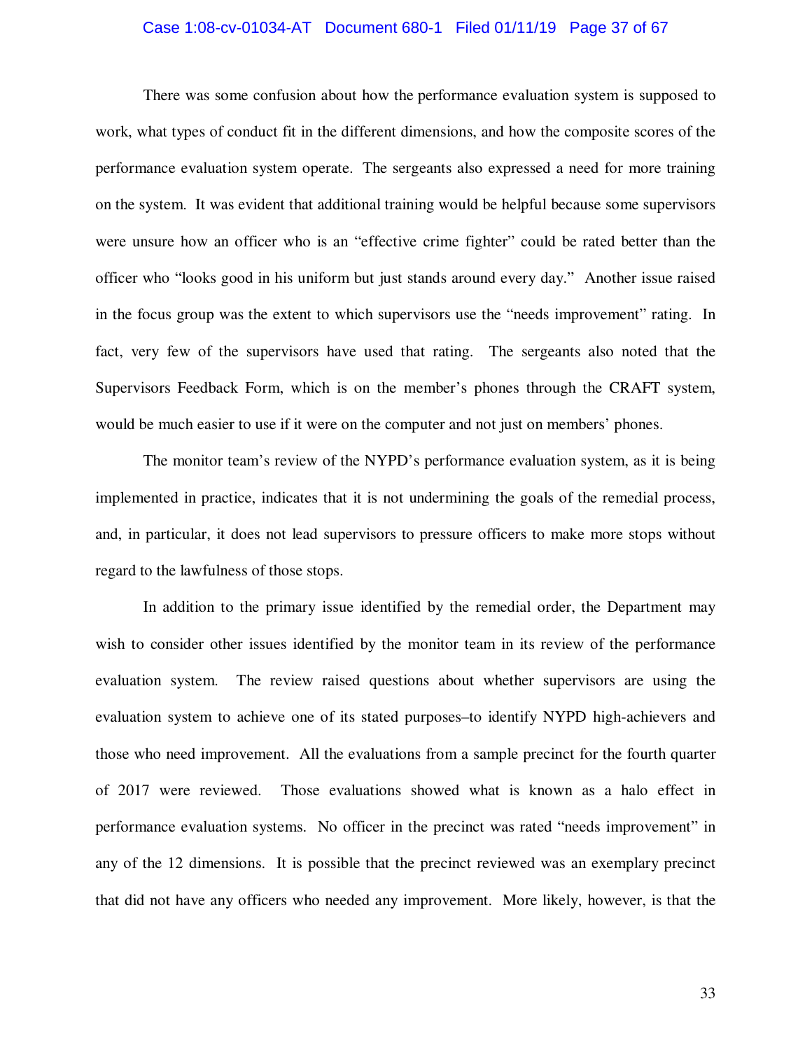There was some confusion about how the performance evaluation system is supposed to work, what types of conduct fit in the different dimensions, and how the composite scores of the performance evaluation system operate. The sergeants also expressed a need for more training on the system. It was evident that additional training would be helpful because some supervisors were unsure how an officer who is an "effective crime fighter" could be rated better than the officer who "looks good in his uniform but just stands around every day." Another issue raised in the focus group was the extent to which supervisors use the "needs improvement" rating. In fact, very few of the supervisors have used that rating. The sergeants also noted that the Supervisors Feedback Form, which is on the member's phones through the CRAFT system, would be much easier to use if it were on the computer and not just on members' phones.

The monitor team's review of the NYPD's performance evaluation system, as it is being implemented in practice, indicates that it is not undermining the goals of the remedial process, and, in particular, it does not lead supervisors to pressure officers to make more stops without regard to the lawfulness of those stops.

In addition to the primary issue identified by the remedial order, the Department may wish to consider other issues identified by the monitor team in its review of the performance evaluation system. The review raised questions about whether supervisors are using the evaluation system to achieve one of its stated purposes–to identify NYPD high-achievers and those who need improvement. All the evaluations from a sample precinct for the fourth quarter of 2017 were reviewed. Those evaluations showed what is known as a halo effect in performance evaluation systems. No officer in the precinct was rated "needs improvement" in any of the 12 dimensions. It is possible that the precinct reviewed was an exemplary precinct that did not have any officers who needed any improvement. More likely, however, is that the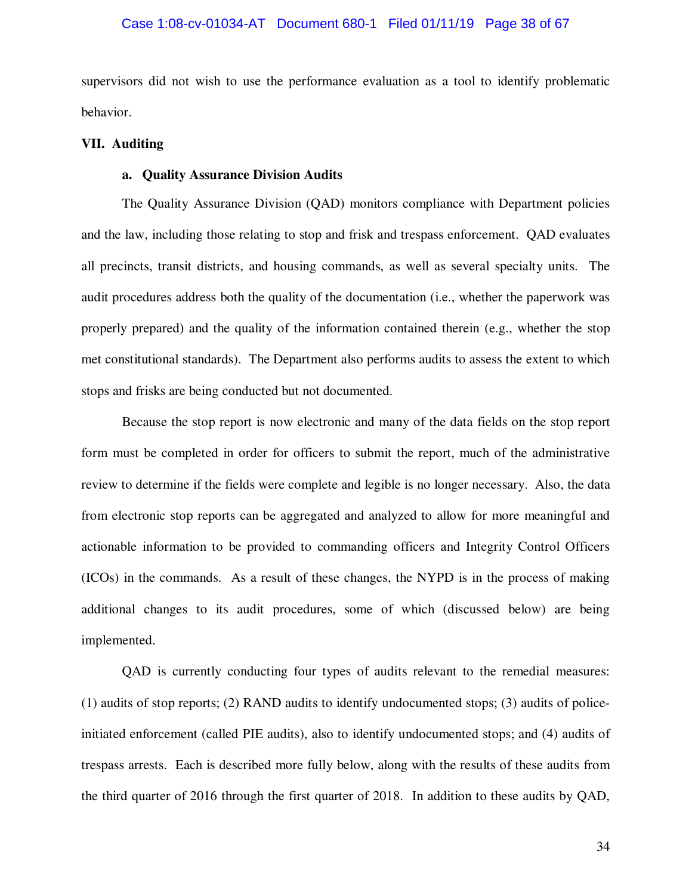supervisors did not wish to use the performance evaluation as a tool to identify problematic behavior.

## VII. Auditing

### a. Quality Assurance Division Audits

The Quality Assurance Division (QAD) monitors compliance with Department policies and the law, including those relating to stop and frisk and trespass enforcement. QAD evaluates all precincts, transit districts, and housing commands, as well as several specialty units. The audit procedures address both the quality of the documentation (i.e., whether the paperwork was properly prepared) and the quality of the information contained therein (e.g., whether the stop met constitutional standards). The Department also performs audits to assess the extent to which stops and frisks are being conducted but not documented.

Because the stop report is now electronic and many of the data fields on the stop report form must be completed in order for officers to submit the report, much of the administrative review to determine if the fields were complete and legible is no longer necessary. Also, the data from electronic stop reports can be aggregated and analyzed to allow for more meaningful and actionable information to be provided to commanding officers and Integrity Control Officers (ICOs) in the commands. As a result of these changes, the NYPD is in the process of making additional changes to its audit procedures, some of which (discussed below) are being implemented.

QAD is currently conducting four types of audits relevant to the remedial measures: (1) audits of stop reports; (2) RAND audits to identify undocumented stops; (3) audits of police-initiated enforcement (called PIE audits), also to identify undocumented stops; and (4) audits of trespass arrests. Each is described more fully below, along with the results of these audits from the third quarter of 2016 through the first quarter of 2018. In addition to these audits by QAD,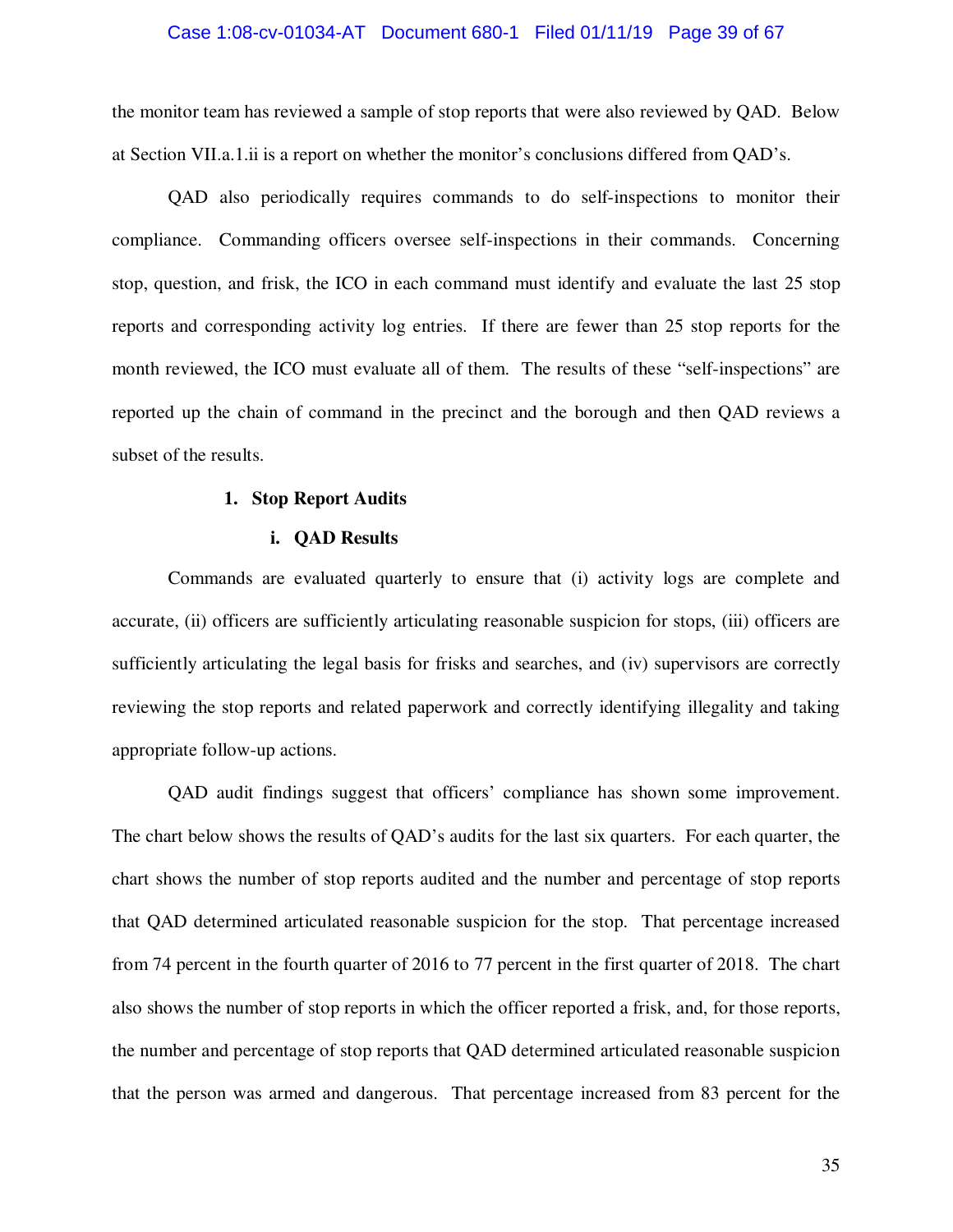the monitor team has reviewed a sample of stop reports that were also reviewed by QAD. Below at Section VII.a.1.ii is a report on whether the monitor's conclusions differed from QAD's.

QAD also periodically requires commands to do self-inspections to monitor their compliance. Commanding officers oversee self-inspections in their commands. Concerning stop, question, and frisk, the ICO in each command must identify and evaluate the last 25 stop reports and corresponding activity log entries. If there are fewer than 25 stop reports for the month reviewed, the ICO must evaluate all of them. The results of these "self-inspections" are reported up the chain of command in the precinct and the borough and then QAD reviews a subset of the results.

### 1. Stop Report Audits

#### i. QAD Results

Commands are evaluated quarterly to ensure that (i) activity logs are complete and accurate, (ii) officers are sufficiently articulating reasonable suspicion for stops, (iii) officers are sufficiently articulating the legal basis for frisks and searches, and (iv) supervisors are correctly reviewing the stop reports and related paperwork and correctly identifying illegality and taking appropriate follow-up actions.

QAD audit findings suggest that officers' compliance has shown some improvement. The chart below shows the results of QAD's audits for the last six quarters. For each quarter, the chart shows the number of stop reports audited and the number and percentage of stop reports that QAD determined articulated reasonable suspicion for the stop. That percentage increased from 74 percent in the fourth quarter of 2016 to 77 percent in the first quarter of 2018. The chart also shows the number of stop reports in which the officer reported a frisk, and, for those reports, the number and percentage of stop reports that QAD determined articulated reasonable suspicion that the person was armed and dangerous. That percentage increased from 83 percent for the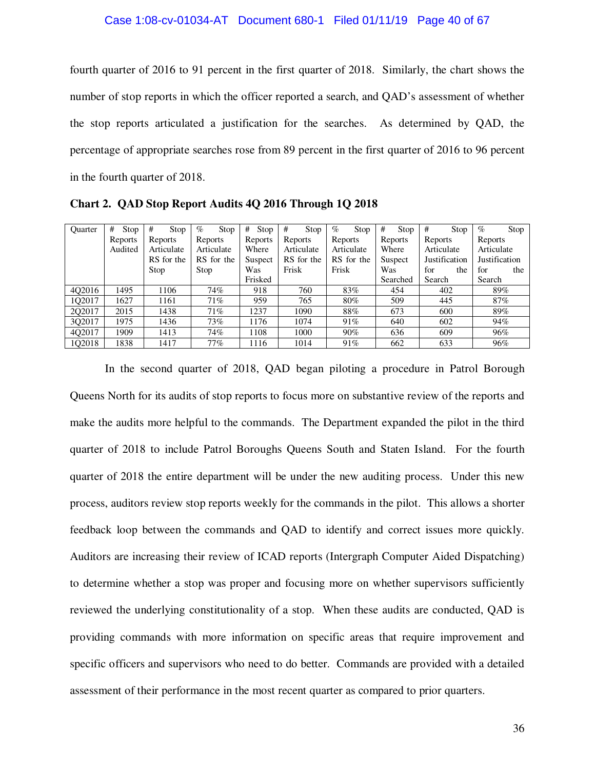fourth quarter of 2016 to 91 percent in the first quarter of 2018. Similarly, the chart shows the number of stop reports in which the officer reported a search, and QAD's assessment of whether the stop reports articulated a justification for the searches. As determined by QAD, the percentage of appropriate searches rose from 89 percent in the first quarter of 2016 to 96 percent in the fourth quarter of 2018.

**Chart 2. QAD Stop Report Audits 4Q 2016 Through 1Q 2018**

| Quarter | # Stop Reports Audited | # Stop Reports Articulate RS for the Stop | % Stop Reports Articulate RS for the Stop | # Stop Reports Where Suspect Was Frisked | # Stop Reports Articulate RS for the Frisk | % Stop Reports Articulate RS for the Frisk | # Stop Reports Where Suspect Was Searched | # Stop Reports Articulate Justification for the Search | % Stop Reports Articulate Justification for the Search |
|---|---|---|---|---|---|---|---|---|---|
| 4Q2016 | 1495 | 1106 | 74% | 918 | 760 | 83% | 454 | 402 | 89% |
| 1Q2017 | 1627 | 1161 | 71% | 959 | 765 | 80% | 509 | 445 | 87% |
| 2Q2017 | 2015 | 1438 | 71% | 1237 | 1090 | 88% | 673 | 600 | 89% |
| 3Q2017 | 1975 | 1436 | 73% | 1176 | 1074 | 91% | 640 | 602 | 94% |
| 4Q2017 | 1909 | 1413 | 74% | 1108 | 1000 | 90% | 636 | 609 | 96% |
| 1Q2018 | 1838 | 1417 | 77% | 1116 | 1014 | 91% | 662 | 633 | 96% |

In the second quarter of 2018, QAD began piloting a procedure in Patrol Borough Queens North for its audits of stop reports to focus more on substantive review of the reports and make the audits more helpful to the commands. The Department expanded the pilot in the third quarter of 2018 to include Patrol Boroughs Queens South and Staten Island. For the fourth quarter of 2018 the entire department will be under the new auditing process. Under this new process, auditors review stop reports weekly for the commands in the pilot. This allows a shorter feedback loop between the commands and QAD to identify and correct issues more quickly. Auditors are increasing their review of ICAD reports (Intergraph Computer Aided Dispatching) to determine whether a stop was proper and focusing more on whether supervisors sufficiently reviewed the underlying constitutionality of a stop. When these audits are conducted, QAD is providing commands with more information on specific areas that require improvement and specific officers and supervisors who need to do better. Commands are provided with a detailed assessment of their performance in the most recent quarter as compared to prior quarters.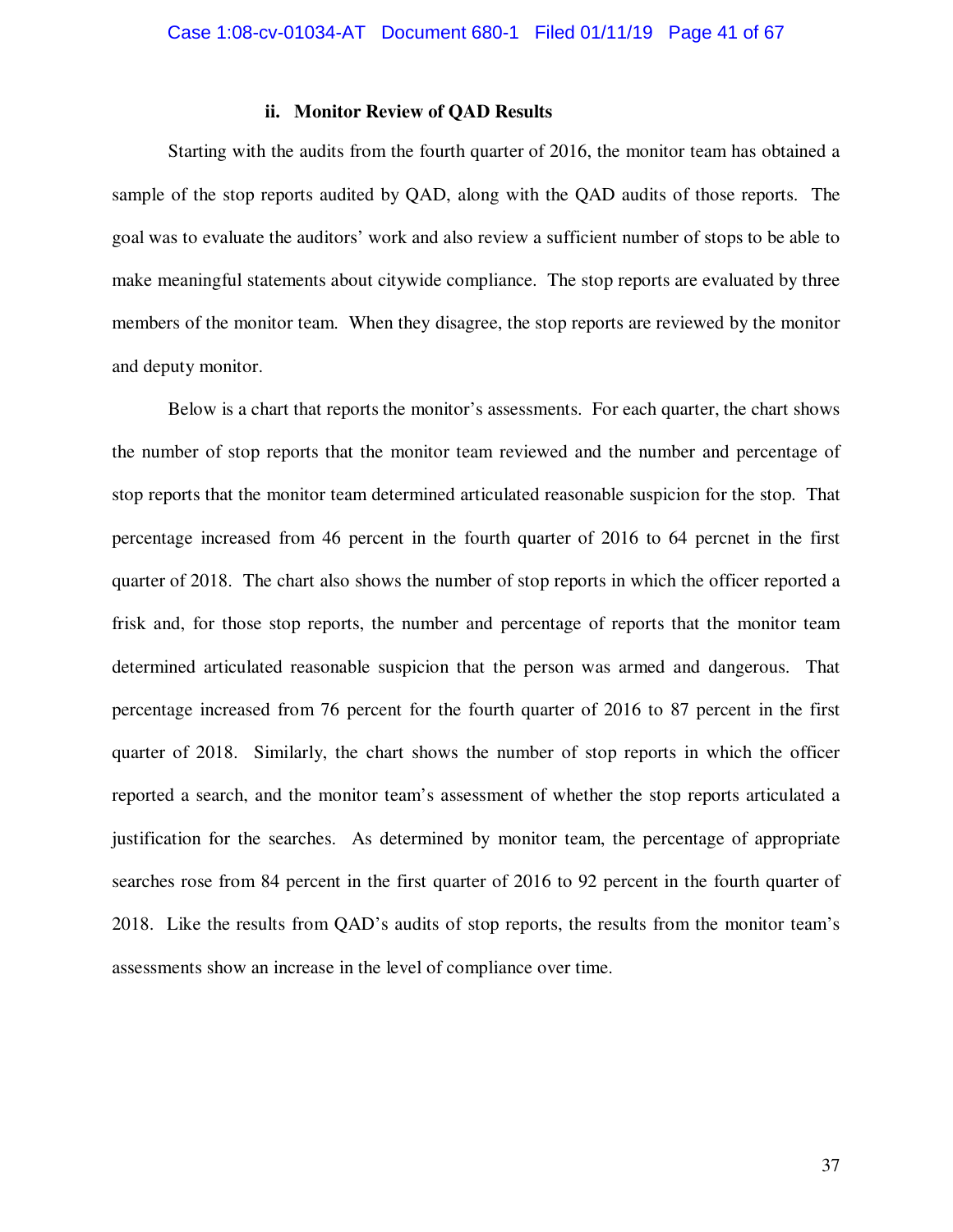### ii. Monitor Review of QAD Results

Starting with the audits from the fourth quarter of 2016, the monitor team has obtained a sample of the stop reports audited by QAD, along with the QAD audits of those reports. The goal was to evaluate the auditors' work and also review a sufficient number of stops to be able to make meaningful statements about citywide compliance. The stop reports are evaluated by three members of the monitor team. When they disagree, the stop reports are reviewed by the monitor and deputy monitor.

Below is a chart that reports the monitor's assessments. For each quarter, the chart shows the number of stop reports that the monitor team reviewed and the number and percentage of stop reports that the monitor team determined articulated reasonable suspicion for the stop. That percentage increased from 46 percent in the fourth quarter of 2016 to 64 percnet in the first quarter of 2018. The chart also shows the number of stop reports in which the officer reported a frisk and, for those stop reports, the number and percentage of reports that the monitor team determined articulated reasonable suspicion that the person was armed and dangerous. That percentage increased from 76 percent for the fourth quarter of 2016 to 87 percent in the first quarter of 2018. Similarly, the chart shows the number of stop reports in which the officer reported a search, and the monitor team's assessment of whether the stop reports articulated a justification for the searches. As determined by monitor team, the percentage of appropriate searches rose from 84 percent in the first quarter of 2016 to 92 percent in the fourth quarter of 2018. Like the results from QAD's audits of stop reports, the results from the monitor team's assessments show an increase in the level of compliance over time.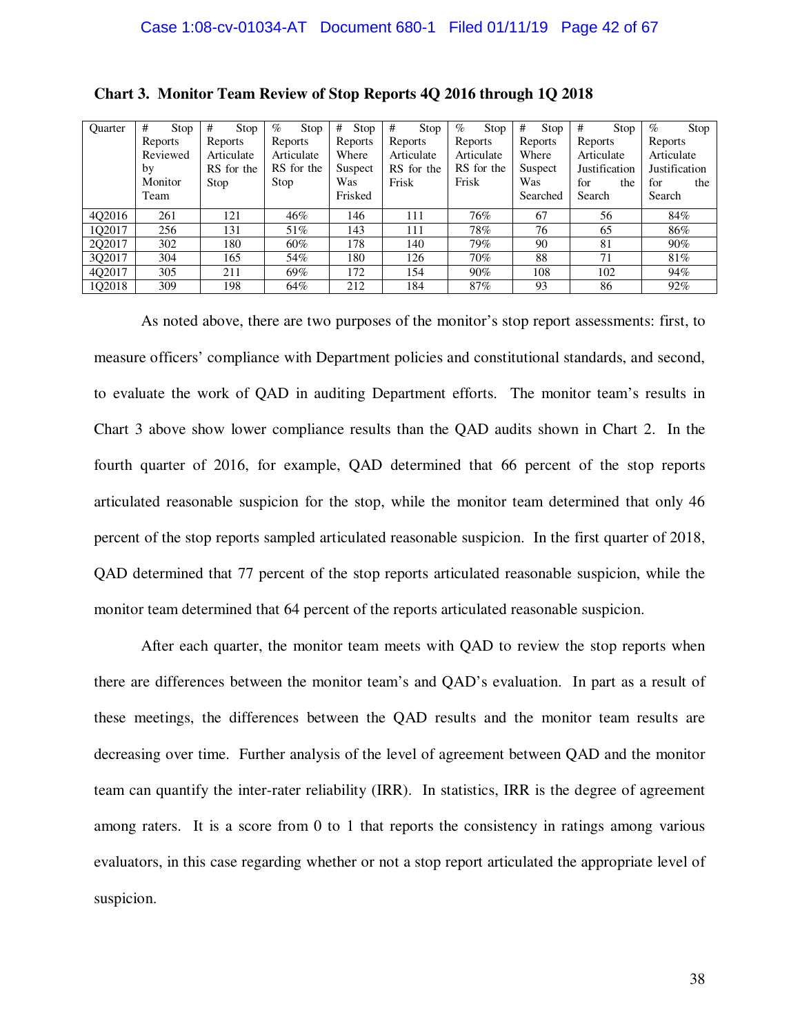**Chart 3. Monitor Team Review of Stop Reports 4Q 2016 through 1Q 2018**

| Quarter | # Stop Reports Reviewed by Monitor Team | # Stop Reports Articulate RS for the Stop | % Stop Reports Articulate RS for the Stop | # Stop Reports Where Suspect Was Frisked | # Stop Reports Articulate RS for the Frisk | % Stop Reports Articulate RS for the Frisk | # Stop Reports Where Suspect Was Searched | # Stop Reports Articulate Justification for the Search | % Stop Reports Articulate Justification for the Search |
|---|---|---|---|---|---|---|---|---|---|
| 4Q2016 | 261 | 121 | 46% | 146 | 111 | 76% | 67 | 56 | 84% |
| 1Q2017 | 256 | 131 | 51% | 143 | 111 | 78% | 76 | 65 | 86% |
| 2Q2017 | 302 | 180 | 60% | 178 | 140 | 79% | 90 | 81 | 90% |
| 3Q2017 | 304 | 165 | 54% | 180 | 126 | 70% | 88 | 71 | 81% |
| 4Q2017 | 305 | 211 | 69% | 172 | 154 | 90% | 108 | 102 | 94% |
| 1Q2018 | 309 | 198 | 64% | 212 | 184 | 87% | 93 | 86 | 92% |

As noted above, there are two purposes of the monitor's stop report assessments: first, to measure officers' compliance with Department policies and constitutional standards, and second, to evaluate the work of QAD in auditing Department efforts. The monitor team's results in Chart 3 above show lower compliance results than the QAD audits shown in Chart 2. In the fourth quarter of 2016, for example, QAD determined that 66 percent of the stop reports articulated reasonable suspicion for the stop, while the monitor team determined that only 46 percent of the stop reports sampled articulated reasonable suspicion. In the first quarter of 2018, QAD determined that 77 percent of the stop reports articulated reasonable suspicion, while the monitor team determined that 64 percent of the reports articulated reasonable suspicion.

After each quarter, the monitor team meets with QAD to review the stop reports when there are differences between the monitor team's and QAD's evaluation. In part as a result of these meetings, the differences between the QAD results and the monitor team results are decreasing over time. Further analysis of the level of agreement between QAD and the monitor team can quantify the inter-rater reliability (IRR). In statistics, IRR is the degree of agreement among raters. It is a score from 0 to 1 that reports the consistency in ratings among various evaluators, in this case regarding whether or not a stop report articulated the appropriate level of suspicion.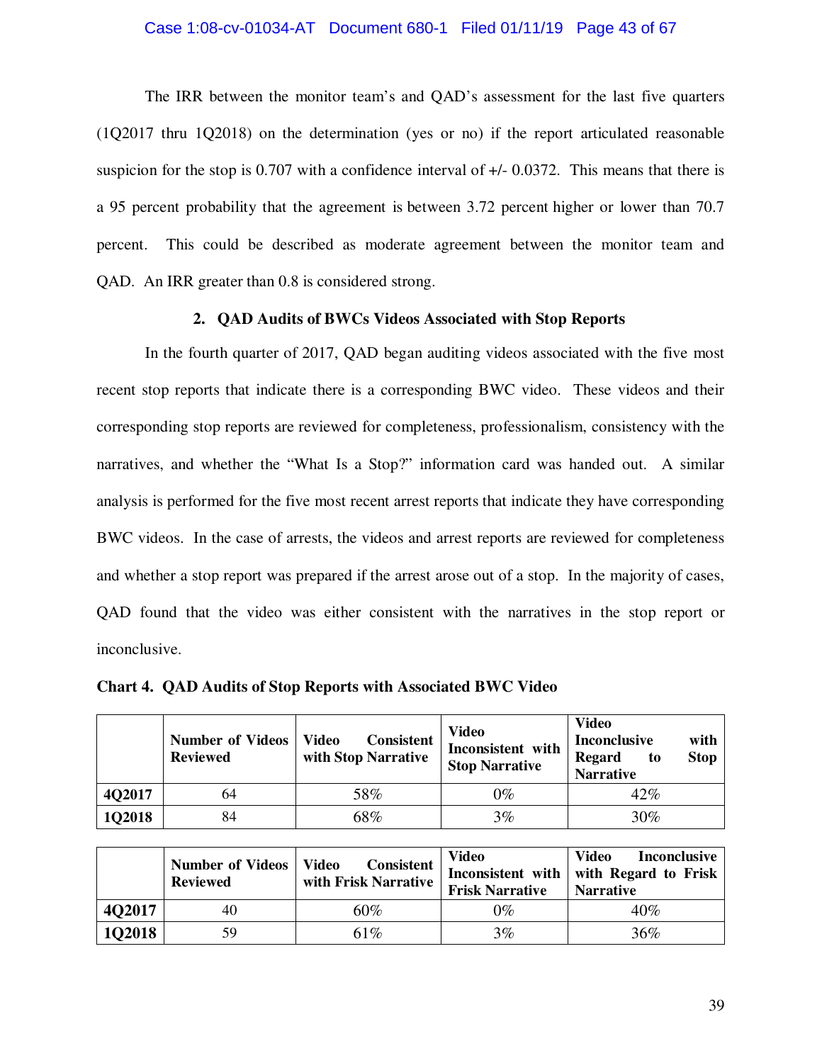The IRR between the monitor team's and QAD's assessment for the last five quarters (1Q2017 thru 1Q2018) on the determination (yes or no) if the report articulated reasonable suspicion for the stop is 0.707 with a confidence interval of +/- 0.0372. This means that there is a 95 percent probability that the agreement is between 3.72 percent higher or lower than 70.7 percent. This could be described as moderate agreement between the monitor team and QAD. An IRR greater than 0.8 is considered strong.

### 2. QAD Audits of BWCs Videos Associated with Stop Reports

In the fourth quarter of 2017, QAD began auditing videos associated with the five most recent stop reports that indicate there is a corresponding BWC video. These videos and their corresponding stop reports are reviewed for completeness, professionalism, consistency with the narratives, and whether the "What Is a Stop?" information card was handed out. A similar analysis is performed for the five most recent arrest reports that indicate they have corresponding BWC videos. In the case of arrests, the videos and arrest reports are reviewed for completeness and whether a stop report was prepared if the arrest arose out of a stop. In the majority of cases, QAD found that the video was either consistent with the narratives in the stop report or inconclusive.

**Chart 4. QAD Audits of Stop Reports with Associated BWC Video**

| | Number of Videos Reviewed | Video Consistent with Stop Narrative | Video Inconsistent with Stop Narrative | Video Inconclusive with Regard to Stop Narrative |
|---|---|---|---|---|
| **4Q2017** | 64 | 58% | 0% | 42% |
| **1Q2018** | 84 | 68% | 3% | 30% |

| | Number of Videos Reviewed | Video Consistent with Frisk Narrative | Video Inconsistent with Frisk Narrative | Video Inconclusive with Regard to Frisk Narrative |
|---|---|---|---|---|
| **4Q2017** | 40 | 60% | 0% | 40% |
| **1Q2018** | 59 | 61% | 3% | 36% |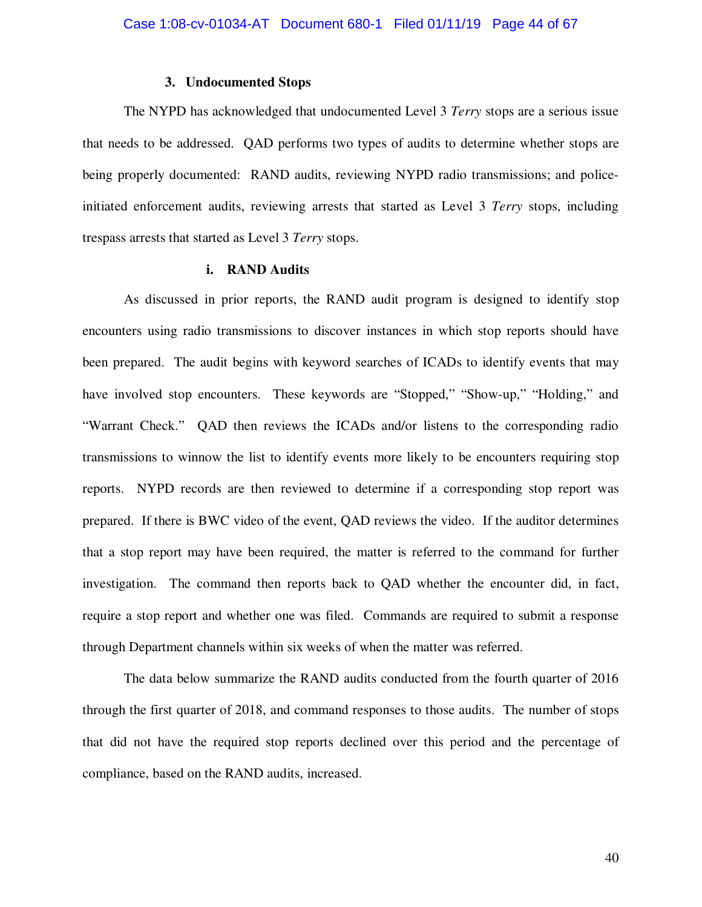### 3. Undocumented Stops

The NYPD has acknowledged that undocumented Level 3 *Terry* stops are a serious issue that needs to be addressed. QAD performs two types of audits to determine whether stops are being properly documented: RAND audits, reviewing NYPD radio transmissions; and police-initiated enforcement audits, reviewing arrests that started as Level 3 *Terry* stops, including trespass arrests that started as Level 3 *Terry* stops.

#### i. RAND Audits

As discussed in prior reports, the RAND audit program is designed to identify stop encounters using radio transmissions to discover instances in which stop reports should have been prepared. The audit begins with keyword searches of ICADs to identify events that may have involved stop encounters. These keywords are "Stopped," "Show-up," "Holding," and "Warrant Check." QAD then reviews the ICADs and/or listens to the corresponding radio transmissions to winnow the list to identify events more likely to be encounters requiring stop reports. NYPD records are then reviewed to determine if a corresponding stop report was prepared. If there is BWC video of the event, QAD reviews the video. If the auditor determines that a stop report may have been required, the matter is referred to the command for further investigation. The command then reports back to QAD whether the encounter did, in fact, require a stop report and whether one was filed. Commands are required to submit a response through Department channels within six weeks of when the matter was referred.

The data below summarize the RAND audits conducted from the fourth quarter of 2016 through the first quarter of 2018, and command responses to those audits. The number of stops that did not have the required stop reports declined over this period and the percentage of compliance, based on the RAND audits, increased.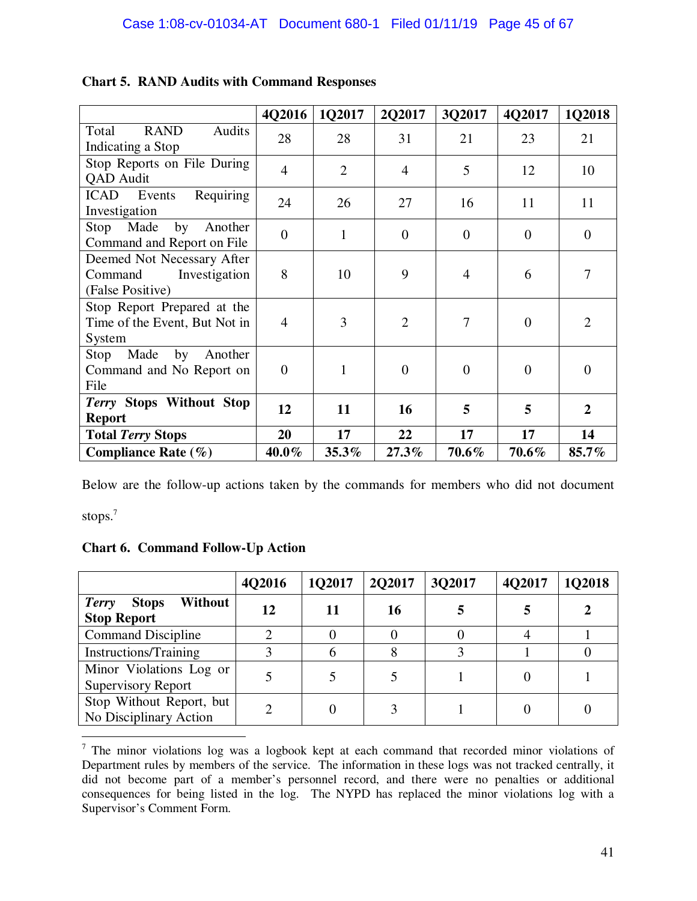**Chart 5. RAND Audits with Command Responses**

| | 4Q2016 | 1Q2017 | 2Q2017 | 3Q2017 | 4Q2017 | 1Q2018 |
|---|---|---|---|---|---|---|
| Total RAND Audits Indicating a Stop | 28 | 28 | 31 | 21 | 23 | 21 |
| Stop Reports on File During QAD Audit | 4 | 2 | 4 | 5 | 12 | 10 |
| ICAD Events Requiring Investigation | 24 | 26 | 27 | 16 | 11 | 11 |
| Stop Made by Another Command and Report on File | 0 | 1 | 0 | 0 | 0 | 0 |
| Deemed Not Necessary After Command Investigation (False Positive) | 8 | 10 | 9 | 4 | 6 | 7 |
| Stop Report Prepared at the Time of the Event, But Not in System | 4 | 3 | 2 | 7 | 0 | 2 |
| Stop Made by Another Command and No Report on File | 0 | 1 | 0 | 0 | 0 | 0 |
| ***Terry* Stops Without Stop Report** | **12** | **11** | **16** | **5** | **5** | **2** |
| **Total *Terry* Stops** | **20** | **17** | **22** | **17** | **17** | **14** |
| **Compliance Rate (%)** | **40.0%** | **35.3%** | **27.3%** | **70.6%** | **70.6%** | **85.7%** |

Below are the follow-up actions taken by the commands for members who did not document stops.[7]

**Chart 6. Command Follow-Up Action**

| | 4Q2016 | 1Q2017 | 2Q2017 | 3Q2017 | 4Q2017 | 1Q2018 |
|---|---|---|---|---|---|---|
| ***Terry* Stops Without Stop Report** | **12** | **11** | **16** | **5** | **5** | **2** |
| Command Discipline | 2 | 0 | 0 | 0 | 4 | 1 |
| Instructions/Training | 3 | 6 | 8 | 3 | 1 | 0 |
| Minor Violations Log or Supervisory Report | 5 | 5 | 5 | 1 | 0 | 1 |
| Stop Without Report, but No Disciplinary Action | 2 | 0 | 3 | 1 | 0 | 0 |

[7] The minor violations log was a logbook kept at each command that recorded minor violations of Department rules by members of the service. The information in these logs was not tracked centrally, it did not become part of a member's personnel record, and there were no penalties or additional consequences for being listed in the log. The NYPD has replaced the minor violations log with a Supervisor's Comment Form.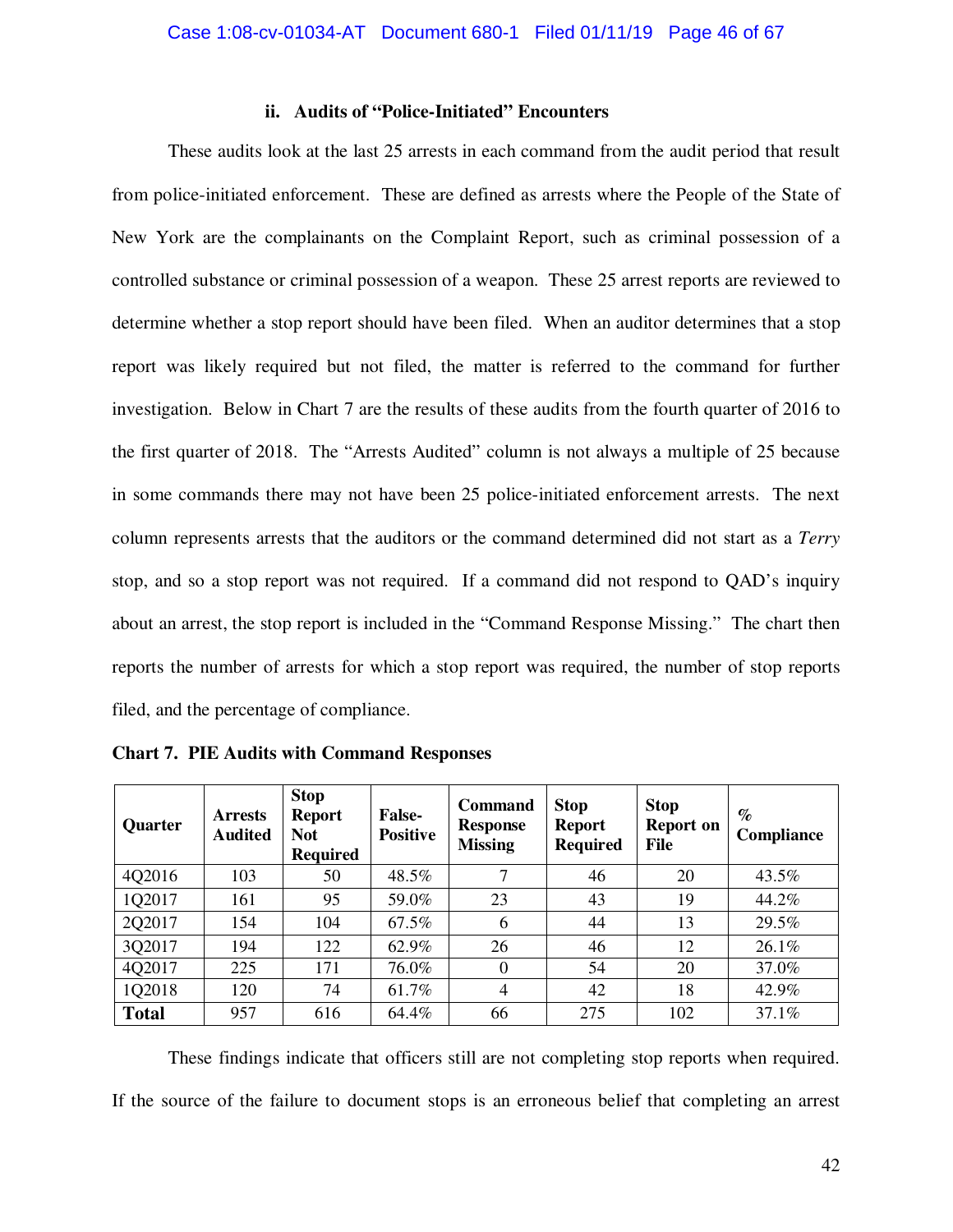### ii. Audits of "Police-Initiated" Encounters

These audits look at the last 25 arrests in each command from the audit period that result from police-initiated enforcement. These are defined as arrests where the People of the State of New York are the complainants on the Complaint Report, such as criminal possession of a controlled substance or criminal possession of a weapon. These 25 arrest reports are reviewed to determine whether a stop report should have been filed. When an auditor determines that a stop report was likely required but not filed, the matter is referred to the command for further investigation. Below in Chart 7 are the results of these audits from the fourth quarter of 2016 to the first quarter of 2018. The "Arrests Audited" column is not always a multiple of 25 because in some commands there may not have been 25 police-initiated enforcement arrests. The next column represents arrests that the auditors or the command determined did not start as a *Terry* stop, and so a stop report was not required. If a command did not respond to QAD's inquiry about an arrest, the stop report is included in the "Command Response Missing." The chart then reports the number of arrests for which a stop report was required, the number of stop reports filed, and the percentage of compliance.

**Chart 7. PIE Audits with Command Responses**

| Quarter | Arrests Audited | Stop Report Not Required | False-Positive | Command Response Missing | Stop Report Required | Stop Report on File | % Compliance |
|---|---|---|---|---|---|---|---|
| 4Q2016 | 103 | 50 | 48.5% | 7 | 46 | 20 | 43.5% |
| 1Q2017 | 161 | 95 | 59.0% | 23 | 43 | 19 | 44.2% |
| 2Q2017 | 154 | 104 | 67.5% | 6 | 44 | 13 | 29.5% |
| 3Q2017 | 194 | 122 | 62.9% | 26 | 46 | 12 | 26.1% |
| 4Q2017 | 225 | 171 | 76.0% | 0 | 54 | 20 | 37.0% |
| 1Q2018 | 120 | 74 | 61.7% | 4 | 42 | 18 | 42.9% |
| **Total** | 957 | 616 | 64.4% | 66 | 275 | 102 | 37.1% |

These findings indicate that officers still are not completing stop reports when required. If the source of the failure to document stops is an erroneous belief that completing an arrest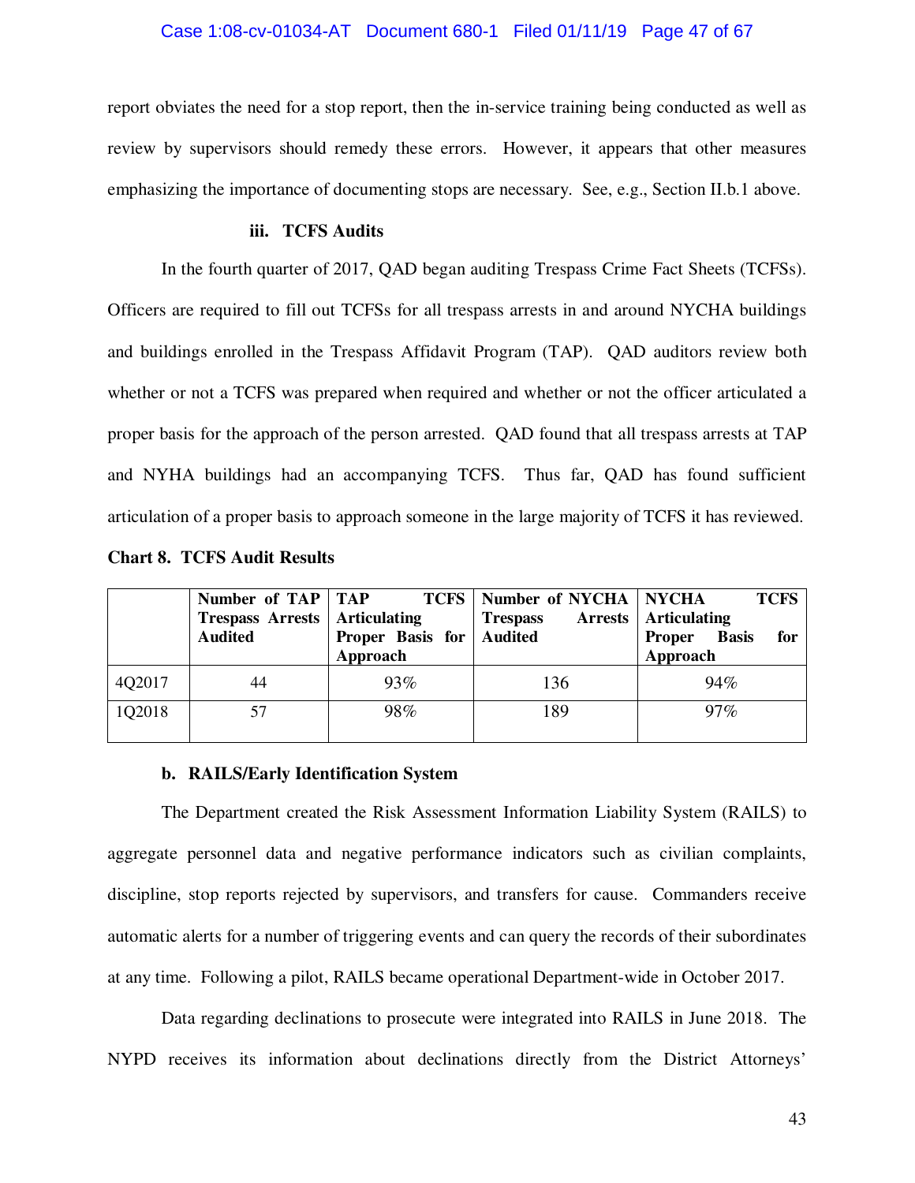report obviates the need for a stop report, then the in-service training being conducted as well as review by supervisors should remedy these errors. However, it appears that other measures emphasizing the importance of documenting stops are necessary. See, e.g., Section II.b.1 above.

#### iii. TCFS Audits

In the fourth quarter of 2017, QAD began auditing Trespass Crime Fact Sheets (TCFSs). Officers are required to fill out TCFSs for all trespass arrests in and around NYCHA buildings and buildings enrolled in the Trespass Affidavit Program (TAP). QAD auditors review both whether or not a TCFS was prepared when required and whether or not the officer articulated a proper basis for the approach of the person arrested. QAD found that all trespass arrests at TAP and NYHA buildings had an accompanying TCFS. Thus far, QAD has found sufficient articulation of a proper basis to approach someone in the large majority of TCFS it has reviewed.

**Chart 8. TCFS Audit Results**

| | Number of TAP Trespass Arrests Audited | TAP TCFS Articulating Proper Basis for Approach | Number of NYCHA Trespass Arrests Audited | NYCHA TCFS Articulating Proper Basis for Approach |
|---|---|---|---|---|
| 4Q2017 | 44 | 93% | 136 | 94% |
| 1Q2018 | 57 | 98% | 189 | 97% |

### b. RAILS/Early Identification System

The Department created the Risk Assessment Information Liability System (RAILS) to aggregate personnel data and negative performance indicators such as civilian complaints, discipline, stop reports rejected by supervisors, and transfers for cause. Commanders receive automatic alerts for a number of triggering events and can query the records of their subordinates at any time. Following a pilot, RAILS became operational Department-wide in October 2017.

Data regarding declinations to prosecute were integrated into RAILS in June 2018. The NYPD receives its information about declinations directly from the District Attorneys'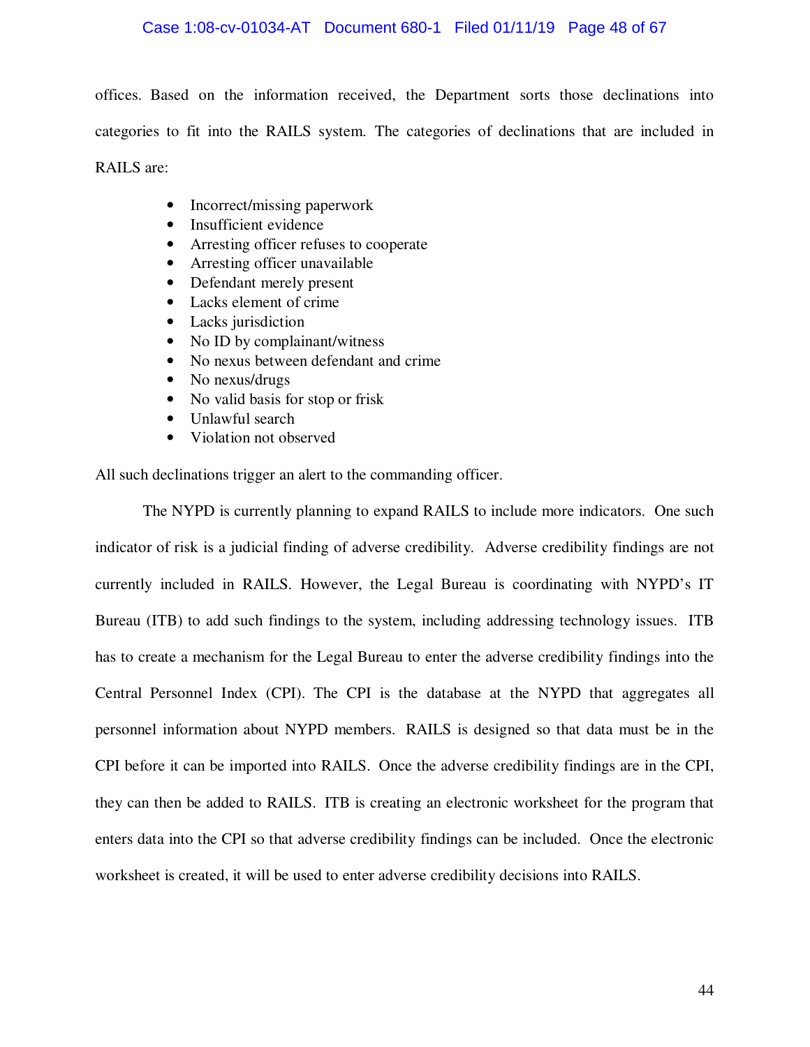offices. Based on the information received, the Department sorts those declinations into categories to fit into the RAILS system. The categories of declinations that are included in RAILS are:

- Incorrect/missing paperwork
- Insufficient evidence
- Arresting officer refuses to cooperate
- Arresting officer unavailable
- Defendant merely present
- Lacks element of crime
- Lacks jurisdiction
- No ID by complainant/witness
- No nexus between defendant and crime
- No nexus/drugs
- No valid basis for stop or frisk
- Unlawful search
- Violation not observed

All such declinations trigger an alert to the commanding officer.

The NYPD is currently planning to expand RAILS to include more indicators. One such indicator of risk is a judicial finding of adverse credibility. Adverse credibility findings are not currently included in RAILS. However, the Legal Bureau is coordinating with NYPD's IT Bureau (ITB) to add such findings to the system, including addressing technology issues. ITB has to create a mechanism for the Legal Bureau to enter the adverse credibility findings into the Central Personnel Index (CPI). The CPI is the database at the NYPD that aggregates all personnel information about NYPD members. RAILS is designed so that data must be in the CPI before it can be imported into RAILS. Once the adverse credibility findings are in the CPI, they can then be added to RAILS. ITB is creating an electronic worksheet for the program that enters data into the CPI so that adverse credibility findings can be included. Once the electronic worksheet is created, it will be used to enter adverse credibility decisions into RAILS.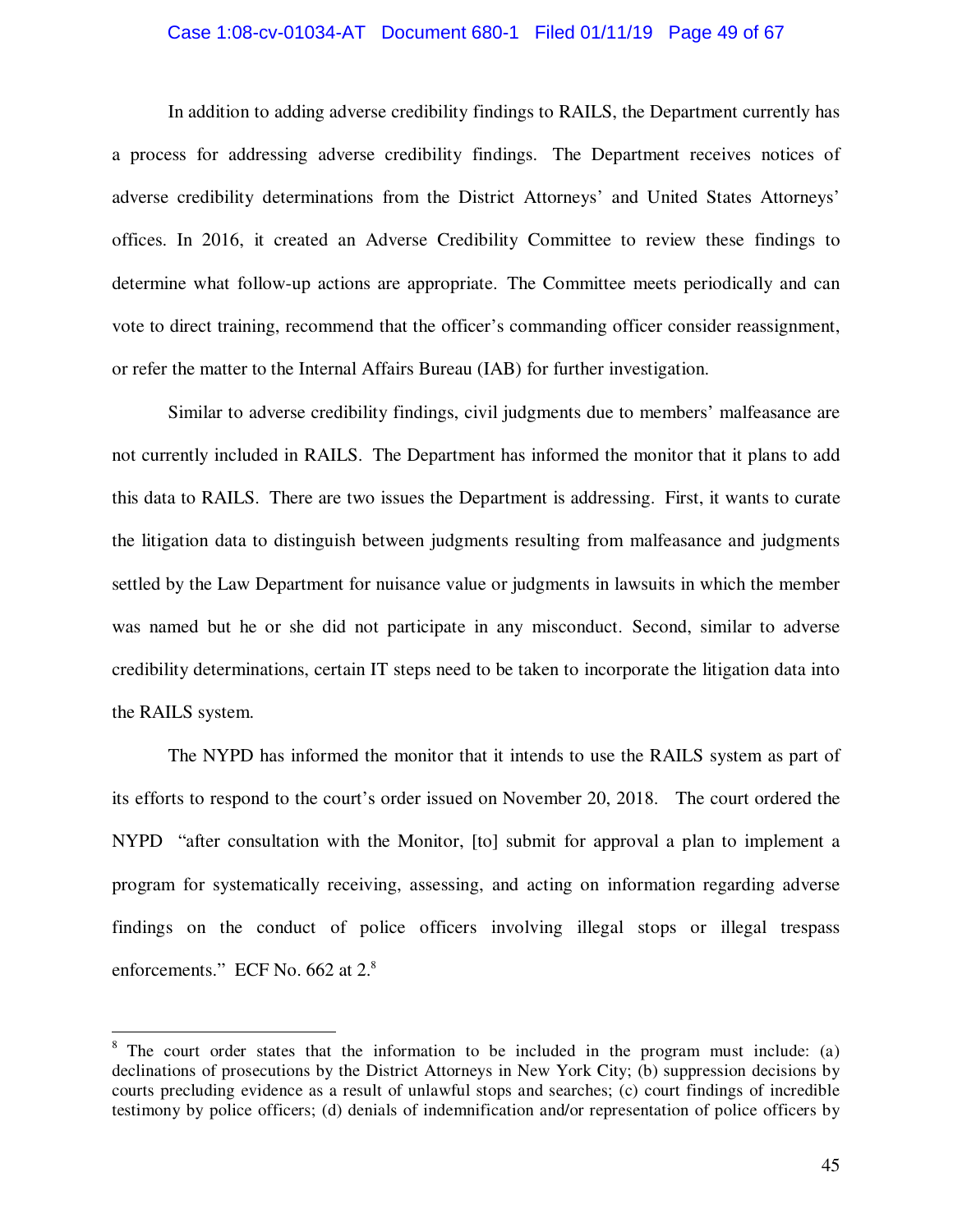In addition to adding adverse credibility findings to RAILS, the Department currently has a process for addressing adverse credibility findings. The Department receives notices of adverse credibility determinations from the District Attorneys' and United States Attorneys' offices. In 2016, it created an Adverse Credibility Committee to review these findings to determine what follow-up actions are appropriate. The Committee meets periodically and can vote to direct training, recommend that the officer's commanding officer consider reassignment, or refer the matter to the Internal Affairs Bureau (IAB) for further investigation.

Similar to adverse credibility findings, civil judgments due to members' malfeasance are not currently included in RAILS. The Department has informed the monitor that it plans to add this data to RAILS. There are two issues the Department is addressing. First, it wants to curate the litigation data to distinguish between judgments resulting from malfeasance and judgments settled by the Law Department for nuisance value or judgments in lawsuits in which the member was named but he or she did not participate in any misconduct. Second, similar to adverse credibility determinations, certain IT steps need to be taken to incorporate the litigation data into the RAILS system.

The NYPD has informed the monitor that it intends to use the RAILS system as part of its efforts to respond to the court's order issued on November 20, 2018. The court ordered the NYPD "after consultation with the Monitor, [to] submit for approval a plan to implement a program for systematically receiving, assessing, and acting on information regarding adverse findings on the conduct of police officers involving illegal stops or illegal trespass enforcements." ECF No. 662 at 2.[8]

---

[8] The court order states that the information to be included in the program must include: (a) declinations of prosecutions by the District Attorneys in New York City; (b) suppression decisions by courts precluding evidence as a result of unlawful stops and searches; (c) court findings of incredible testimony by police officers; (d) denials of indemnification and/or representation of police officers by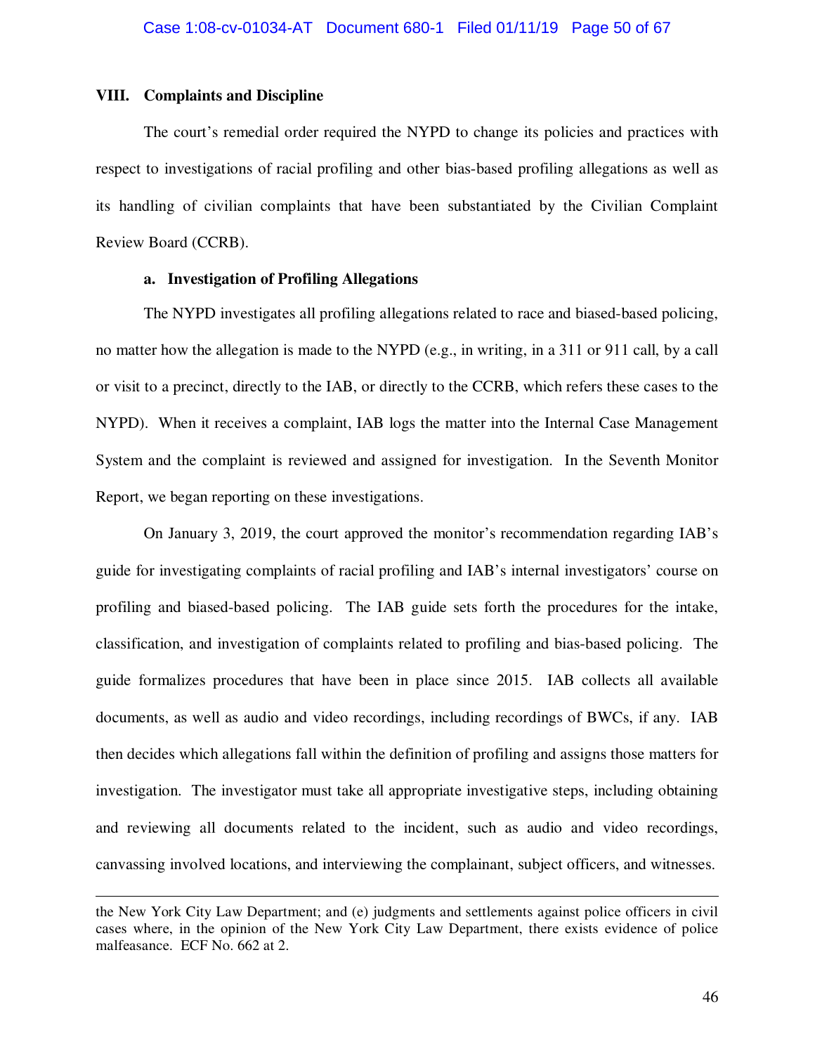## VIII. Complaints and Discipline

The court's remedial order required the NYPD to change its policies and practices with respect to investigations of racial profiling and other bias-based profiling allegations as well as its handling of civilian complaints that have been substantiated by the Civilian Complaint Review Board (CCRB).

### a. Investigation of Profiling Allegations

The NYPD investigates all profiling allegations related to race and biased-based policing, no matter how the allegation is made to the NYPD (e.g., in writing, in a 311 or 911 call, by a call or visit to a precinct, directly to the IAB, or directly to the CCRB, which refers these cases to the NYPD). When it receives a complaint, IAB logs the matter into the Internal Case Management System and the complaint is reviewed and assigned for investigation. In the Seventh Monitor Report, we began reporting on these investigations.

On January 3, 2019, the court approved the monitor's recommendation regarding IAB's guide for investigating complaints of racial profiling and IAB's internal investigators' course on profiling and biased-based policing. The IAB guide sets forth the procedures for the intake, classification, and investigation of complaints related to profiling and bias-based policing. The guide formalizes procedures that have been in place since 2015. IAB collects all available documents, as well as audio and video recordings, including recordings of BWCs, if any. IAB then decides which allegations fall within the definition of profiling and assigns those matters for investigation. The investigator must take all appropriate investigative steps, including obtaining and reviewing all documents related to the incident, such as audio and video recordings, canvassing involved locations, and interviewing the complainant, subject officers, and witnesses.

---

the New York City Law Department; and (e) judgments and settlements against police officers in civil cases where, in the opinion of the New York City Law Department, there exists evidence of police malfeasance. ECF No. 662 at 2.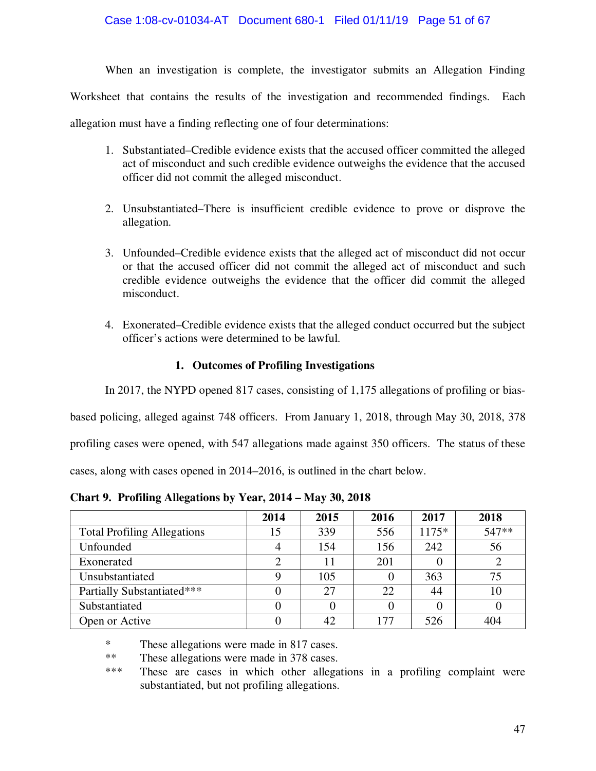When an investigation is complete, the investigator submits an Allegation Finding Worksheet that contains the results of the investigation and recommended findings. Each allegation must have a finding reflecting one of four determinations:

1. Substantiated–Credible evidence exists that the accused officer committed the alleged act of misconduct and such credible evidence outweighs the evidence that the accused officer did not commit the alleged misconduct.

2. Unsubstantiated–There is insufficient credible evidence to prove or disprove the allegation.

3. Unfounded–Credible evidence exists that the alleged act of misconduct did not occur or that the accused officer did not commit the alleged act of misconduct and such credible evidence outweighs the evidence that the officer did commit the alleged misconduct.

4. Exonerated–Credible evidence exists that the alleged conduct occurred but the subject officer's actions were determined to be lawful.

### 1. Outcomes of Profiling Investigations

In 2017, the NYPD opened 817 cases, consisting of 1,175 allegations of profiling or bias-based policing, alleged against 748 officers. From January 1, 2018, through May 30, 2018, 378 profiling cases were opened, with 547 allegations made against 350 officers. The status of these cases, along with cases opened in 2014–2016, is outlined in the chart below.

**Chart 9. Profiling Allegations by Year, 2014 – May 30, 2018**

| | 2014 | 2015 | 2016 | 2017 | 2018 |
|---|---|---|---|---|---|
| Total Profiling Allegations | 15 | 339 | 556 | 1175* | 547** |
| Unfounded | 4 | 154 | 156 | 242 | 56 |
| Exonerated | 2 | 11 | 201 | 0 | 2 |
| Unsubstantiated | 9 | 105 | 0 | 363 | 75 |
| Partially Substantiated*** | 0 | 27 | 22 | 44 | 10 |
| Substantiated | 0 | 0 | 0 | 0 | 0 |
| Open or Active | 0 | 42 | 177 | 526 | 404 |

\* These allegations were made in 817 cases.

\** These allegations were made in 378 cases.

\*** These are cases in which other allegations in a profiling complaint were substantiated, but not profiling allegations.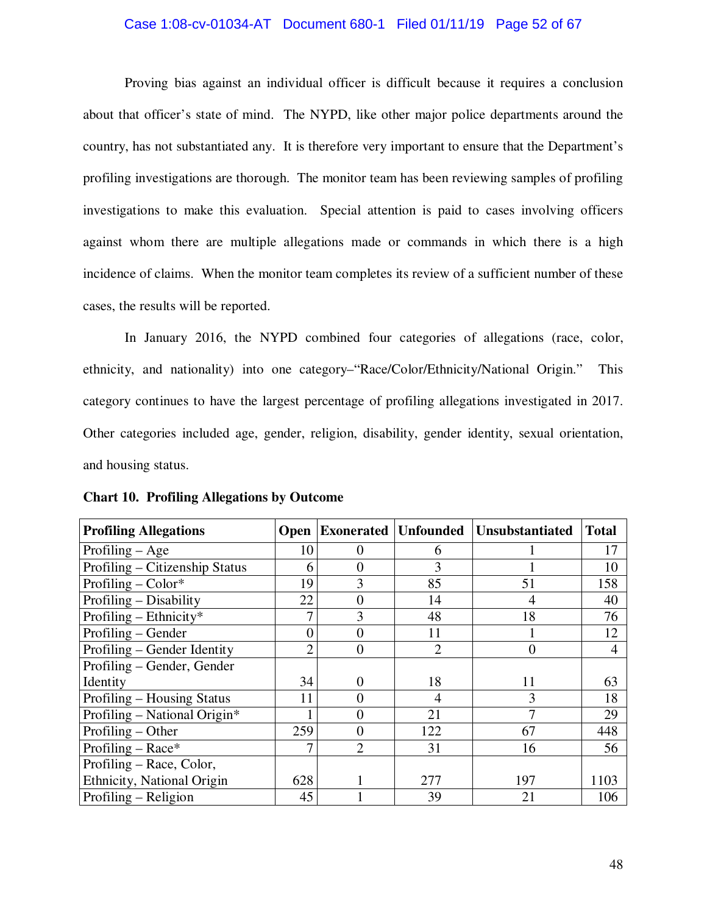Proving bias against an individual officer is difficult because it requires a conclusion about that officer's state of mind. The NYPD, like other major police departments around the country, has not substantiated any. It is therefore very important to ensure that the Department's profiling investigations are thorough. The monitor team has been reviewing samples of profiling investigations to make this evaluation. Special attention is paid to cases involving officers against whom there are multiple allegations made or commands in which there is a high incidence of claims. When the monitor team completes its review of a sufficient number of these cases, the results will be reported.

In January 2016, the NYPD combined four categories of allegations (race, color, ethnicity, and nationality) into one category–"Race/Color/Ethnicity/National Origin." This category continues to have the largest percentage of profiling allegations investigated in 2017. Other categories included age, gender, religion, disability, gender identity, sexual orientation, and housing status.

**Chart 10. Profiling Allegations by Outcome**

| Profiling Allegations | Open | Exonerated | Unfounded | Unsubstantiated | Total |
|---|---|---|---|---|---|
| Profiling – Age | 10 | 0 | 6 | 1 | 17 |
| Profiling – Citizenship Status | 6 | 0 | 3 | 1 | 10 |
| Profiling – Color* | 19 | 3 | 85 | 51 | 158 |
| Profiling – Disability | 22 | 0 | 14 | 4 | 40 |
| Profiling – Ethnicity* | 7 | 3 | 48 | 18 | 76 |
| Profiling – Gender | 0 | 0 | 11 | 1 | 12 |
| Profiling – Gender Identity | 2 | 0 | 2 | 0 | 4 |
| Profiling – Gender, Gender Identity | 34 | 0 | 18 | 11 | 63 |
| Profiling – Housing Status | 11 | 0 | 4 | 3 | 18 |
| Profiling – National Origin* | 1 | 0 | 21 | 7 | 29 |
| Profiling – Other | 259 | 0 | 122 | 67 | 448 |
| Profiling – Race* | 7 | 2 | 31 | 16 | 56 |
| Profiling – Race, Color, Ethnicity, National Origin | 628 | 1 | 277 | 197 | 1103 |
| Profiling – Religion | 45 | 1 | 39 | 21 | 106 |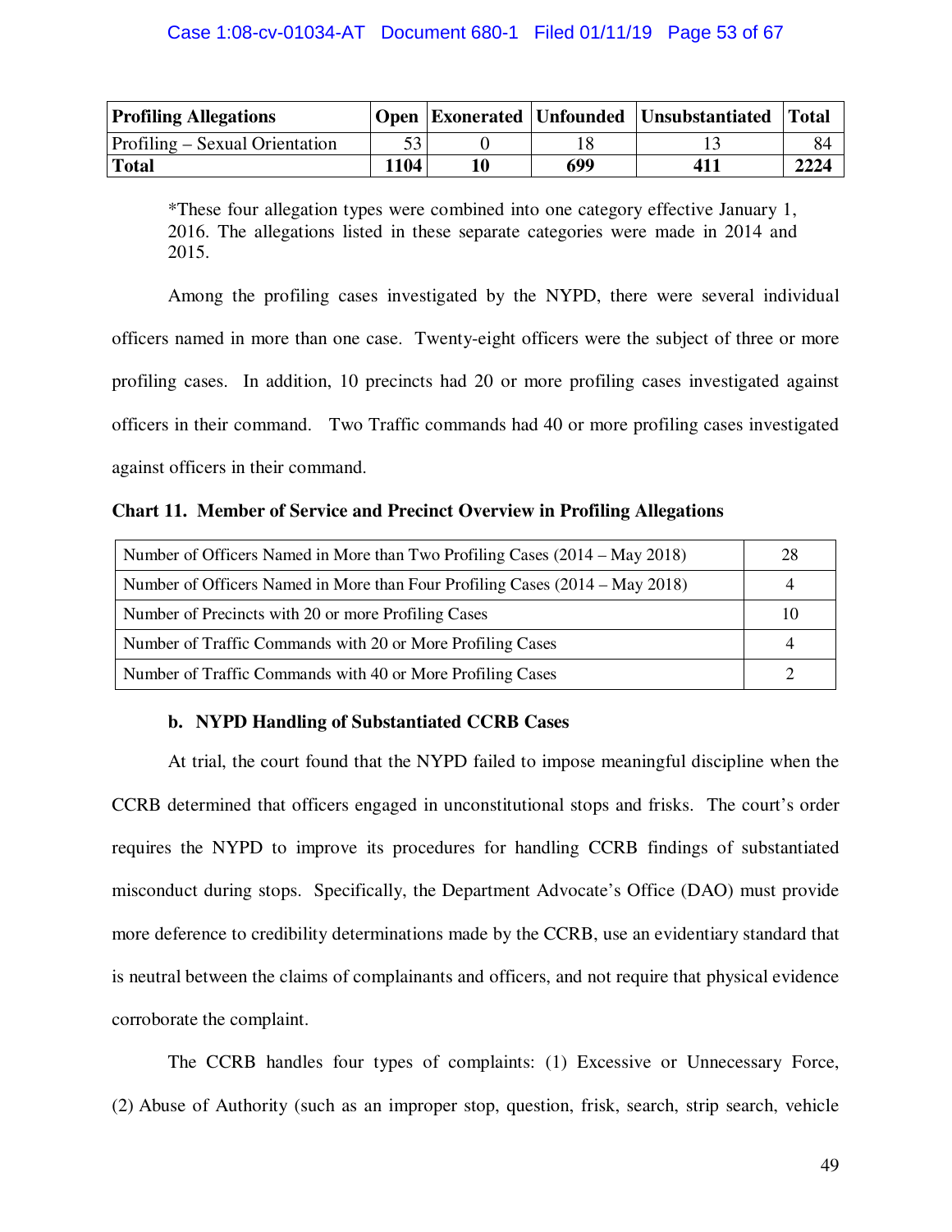| Profiling Allegations | Open | Exonerated | Unfounded | Unsubstantiated | Total |
|---|---|---|---|---|---|
| Profiling – Sexual Orientation | 53 | 0 | 18 | 13 | 84 |
| **Total** | **1104** | **10** | **699** | **411** | **2224** |

*These four allegation types were combined into one category effective January 1, 2016. The allegations listed in these separate categories were made in 2014 and 2015.

Among the profiling cases investigated by the NYPD, there were several individual officers named in more than one case. Twenty-eight officers were the subject of three or more profiling cases. In addition, 10 precincts had 20 or more profiling cases investigated against officers in their command. Two Traffic commands had 40 or more profiling cases investigated against officers in their command.

**Chart 11. Member of Service and Precinct Overview in Profiling Allegations**

| | |
|---|---|
| Number of Officers Named in More than Two Profiling Cases (2014 – May 2018) | 28 |
| Number of Officers Named in More than Four Profiling Cases (2014 – May 2018) | 4 |
| Number of Precincts with 20 or more Profiling Cases | 10 |
| Number of Traffic Commands with 20 or More Profiling Cases | 4 |
| Number of Traffic Commands with 40 or More Profiling Cases | 2 |

#### b. NYPD Handling of Substantiated CCRB Cases

At trial, the court found that the NYPD failed to impose meaningful discipline when the CCRB determined that officers engaged in unconstitutional stops and frisks. The court's order requires the NYPD to improve its procedures for handling CCRB findings of substantiated misconduct during stops. Specifically, the Department Advocate's Office (DAO) must provide more deference to credibility determinations made by the CCRB, use an evidentiary standard that is neutral between the claims of complainants and officers, and not require that physical evidence corroborate the complaint.

The CCRB handles four types of complaints: (1) Excessive or Unnecessary Force, (2) Abuse of Authority (such as an improper stop, question, frisk, search, strip search, vehicle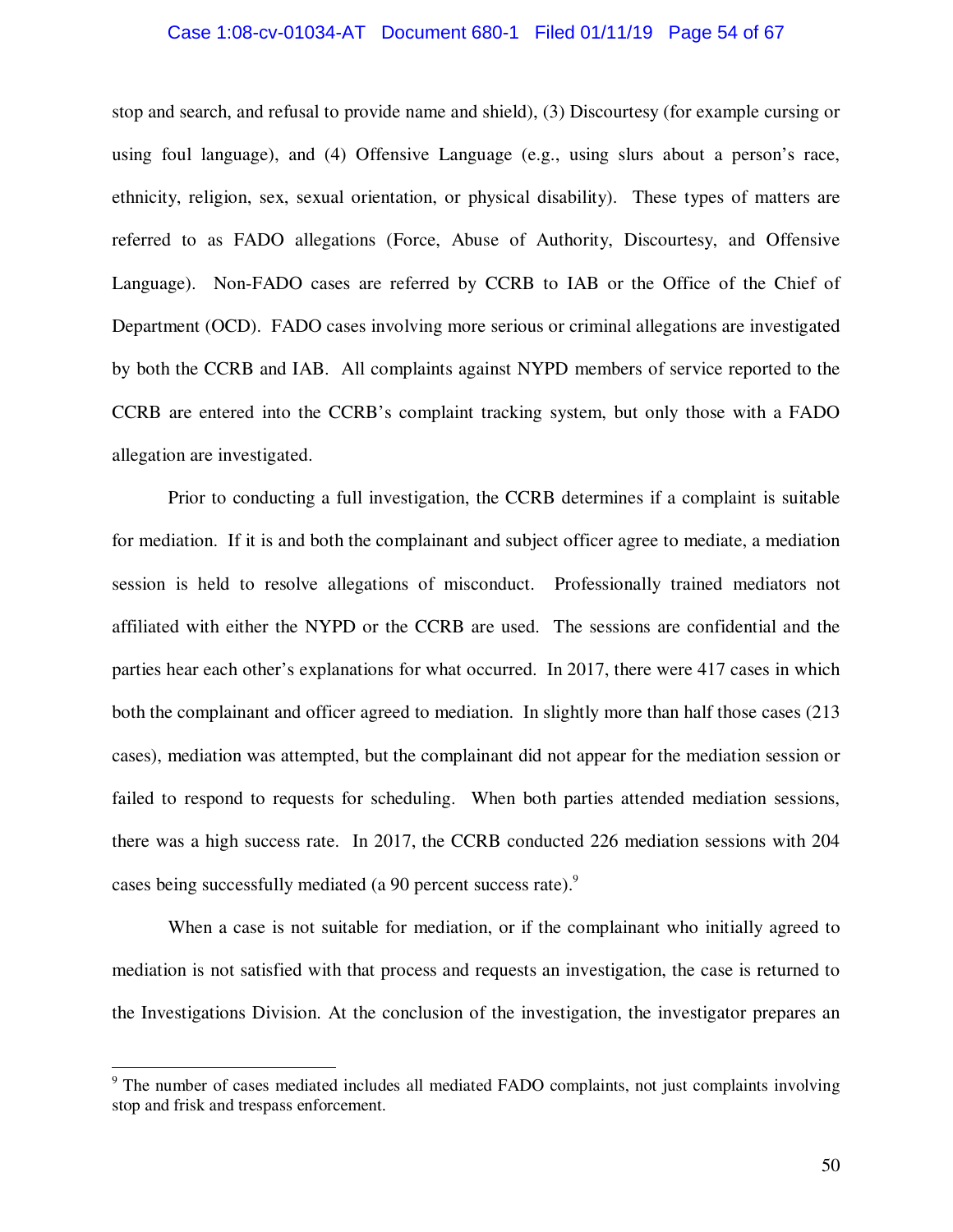stop and search, and refusal to provide name and shield), (3) Discourtesy (for example cursing or using foul language), and (4) Offensive Language (e.g., using slurs about a person's race, ethnicity, religion, sex, sexual orientation, or physical disability). These types of matters are referred to as FADO allegations (Force, Abuse of Authority, Discourtesy, and Offensive Language). Non-FADO cases are referred by CCRB to IAB or the Office of the Chief of Department (OCD). FADO cases involving more serious or criminal allegations are investigated by both the CCRB and IAB. All complaints against NYPD members of service reported to the CCRB are entered into the CCRB's complaint tracking system, but only those with a FADO allegation are investigated.

Prior to conducting a full investigation, the CCRB determines if a complaint is suitable for mediation. If it is and both the complainant and subject officer agree to mediate, a mediation session is held to resolve allegations of misconduct. Professionally trained mediators not affiliated with either the NYPD or the CCRB are used. The sessions are confidential and the parties hear each other's explanations for what occurred. In 2017, there were 417 cases in which both the complainant and officer agreed to mediation. In slightly more than half those cases (213 cases), mediation was attempted, but the complainant did not appear for the mediation session or failed to respond to requests for scheduling. When both parties attended mediation sessions, there was a high success rate. In 2017, the CCRB conducted 226 mediation sessions with 204 cases being successfully mediated (a 90 percent success rate).[9]

When a case is not suitable for mediation, or if the complainant who initially agreed to mediation is not satisfied with that process and requests an investigation, the case is returned to the Investigations Division. At the conclusion of the investigation, the investigator prepares an

---

[9] The number of cases mediated includes all mediated FADO complaints, not just complaints involving stop and frisk and trespass enforcement.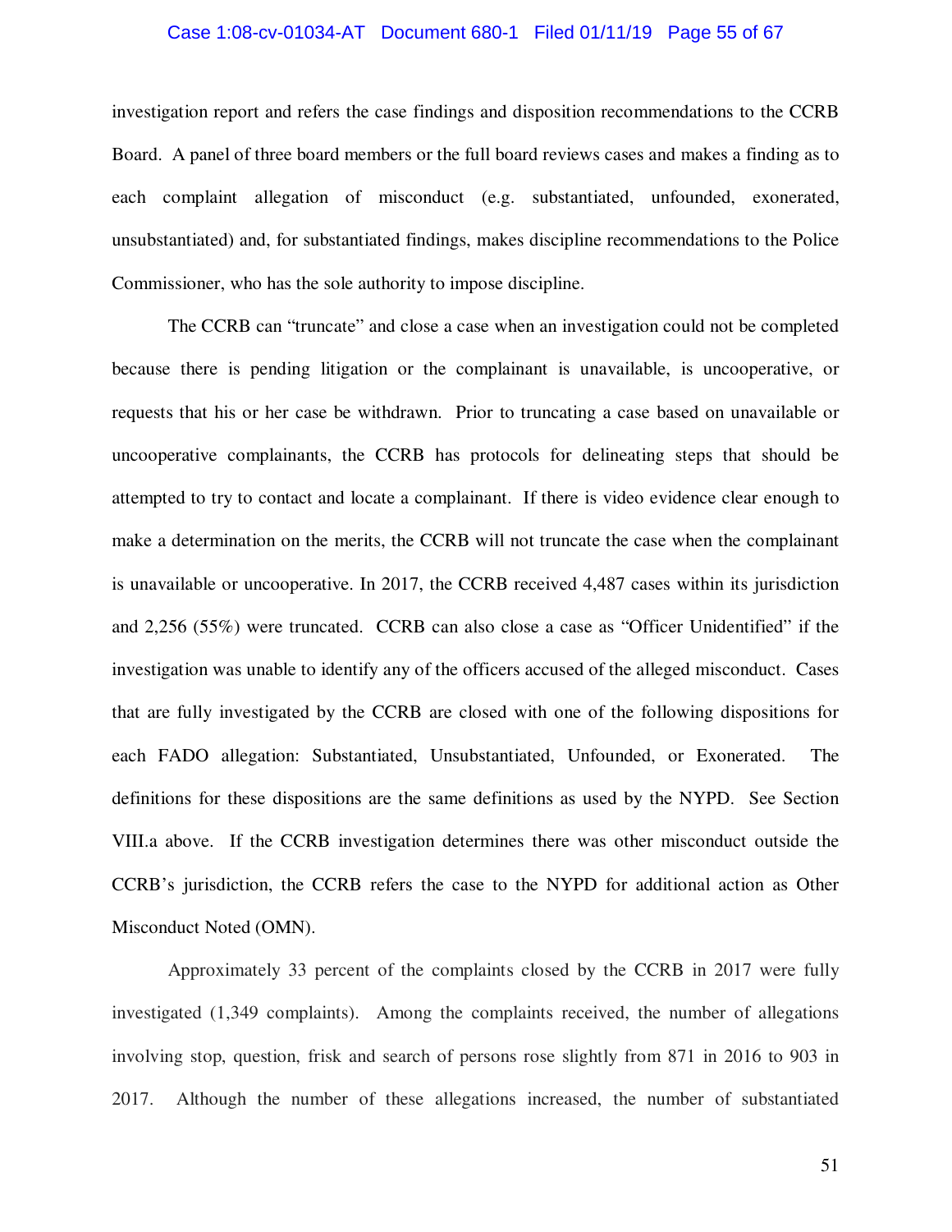investigation report and refers the case findings and disposition recommendations to the CCRB Board. A panel of three board members or the full board reviews cases and makes a finding as to each complaint allegation of misconduct (e.g. substantiated, unfounded, exonerated, unsubstantiated) and, for substantiated findings, makes discipline recommendations to the Police Commissioner, who has the sole authority to impose discipline.

The CCRB can "truncate" and close a case when an investigation could not be completed because there is pending litigation or the complainant is unavailable, is uncooperative, or requests that his or her case be withdrawn. Prior to truncating a case based on unavailable or uncooperative complainants, the CCRB has protocols for delineating steps that should be attempted to try to contact and locate a complainant. If there is video evidence clear enough to make a determination on the merits, the CCRB will not truncate the case when the complainant is unavailable or uncooperative. In 2017, the CCRB received 4,487 cases within its jurisdiction and 2,256 (55%) were truncated. CCRB can also close a case as "Officer Unidentified" if the investigation was unable to identify any of the officers accused of the alleged misconduct. Cases that are fully investigated by the CCRB are closed with one of the following dispositions for each FADO allegation: Substantiated, Unsubstantiated, Unfounded, or Exonerated. The definitions for these dispositions are the same definitions as used by the NYPD. See Section VIII.a above. If the CCRB investigation determines there was other misconduct outside the CCRB's jurisdiction, the CCRB refers the case to the NYPD for additional action as Other Misconduct Noted (OMN).

Approximately 33 percent of the complaints closed by the CCRB in 2017 were fully investigated (1,349 complaints). Among the complaints received, the number of allegations involving stop, question, frisk and search of persons rose slightly from 871 in 2016 to 903 in 2017. Although the number of these allegations increased, the number of substantiated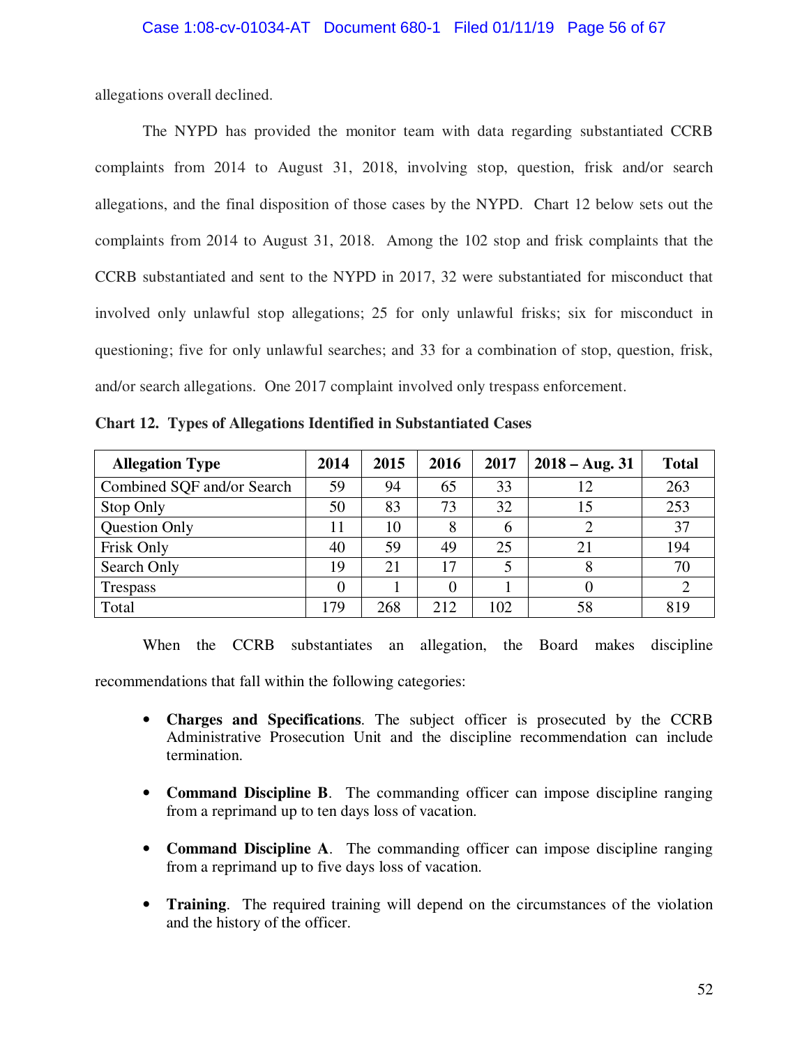allegations overall declined.

The NYPD has provided the monitor team with data regarding substantiated CCRB complaints from 2014 to August 31, 2018, involving stop, question, frisk and/or search allegations, and the final disposition of those cases by the NYPD. Chart 12 below sets out the complaints from 2014 to August 31, 2018. Among the 102 stop and frisk complaints that the CCRB substantiated and sent to the NYPD in 2017, 32 were substantiated for misconduct that involved only unlawful stop allegations; 25 for only unlawful frisks; six for misconduct in questioning; five for only unlawful searches; and 33 for a combination of stop, question, frisk, and/or search allegations. One 2017 complaint involved only trespass enforcement.

**Chart 12. Types of Allegations Identified in Substantiated Cases**

| Allegation Type | 2014 | 2015 | 2016 | 2017 | 2018 – Aug. 31 | Total |
|---|---|---|---|---|---|---|
| Combined SQF and/or Search | 59 | 94 | 65 | 33 | 12 | 263 |
| Stop Only | 50 | 83 | 73 | 32 | 15 | 253 |
| Question Only | 11 | 10 | 8 | 6 | 2 | 37 |
| Frisk Only | 40 | 59 | 49 | 25 | 21 | 194 |
| Search Only | 19 | 21 | 17 | 5 | 8 | 70 |
| Trespass | 0 | 1 | 0 | 1 | 0 | 2 |
| Total | 179 | 268 | 212 | 102 | 58 | 819 |

When the CCRB substantiates an allegation, the Board makes discipline recommendations that fall within the following categories:

- **Charges and Specifications**. The subject officer is prosecuted by the CCRB Administrative Prosecution Unit and the discipline recommendation can include termination.

- **Command Discipline B**. The commanding officer can impose discipline ranging from a reprimand up to ten days loss of vacation.

- **Command Discipline A**. The commanding officer can impose discipline ranging from a reprimand up to five days loss of vacation.

- **Training**. The required training will depend on the circumstances of the violation and the history of the officer.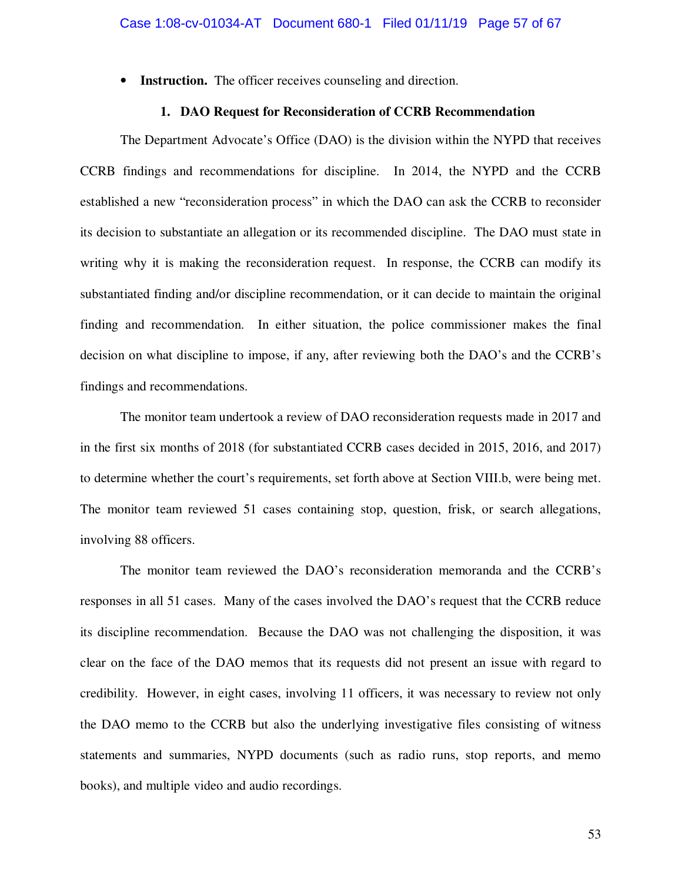- **Instruction.** The officer receives counseling and direction.

### 1. DAO Request for Reconsideration of CCRB Recommendation

The Department Advocate's Office (DAO) is the division within the NYPD that receives CCRB findings and recommendations for discipline. In 2014, the NYPD and the CCRB established a new "reconsideration process" in which the DAO can ask the CCRB to reconsider its decision to substantiate an allegation or its recommended discipline. The DAO must state in writing why it is making the reconsideration request. In response, the CCRB can modify its substantiated finding and/or discipline recommendation, or it can decide to maintain the original finding and recommendation. In either situation, the police commissioner makes the final decision on what discipline to impose, if any, after reviewing both the DAO's and the CCRB's findings and recommendations.

The monitor team undertook a review of DAO reconsideration requests made in 2017 and in the first six months of 2018 (for substantiated CCRB cases decided in 2015, 2016, and 2017) to determine whether the court's requirements, set forth above at Section VIII.b, were being met. The monitor team reviewed 51 cases containing stop, question, frisk, or search allegations, involving 88 officers.

The monitor team reviewed the DAO's reconsideration memoranda and the CCRB's responses in all 51 cases. Many of the cases involved the DAO's request that the CCRB reduce its discipline recommendation. Because the DAO was not challenging the disposition, it was clear on the face of the DAO memos that its requests did not present an issue with regard to credibility. However, in eight cases, involving 11 officers, it was necessary to review not only the DAO memo to the CCRB but also the underlying investigative files consisting of witness statements and summaries, NYPD documents (such as radio runs, stop reports, and memo books), and multiple video and audio recordings.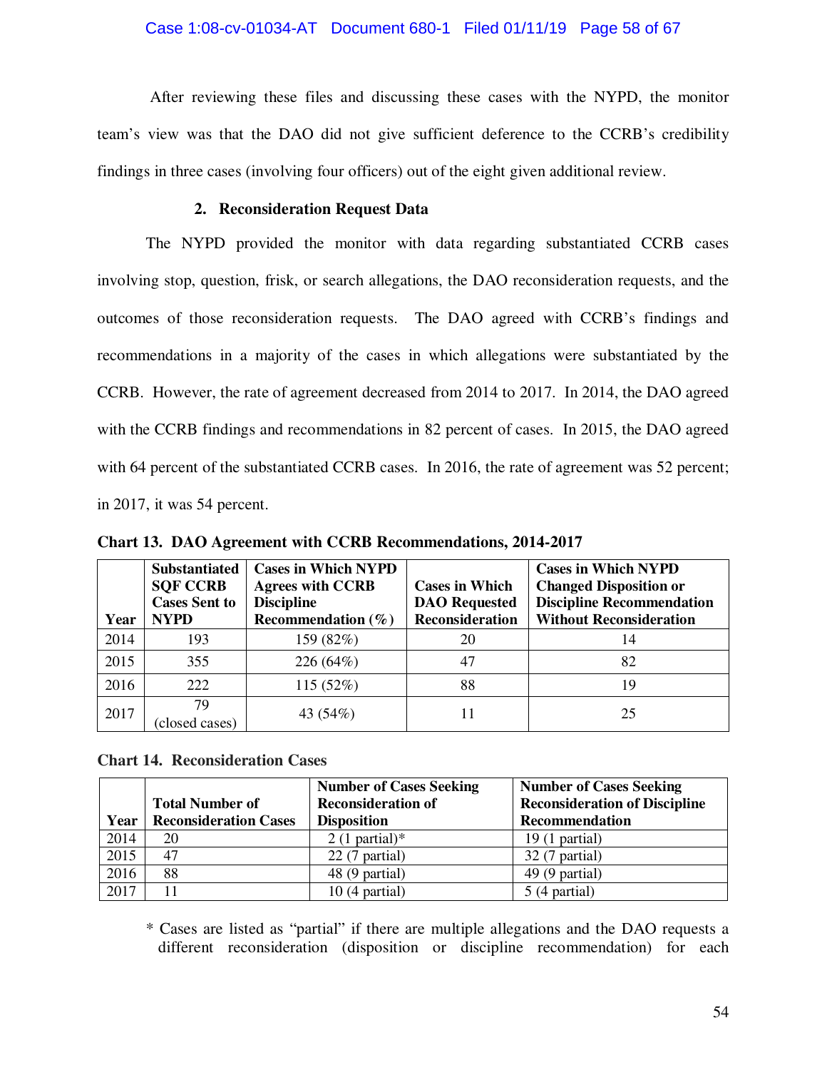After reviewing these files and discussing these cases with the NYPD, the monitor team's view was that the DAO did not give sufficient deference to the CCRB's credibility findings in three cases (involving four officers) out of the eight given additional review.

### 2. Reconsideration Request Data

The NYPD provided the monitor with data regarding substantiated CCRB cases involving stop, question, frisk, or search allegations, the DAO reconsideration requests, and the outcomes of those reconsideration requests. The DAO agreed with CCRB's findings and recommendations in a majority of the cases in which allegations were substantiated by the CCRB. However, the rate of agreement decreased from 2014 to 2017. In 2014, the DAO agreed with the CCRB findings and recommendations in 82 percent of cases. In 2015, the DAO agreed with 64 percent of the substantiated CCRB cases. In 2016, the rate of agreement was 52 percent; in 2017, it was 54 percent.

**Chart 13. DAO Agreement with CCRB Recommendations, 2014-2017**

| Year | Substantiated SQF CCRB Cases Sent to NYPD | Cases in Which NYPD Agrees with CCRB Discipline Recommendation (%) | Cases in Which DAO Requested Reconsideration | Cases in Which NYPD Changed Disposition or Discipline Recommendation Without Reconsideration |
|---|---|---|---|---|
| 2014 | 193 | 159 (82%) | 20 | 14 |
| 2015 | 355 | 226 (64%) | 47 | 82 |
| 2016 | 222 | 115 (52%) | 88 | 19 |
| 2017 | 79 (closed cases) | 43 (54%) | 11 | 25 |

**Chart 14. Reconsideration Cases**

| Year | Total Number of Reconsideration Cases | Number of Cases Seeking Reconsideration of Disposition | Number of Cases Seeking Reconsideration of Discipline Recommendation |
|---|---|---|---|
| 2014 | 20 | 2 (1 partial)* | 19 (1 partial) |
| 2015 | 47 | 22 (7 partial) | 32 (7 partial) |
| 2016 | 88 | 48 (9 partial) | 49 (9 partial) |
| 2017 | 11 | 10 (4 partial) | 5 (4 partial) |

\* Cases are listed as "partial" if there are multiple allegations and the DAO requests a different reconsideration (disposition or discipline recommendation) for each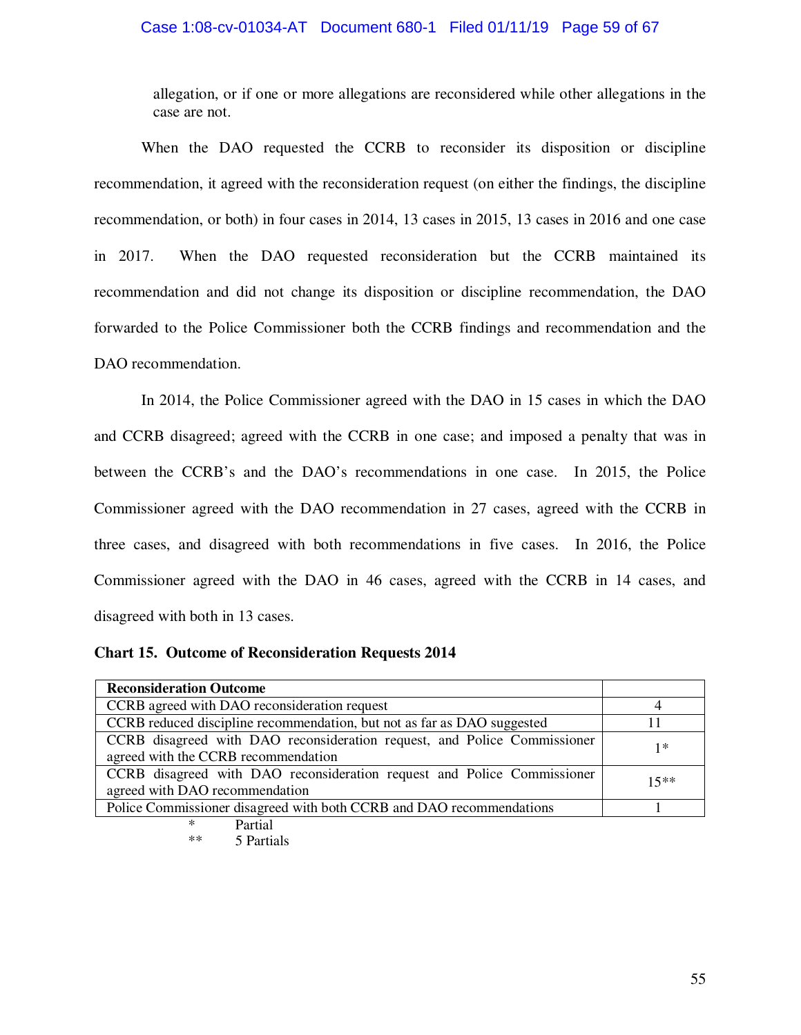allegation, or if one or more allegations are reconsidered while other allegations in the case are not.

When the DAO requested the CCRB to reconsider its disposition or discipline recommendation, it agreed with the reconsideration request (on either the findings, the discipline recommendation, or both) in four cases in 2014, 13 cases in 2015, 13 cases in 2016 and one case in 2017. When the DAO requested reconsideration but the CCRB maintained its recommendation and did not change its disposition or discipline recommendation, the DAO forwarded to the Police Commissioner both the CCRB findings and recommendation and the DAO recommendation.

In 2014, the Police Commissioner agreed with the DAO in 15 cases in which the DAO and CCRB disagreed; agreed with the CCRB in one case; and imposed a penalty that was in between the CCRB's and the DAO's recommendations in one case. In 2015, the Police Commissioner agreed with the DAO recommendation in 27 cases, agreed with the CCRB in three cases, and disagreed with both recommendations in five cases. In 2016, the Police Commissioner agreed with the DAO in 46 cases, agreed with the CCRB in 14 cases, and disagreed with both in 13 cases.

**Chart 15. Outcome of Reconsideration Requests 2014**

| Reconsideration Outcome | |
|---|---|
| CCRB agreed with DAO reconsideration request | 4 |
| CCRB reduced discipline recommendation, but not as far as DAO suggested | 11 |
| CCRB disagreed with DAO reconsideration request, and Police Commissioner agreed with the CCRB recommendation | 1* |
| CCRB disagreed with DAO reconsideration request and Police Commissioner agreed with DAO recommendation | 15** |
| Police Commissioner disagreed with both CCRB and DAO recommendations | 1 |

\* Partial
\*\* 5 Partials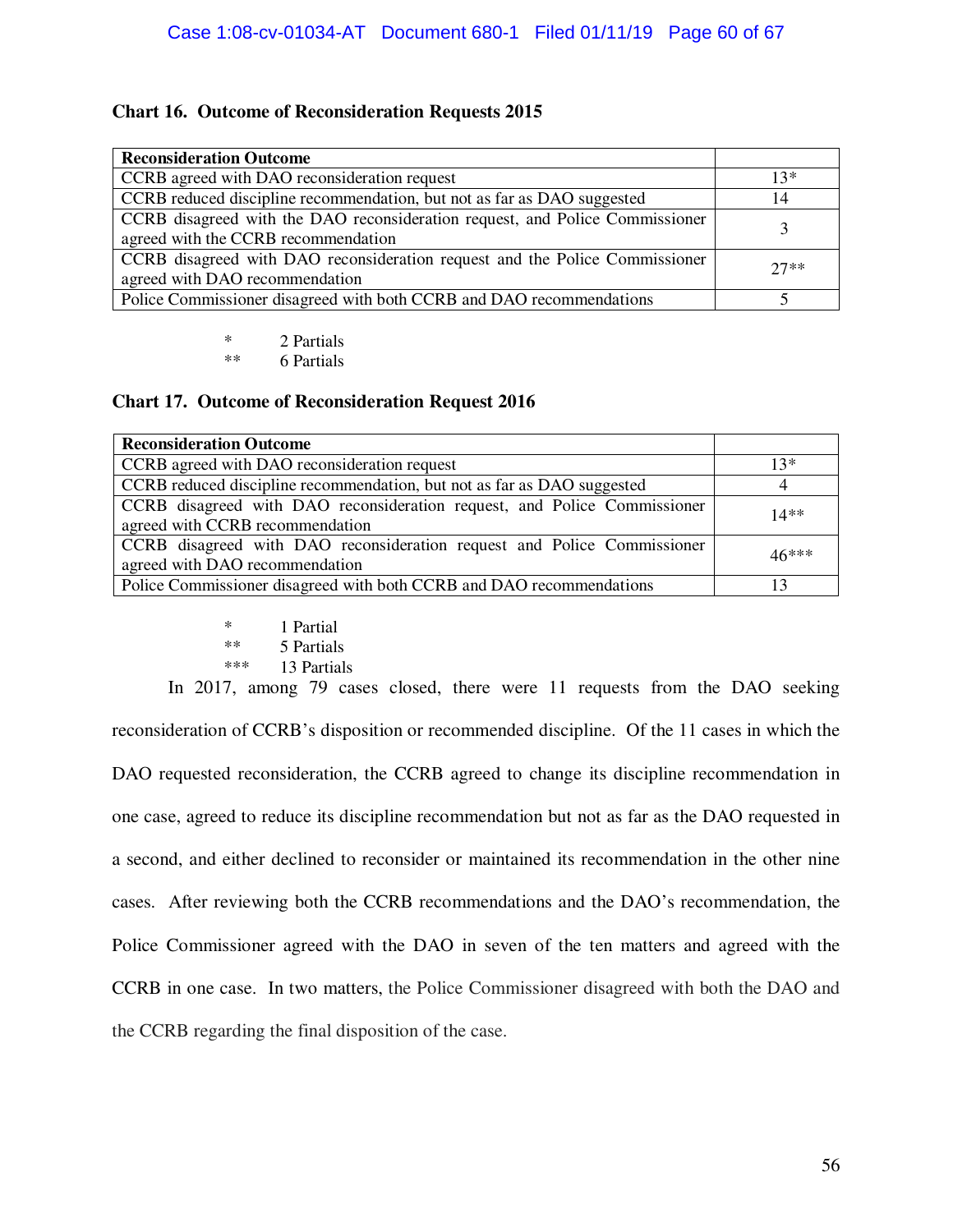**Chart 16. Outcome of Reconsideration Requests 2015**

| Reconsideration Outcome | |
|---|---|
| CCRB agreed with DAO reconsideration request | 13* |
| CCRB reduced discipline recommendation, but not as far as DAO suggested | 14 |
| CCRB disagreed with the DAO reconsideration request, and Police Commissioner agreed with the CCRB recommendation | 3 |
| CCRB disagreed with DAO reconsideration request and the Police Commissioner agreed with DAO recommendation | 27** |
| Police Commissioner disagreed with both CCRB and DAO recommendations | 5 |

\* 2 Partials
\** 6 Partials

**Chart 17. Outcome of Reconsideration Request 2016**

| Reconsideration Outcome | |
|---|---|
| CCRB agreed with DAO reconsideration request | 13* |
| CCRB reduced discipline recommendation, but not as far as DAO suggested | 4 |
| CCRB disagreed with DAO reconsideration request, and Police Commissioner agreed with CCRB recommendation | 14** |
| CCRB disagreed with DAO reconsideration request and Police Commissioner agreed with DAO recommendation | 46*** |
| Police Commissioner disagreed with both CCRB and DAO recommendations | 13 |

\* 1 Partial
\** 5 Partials
\*** 13 Partials

In 2017, among 79 cases closed, there were 11 requests from the DAO seeking reconsideration of CCRB's disposition or recommended discipline. Of the 11 cases in which the DAO requested reconsideration, the CCRB agreed to change its discipline recommendation in one case, agreed to reduce its discipline recommendation but not as far as the DAO requested in a second, and either declined to reconsider or maintained its recommendation in the other nine cases. After reviewing both the CCRB recommendations and the DAO's recommendation, the Police Commissioner agreed with the DAO in seven of the ten matters and agreed with the CCRB in one case. In two matters, the Police Commissioner disagreed with both the DAO and the CCRB regarding the final disposition of the case.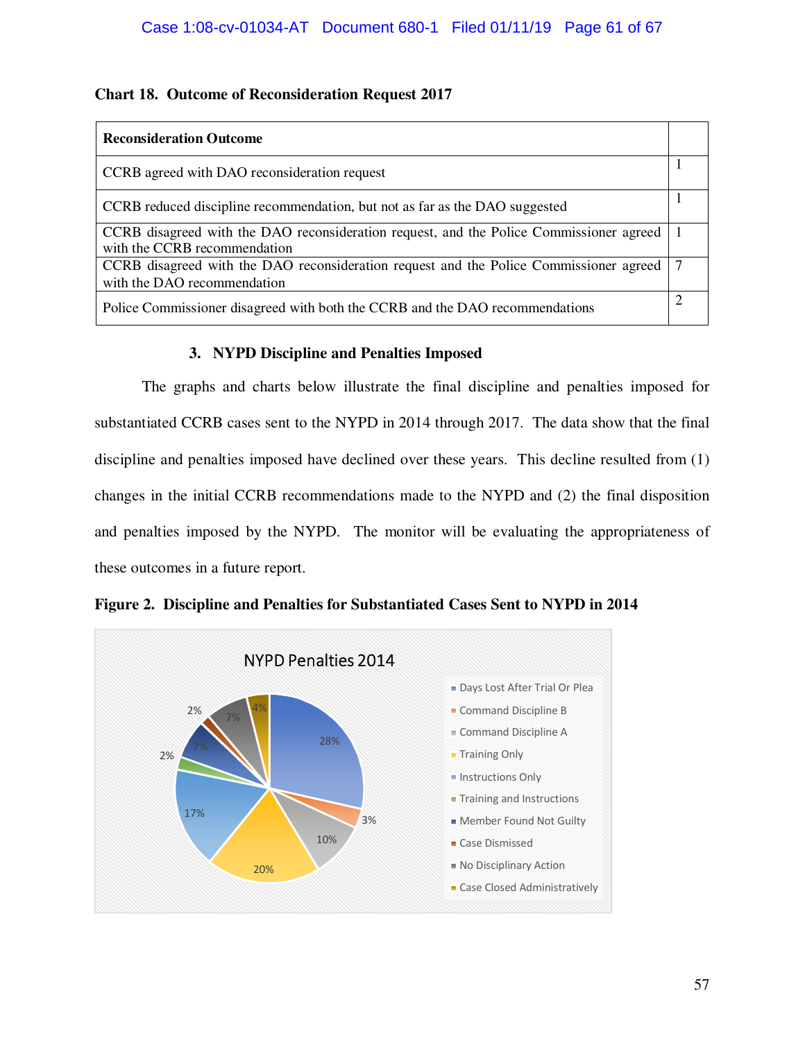**Chart 18. Outcome of Reconsideration Request 2017**

| Reconsideration Outcome | |
|---|---|
| CCRB agreed with DAO reconsideration request | 1 |
| CCRB reduced discipline recommendation, but not as far as the DAO suggested | 1 |
| CCRB disagreed with the DAO reconsideration request, and the Police Commissioner agreed with the CCRB recommendation | 1 |
| CCRB disagreed with the DAO reconsideration request and the Police Commissioner agreed with the DAO recommendation | 7 |
| Police Commissioner disagreed with both the CCRB and the DAO recommendations | 2 |

### 3. NYPD Discipline and Penalties Imposed

The graphs and charts below illustrate the final discipline and penalties imposed for substantiated CCRB cases sent to the NYPD in 2014 through 2017. The data show that the final discipline and penalties imposed have declined over these years. This decline resulted from (1) changes in the initial CCRB recommendations made to the NYPD and (2) the final disposition and penalties imposed by the NYPD. The monitor will be evaluating the appropriateness of these outcomes in a future report.

**Figure 2. Discipline and Penalties for Substantiated Cases Sent to NYPD in 2014**

NYPD Penalties 2014

| Category | Percentage |
|---|---|
| Days Lost After Trial Or Plea | 28% |
| Command Discipline B | 3% |
| Command Discipline A | 10% |
| Training Only | 20% |
| Instructions Only | 17% |
| Training and Instructions | 2% |
| Member Found Not Guilty | 7% |
| Case Dismissed | 2% |
| No Disciplinary Action | 7% |
| Case Closed Administratively | 4% |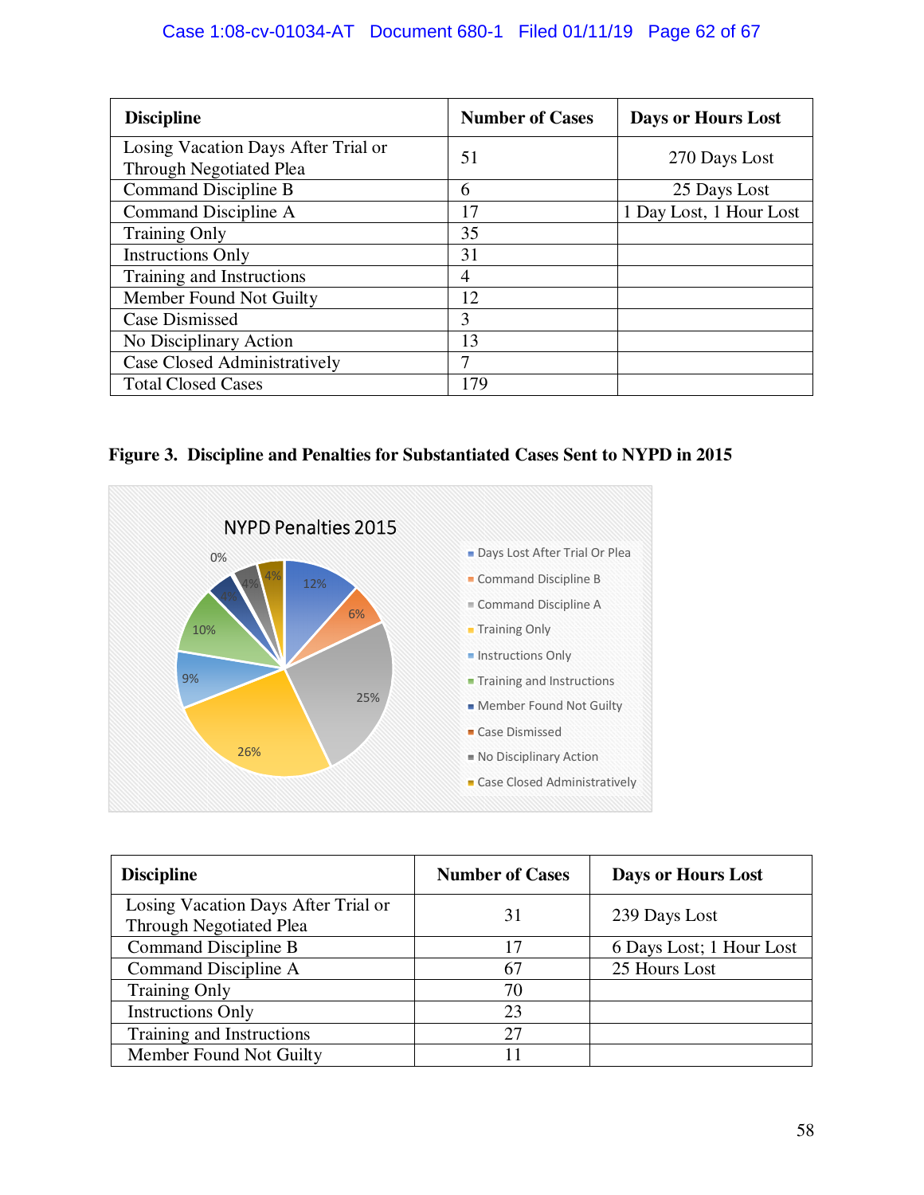| Discipline | Number of Cases | Days or Hours Lost |
| --- | --- | --- |
| Losing Vacation Days After Trial or Through Negotiated Plea | 51 | 270 Days Lost |
| Command Discipline B | 6 | 25 Days Lost |
| Command Discipline A | 17 | 1 Day Lost, 1 Hour Lost |
| Training Only | 35 | |
| Instructions Only | 31 | |
| Training and Instructions | 4 | |
| Member Found Not Guilty | 12 | |
| Case Dismissed | 3 | |
| No Disciplinary Action | 13 | |
| Case Closed Administratively | 7 | |
| Total Closed Cases | 179 | |

**Figure 3. Discipline and Penalties for Substantiated Cases Sent to NYPD in 2015**

NYPD Penalties 2015

| Category | Percentage |
| --- | --- |
| Days Lost After Trial Or Plea | 12% |
| Command Discipline B | 6% |
| Command Discipline A | 25% |
| Training Only | 26% |
| Instructions Only | 9% |
| Training and Instructions | 10% |
| Member Found Not Guilty | 4% |
| Case Dismissed | 0% |
| No Disciplinary Action | 4% |
| Case Closed Administratively | 4% |

| Discipline | Number of Cases | Days or Hours Lost |
| --- | --- | --- |
| Losing Vacation Days After Trial or Through Negotiated Plea | 31 | 239 Days Lost |
| Command Discipline B | 17 | 6 Days Lost; 1 Hour Lost |
| Command Discipline A | 67 | 25 Hours Lost |
| Training Only | 70 | |
| Instructions Only | 23 | |
| Training and Instructions | 27 | |
| Member Found Not Guilty | 11 | |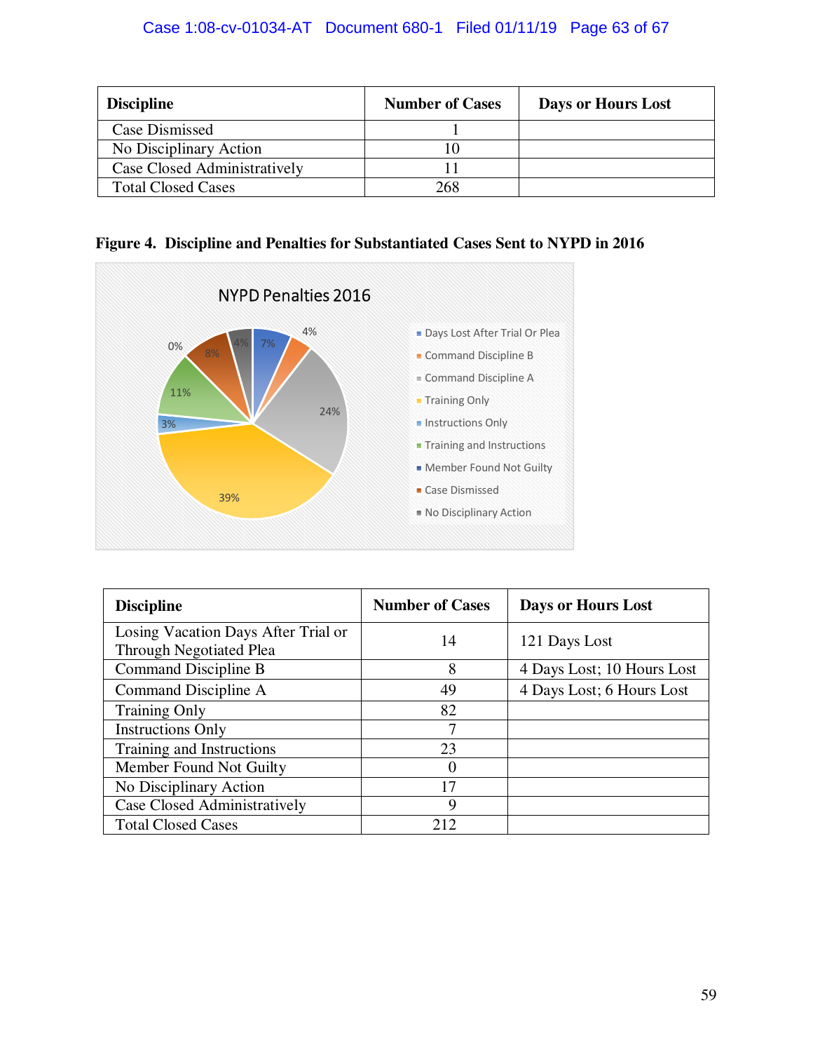| Discipline | Number of Cases | Days or Hours Lost |
|---|---|---|
| Case Dismissed | 1 | |
| No Disciplinary Action | 10 | |
| Case Closed Administratively | 11 | |
| Total Closed Cases | 268 | |

**Figure 4. Discipline and Penalties for Substantiated Cases Sent to NYPD in 2016**

NYPD Penalties 2016

- Days Lost After Trial Or Plea: 7%
- Command Discipline B: 4%
- Command Discipline A: 24%
- Training Only: 39%
- Instructions Only: 3%
- Training and Instructions: 11%
- Member Found Not Guilty: 0%
- Case Dismissed: 8%
- No Disciplinary Action: 4%

| Discipline | Number of Cases | Days or Hours Lost |
|---|---|---|
| Losing Vacation Days After Trial or Through Negotiated Plea | 14 | 121 Days Lost |
| Command Discipline B | 8 | 4 Days Lost; 10 Hours Lost |
| Command Discipline A | 49 | 4 Days Lost; 6 Hours Lost |
| Training Only | 82 | |
| Instructions Only | 7 | |
| Training and Instructions | 23 | |
| Member Found Not Guilty | 0 | |
| No Disciplinary Action | 17 | |
| Case Closed Administratively | 9 | |
| Total Closed Cases | 212 | |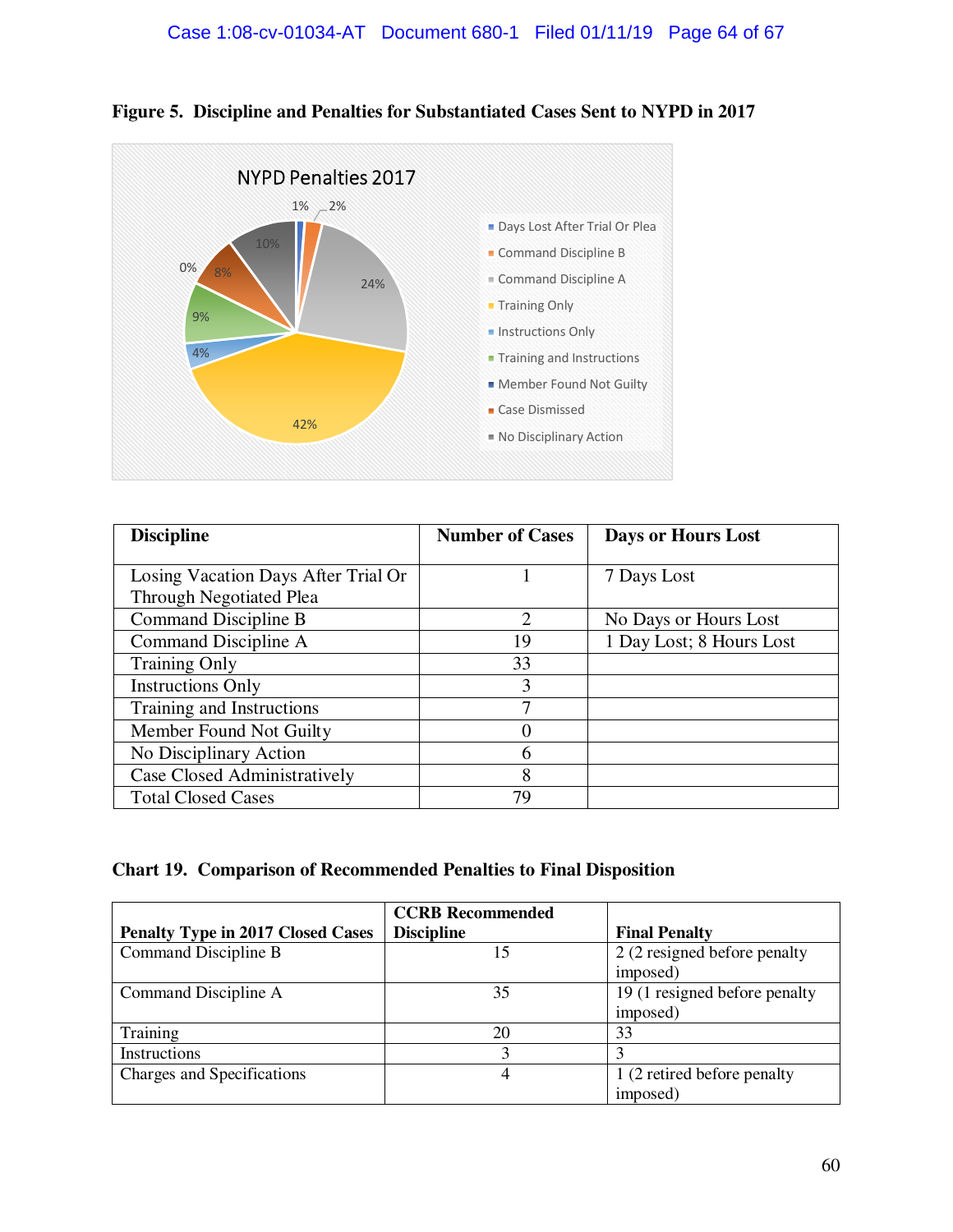**Figure 5. Discipline and Penalties for Substantiated Cases Sent to NYPD in 2017**

NYPD Penalties 2017

| Category | Percentage |
|---|---|
| Days Lost After Trial Or Plea | 1% |
| Command Discipline B | 2% |
| Command Discipline A | 24% |
| Training Only | 42% |
| Instructions Only | 4% |
| Training and Instructions | 9% |
| Member Found Not Guilty | 0% |
| Case Dismissed | 8% |
| No Disciplinary Action | 10% |

| Discipline | Number of Cases | Days or Hours Lost |
|---|---|---|
| Losing Vacation Days After Trial Or Through Negotiated Plea | 1 | 7 Days Lost |
| Command Discipline B | 2 | No Days or Hours Lost |
| Command Discipline A | 19 | 1 Day Lost; 8 Hours Lost |
| Training Only | 33 | |
| Instructions Only | 3 | |
| Training and Instructions | 7 | |
| Member Found Not Guilty | 0 | |
| No Disciplinary Action | 6 | |
| Case Closed Administratively | 8 | |
| Total Closed Cases | 79 | |

**Chart 19. Comparison of Recommended Penalties to Final Disposition**

| Penalty Type in 2017 Closed Cases | CCRB Recommended Discipline | Final Penalty |
|---|---|---|
| Command Discipline B | 15 | 2 (2 resigned before penalty imposed) |
| Command Discipline A | 35 | 19 (1 resigned before penalty imposed) |
| Training | 20 | 33 |
| Instructions | 3 | 3 |
| Charges and Specifications | 4 | 1 (2 retired before penalty imposed) |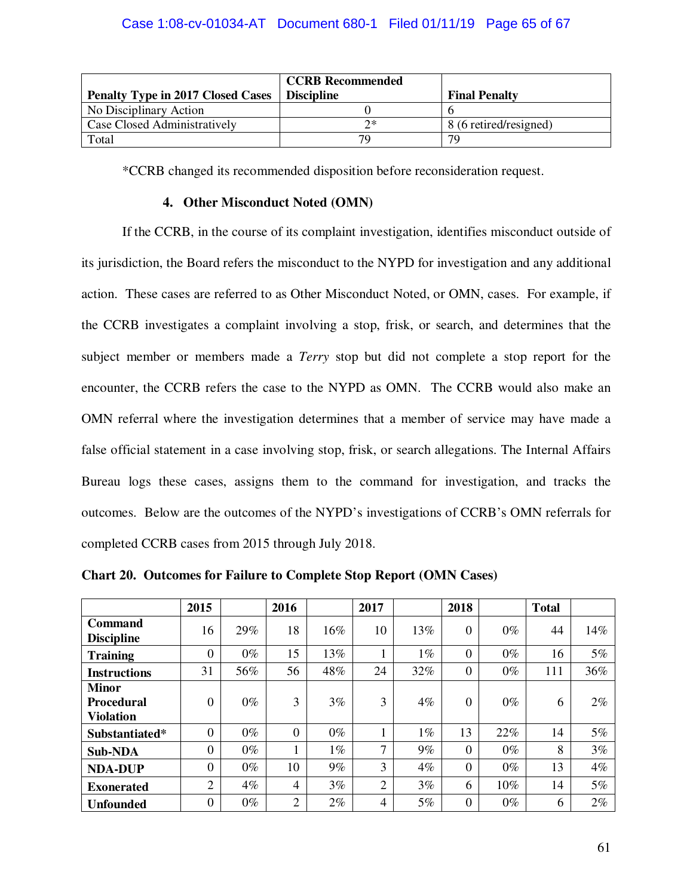| Penalty Type in 2017 Closed Cases | CCRB Recommended Discipline | Final Penalty |
|---|---|---|
| No Disciplinary Action | 0 | 6 |
| Case Closed Administratively | 2* | 8 (6 retired/resigned) |
| Total | 79 | 79 |

*CCRB changed its recommended disposition before reconsideration request.

#### 4. Other Misconduct Noted (OMN)

If the CCRB, in the course of its complaint investigation, identifies misconduct outside of its jurisdiction, the Board refers the misconduct to the NYPD for investigation and any additional action. These cases are referred to as Other Misconduct Noted, or OMN, cases. For example, if the CCRB investigates a complaint involving a stop, frisk, or search, and determines that the subject member or members made a *Terry* stop but did not complete a stop report for the encounter, the CCRB refers the case to the NYPD as OMN. The CCRB would also make an OMN referral where the investigation determines that a member of service may have made a false official statement in a case involving stop, frisk, or search allegations. The Internal Affairs Bureau logs these cases, assigns them to the command for investigation, and tracks the outcomes. Below are the outcomes of the NYPD's investigations of CCRB's OMN referrals for completed CCRB cases from 2015 through July 2018.

**Chart 20. Outcomes for Failure to Complete Stop Report (OMN Cases)**

| | 2015 | | 2016 | | 2017 | | 2018 | | Total | |
|---|---|---|---|---|---|---|---|---|---|---|
| **Command Discipline** | 16 | 29% | 18 | 16% | 10 | 13% | 0 | 0% | 44 | 14% |
| **Training** | 0 | 0% | 15 | 13% | 1 | 1% | 0 | 0% | 16 | 5% |
| **Instructions** | 31 | 56% | 56 | 48% | 24 | 32% | 0 | 0% | 111 | 36% |
| **Minor Procedural Violation** | 0 | 0% | 3 | 3% | 3 | 4% | 0 | 0% | 6 | 2% |
| **Substantiated*** | 0 | 0% | 0 | 0% | 1 | 1% | 13 | 22% | 14 | 5% |
| **Sub-NDA** | 0 | 0% | 1 | 1% | 7 | 9% | 0 | 0% | 8 | 3% |
| **NDA-DUP** | 0 | 0% | 10 | 9% | 3 | 4% | 0 | 0% | 13 | 4% |
| **Exonerated** | 2 | 4% | 4 | 3% | 2 | 3% | 6 | 10% | 14 | 5% |
| **Unfounded** | 0 | 0% | 2 | 2% | 4 | 5% | 0 | 0% | 6 | 2% |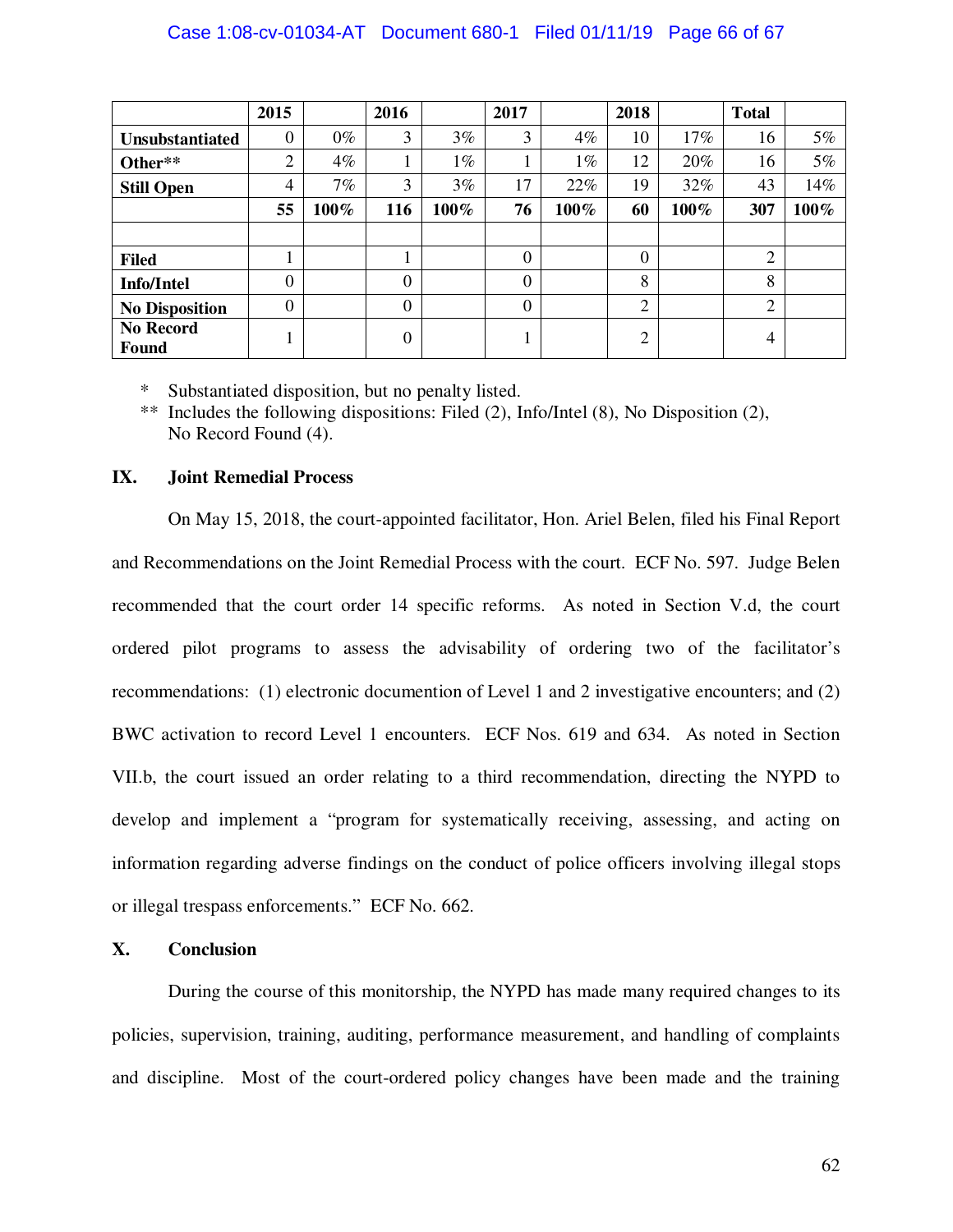| | 2015 | | 2016 | | 2017 | | 2018 | | Total | |
|---|---|---|---|---|---|---|---|---|---|---|
| **Unsubstantiated** | 0 | 0% | 3 | 3% | 3 | 4% | 10 | 17% | 16 | 5% |
| **Other**** | 2 | 4% | 1 | 1% | 1 | 1% | 12 | 20% | 16 | 5% |
| **Still Open** | 4 | 7% | 3 | 3% | 17 | 22% | 19 | 32% | 43 | 14% |
| | **55** | **100%** | **116** | **100%** | **76** | **100%** | **60** | **100%** | **307** | **100%** |
| | | | | | | | | | | |
| **Filed** | 1 | | 1 | | 0 | | 0 | | 2 | |
| **Info/Intel** | 0 | | 0 | | 0 | | 8 | | 8 | |
| **No Disposition** | 0 | | 0 | | 0 | | 2 | | 2 | |
| **No Record Found** | 1 | | 0 | | 1 | | 2 | | 4 | |

\* Substantiated disposition, but no penalty listed.

\*\* Includes the following dispositions: Filed (2), Info/Intel (8), No Disposition (2), No Record Found (4).

## IX. Joint Remedial Process

On May 15, 2018, the court-appointed facilitator, Hon. Ariel Belen, filed his Final Report and Recommendations on the Joint Remedial Process with the court. ECF No. 597. Judge Belen recommended that the court order 14 specific reforms. As noted in Section V.d, the court ordered pilot programs to assess the advisability of ordering two of the facilitator's recommendations: (1) electronic documention of Level 1 and 2 investigative encounters; and (2) BWC activation to record Level 1 encounters. ECF Nos. 619 and 634. As noted in Section VII.b, the court issued an order relating to a third recommendation, directing the NYPD to develop and implement a "program for systematically receiving, assessing, and acting on information regarding adverse findings on the conduct of police officers involving illegal stops or illegal trespass enforcements." ECF No. 662.

## X. Conclusion

During the course of this monitorship, the NYPD has made many required changes to its policies, supervision, training, auditing, performance measurement, and handling of complaints and discipline. Most of the court-ordered policy changes have been made and the training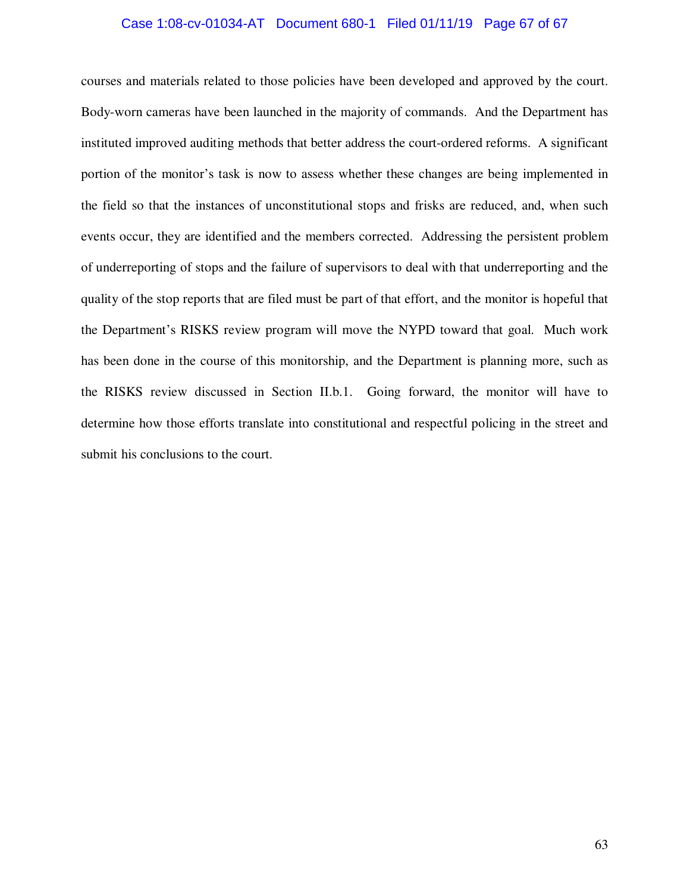courses and materials related to those policies have been developed and approved by the court. Body-worn cameras have been launched in the majority of commands. And the Department has instituted improved auditing methods that better address the court-ordered reforms. A significant portion of the monitor's task is now to assess whether these changes are being implemented in the field so that the instances of unconstitutional stops and frisks are reduced, and, when such events occur, they are identified and the members corrected. Addressing the persistent problem of underreporting of stops and the failure of supervisors to deal with that underreporting and the quality of the stop reports that are filed must be part of that effort, and the monitor is hopeful that the Department's RISKS review program will move the NYPD toward that goal. Much work has been done in the course of this monitorship, and the Department is planning more, such as the RISKS review discussed in Section II.b.1. Going forward, the monitor will have to determine how those efforts translate into constitutional and respectful policing in the street and submit his conclusions to the court.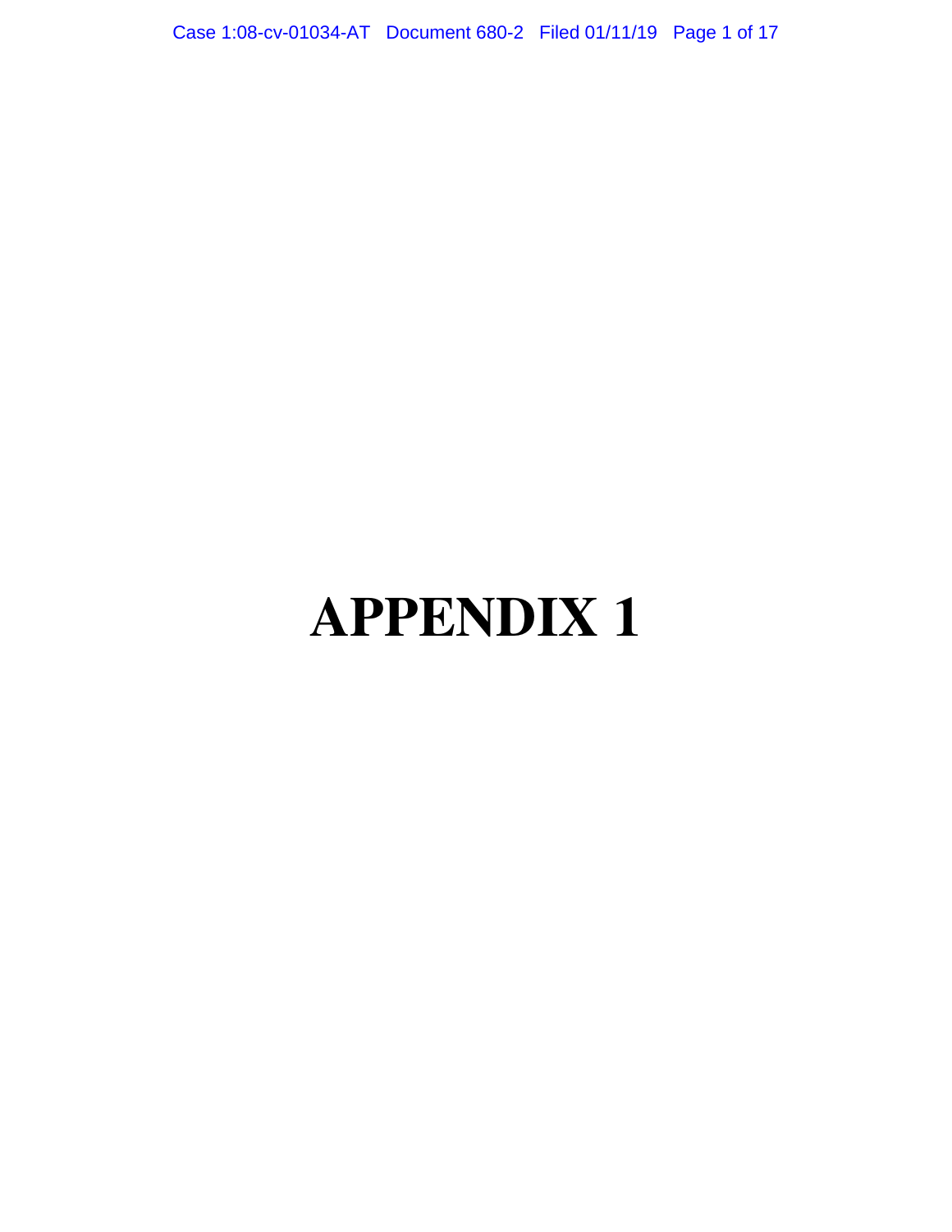# APPENDIX 1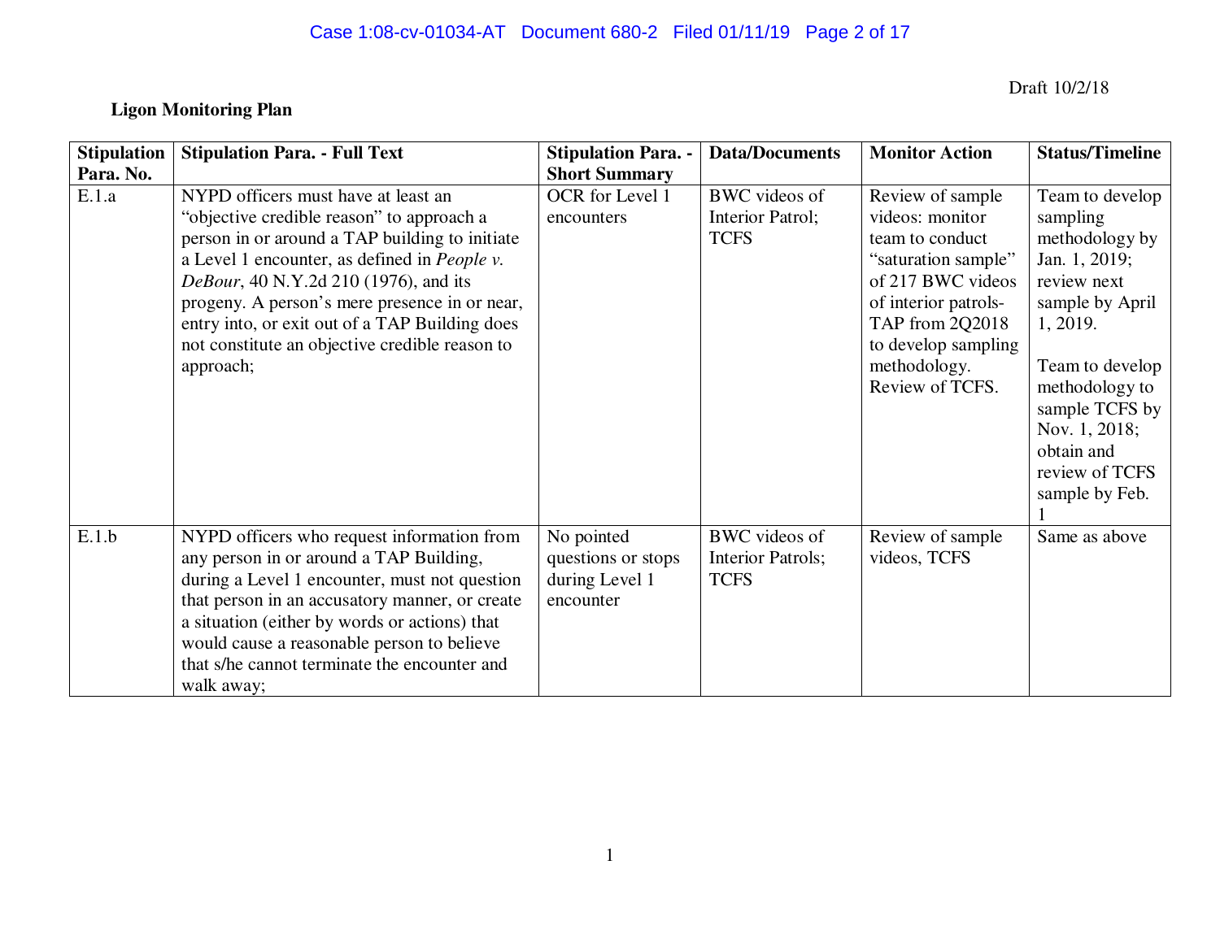Draft 10/2/18

**Ligon Monitoring Plan**

| Stipulation Para. No. | Stipulation Para. - Full Text | Stipulation Para. - Short Summary | Data/Documents | Monitor Action | Status/Timeline |
|---|---|---|---|---|---|
| E.1.a | NYPD officers must have at least an "objective credible reason" to approach a person in or around a TAP building to initiate a Level 1 encounter, as defined in *People v. DeBour*, 40 N.Y.2d 210 (1976), and its progeny. A person's mere presence in or near, entry into, or exit out of a TAP Building does not constitute an objective credible reason to approach; | OCR for Level 1 encounters | BWC videos of Interior Patrol; TCFS | Review of sample videos: monitor team to conduct "saturation sample" of 217 BWC videos of interior patrols-TAP from 2Q2018 to develop sampling methodology. Review of TCFS. | Team to develop sampling methodology by Jan. 1, 2019; review next sample by April 1, 2019. Team to develop methodology to sample TCFS by Nov. 1, 2018; obtain and review of TCFS sample by Feb. 1 |
| E.1.b | NYPD officers who request information from any person in or around a TAP Building, during a Level 1 encounter, must not question that person in an accusatory manner, or create a situation (either by words or actions) that would cause a reasonable person to believe that s/he cannot terminate the encounter and walk away; | No pointed questions or stops during Level 1 encounter | BWC videos of Interior Patrols; TCFS | Review of sample videos, TCFS | Same as above |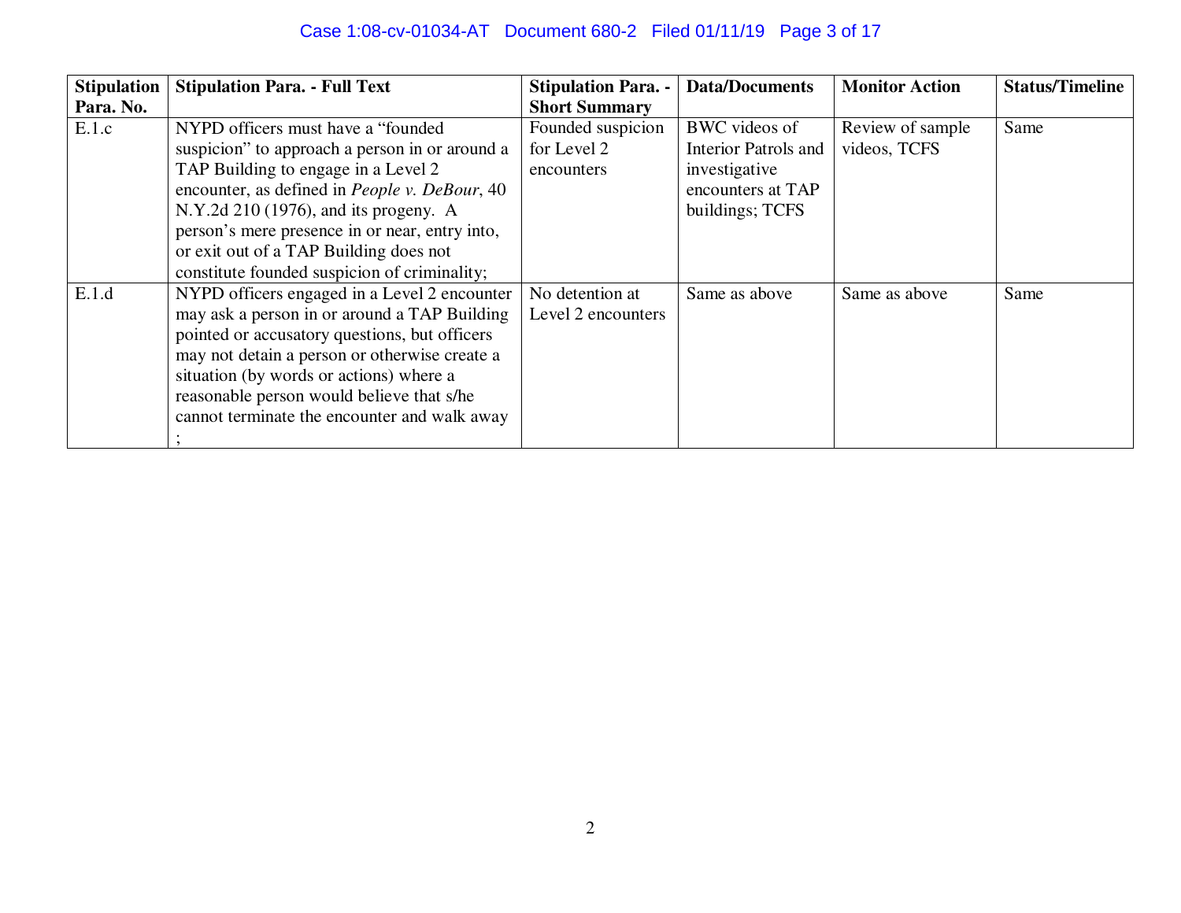| Stipulation Para. No. | Stipulation Para. - Full Text | Stipulation Para. - Short Summary | Data/Documents | Monitor Action | Status/Timeline |
|---|---|---|---|---|---|
| E.1.c | NYPD officers must have a "founded suspicion" to approach a person in or around a TAP Building to engage in a Level 2 encounter, as defined in *People v. DeBour*, 40 N.Y.2d 210 (1976), and its progeny. A person's mere presence in or near, entry into, or exit out of a TAP Building does not constitute founded suspicion of criminality; | Founded suspicion for Level 2 encounters | BWC videos of Interior Patrols and investigative encounters at TAP buildings; TCFS | Review of sample videos, TCFS | Same |
| E.1.d | NYPD officers engaged in a Level 2 encounter may ask a person in or around a TAP Building pointed or accusatory questions, but officers may not detain a person or otherwise create a situation (by words or actions) where a reasonable person would believe that s/he cannot terminate the encounter and walk away ; | No detention at Level 2 encounters | Same as above | Same as above | Same |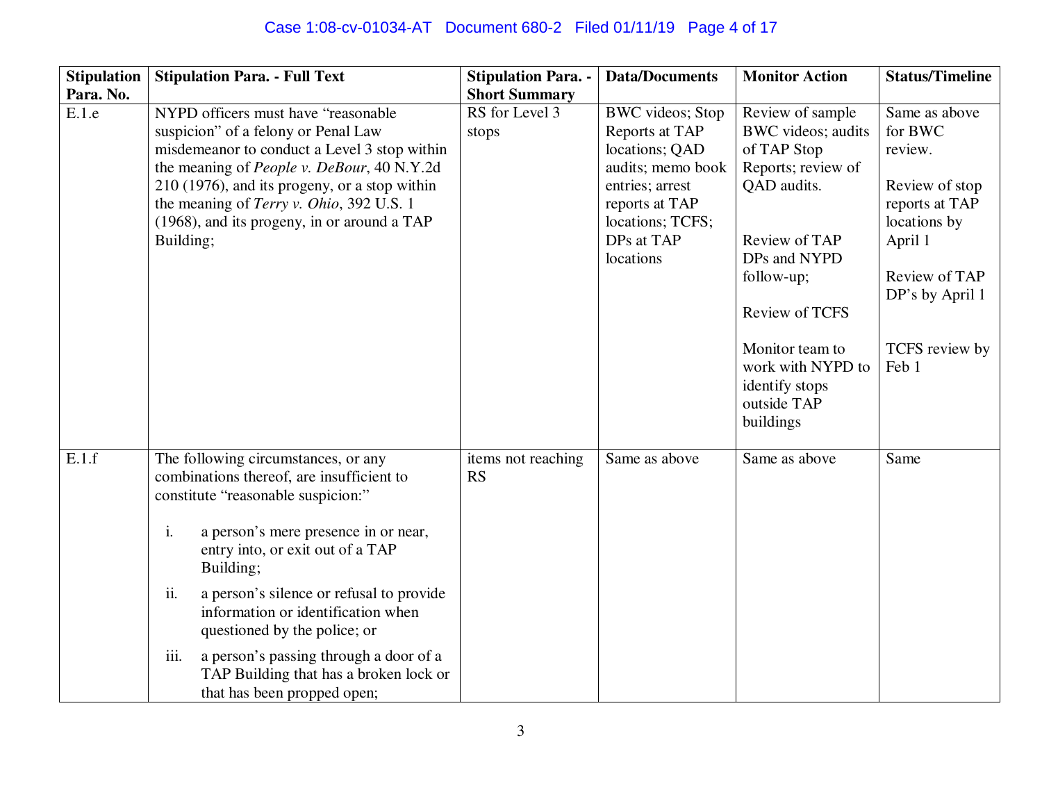| Stipulation Para. No. | Stipulation Para. - Full Text | Stipulation Para. - Short Summary | Data/Documents | Monitor Action | Status/Timeline |
|---|---|---|---|---|---|
| E.1.e | NYPD officers must have "reasonable suspicion" of a felony or Penal Law misdemeanor to conduct a Level 3 stop within the meaning of *People v. DeBour*, 40 N.Y.2d 210 (1976), and its progeny, or a stop within the meaning of *Terry v. Ohio*, 392 U.S. 1 (1968), and its progeny, in or around a TAP Building; | RS for Level 3 stops | BWC videos; Stop Reports at TAP locations; QAD audits; memo book entries; arrest reports at TAP locations; TCFS; DPs at TAP locations | Review of sample BWC videos; audits of TAP Stop Reports; review of QAD audits.<br><br>Review of TAP DPs and NYPD follow-up;<br><br>Review of TCFS<br><br>Monitor team to work with NYPD to identify stops outside TAP buildings | Same as above for BWC review.<br><br>Review of stop reports at TAP locations by April 1<br><br>Review of TAP DP's by April 1<br><br>TCFS review by Feb 1 |
| E.1.f | The following circumstances, or any combinations thereof, are insufficient to constitute "reasonable suspicion:"<br><br>i. a person's mere presence in or near, entry into, or exit out of a TAP Building;<br><br>ii. a person's silence or refusal to provide information or identification when questioned by the police; or<br><br>iii. a person's passing through a door of a TAP Building that has a broken lock or that has been propped open; | items not reaching RS | Same as above | Same as above | Same |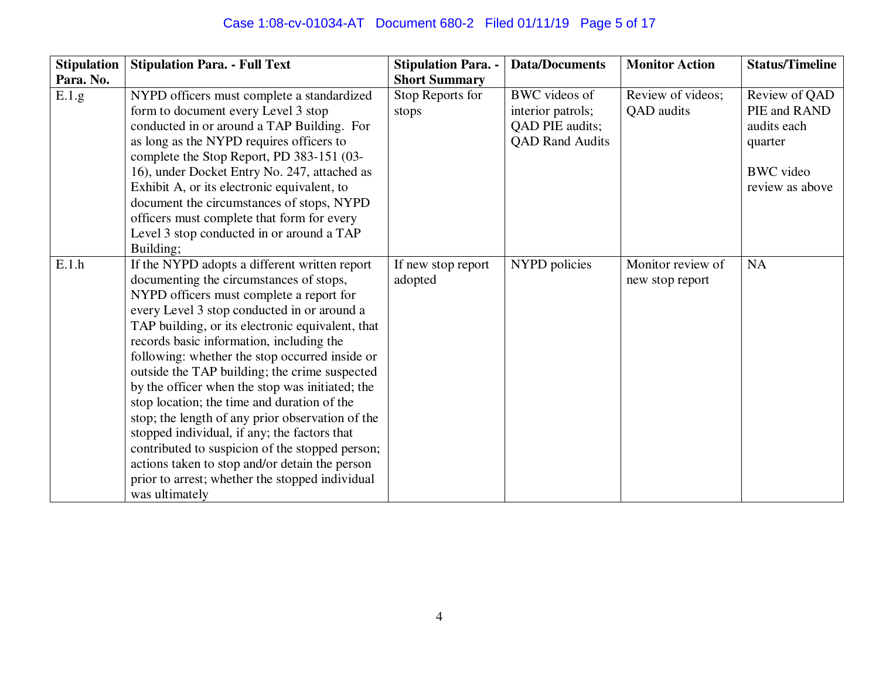| Stipulation Para. No. | Stipulation Para. - Full Text | Stipulation Para. - Short Summary | Data/Documents | Monitor Action | Status/Timeline |
|---|---|---|---|---|---|
| E.1.g | NYPD officers must complete a standardized form to document every Level 3 stop conducted in or around a TAP Building. For as long as the NYPD requires officers to complete the Stop Report, PD 383-151 (03-16), under Docket Entry No. 247, attached as Exhibit A, or its electronic equivalent, to document the circumstances of stops, NYPD officers must complete that form for every Level 3 stop conducted in or around a TAP Building; | Stop Reports for stops | BWC videos of interior patrols; QAD PIE audits; QAD Rand Audits | Review of videos; QAD audits | Review of QAD PIE and RAND audits each quarter<br><br>BWC video review as above |
| E.1.h | If the NYPD adopts a different written report documenting the circumstances of stops, NYPD officers must complete a report for every Level 3 stop conducted in or around a TAP building, or its electronic equivalent, that records basic information, including the following: whether the stop occurred inside or outside the TAP building; the crime suspected by the officer when the stop was initiated; the stop location; the time and duration of the stop; the length of any prior observation of the stopped individual, if any; the factors that contributed to suspicion of the stopped person; actions taken to stop and/or detain the person prior to arrest; whether the stopped individual was ultimately | If new stop report adopted | NYPD policies | Monitor review of new stop report | NA |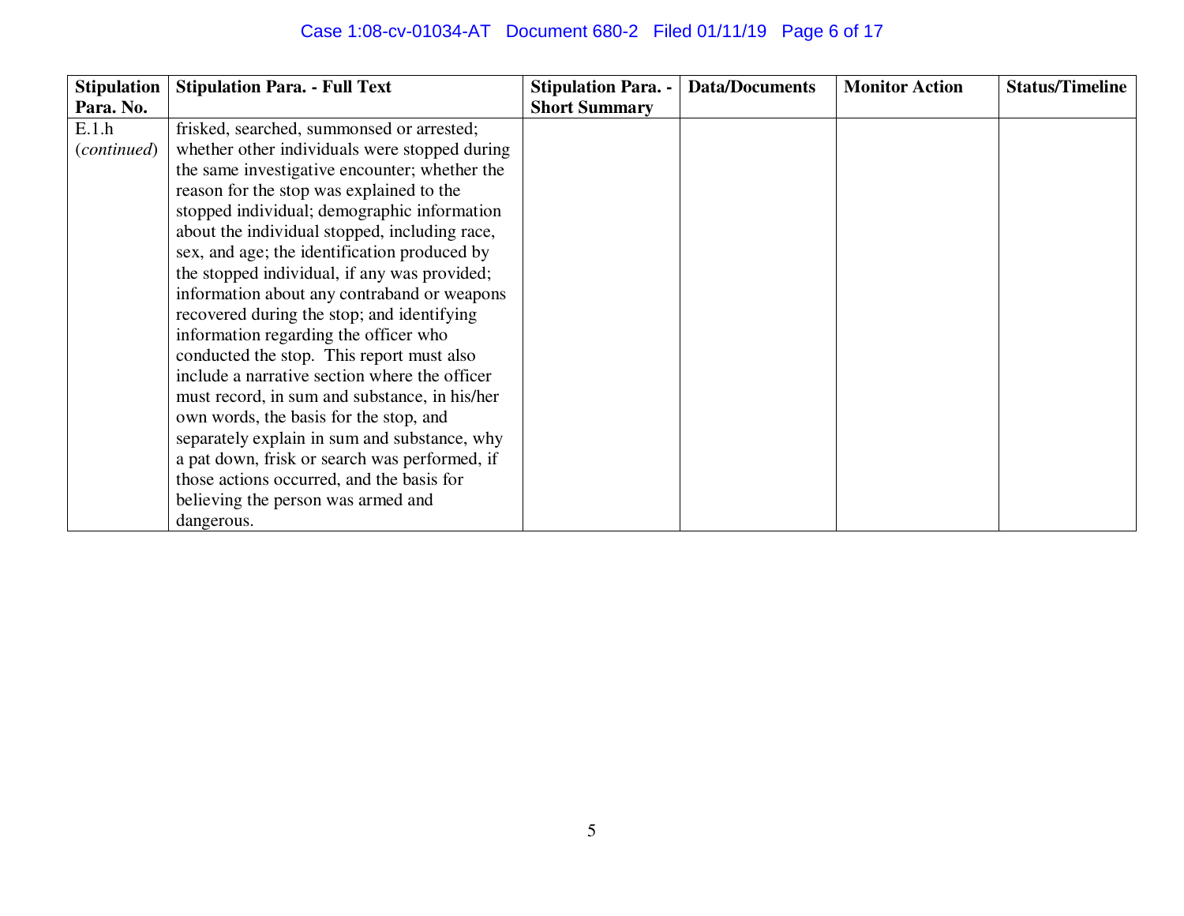| Stipulation Para. No. | Stipulation Para. - Full Text | Stipulation Para. - Short Summary | Data/Documents | Monitor Action | Status/Timeline |
|---|---|---|---|---|---|
| E.1.h (*continued*) | frisked, searched, summonsed or arrested; whether other individuals were stopped during the same investigative encounter; whether the reason for the stop was explained to the stopped individual; demographic information about the individual stopped, including race, sex, and age; the identification produced by the stopped individual, if any was provided; information about any contraband or weapons recovered during the stop; and identifying information regarding the officer who conducted the stop. This report must also include a narrative section where the officer must record, in sum and substance, in his/her own words, the basis for the stop, and separately explain in sum and substance, why a pat down, frisk or search was performed, if those actions occurred, and the basis for believing the person was armed and dangerous. | | | | |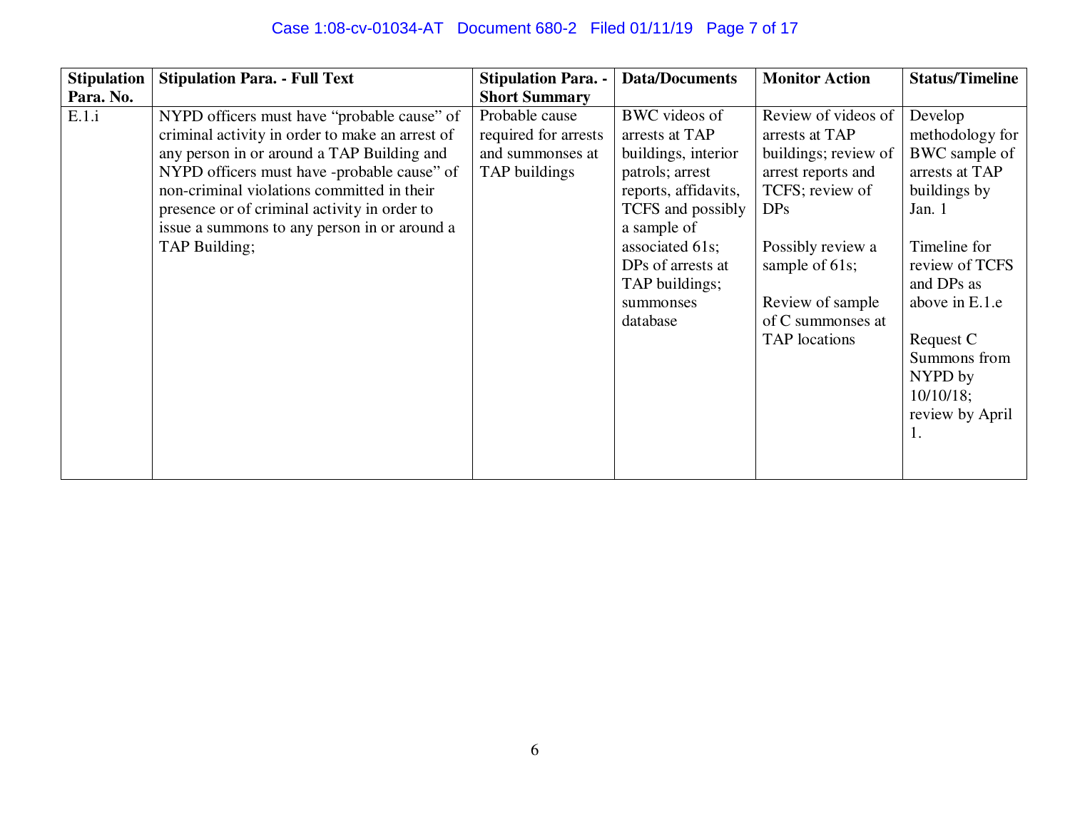| Stipulation Para. No. | Stipulation Para. - Full Text | Stipulation Para. - Short Summary | Data/Documents | Monitor Action | Status/Timeline |
|---|---|---|---|---|---|
| E.1.i | NYPD officers must have "probable cause" of criminal activity in order to make an arrest of any person in or around a TAP Building and NYPD officers must have -probable cause" of non-criminal violations committed in their presence or of criminal activity in order to issue a summons to any person in or around a TAP Building; | Probable cause required for arrests and summonses at TAP buildings | BWC videos of arrests at TAP buildings, interior patrols; arrest reports, affidavits, TCFS and possibly a sample of associated 61s; DPs of arrests at TAP buildings; summonses database | Review of videos of arrests at TAP buildings; review of arrest reports and TCFS; review of DPs<br><br>Possibly review a sample of 61s;<br><br>Review of sample of C summonses at TAP locations | Develop methodology for BWC sample of arrests at TAP buildings by Jan. 1<br><br>Timeline for review of TCFS and DPs as above in E.1.e<br><br>Request C Summons from NYPD by 10/10/18; review by April 1. |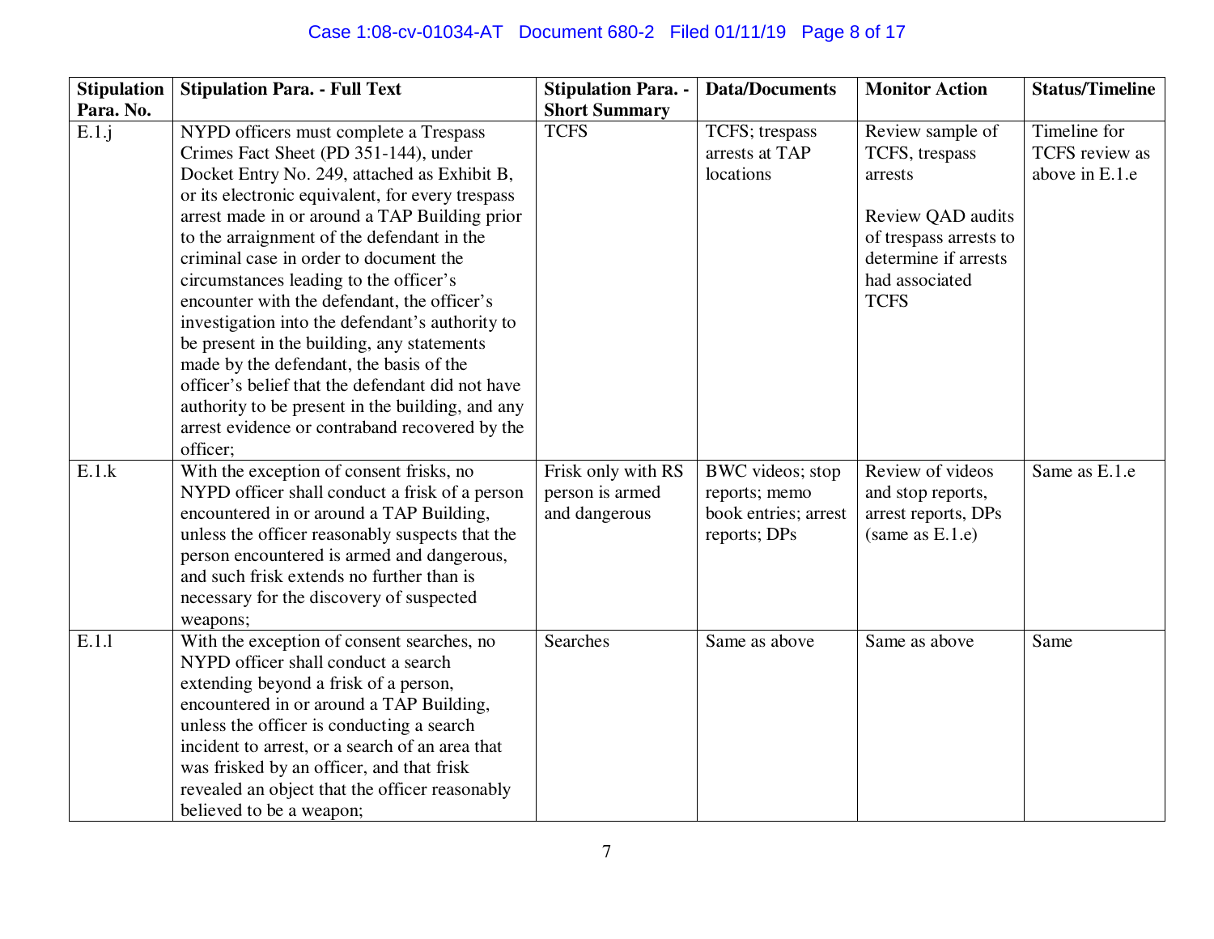| Stipulation Para. No. | Stipulation Para. - Full Text | Stipulation Para. - Short Summary | Data/Documents | Monitor Action | Status/Timeline |
|---|---|---|---|---|---|
| E.1.j | NYPD officers must complete a Trespass Crimes Fact Sheet (PD 351-144), under Docket Entry No. 249, attached as Exhibit B, or its electronic equivalent, for every trespass arrest made in or around a TAP Building prior to the arraignment of the defendant in the criminal case in order to document the circumstances leading to the officer's encounter with the defendant, the officer's investigation into the defendant's authority to be present in the building, any statements made by the defendant, the basis of the officer's belief that the defendant did not have authority to be present in the building, and any arrest evidence or contraband recovered by the officer; | TCFS | TCFS; trespass arrests at TAP locations | Review sample of TCFS, trespass arrests<br><br>Review QAD audits of trespass arrests to determine if arrests had associated TCFS | Timeline for TCFS review as above in E.1.e |
| E.1.k | With the exception of consent frisks, no NYPD officer shall conduct a frisk of a person encountered in or around a TAP Building, unless the officer reasonably suspects that the person encountered is armed and dangerous, and such frisk extends no further than is necessary for the discovery of suspected weapons; | Frisk only with RS person is armed and dangerous | BWC videos; stop reports; memo book entries; arrest reports; DPs | Review of videos and stop reports, arrest reports, DPs (same as E.1.e) | Same as E.1.e |
| E.1.l | With the exception of consent searches, no NYPD officer shall conduct a search extending beyond a frisk of a person, encountered in or around a TAP Building, unless the officer is conducting a search incident to arrest, or a search of an area that was frisked by an officer, and that frisk revealed an object that the officer reasonably believed to be a weapon; | Searches | Same as above | Same as above | Same |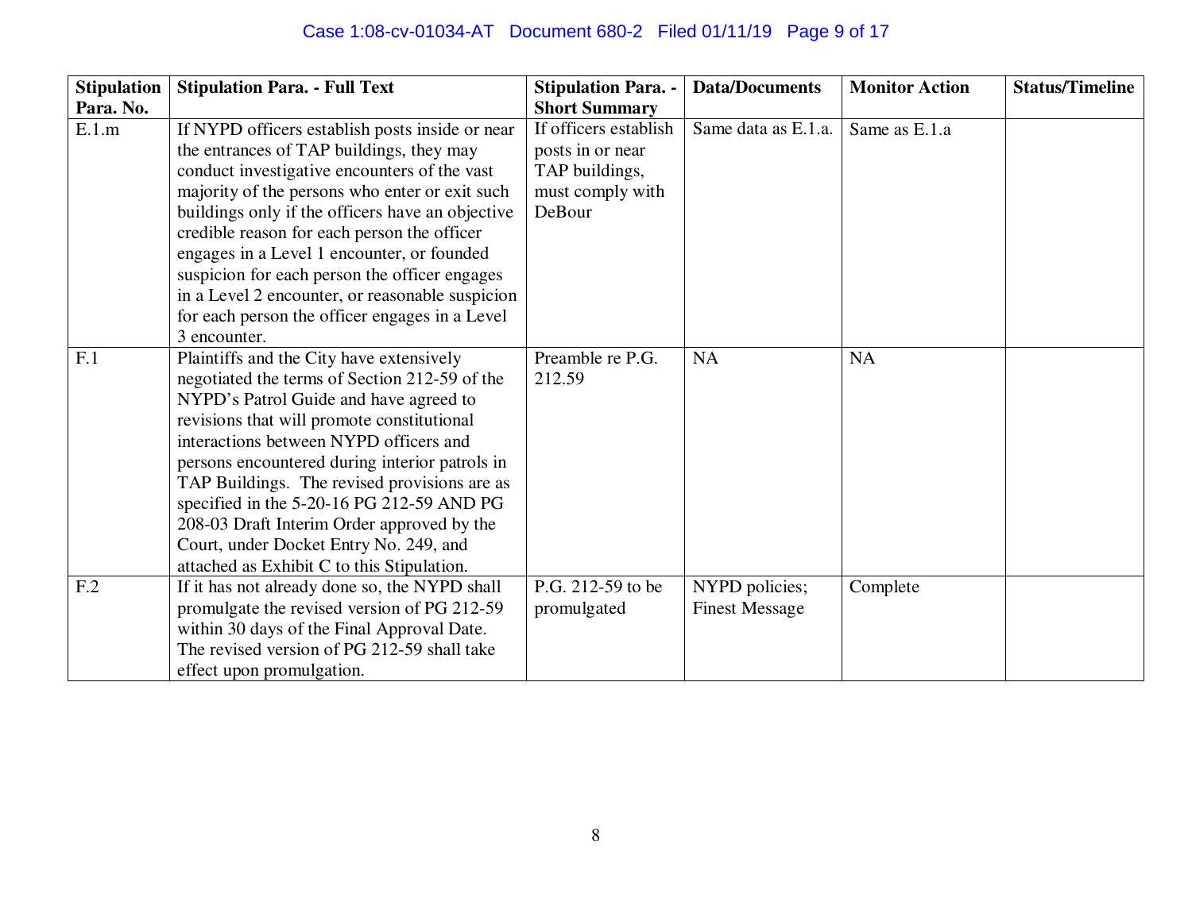| Stipulation Para. No. | Stipulation Para. - Full Text | Stipulation Para. - Short Summary | Data/Documents | Monitor Action | Status/Timeline |
|---|---|---|---|---|---|
| E.1.m | If NYPD officers establish posts inside or near the entrances of TAP buildings, they may conduct investigative encounters of the vast majority of the persons who enter or exit such buildings only if the officers have an objective credible reason for each person the officer engages in a Level 1 encounter, or founded suspicion for each person the officer engages in a Level 2 encounter, or reasonable suspicion for each person the officer engages in a Level 3 encounter. | If officers establish posts in or near TAP buildings, must comply with DeBour | Same data as E.1.a. | Same as E.1.a | |
| F.1 | Plaintiffs and the City have extensively negotiated the terms of Section 212-59 of the NYPD's Patrol Guide and have agreed to revisions that will promote constitutional interactions between NYPD officers and persons encountered during interior patrols in TAP Buildings. The revised provisions are as specified in the 5-20-16 PG 212-59 AND PG 208-03 Draft Interim Order approved by the Court, under Docket Entry No. 249, and attached as Exhibit C to this Stipulation. | Preamble re P.G. 212.59 | NA | NA | |
| F.2 | If it has not already done so, the NYPD shall promulgate the revised version of PG 212-59 within 30 days of the Final Approval Date. The revised version of PG 212-59 shall take effect upon promulgation. | P.G. 212-59 to be promulgated | NYPD policies; Finest Message | Complete | |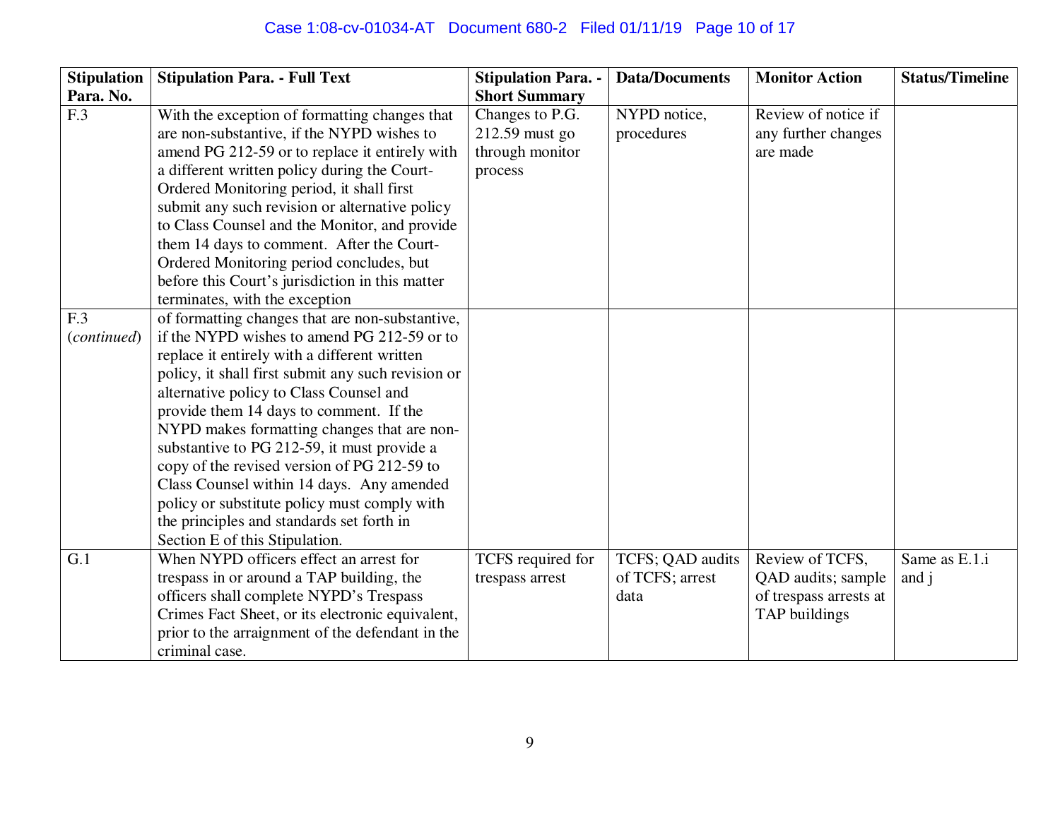| Stipulation Para. No. | Stipulation Para. - Full Text | Stipulation Para. - Short Summary | Data/Documents | Monitor Action | Status/Timeline |
|---|---|---|---|---|---|
| F.3 | With the exception of formatting changes that are non-substantive, if the NYPD wishes to amend PG 212-59 or to replace it entirely with a different written policy during the Court-Ordered Monitoring period, it shall first submit any such revision or alternative policy to Class Counsel and the Monitor, and provide them 14 days to comment. After the Court-Ordered Monitoring period concludes, but before this Court's jurisdiction in this matter terminates, with the exception | Changes to P.G. 212.59 must go through monitor process | NYPD notice, procedures | Review of notice if any further changes are made | |
| F.3 (*continued*) | of formatting changes that are non-substantive, if the NYPD wishes to amend PG 212-59 or to replace it entirely with a different written policy, it shall first submit any such revision or alternative policy to Class Counsel and provide them 14 days to comment. If the NYPD makes formatting changes that are non-substantive to PG 212-59, it must provide a copy of the revised version of PG 212-59 to Class Counsel within 14 days. Any amended policy or substitute policy must comply with the principles and standards set forth in Section E of this Stipulation. | | | | |
| G.1 | When NYPD officers effect an arrest for trespass in or around a TAP building, the officers shall complete NYPD's Trespass Crimes Fact Sheet, or its electronic equivalent, prior to the arraignment of the defendant in the criminal case. | TCFS required for trespass arrest | TCFS; QAD audits of TCFS; arrest data | Review of TCFS, QAD audits; sample of trespass arrests at TAP buildings | Same as E.1.i and j |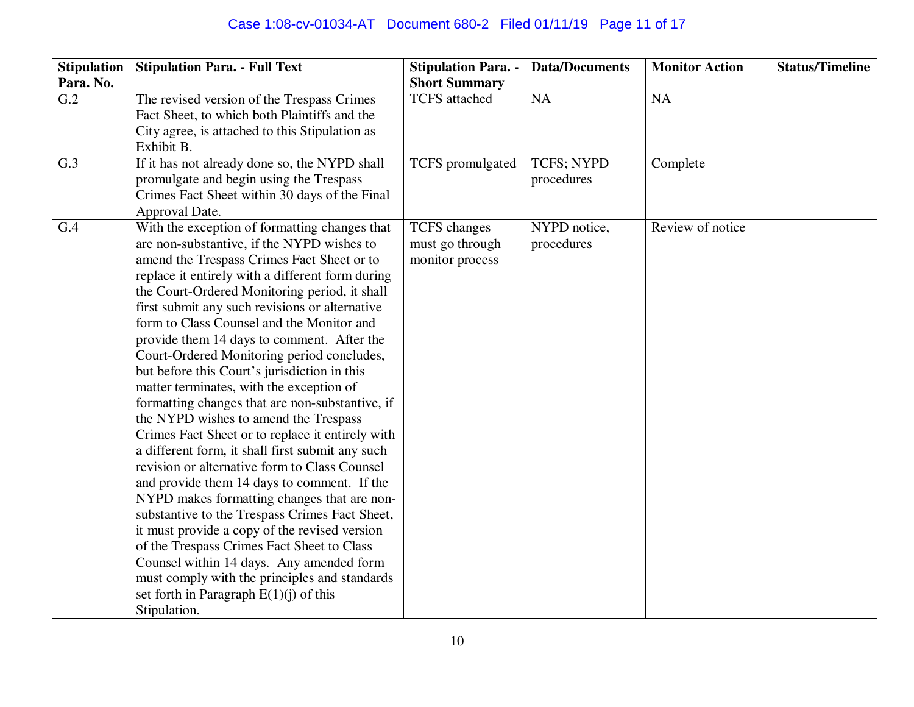| Stipulation Para. No. | Stipulation Para. - Full Text | Stipulation Para. - Short Summary | Data/Documents | Monitor Action | Status/Timeline |
|---|---|---|---|---|---|
| G.2 | The revised version of the Trespass Crimes Fact Sheet, to which both Plaintiffs and the City agree, is attached to this Stipulation as Exhibit B. | TCFS attached | NA | NA | |
| G.3 | If it has not already done so, the NYPD shall promulgate and begin using the Trespass Crimes Fact Sheet within 30 days of the Final Approval Date. | TCFS promulgated | TCFS; NYPD procedures | Complete | |
| G.4 | With the exception of formatting changes that are non-substantive, if the NYPD wishes to amend the Trespass Crimes Fact Sheet or to replace it entirely with a different form during the Court-Ordered Monitoring period, it shall first submit any such revisions or alternative form to Class Counsel and the Monitor and provide them 14 days to comment. After the Court-Ordered Monitoring period concludes, but before this Court's jurisdiction in this matter terminates, with the exception of formatting changes that are non-substantive, if the NYPD wishes to amend the Trespass Crimes Fact Sheet or to replace it entirely with a different form, it shall first submit any such revision or alternative form to Class Counsel and provide them 14 days to comment. If the NYPD makes formatting changes that are non-substantive to the Trespass Crimes Fact Sheet, it must provide a copy of the revised version of the Trespass Crimes Fact Sheet to Class Counsel within 14 days. Any amended form must comply with the principles and standards set forth in Paragraph E(1)(j) of this Stipulation. | TCFS changes must go through monitor process | NYPD notice, procedures | Review of notice | |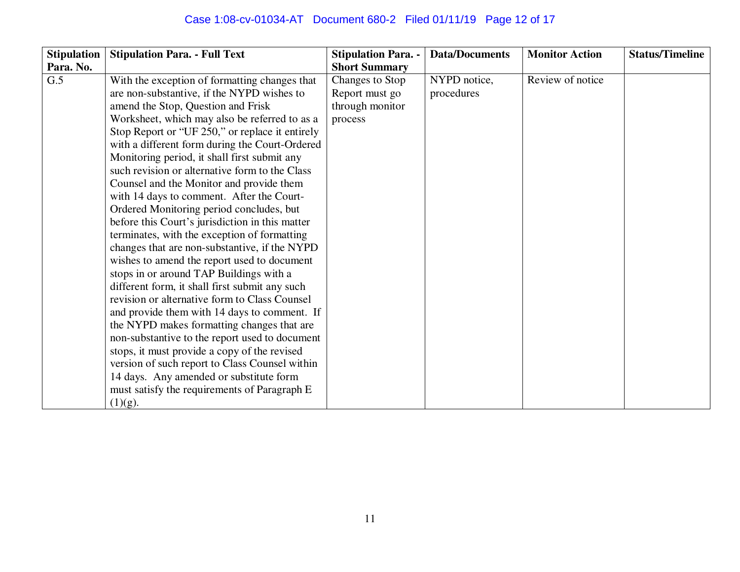| Stipulation Para. No. | Stipulation Para. - Full Text | Stipulation Para. - Short Summary | Data/Documents | Monitor Action | Status/Timeline |
|---|---|---|---|---|---|
| G.5 | With the exception of formatting changes that are non-substantive, if the NYPD wishes to amend the Stop, Question and Frisk Worksheet, which may also be referred to as a Stop Report or "UF 250," or replace it entirely with a different form during the Court-Ordered Monitoring period, it shall first submit any such revision or alternative form to the Class Counsel and the Monitor and provide them with 14 days to comment. After the Court-Ordered Monitoring period concludes, but before this Court's jurisdiction in this matter terminates, with the exception of formatting changes that are non-substantive, if the NYPD wishes to amend the report used to document stops in or around TAP Buildings with a different form, it shall first submit any such revision or alternative form to Class Counsel and provide them with 14 days to comment. If the NYPD makes formatting changes that are non-substantive to the report used to document stops, it must provide a copy of the revised version of such report to Class Counsel within 14 days. Any amended or substitute form must satisfy the requirements of Paragraph E (1)(g). | Changes to Stop Report must go through monitor process | NYPD notice, procedures | Review of notice | |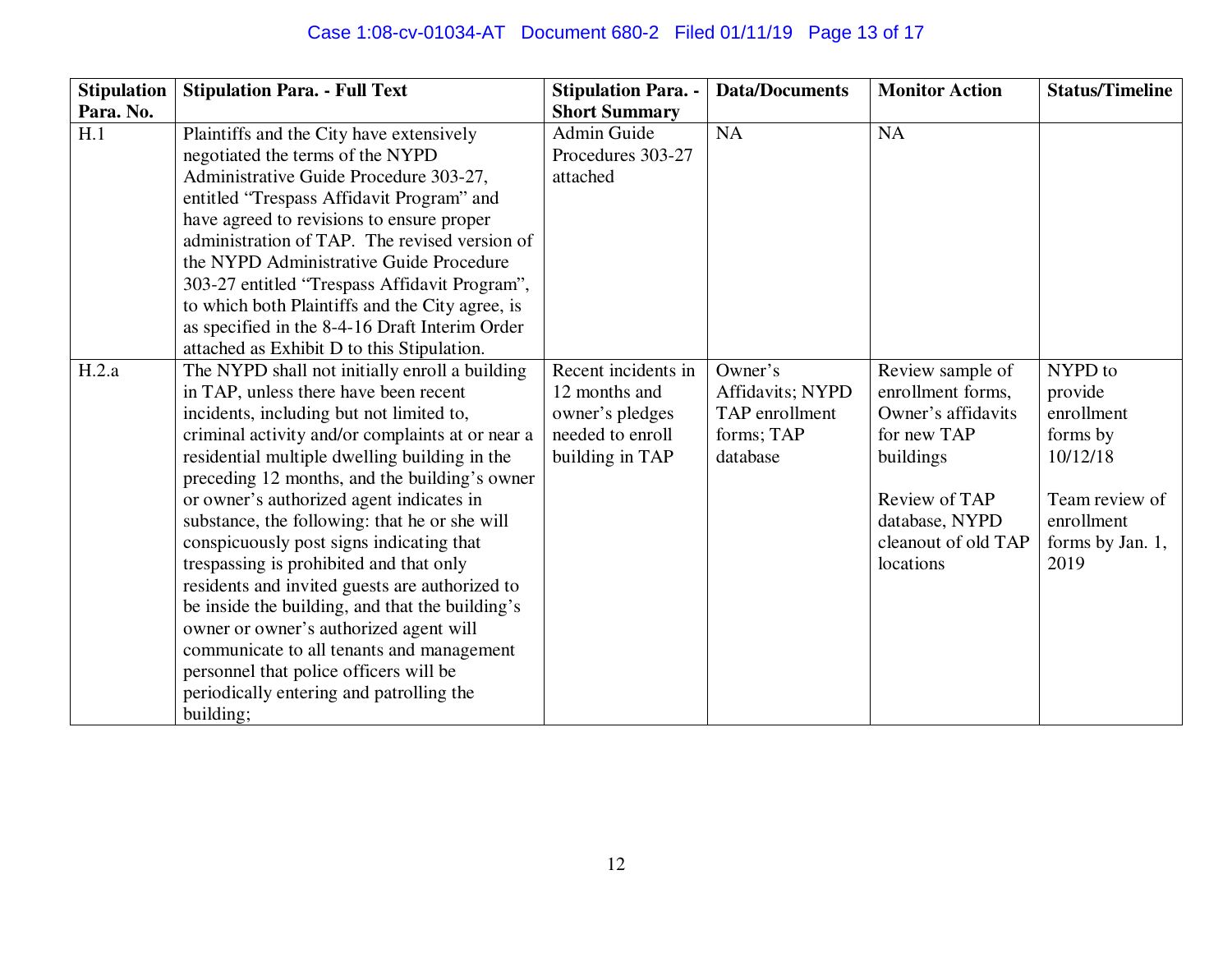| Stipulation Para. No. | Stipulation Para. - Full Text | Stipulation Para. - Short Summary | Data/Documents | Monitor Action | Status/Timeline |
|---|---|---|---|---|---|
| H.1 | Plaintiffs and the City have extensively negotiated the terms of the NYPD Administrative Guide Procedure 303-27, entitled “Trespass Affidavit Program” and have agreed to revisions to ensure proper administration of TAP. The revised version of the NYPD Administrative Guide Procedure 303-27 entitled “Trespass Affidavit Program”, to which both Plaintiffs and the City agree, is as specified in the 8-4-16 Draft Interim Order attached as Exhibit D to this Stipulation. | Admin Guide Procedures 303-27 attached | NA | NA | |
| H.2.a | The NYPD shall not initially enroll a building in TAP, unless there have been recent incidents, including but not limited to, criminal activity and/or complaints at or near a residential multiple dwelling building in the preceding 12 months, and the building’s owner or owner’s authorized agent indicates in substance, the following: that he or she will conspicuously post signs indicating that trespassing is prohibited and that only residents and invited guests are authorized to be inside the building, and that the building’s owner or owner’s authorized agent will communicate to all tenants and management personnel that police officers will be periodically entering and patrolling the building; | Recent incidents in 12 months and owner’s pledges needed to enroll building in TAP | Owner’s Affidavits; NYPD TAP enrollment forms; TAP database | Review sample of enrollment forms, Owner’s affidavits for new TAP buildings<br><br>Review of TAP database, NYPD cleanout of old TAP locations | NYPD to provide enrollment forms by 10/12/18<br><br>Team review of enrollment forms by Jan. 1, 2019 |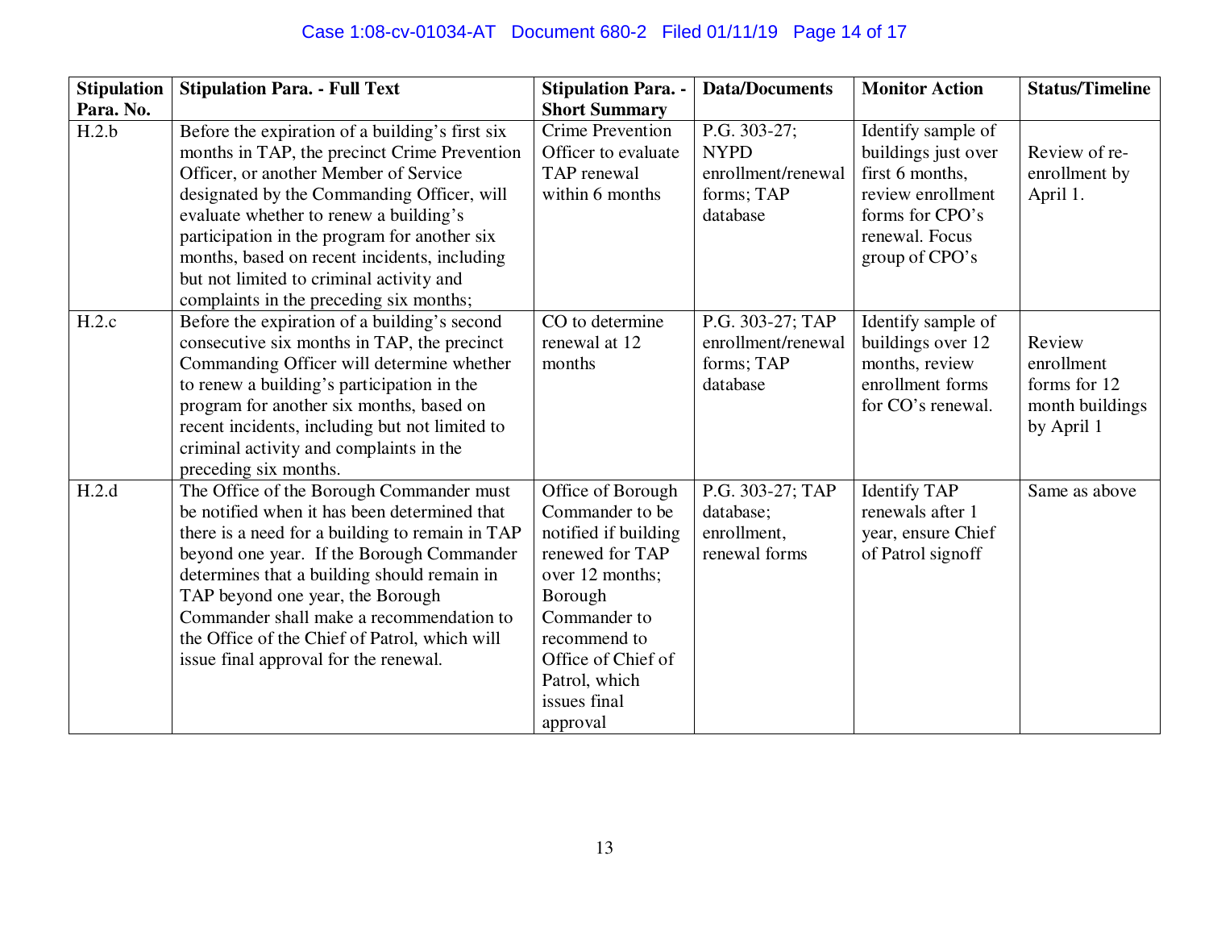| Stipulation Para. No. | Stipulation Para. - Full Text | Stipulation Para. - Short Summary | Data/Documents | Monitor Action | Status/Timeline |
|---|---|---|---|---|---|
| H.2.b | Before the expiration of a building's first six months in TAP, the precinct Crime Prevention Officer, or another Member of Service designated by the Commanding Officer, will evaluate whether to renew a building's participation in the program for another six months, based on recent incidents, including but not limited to criminal activity and complaints in the preceding six months; | Crime Prevention Officer to evaluate TAP renewal within 6 months | P.G. 303-27; NYPD enrollment/renewal forms; TAP database | Identify sample of buildings just over first 6 months, review enrollment forms for CPO's renewal. Focus group of CPO's | Review of re-enrollment by April 1. |
| H.2.c | Before the expiration of a building's second consecutive six months in TAP, the precinct Commanding Officer will determine whether to renew a building's participation in the program for another six months, based on recent incidents, including but not limited to criminal activity and complaints in the preceding six months. | CO to determine renewal at 12 months | P.G. 303-27; TAP enrollment/renewal forms; TAP database | Identify sample of buildings over 12 months, review enrollment forms for CO's renewal. | Review enrollment forms for 12 month buildings by April 1 |
| H.2.d | The Office of the Borough Commander must be notified when it has been determined that there is a need for a building to remain in TAP beyond one year. If the Borough Commander determines that a building should remain in TAP beyond one year, the Borough Commander shall make a recommendation to the Office of the Chief of Patrol, which will issue final approval for the renewal. | Office of Borough Commander to be notified if building renewed for TAP over 12 months; Borough Commander to recommend to Office of Chief of Patrol, which issues final approval | P.G. 303-27; TAP database; enrollment, renewal forms | Identify TAP renewals after 1 year, ensure Chief of Patrol signoff | Same as above |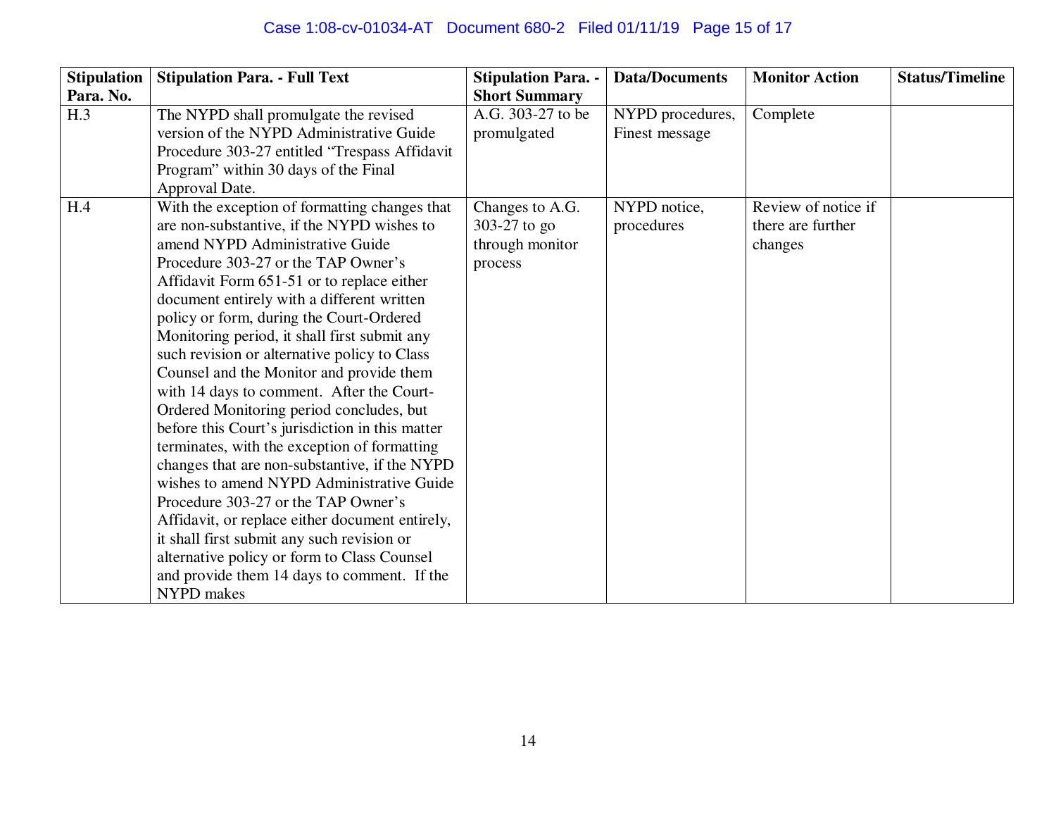| Stipulation Para. No. | Stipulation Para. - Full Text | Stipulation Para. - Short Summary | Data/Documents | Monitor Action | Status/Timeline |
|---|---|---|---|---|---|
| H.3 | The NYPD shall promulgate the revised version of the NYPD Administrative Guide Procedure 303-27 entitled "Trespass Affidavit Program" within 30 days of the Final Approval Date. | A.G. 303-27 to be promulgated | NYPD procedures, Finest message | Complete | |
| H.4 | With the exception of formatting changes that are non-substantive, if the NYPD wishes to amend NYPD Administrative Guide Procedure 303-27 or the TAP Owner's Affidavit Form 651-51 or to replace either document entirely with a different written policy or form, during the Court-Ordered Monitoring period, it shall first submit any such revision or alternative policy to Class Counsel and the Monitor and provide them with 14 days to comment. After the Court-Ordered Monitoring period concludes, but before this Court's jurisdiction in this matter terminates, with the exception of formatting changes that are non-substantive, if the NYPD wishes to amend NYPD Administrative Guide Procedure 303-27 or the TAP Owner's Affidavit, or replace either document entirely, it shall first submit any such revision or alternative policy or form to Class Counsel and provide them 14 days to comment. If the NYPD makes | Changes to A.G. 303-27 to go through monitor process | NYPD notice, procedures | Review of notice if there are further changes | |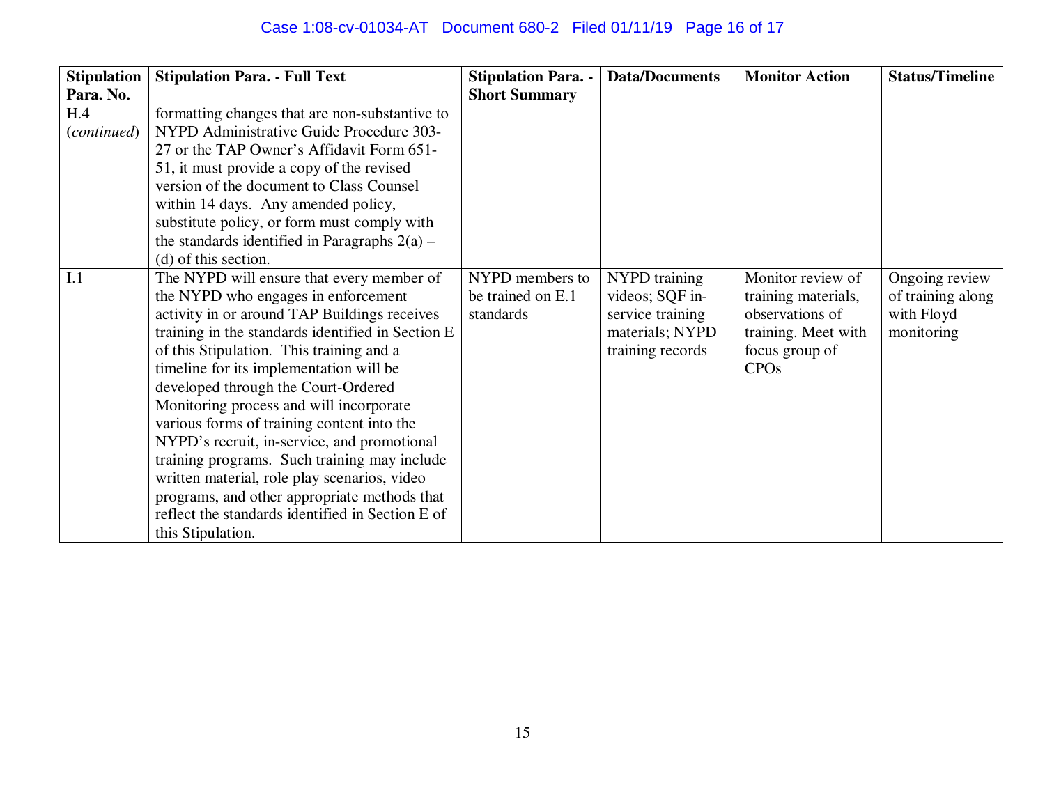| Stipulation Para. No. | Stipulation Para. - Full Text | Stipulation Para. - Short Summary | Data/Documents | Monitor Action | Status/Timeline |
|---|---|---|---|---|---|
| H.4 (*continued*) | formatting changes that are non-substantive to NYPD Administrative Guide Procedure 303-27 or the TAP Owner's Affidavit Form 651-51, it must provide a copy of the revised version of the document to Class Counsel within 14 days. Any amended policy, substitute policy, or form must comply with the standards identified in Paragraphs 2(a) – (d) of this section. | | | | |
| I.1 | The NYPD will ensure that every member of the NYPD who engages in enforcement activity in or around TAP Buildings receives training in the standards identified in Section E of this Stipulation. This training and a timeline for its implementation will be developed through the Court-Ordered Monitoring process and will incorporate various forms of training content into the NYPD's recruit, in-service, and promotional training programs. Such training may include written material, role play scenarios, video programs, and other appropriate methods that reflect the standards identified in Section E of this Stipulation. | NYPD members to be trained on E.1 standards | NYPD training videos; SQF in-service training materials; NYPD training records | Monitor review of training materials, observations of training. Meet with focus group of CPOs | Ongoing review of training along with Floyd monitoring |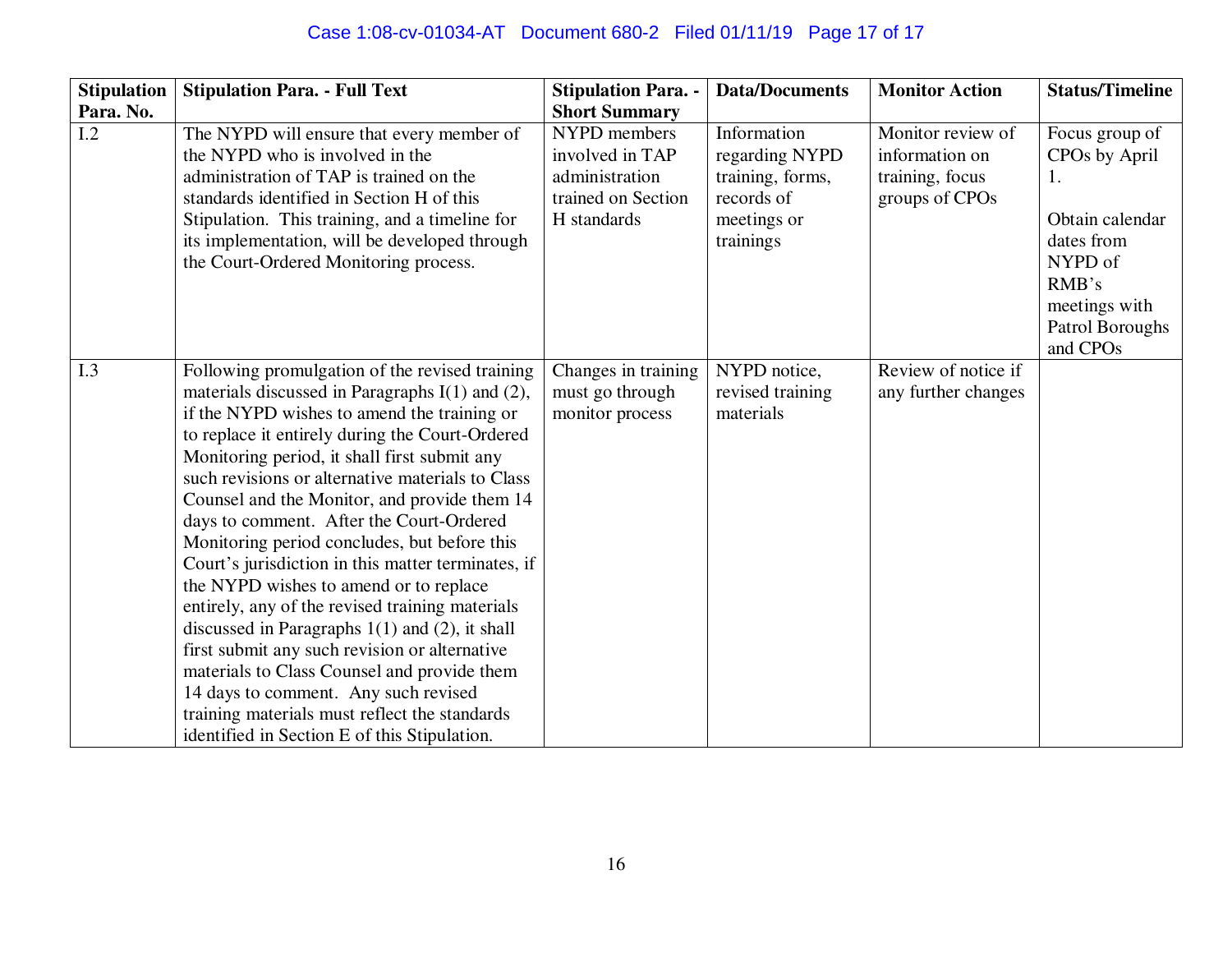| Stipulation Para. No. | Stipulation Para. - Full Text | Stipulation Para. - Short Summary | Data/Documents | Monitor Action | Status/Timeline |
|---|---|---|---|---|---|
| I.2 | The NYPD will ensure that every member of the NYPD who is involved in the administration of TAP is trained on the standards identified in Section H of this Stipulation. This training, and a timeline for its implementation, will be developed through the Court-Ordered Monitoring process. | NYPD members involved in TAP administration trained on Section H standards | Information regarding NYPD training, forms, records of meetings or trainings | Monitor review of information on training, focus groups of CPOs | Focus group of CPOs by April 1.<br><br>Obtain calendar dates from NYPD of RMB's meetings with Patrol Boroughs and CPOs |
| I.3 | Following promulgation of the revised training materials discussed in Paragraphs I(1) and (2), if the NYPD wishes to amend the training or to replace it entirely during the Court-Ordered Monitoring period, it shall first submit any such revisions or alternative materials to Class Counsel and the Monitor, and provide them 14 days to comment. After the Court-Ordered Monitoring period concludes, but before this Court's jurisdiction in this matter terminates, if the NYPD wishes to amend or to replace entirely, any of the revised training materials discussed in Paragraphs 1(1) and (2), it shall first submit any such revision or alternative materials to Class Counsel and provide them 14 days to comment. Any such revised training materials must reflect the standards identified in Section E of this Stipulation. | Changes in training must go through monitor process | NYPD notice, revised training materials | Review of notice if any further changes | |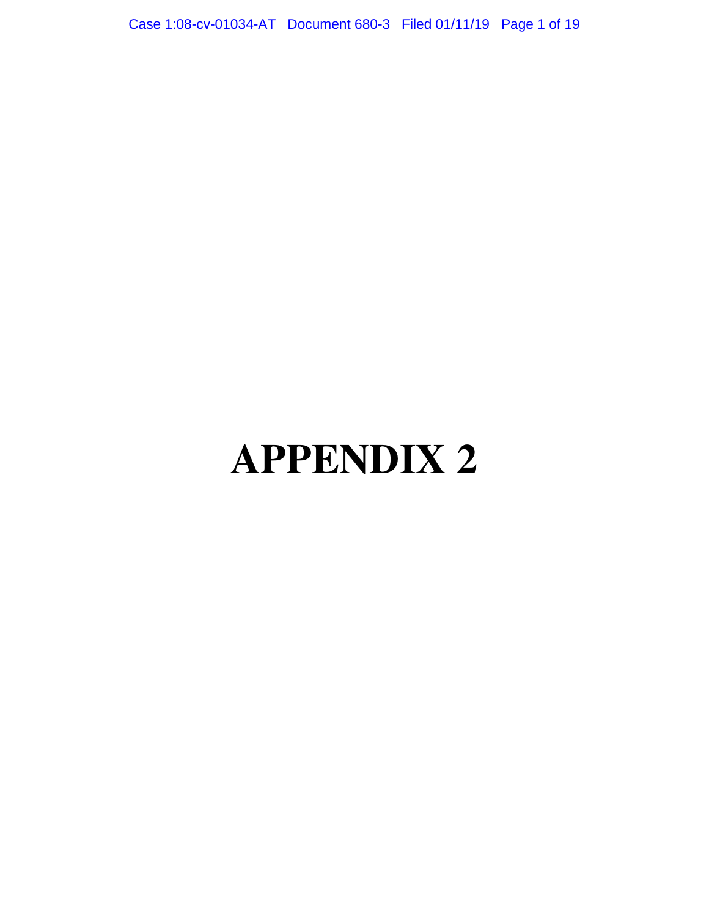# APPENDIX 2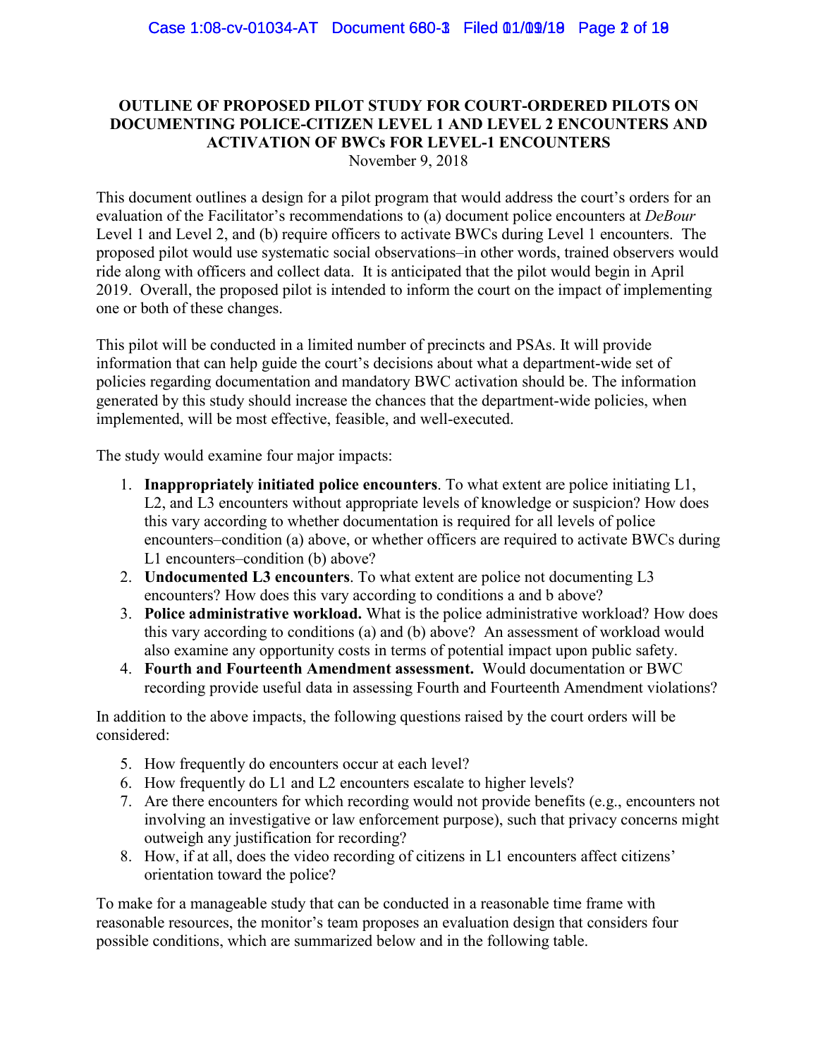**OUTLINE OF PROPOSED PILOT STUDY FOR COURT-ORDERED PILOTS ON DOCUMENTING POLICE-CITIZEN LEVEL 1 AND LEVEL 2 ENCOUNTERS AND ACTIVATION OF BWCs FOR LEVEL-1 ENCOUNTERS**

November 9, 2018

This document outlines a design for a pilot program that would address the court's orders for an evaluation of the Facilitator's recommendations to (a) document police encounters at *DeBour* Level 1 and Level 2, and (b) require officers to activate BWCs during Level 1 encounters. The proposed pilot would use systematic social observations–in other words, trained observers would ride along with officers and collect data. It is anticipated that the pilot would begin in April 2019. Overall, the proposed pilot is intended to inform the court on the impact of implementing one or both of these changes.

This pilot will be conducted in a limited number of precincts and PSAs. It will provide information that can help guide the court's decisions about what a department-wide set of policies regarding documentation and mandatory BWC activation should be. The information generated by this study should increase the chances that the department-wide policies, when implemented, will be most effective, feasible, and well-executed.

The study would examine four major impacts:

1. **Inappropriately initiated police encounters**. To what extent are police initiating L1, L2, and L3 encounters without appropriate levels of knowledge or suspicion? How does this vary according to whether documentation is required for all levels of police encounters–condition (a) above, or whether officers are required to activate BWCs during L1 encounters–condition (b) above?
2. **Undocumented L3 encounters**. To what extent are police not documenting L3 encounters? How does this vary according to conditions a and b above?
3. **Police administrative workload.** What is the police administrative workload? How does this vary according to conditions (a) and (b) above? An assessment of workload would also examine any opportunity costs in terms of potential impact upon public safety.
4. **Fourth and Fourteenth Amendment assessment.** Would documentation or BWC recording provide useful data in assessing Fourth and Fourteenth Amendment violations?

In addition to the above impacts, the following questions raised by the court orders will be considered:

5. How frequently do encounters occur at each level?
6. How frequently do L1 and L2 encounters escalate to higher levels?
7. Are there encounters for which recording would not provide benefits (e.g., encounters not involving an investigative or law enforcement purpose), such that privacy concerns might outweigh any justification for recording?
8. How, if at all, does the video recording of citizens in L1 encounters affect citizens' orientation toward the police?

To make for a manageable study that can be conducted in a reasonable time frame with reasonable resources, the monitor's team proposes an evaluation design that considers four possible conditions, which are summarized below and in the following table.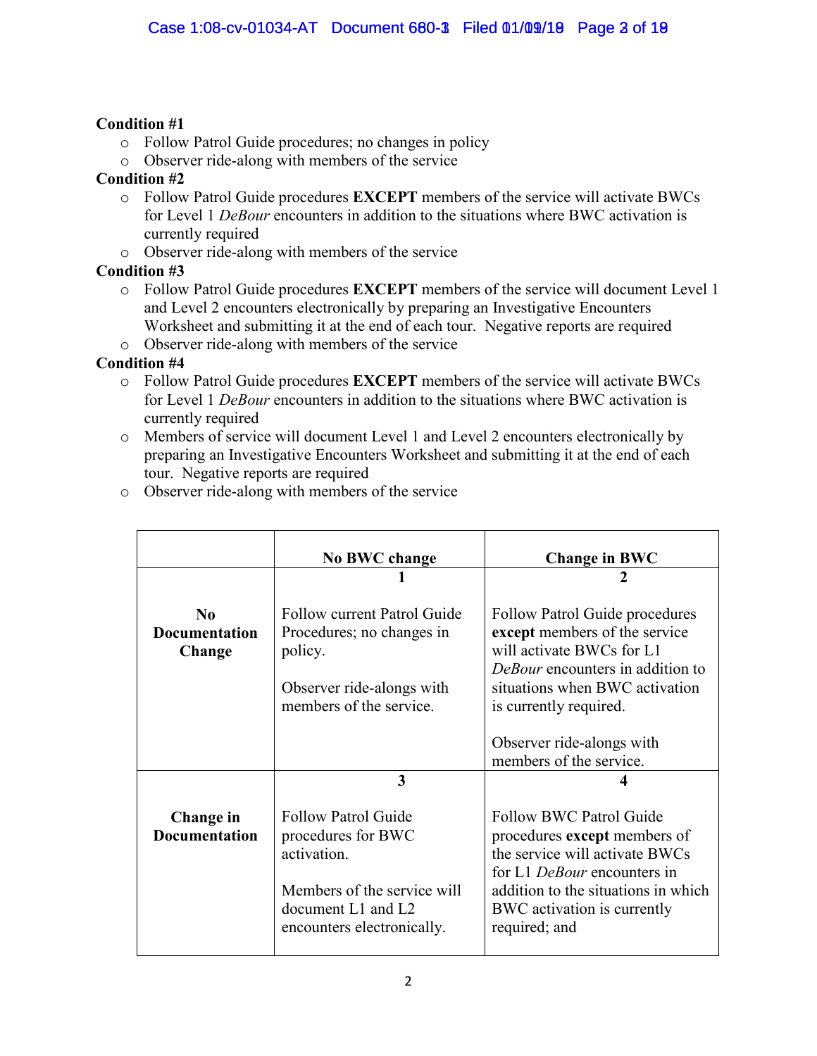**Condition #1**

- Follow Patrol Guide procedures; no changes in policy
- Observer ride-along with members of the service

**Condition #2**

- Follow Patrol Guide procedures **EXCEPT** members of the service will activate BWCs for Level 1 *DeBour* encounters in addition to the situations where BWC activation is currently required
- Observer ride-along with members of the service

**Condition #3**

- Follow Patrol Guide procedures **EXCEPT** members of the service will document Level 1 and Level 2 encounters electronically by preparing an Investigative Encounters Worksheet and submitting it at the end of each tour. Negative reports are required
- Observer ride-along with members of the service

**Condition #4**

- Follow Patrol Guide procedures **EXCEPT** members of the service will activate BWCs for Level 1 *DeBour* encounters in addition to the situations where BWC activation is currently required
- Members of service will document Level 1 and Level 2 encounters electronically by preparing an Investigative Encounters Worksheet and submitting it at the end of each tour. Negative reports are required
- Observer ride-along with members of the service

| | **No BWC change** | **Change in BWC** |
|---|---|---|
| **No Documentation Change** | **1**<br><br>Follow current Patrol Guide Procedures; no changes in policy.<br><br>Observer ride-alongs with members of the service. | **2**<br><br>Follow Patrol Guide procedures **except** members of the service will activate BWCs for L1 *DeBour* encounters in addition to situations when BWC activation is currently required.<br><br>Observer ride-alongs with members of the service. |
| **Change in Documentation** | **3**<br><br>Follow Patrol Guide procedures for BWC activation.<br><br>Members of the service will document L1 and L2 encounters electronically. | **4**<br><br>Follow BWC Patrol Guide procedures **except** members of the service will activate BWCs for L1 *DeBour* encounters in addition to the situations in which BWC activation is currently required; and |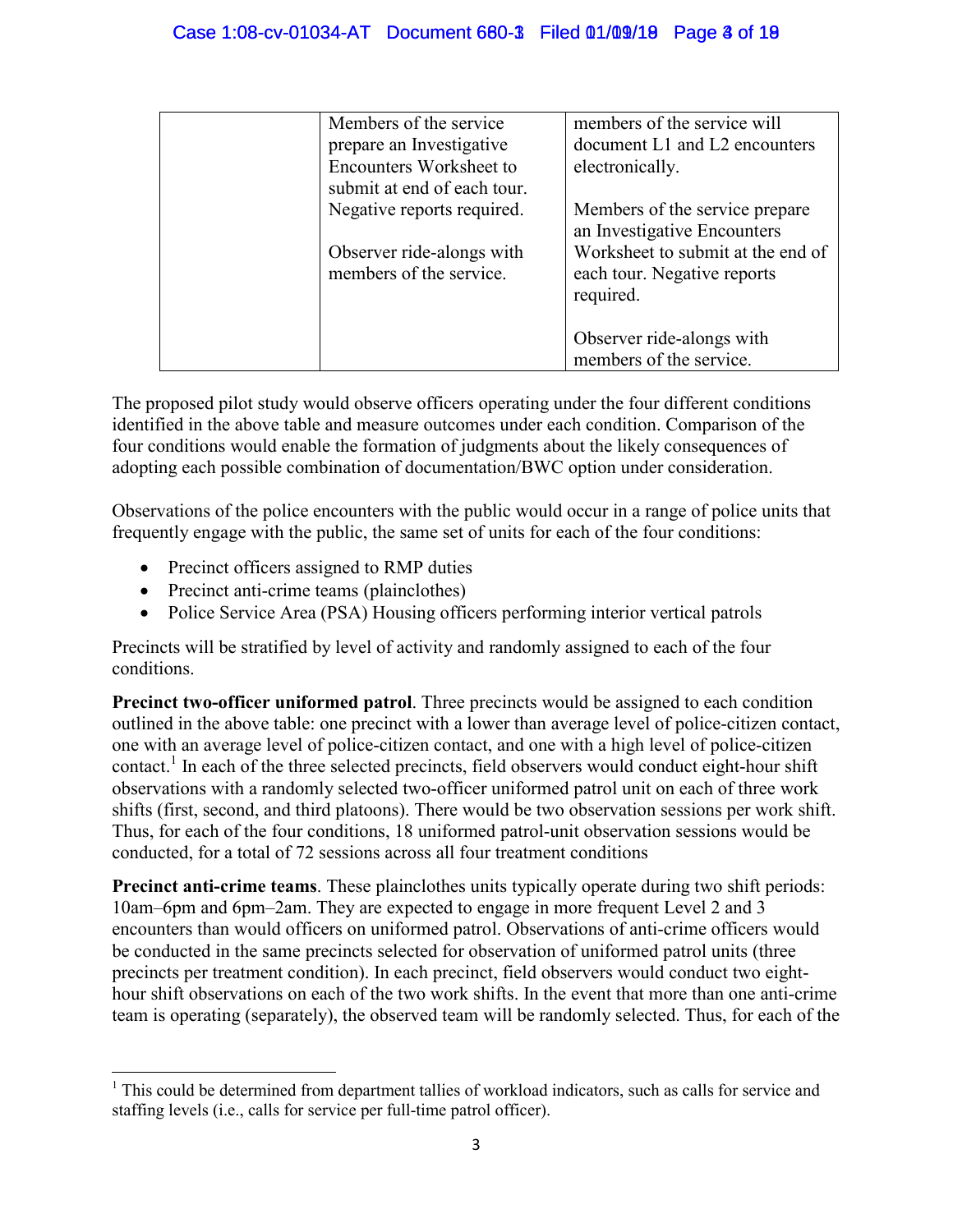|  | Members of the service prepare an Investigative Encounters Worksheet to submit at end of each tour. Negative reports required.<br><br>Observer ride-alongs with members of the service. | members of the service will document L1 and L2 encounters electronically.<br><br>Members of the service prepare an Investigative Encounters Worksheet to submit at the end of each tour. Negative reports required.<br><br>Observer ride-alongs with members of the service. |
|---|---|---|

The proposed pilot study would observe officers operating under the four different conditions identified in the above table and measure outcomes under each condition. Comparison of the four conditions would enable the formation of judgments about the likely consequences of adopting each possible combination of documentation/BWC option under consideration.

Observations of the police encounters with the public would occur in a range of police units that frequently engage with the public, the same set of units for each of the four conditions:

- Precinct officers assigned to RMP duties
- Precinct anti-crime teams (plainclothes)
- Police Service Area (PSA) Housing officers performing interior vertical patrols

Precincts will be stratified by level of activity and randomly assigned to each of the four conditions.

**Precinct two-officer uniformed patrol**. Three precincts would be assigned to each condition outlined in the above table: one precinct with a lower than average level of police-citizen contact, one with an average level of police-citizen contact, and one with a high level of police-citizen contact.[1] In each of the three selected precincts, field observers would conduct eight-hour shift observations with a randomly selected two-officer uniformed patrol unit on each of three work shifts (first, second, and third platoons). There would be two observation sessions per work shift. Thus, for each of the four conditions, 18 uniformed patrol-unit observation sessions would be conducted, for a total of 72 sessions across all four treatment conditions

**Precinct anti-crime teams**. These plainclothes units typically operate during two shift periods: 10am–6pm and 6pm–2am. They are expected to engage in more frequent Level 2 and 3 encounters than would officers on uniformed patrol. Observations of anti-crime officers would be conducted in the same precincts selected for observation of uniformed patrol units (three precincts per treatment condition). In each precinct, field observers would conduct two eight-hour shift observations on each of the two work shifts. In the event that more than one anti-crime team is operating (separately), the observed team will be randomly selected. Thus, for each of the

[1] This could be determined from department tallies of workload indicators, such as calls for service and staffing levels (i.e., calls for service per full-time patrol officer).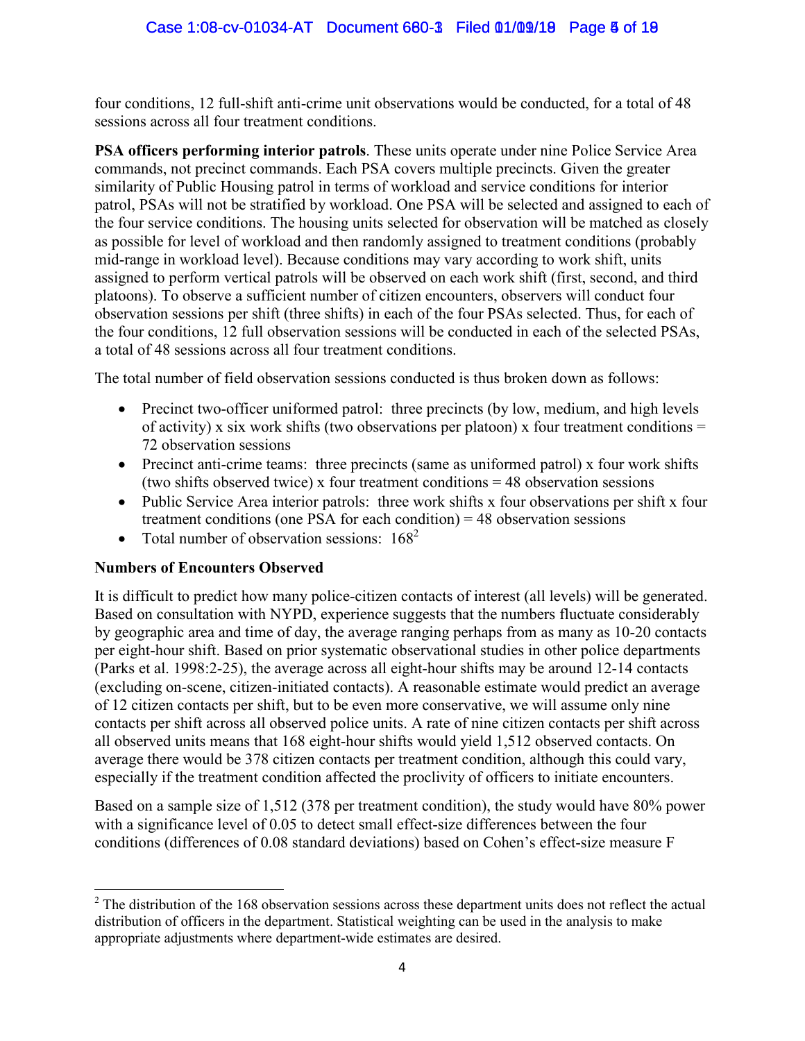four conditions, 12 full-shift anti-crime unit observations would be conducted, for a total of 48 sessions across all four treatment conditions.

**PSA officers performing interior patrols**. These units operate under nine Police Service Area commands, not precinct commands. Each PSA covers multiple precincts. Given the greater similarity of Public Housing patrol in terms of workload and service conditions for interior patrol, PSAs will not be stratified by workload. One PSA will be selected and assigned to each of the four service conditions. The housing units selected for observation will be matched as closely as possible for level of workload and then randomly assigned to treatment conditions (probably mid-range in workload level). Because conditions may vary according to work shift, units assigned to perform vertical patrols will be observed on each work shift (first, second, and third platoons). To observe a sufficient number of citizen encounters, observers will conduct four observation sessions per shift (three shifts) in each of the four PSAs selected. Thus, for each of the four conditions, 12 full observation sessions will be conducted in each of the selected PSAs, a total of 48 sessions across all four treatment conditions.

The total number of field observation sessions conducted is thus broken down as follows:

- Precinct two-officer uniformed patrol: three precincts (by low, medium, and high levels of activity) x six work shifts (two observations per platoon) x four treatment conditions = 72 observation sessions
- Precinct anti-crime teams: three precincts (same as uniformed patrol) x four work shifts (two shifts observed twice) x four treatment conditions = 48 observation sessions
- Public Service Area interior patrols: three work shifts x four observations per shift x four treatment conditions (one PSA for each condition) = 48 observation sessions
- Total number of observation sessions: 168[2]

**Numbers of Encounters Observed**

It is difficult to predict how many police-citizen contacts of interest (all levels) will be generated. Based on consultation with NYPD, experience suggests that the numbers fluctuate considerably by geographic area and time of day, the average ranging perhaps from as many as 10-20 contacts per eight-hour shift. Based on prior systematic observational studies in other police departments (Parks et al. 1998:2-25), the average across all eight-hour shifts may be around 12-14 contacts (excluding on-scene, citizen-initiated contacts). A reasonable estimate would predict an average of 12 citizen contacts per shift, but to be even more conservative, we will assume only nine contacts per shift across all observed police units. A rate of nine citizen contacts per shift across all observed units means that 168 eight-hour shifts would yield 1,512 observed contacts. On average there would be 378 citizen contacts per treatment condition, although this could vary, especially if the treatment condition affected the proclivity of officers to initiate encounters.

Based on a sample size of 1,512 (378 per treatment condition), the study would have 80% power with a significance level of 0.05 to detect small effect-size differences between the four conditions (differences of 0.08 standard deviations) based on Cohen's effect-size measure F

[2] The distribution of the 168 observation sessions across these department units does not reflect the actual distribution of officers in the department. Statistical weighting can be used in the analysis to make appropriate adjustments where department-wide estimates are desired.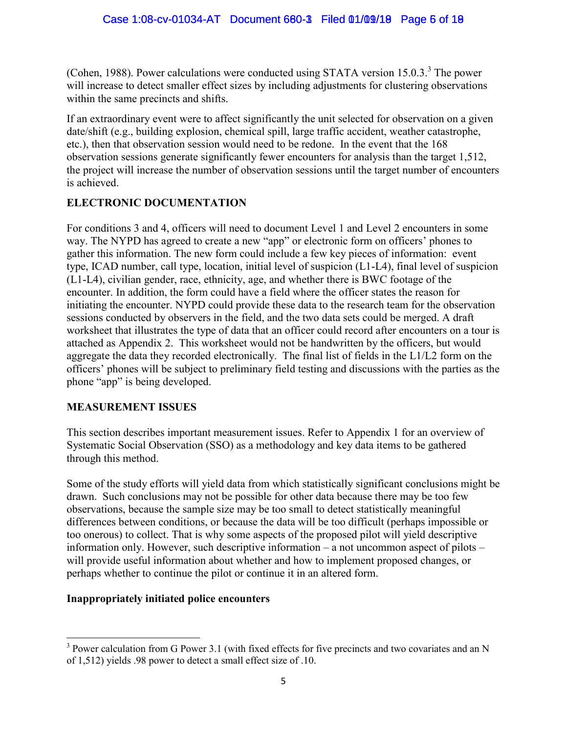(Cohen, 1988). Power calculations were conducted using STATA version 15.0.3.[3] The power will increase to detect smaller effect sizes by including adjustments for clustering observations within the same precincts and shifts.

If an extraordinary event were to affect significantly the unit selected for observation on a given date/shift (e.g., building explosion, chemical spill, large traffic accident, weather catastrophe, etc.), then that observation session would need to be redone. In the event that the 168 observation sessions generate significantly fewer encounters for analysis than the target 1,512, the project will increase the number of observation sessions until the target number of encounters is achieved.

## ELECTRONIC DOCUMENTATION

For conditions 3 and 4, officers will need to document Level 1 and Level 2 encounters in some way. The NYPD has agreed to create a new "app" or electronic form on officers' phones to gather this information. The new form could include a few key pieces of information: event type, ICAD number, call type, location, initial level of suspicion (L1-L4), final level of suspicion (L1-L4), civilian gender, race, ethnicity, age, and whether there is BWC footage of the encounter. In addition, the form could have a field where the officer states the reason for initiating the encounter. NYPD could provide these data to the research team for the observation sessions conducted by observers in the field, and the two data sets could be merged. A draft worksheet that illustrates the type of data that an officer could record after encounters on a tour is attached as Appendix 2. This worksheet would not be handwritten by the officers, but would aggregate the data they recorded electronically. The final list of fields in the L1/L2 form on the officers' phones will be subject to preliminary field testing and discussions with the parties as the phone "app" is being developed.

## MEASUREMENT ISSUES

This section describes important measurement issues. Refer to Appendix 1 for an overview of Systematic Social Observation (SSO) as a methodology and key data items to be gathered through this method.

Some of the study efforts will yield data from which statistically significant conclusions might be drawn. Such conclusions may not be possible for other data because there may be too few observations, because the sample size may be too small to detect statistically meaningful differences between conditions, or because the data will be too difficult (perhaps impossible or too onerous) to collect. That is why some aspects of the proposed pilot will yield descriptive information only. However, such descriptive information – a not uncommon aspect of pilots – will provide useful information about whether and how to implement proposed changes, or perhaps whether to continue the pilot or continue it in an altered form.

### Inappropriately initiated police encounters

[3] Power calculation from G Power 3.1 (with fixed effects for five precincts and two covariates and an N of 1,512) yields .98 power to detect a small effect size of .10.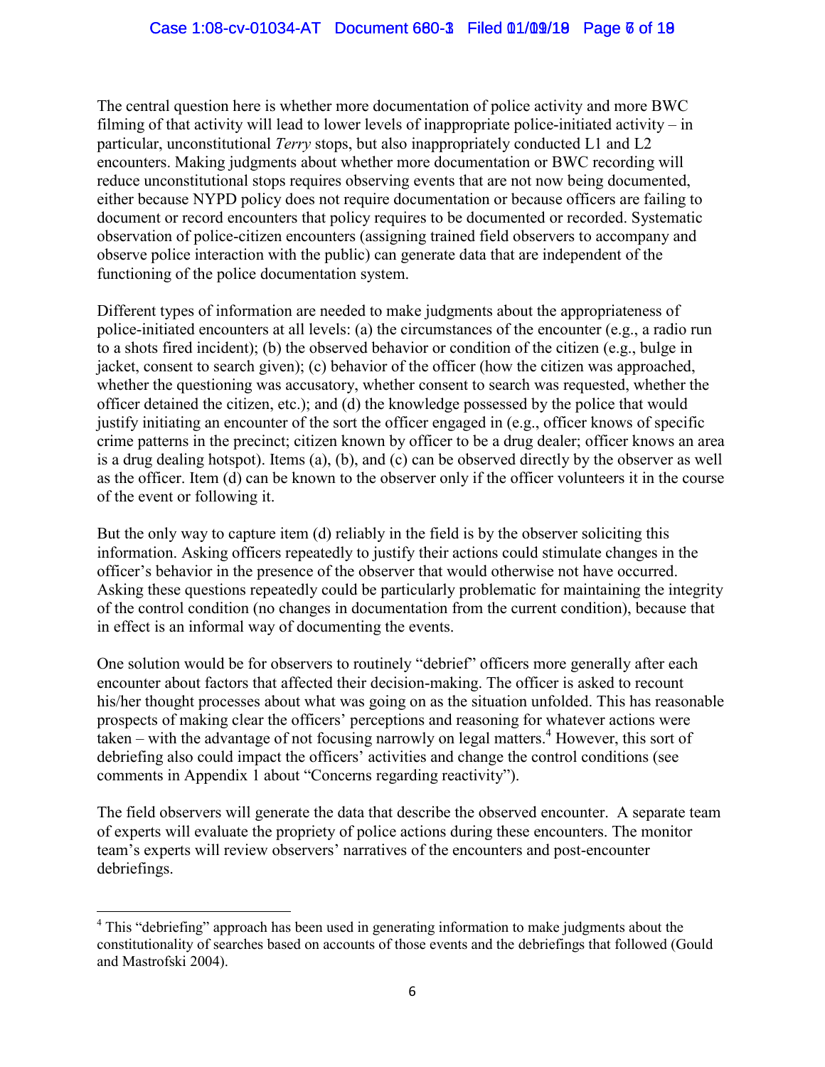The central question here is whether more documentation of police activity and more BWC filming of that activity will lead to lower levels of inappropriate police-initiated activity – in particular, unconstitutional *Terry* stops, but also inappropriately conducted L1 and L2 encounters. Making judgments about whether more documentation or BWC recording will reduce unconstitutional stops requires observing events that are not now being documented, either because NYPD policy does not require documentation or because officers are failing to document or record encounters that policy requires to be documented or recorded. Systematic observation of police-citizen encounters (assigning trained field observers to accompany and observe police interaction with the public) can generate data that are independent of the functioning of the police documentation system.

Different types of information are needed to make judgments about the appropriateness of police-initiated encounters at all levels: (a) the circumstances of the encounter (e.g., a radio run to a shots fired incident); (b) the observed behavior or condition of the citizen (e.g., bulge in jacket, consent to search given); (c) behavior of the officer (how the citizen was approached, whether the questioning was accusatory, whether consent to search was requested, whether the officer detained the citizen, etc.); and (d) the knowledge possessed by the police that would justify initiating an encounter of the sort the officer engaged in (e.g., officer knows of specific crime patterns in the precinct; citizen known by officer to be a drug dealer; officer knows an area is a drug dealing hotspot). Items (a), (b), and (c) can be observed directly by the observer as well as the officer. Item (d) can be known to the observer only if the officer volunteers it in the course of the event or following it.

But the only way to capture item (d) reliably in the field is by the observer soliciting this information. Asking officers repeatedly to justify their actions could stimulate changes in the officer's behavior in the presence of the observer that would otherwise not have occurred. Asking these questions repeatedly could be particularly problematic for maintaining the integrity of the control condition (no changes in documentation from the current condition), because that in effect is an informal way of documenting the events.

One solution would be for observers to routinely "debrief" officers more generally after each encounter about factors that affected their decision-making. The officer is asked to recount his/her thought processes about what was going on as the situation unfolded. This has reasonable prospects of making clear the officers' perceptions and reasoning for whatever actions were taken – with the advantage of not focusing narrowly on legal matters.[4] However, this sort of debriefing also could impact the officers' activities and change the control conditions (see comments in Appendix 1 about "Concerns regarding reactivity").

The field observers will generate the data that describe the observed encounter. A separate team of experts will evaluate the propriety of police actions during these encounters. The monitor team's experts will review observers' narratives of the encounters and post-encounter debriefings.

[4] This "debriefing" approach has been used in generating information to make judgments about the constitutionality of searches based on accounts of those events and the debriefings that followed (Gould and Mastrofski 2004).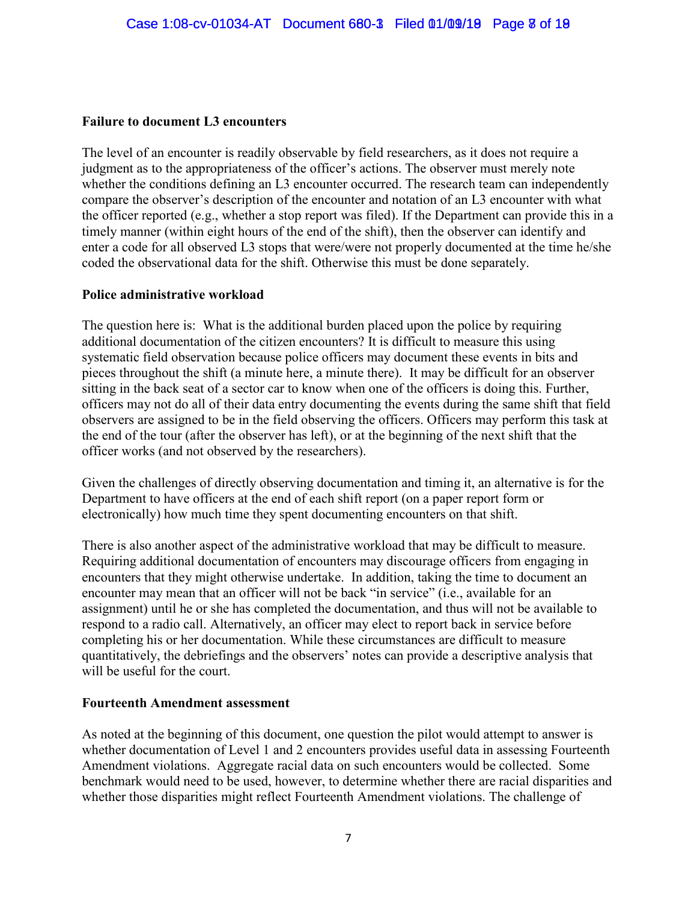**Failure to document L3 encounters**

The level of an encounter is readily observable by field researchers, as it does not require a judgment as to the appropriateness of the officer's actions. The observer must merely note whether the conditions defining an L3 encounter occurred. The research team can independently compare the observer's description of the encounter and notation of an L3 encounter with what the officer reported (e.g., whether a stop report was filed). If the Department can provide this in a timely manner (within eight hours of the end of the shift), then the observer can identify and enter a code for all observed L3 stops that were/were not properly documented at the time he/she coded the observational data for the shift. Otherwise this must be done separately.

**Police administrative workload**

The question here is: What is the additional burden placed upon the police by requiring additional documentation of the citizen encounters? It is difficult to measure this using systematic field observation because police officers may document these events in bits and pieces throughout the shift (a minute here, a minute there). It may be difficult for an observer sitting in the back seat of a sector car to know when one of the officers is doing this. Further, officers may not do all of their data entry documenting the events during the same shift that field observers are assigned to be in the field observing the officers. Officers may perform this task at the end of the tour (after the observer has left), or at the beginning of the next shift that the officer works (and not observed by the researchers).

Given the challenges of directly observing documentation and timing it, an alternative is for the Department to have officers at the end of each shift report (on a paper report form or electronically) how much time they spent documenting encounters on that shift.

There is also another aspect of the administrative workload that may be difficult to measure. Requiring additional documentation of encounters may discourage officers from engaging in encounters that they might otherwise undertake. In addition, taking the time to document an encounter may mean that an officer will not be back "in service" (i.e., available for an assignment) until he or she has completed the documentation, and thus will not be available to respond to a radio call. Alternatively, an officer may elect to report back in service before completing his or her documentation. While these circumstances are difficult to measure quantitatively, the debriefings and the observers' notes can provide a descriptive analysis that will be useful for the court.

**Fourteenth Amendment assessment**

As noted at the beginning of this document, one question the pilot would attempt to answer is whether documentation of Level 1 and 2 encounters provides useful data in assessing Fourteenth Amendment violations. Aggregate racial data on such encounters would be collected. Some benchmark would need to be used, however, to determine whether there are racial disparities and whether those disparities might reflect Fourteenth Amendment violations. The challenge of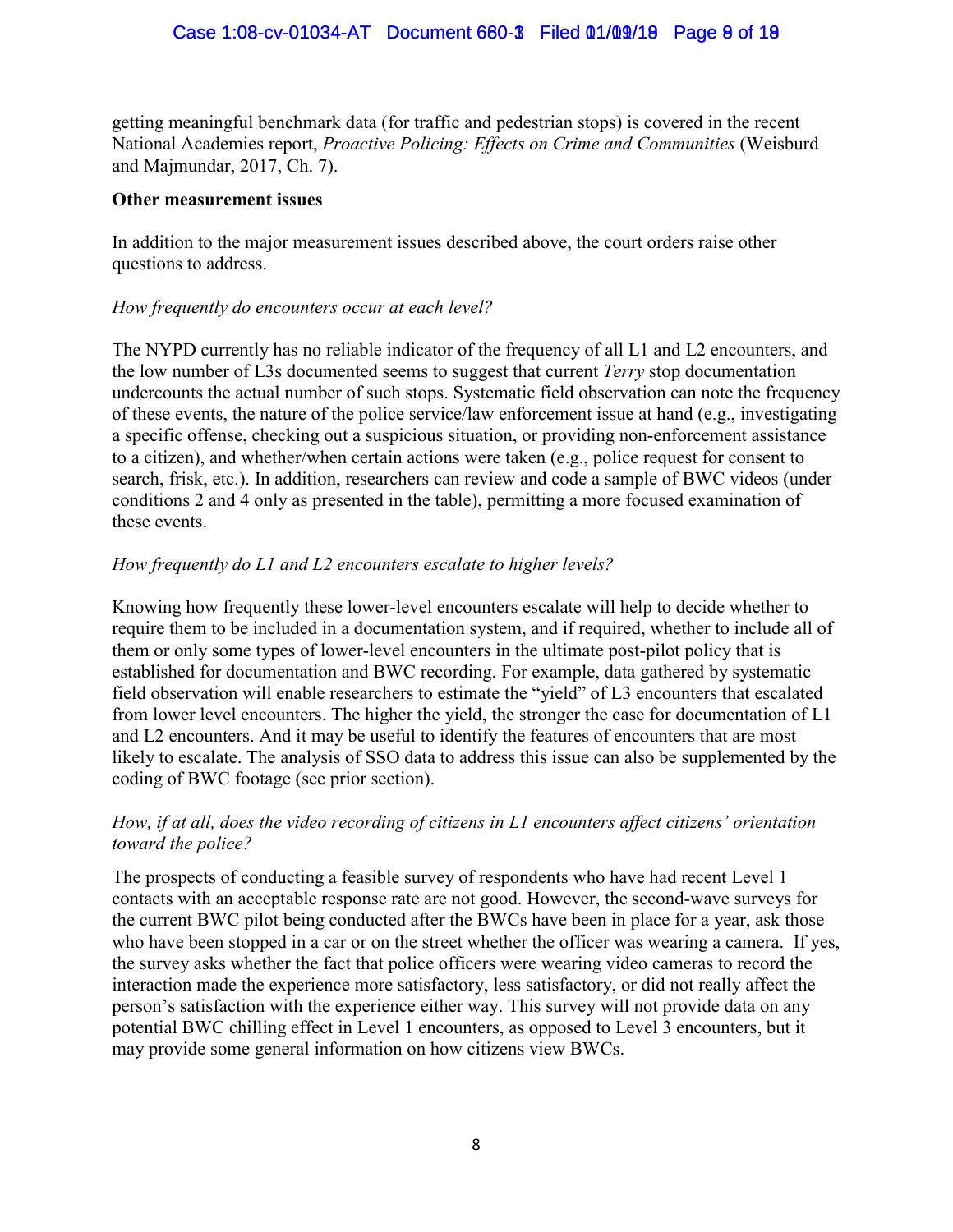getting meaningful benchmark data (for traffic and pedestrian stops) is covered in the recent National Academies report, *Proactive Policing: Effects on Crime and Communities* (Weisburd and Majmundar, 2017, Ch. 7).

**Other measurement issues**

In addition to the major measurement issues described above, the court orders raise other questions to address.

*How frequently do encounters occur at each level?*

The NYPD currently has no reliable indicator of the frequency of all L1 and L2 encounters, and the low number of L3s documented seems to suggest that current *Terry* stop documentation undercounts the actual number of such stops. Systematic field observation can note the frequency of these events, the nature of the police service/law enforcement issue at hand (e.g., investigating a specific offense, checking out a suspicious situation, or providing non-enforcement assistance to a citizen), and whether/when certain actions were taken (e.g., police request for consent to search, frisk, etc.). In addition, researchers can review and code a sample of BWC videos (under conditions 2 and 4 only as presented in the table), permitting a more focused examination of these events.

*How frequently do L1 and L2 encounters escalate to higher levels?*

Knowing how frequently these lower-level encounters escalate will help to decide whether to require them to be included in a documentation system, and if required, whether to include all of them or only some types of lower-level encounters in the ultimate post-pilot policy that is established for documentation and BWC recording. For example, data gathered by systematic field observation will enable researchers to estimate the "yield" of L3 encounters that escalated from lower level encounters. The higher the yield, the stronger the case for documentation of L1 and L2 encounters. And it may be useful to identify the features of encounters that are most likely to escalate. The analysis of SSO data to address this issue can also be supplemented by the coding of BWC footage (see prior section).

*How, if at all, does the video recording of citizens in L1 encounters affect citizens' orientation toward the police?*

The prospects of conducting a feasible survey of respondents who have had recent Level 1 contacts with an acceptable response rate are not good. However, the second-wave surveys for the current BWC pilot being conducted after the BWCs have been in place for a year, ask those who have been stopped in a car or on the street whether the officer was wearing a camera. If yes, the survey asks whether the fact that police officers were wearing video cameras to record the interaction made the experience more satisfactory, less satisfactory, or did not really affect the person's satisfaction with the experience either way. This survey will not provide data on any potential BWC chilling effect in Level 1 encounters, as opposed to Level 3 encounters, but it may provide some general information on how citizens view BWCs.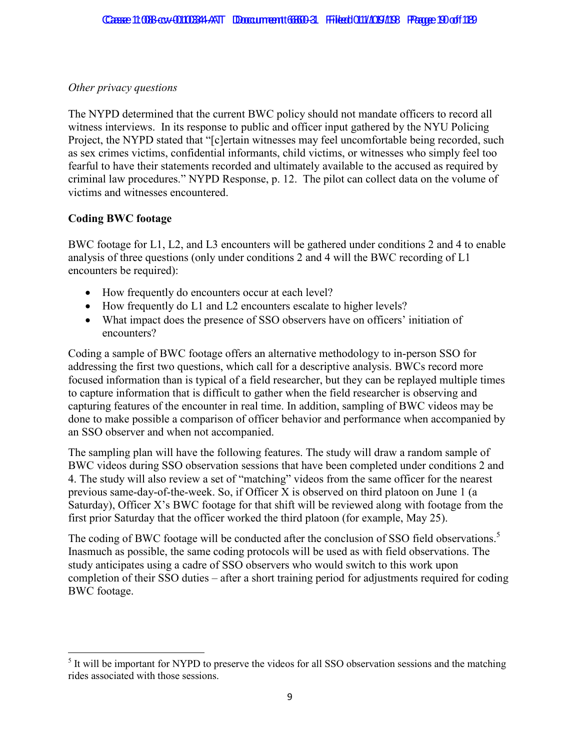*Other privacy questions*

The NYPD determined that the current BWC policy should not mandate officers to record all witness interviews. In its response to public and officer input gathered by the NYU Policing Project, the NYPD stated that "[c]ertain witnesses may feel uncomfortable being recorded, such as sex crimes victims, confidential informants, child victims, or witnesses who simply feel too fearful to have their statements recorded and ultimately available to the accused as required by criminal law procedures." NYPD Response, p. 12. The pilot can collect data on the volume of victims and witnesses encountered.

**Coding BWC footage**

BWC footage for L1, L2, and L3 encounters will be gathered under conditions 2 and 4 to enable analysis of three questions (only under conditions 2 and 4 will the BWC recording of L1 encounters be required):

- How frequently do encounters occur at each level?
- How frequently do L1 and L2 encounters escalate to higher levels?
- What impact does the presence of SSO observers have on officers' initiation of encounters?

Coding a sample of BWC footage offers an alternative methodology to in-person SSO for addressing the first two questions, which call for a descriptive analysis. BWCs record more focused information than is typical of a field researcher, but they can be replayed multiple times to capture information that is difficult to gather when the field researcher is observing and capturing features of the encounter in real time. In addition, sampling of BWC videos may be done to make possible a comparison of officer behavior and performance when accompanied by an SSO observer and when not accompanied.

The sampling plan will have the following features. The study will draw a random sample of BWC videos during SSO observation sessions that have been completed under conditions 2 and 4. The study will also review a set of "matching" videos from the same officer for the nearest previous same-day-of-the-week. So, if Officer X is observed on third platoon on June 1 (a Saturday), Officer X's BWC footage for that shift will be reviewed along with footage from the first prior Saturday that the officer worked the third platoon (for example, May 25).

The coding of BWC footage will be conducted after the conclusion of SSO field observations.[5] Inasmuch as possible, the same coding protocols will be used as with field observations. The study anticipates using a cadre of SSO observers who would switch to this work upon completion of their SSO duties – after a short training period for adjustments required for coding BWC footage.

[5] It will be important for NYPD to preserve the videos for all SSO observation sessions and the matching rides associated with those sessions.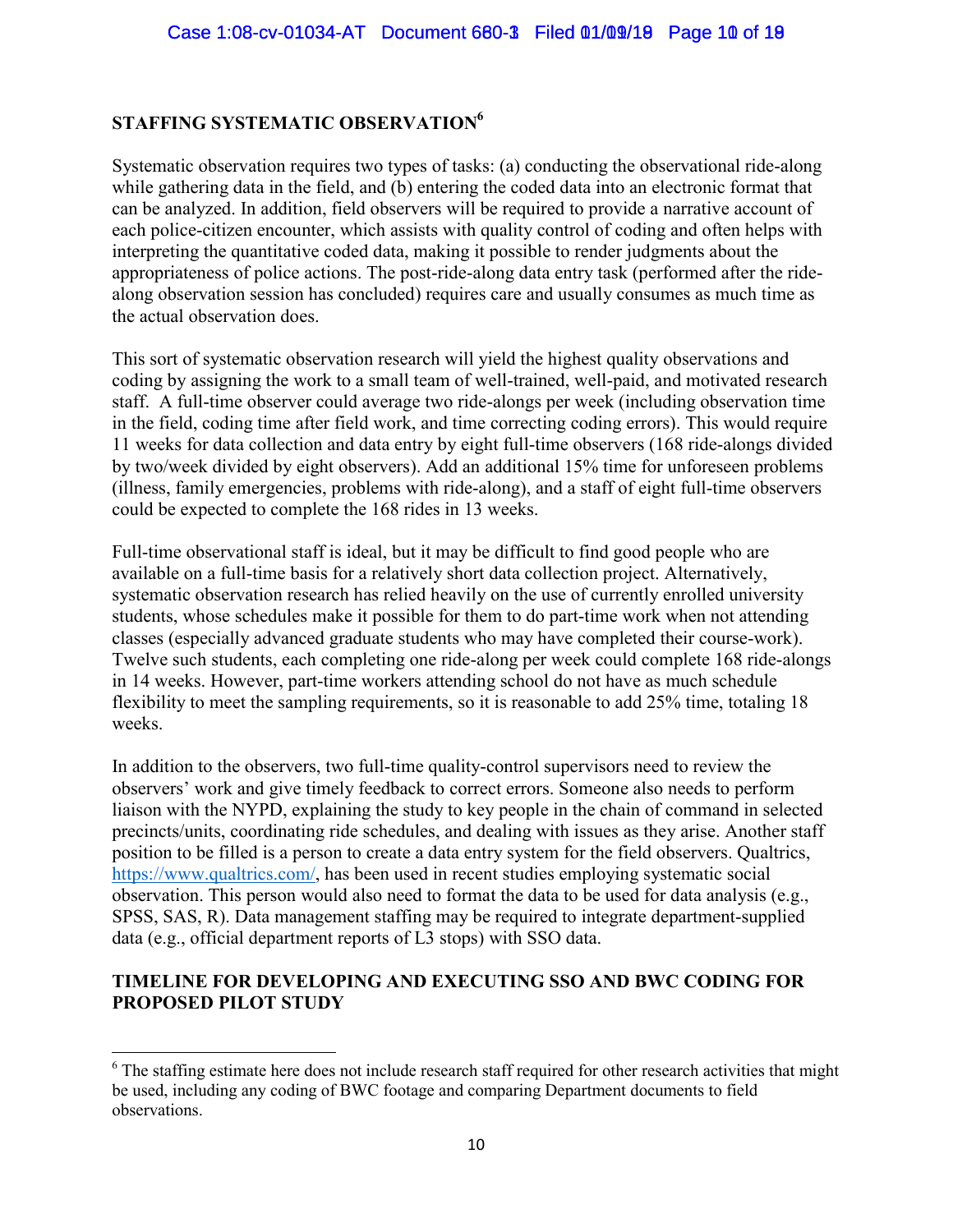## STAFFING SYSTEMATIC OBSERVATION[6]

Systematic observation requires two types of tasks: (a) conducting the observational ride-along while gathering data in the field, and (b) entering the coded data into an electronic format that can be analyzed. In addition, field observers will be required to provide a narrative account of each police-citizen encounter, which assists with quality control of coding and often helps with interpreting the quantitative coded data, making it possible to render judgments about the appropriateness of police actions. The post-ride-along data entry task (performed after the ride-along observation session has concluded) requires care and usually consumes as much time as the actual observation does.

This sort of systematic observation research will yield the highest quality observations and coding by assigning the work to a small team of well-trained, well-paid, and motivated research staff. A full-time observer could average two ride-alongs per week (including observation time in the field, coding time after field work, and time correcting coding errors). This would require 11 weeks for data collection and data entry by eight full-time observers (168 ride-alongs divided by two/week divided by eight observers). Add an additional 15% time for unforeseen problems (illness, family emergencies, problems with ride-along), and a staff of eight full-time observers could be expected to complete the 168 rides in 13 weeks.

Full-time observational staff is ideal, but it may be difficult to find good people who are available on a full-time basis for a relatively short data collection project. Alternatively, systematic observation research has relied heavily on the use of currently enrolled university students, whose schedules make it possible for them to do part-time work when not attending classes (especially advanced graduate students who may have completed their course-work). Twelve such students, each completing one ride-along per week could complete 168 ride-alongs in 14 weeks. However, part-time workers attending school do not have as much schedule flexibility to meet the sampling requirements, so it is reasonable to add 25% time, totaling 18 weeks.

In addition to the observers, two full-time quality-control supervisors need to review the observers' work and give timely feedback to correct errors. Someone also needs to perform liaison with the NYPD, explaining the study to key people in the chain of command in selected precincts/units, coordinating ride schedules, and dealing with issues as they arise. Another staff position to be filled is a person to create a data entry system for the field observers. Qualtrics, https://www.qualtrics.com/, has been used in recent studies employing systematic social observation. This person would also need to format the data to be used for data analysis (e.g., SPSS, SAS, R). Data management staffing may be required to integrate department-supplied data (e.g., official department reports of L3 stops) with SSO data.

## TIMELINE FOR DEVELOPING AND EXECUTING SSO AND BWC CODING FOR PROPOSED PILOT STUDY

---

[6] The staffing estimate here does not include research staff required for other research activities that might be used, including any coding of BWC footage and comparing Department documents to field observations.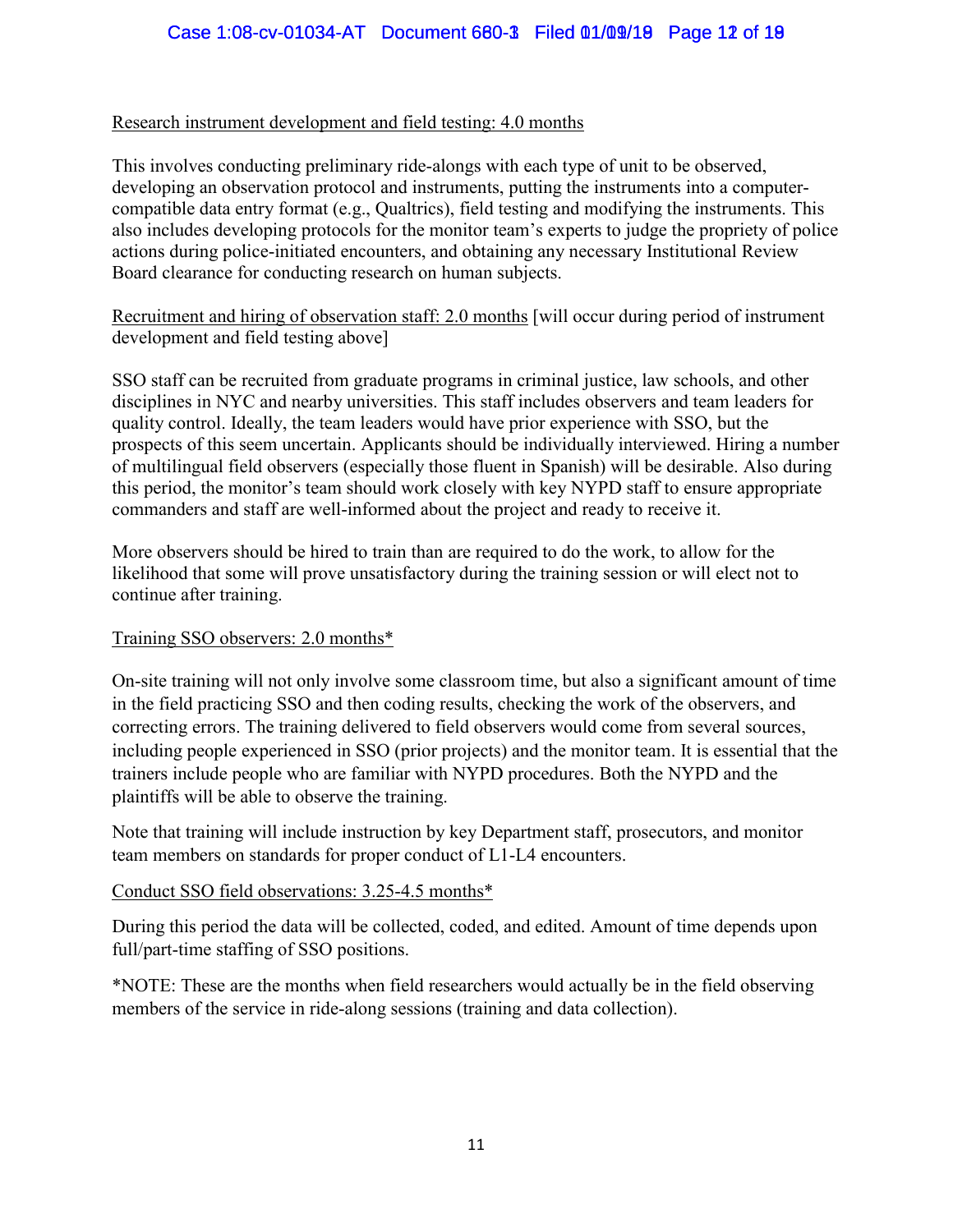Research instrument development and field testing: 4.0 months

This involves conducting preliminary ride-alongs with each type of unit to be observed, developing an observation protocol and instruments, putting the instruments into a computer-compatible data entry format (e.g., Qualtrics), field testing and modifying the instruments. This also includes developing protocols for the monitor team's experts to judge the propriety of police actions during police-initiated encounters, and obtaining any necessary Institutional Review Board clearance for conducting research on human subjects.

Recruitment and hiring of observation staff: 2.0 months [will occur during period of instrument development and field testing above]

SSO staff can be recruited from graduate programs in criminal justice, law schools, and other disciplines in NYC and nearby universities. This staff includes observers and team leaders for quality control. Ideally, the team leaders would have prior experience with SSO, but the prospects of this seem uncertain. Applicants should be individually interviewed. Hiring a number of multilingual field observers (especially those fluent in Spanish) will be desirable. Also during this period, the monitor's team should work closely with key NYPD staff to ensure appropriate commanders and staff are well-informed about the project and ready to receive it.

More observers should be hired to train than are required to do the work, to allow for the likelihood that some will prove unsatisfactory during the training session or will elect not to continue after training.

Training SSO observers: 2.0 months*

On-site training will not only involve some classroom time, but also a significant amount of time in the field practicing SSO and then coding results, checking the work of the observers, and correcting errors. The training delivered to field observers would come from several sources, including people experienced in SSO (prior projects) and the monitor team. It is essential that the trainers include people who are familiar with NYPD procedures. Both the NYPD and the plaintiffs will be able to observe the training.

Note that training will include instruction by key Department staff, prosecutors, and monitor team members on standards for proper conduct of L1-L4 encounters.

Conduct SSO field observations: 3.25-4.5 months*

During this period the data will be collected, coded, and edited. Amount of time depends upon full/part-time staffing of SSO positions.

*NOTE: These are the months when field researchers would actually be in the field observing members of the service in ride-along sessions (training and data collection).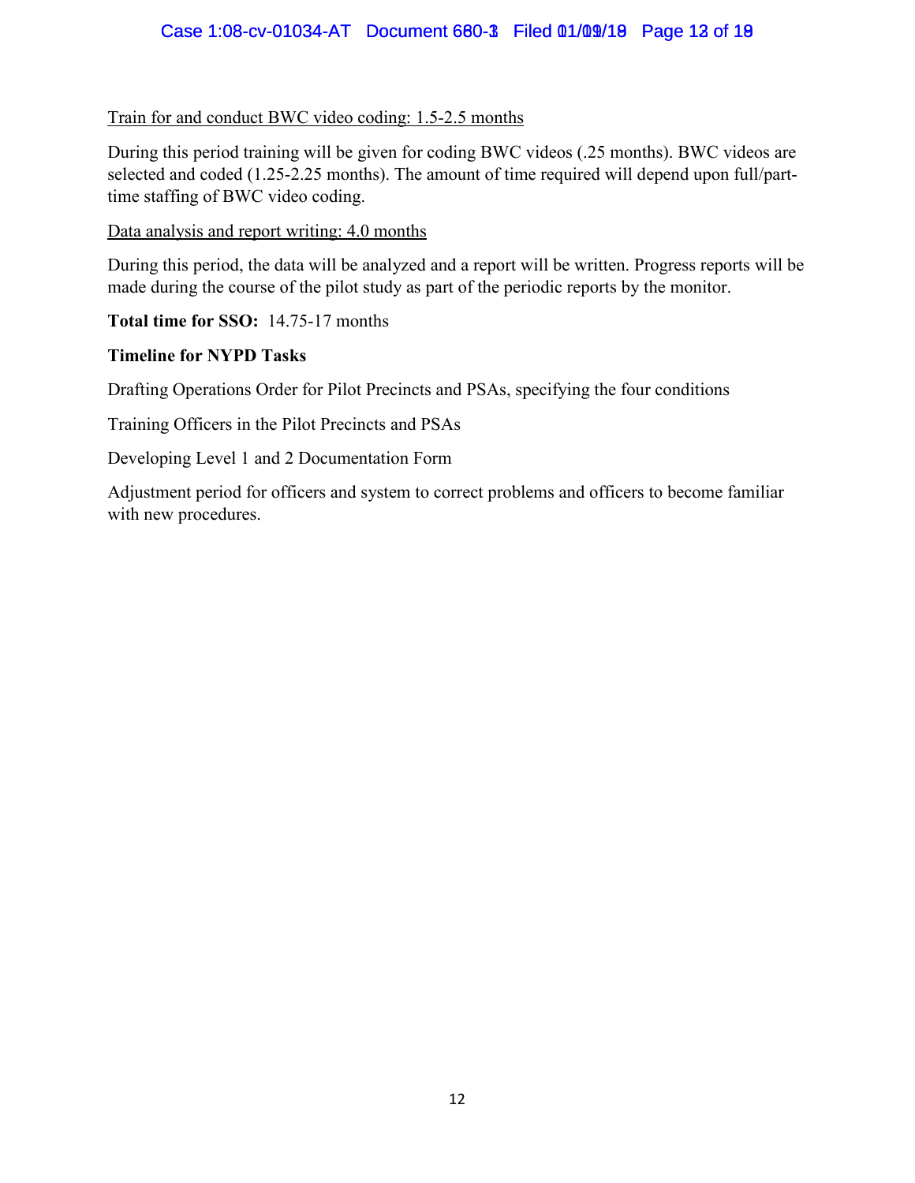Train for and conduct BWC video coding: 1.5-2.5 months

During this period training will be given for coding BWC videos (.25 months). BWC videos are selected and coded (1.25-2.25 months). The amount of time required will depend upon full/part-time staffing of BWC video coding.

Data analysis and report writing: 4.0 months

During this period, the data will be analyzed and a report will be written. Progress reports will be made during the course of the pilot study as part of the periodic reports by the monitor.

**Total time for SSO:** 14.75-17 months

**Timeline for NYPD Tasks**

Drafting Operations Order for Pilot Precincts and PSAs, specifying the four conditions

Training Officers in the Pilot Precincts and PSAs

Developing Level 1 and 2 Documentation Form

Adjustment period for officers and system to correct problems and officers to become familiar with new procedures.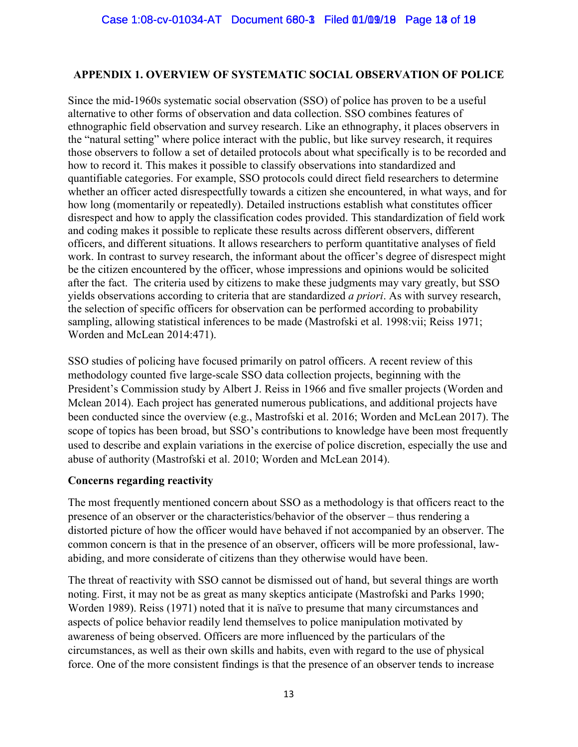## APPENDIX 1. OVERVIEW OF SYSTEMATIC SOCIAL OBSERVATION OF POLICE

Since the mid-1960s systematic social observation (SSO) of police has proven to be a useful alternative to other forms of observation and data collection. SSO combines features of ethnographic field observation and survey research. Like an ethnography, it places observers in the "natural setting" where police interact with the public, but like survey research, it requires those observers to follow a set of detailed protocols about what specifically is to be recorded and how to record it. This makes it possible to classify observations into standardized and quantifiable categories. For example, SSO protocols could direct field researchers to determine whether an officer acted disrespectfully towards a citizen she encountered, in what ways, and for how long (momentarily or repeatedly). Detailed instructions establish what constitutes officer disrespect and how to apply the classification codes provided. This standardization of field work and coding makes it possible to replicate these results across different observers, different officers, and different situations. It allows researchers to perform quantitative analyses of field work. In contrast to survey research, the informant about the officer's degree of disrespect might be the citizen encountered by the officer, whose impressions and opinions would be solicited after the fact. The criteria used by citizens to make these judgments may vary greatly, but SSO yields observations according to criteria that are standardized *a priori*. As with survey research, the selection of specific officers for observation can be performed according to probability sampling, allowing statistical inferences to be made (Mastrofski et al. 1998:vii; Reiss 1971; Worden and McLean 2014:471).

SSO studies of policing have focused primarily on patrol officers. A recent review of this methodology counted five large-scale SSO data collection projects, beginning with the President's Commission study by Albert J. Reiss in 1966 and five smaller projects (Worden and Mclean 2014). Each project has generated numerous publications, and additional projects have been conducted since the overview (e.g., Mastrofski et al. 2016; Worden and McLean 2017). The scope of topics has been broad, but SSO's contributions to knowledge have been most frequently used to describe and explain variations in the exercise of police discretion, especially the use and abuse of authority (Mastrofski et al. 2010; Worden and McLean 2014).

### Concerns regarding reactivity

The most frequently mentioned concern about SSO as a methodology is that officers react to the presence of an observer or the characteristics/behavior of the observer – thus rendering a distorted picture of how the officer would have behaved if not accompanied by an observer. The common concern is that in the presence of an observer, officers will be more professional, law-abiding, and more considerate of citizens than they otherwise would have been.

The threat of reactivity with SSO cannot be dismissed out of hand, but several things are worth noting. First, it may not be as great as many skeptics anticipate (Mastrofski and Parks 1990; Worden 1989). Reiss (1971) noted that it is naïve to presume that many circumstances and aspects of police behavior readily lend themselves to police manipulation motivated by awareness of being observed. Officers are more influenced by the particulars of the circumstances, as well as their own skills and habits, even with regard to the use of physical force. One of the more consistent findings is that the presence of an observer tends to increase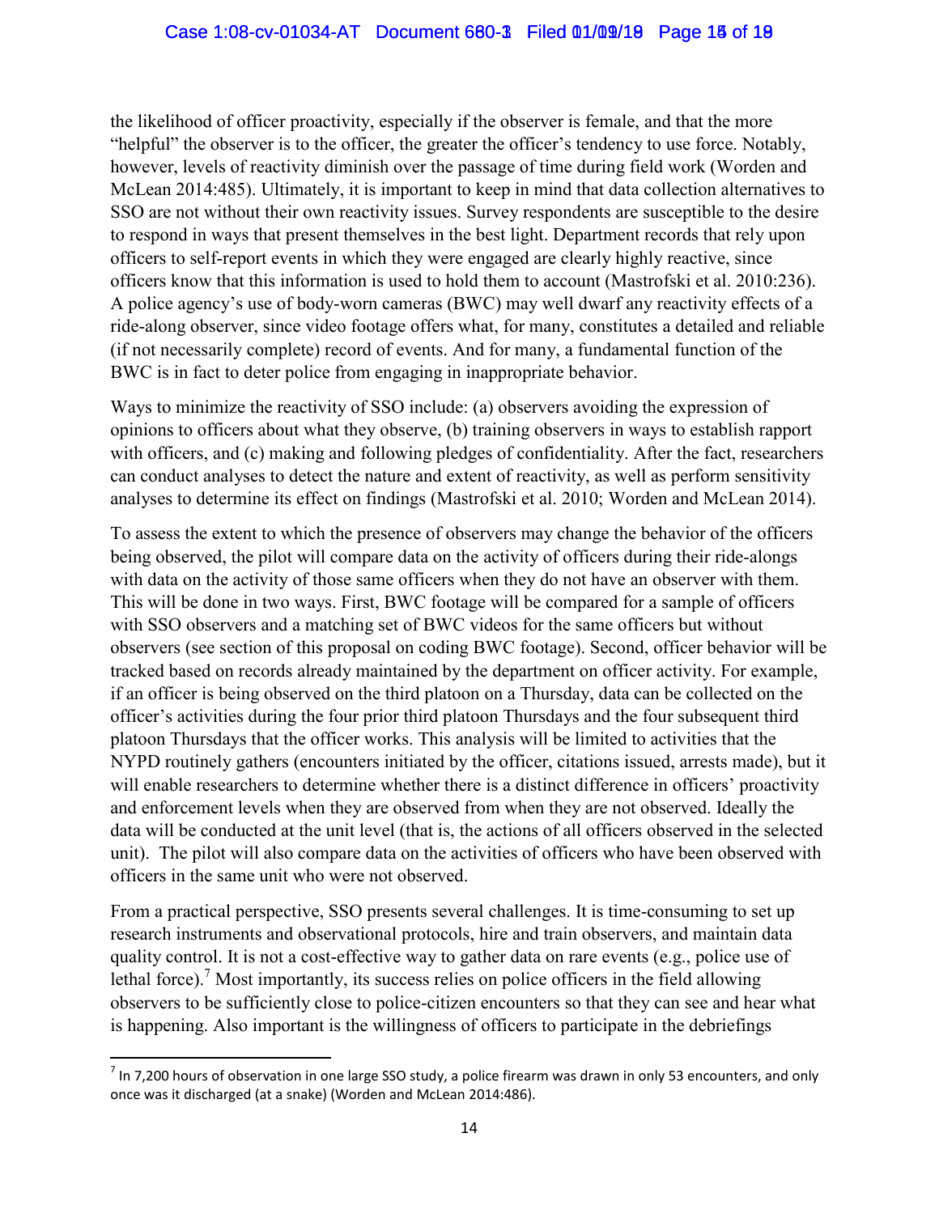the likelihood of officer proactivity, especially if the observer is female, and that the more "helpful" the observer is to the officer, the greater the officer's tendency to use force. Notably, however, levels of reactivity diminish over the passage of time during field work (Worden and McLean 2014:485). Ultimately, it is important to keep in mind that data collection alternatives to SSO are not without their own reactivity issues. Survey respondents are susceptible to the desire to respond in ways that present themselves in the best light. Department records that rely upon officers to self-report events in which they were engaged are clearly highly reactive, since officers know that this information is used to hold them to account (Mastrofski et al. 2010:236). A police agency's use of body-worn cameras (BWC) may well dwarf any reactivity effects of a ride-along observer, since video footage offers what, for many, constitutes a detailed and reliable (if not necessarily complete) record of events. And for many, a fundamental function of the BWC is in fact to deter police from engaging in inappropriate behavior.

Ways to minimize the reactivity of SSO include: (a) observers avoiding the expression of opinions to officers about what they observe, (b) training observers in ways to establish rapport with officers, and (c) making and following pledges of confidentiality. After the fact, researchers can conduct analyses to detect the nature and extent of reactivity, as well as perform sensitivity analyses to determine its effect on findings (Mastrofski et al. 2010; Worden and McLean 2014).

To assess the extent to which the presence of observers may change the behavior of the officers being observed, the pilot will compare data on the activity of officers during their ride-alongs with data on the activity of those same officers when they do not have an observer with them. This will be done in two ways. First, BWC footage will be compared for a sample of officers with SSO observers and a matching set of BWC videos for the same officers but without observers (see section of this proposal on coding BWC footage). Second, officer behavior will be tracked based on records already maintained by the department on officer activity. For example, if an officer is being observed on the third platoon on a Thursday, data can be collected on the officer's activities during the four prior third platoon Thursdays and the four subsequent third platoon Thursdays that the officer works. This analysis will be limited to activities that the NYPD routinely gathers (encounters initiated by the officer, citations issued, arrests made), but it will enable researchers to determine whether there is a distinct difference in officers' proactivity and enforcement levels when they are observed from when they are not observed. Ideally the data will be conducted at the unit level (that is, the actions of all officers observed in the selected unit). The pilot will also compare data on the activities of officers who have been observed with officers in the same unit who were not observed.

From a practical perspective, SSO presents several challenges. It is time-consuming to set up research instruments and observational protocols, hire and train observers, and maintain data quality control. It is not a cost-effective way to gather data on rare events (e.g., police use of lethal force).[7] Most importantly, its success relies on police officers in the field allowing observers to be sufficiently close to police-citizen encounters so that they can see and hear what is happening. Also important is the willingness of officers to participate in the debriefings

[7] In 7,200 hours of observation in one large SSO study, a police firearm was drawn in only 53 encounters, and only once was it discharged (at a snake) (Worden and McLean 2014:486).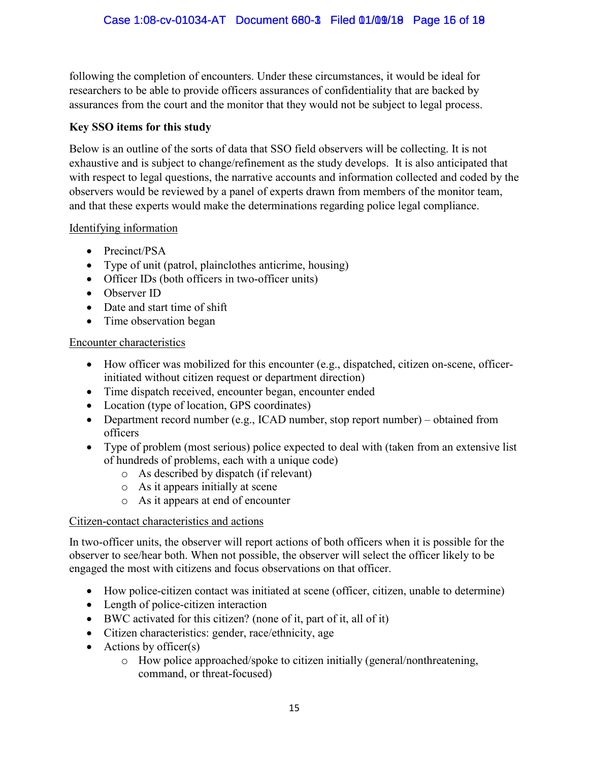following the completion of encounters. Under these circumstances, it would be ideal for researchers to be able to provide officers assurances of confidentiality that are backed by assurances from the court and the monitor that they would not be subject to legal process.

**Key SSO items for this study**

Below is an outline of the sorts of data that SSO field observers will be collecting. It is not exhaustive and is subject to change/refinement as the study develops. It is also anticipated that with respect to legal questions, the narrative accounts and information collected and coded by the observers would be reviewed by a panel of experts drawn from members of the monitor team, and that these experts would make the determinations regarding police legal compliance.

<u>Identifying information</u>

- Precinct/PSA
- Type of unit (patrol, plainclothes anticrime, housing)
- Officer IDs (both officers in two-officer units)
- Observer ID
- Date and start time of shift
- Time observation began

<u>Encounter characteristics</u>

- How officer was mobilized for this encounter (e.g., dispatched, citizen on-scene, officer-initiated without citizen request or department direction)
- Time dispatch received, encounter began, encounter ended
- Location (type of location, GPS coordinates)
- Department record number (e.g., ICAD number, stop report number) – obtained from officers
- Type of problem (most serious) police expected to deal with (taken from an extensive list of hundreds of problems, each with a unique code)
  - As described by dispatch (if relevant)
  - As it appears initially at scene
  - As it appears at end of encounter

<u>Citizen-contact characteristics and actions</u>

In two-officer units, the observer will report actions of both officers when it is possible for the observer to see/hear both. When not possible, the observer will select the officer likely to be engaged the most with citizens and focus observations on that officer.

- How police-citizen contact was initiated at scene (officer, citizen, unable to determine)
- Length of police-citizen interaction
- BWC activated for this citizen? (none of it, part of it, all of it)
- Citizen characteristics: gender, race/ethnicity, age
- Actions by officer(s)
  - How police approached/spoke to citizen initially (general/nonthreatening, command, or threat-focused)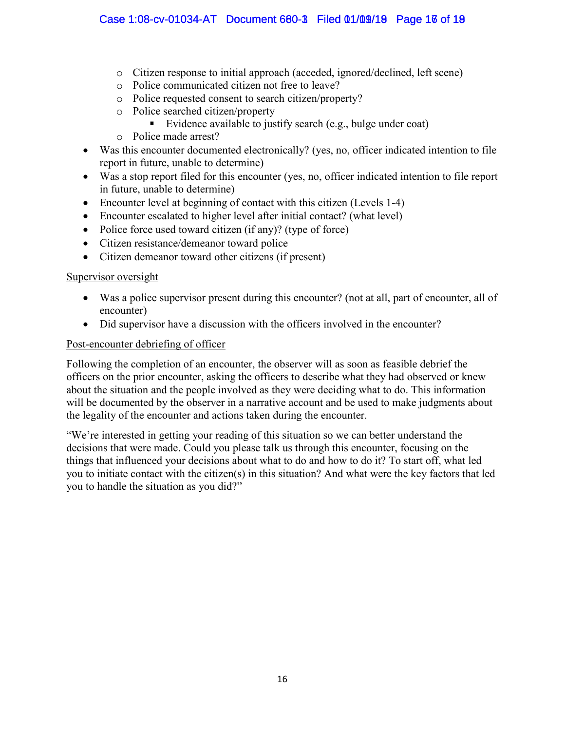- Citizen response to initial approach (acceded, ignored/declined, left scene)
  - Police communicated citizen not free to leave?
  - Police requested consent to search citizen/property?
  - Police searched citizen/property
    - Evidence available to justify search (e.g., bulge under coat)
  - Police made arrest?
- Was this encounter documented electronically? (yes, no, officer indicated intention to file report in future, unable to determine)
- Was a stop report filed for this encounter (yes, no, officer indicated intention to file report in future, unable to determine)
- Encounter level at beginning of contact with this citizen (Levels 1-4)
- Encounter escalated to higher level after initial contact? (what level)
- Police force used toward citizen (if any)? (type of force)
- Citizen resistance/demeanor toward police
- Citizen demeanor toward other citizens (if present)

<u>Supervisor oversight</u>

- Was a police supervisor present during this encounter? (not at all, part of encounter, all of encounter)
- Did supervisor have a discussion with the officers involved in the encounter?

<u>Post-encounter debriefing of officer</u>

Following the completion of an encounter, the observer will as soon as feasible debrief the officers on the prior encounter, asking the officers to describe what they had observed or knew about the situation and the people involved as they were deciding what to do. This information will be documented by the observer in a narrative account and be used to make judgments about the legality of the encounter and actions taken during the encounter.

"We're interested in getting your reading of this situation so we can better understand the decisions that were made. Could you please talk us through this encounter, focusing on the things that influenced your decisions about what to do and how to do it? To start off, what led you to initiate contact with the citizen(s) in this situation? And what were the key factors that led you to handle the situation as you did?"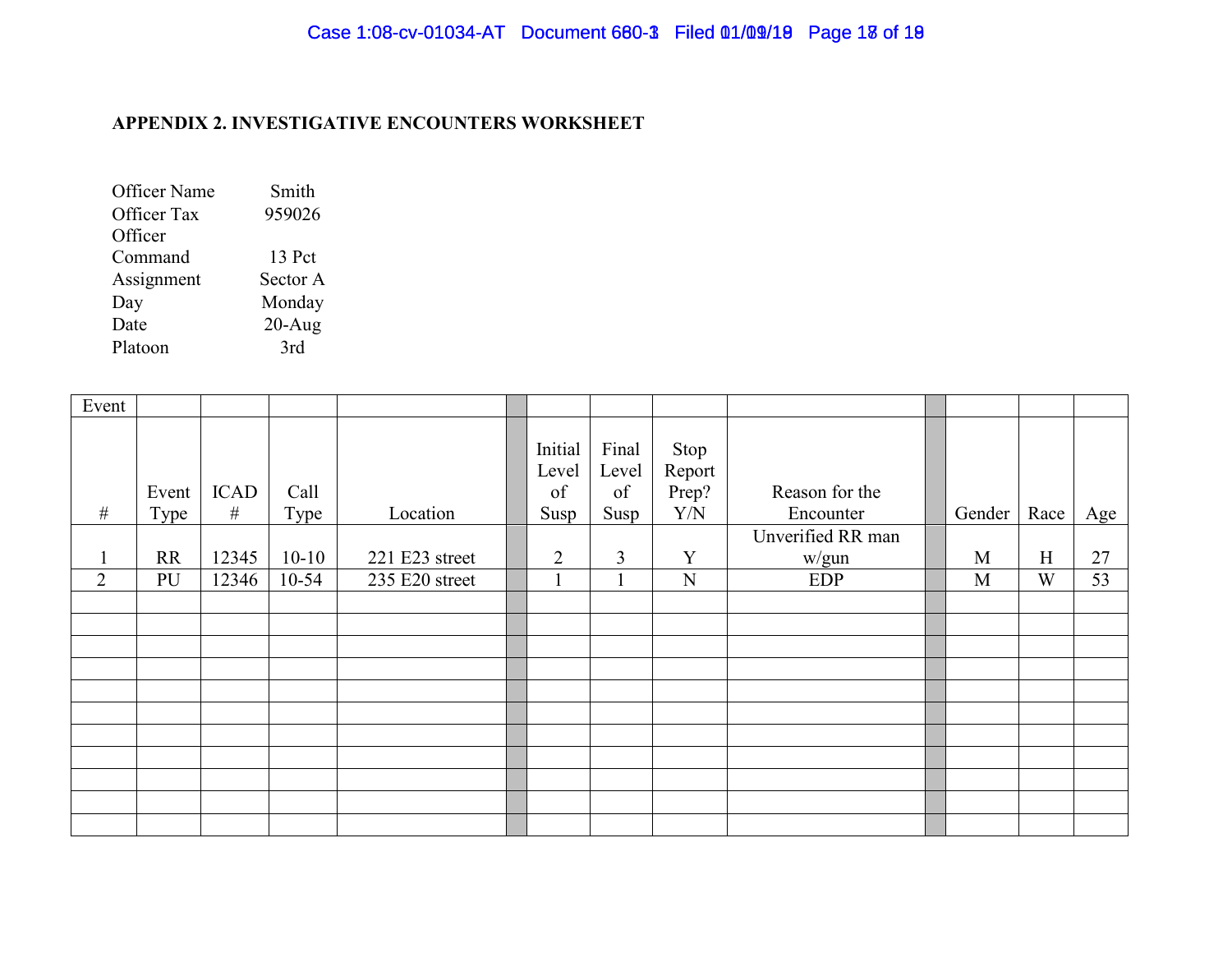**APPENDIX 2. INVESTIGATIVE ENCOUNTERS WORKSHEET**

| | |
|---|---|
| Officer Name | Smith |
| Officer Tax | 959026 |
| Officer | |
| Command | 13 Pct |
| Assignment | Sector A |
| Day | Monday |
| Date | 20-Aug |
| Platoon | 3rd |

| Event # | Event Type | ICAD # | Call Type | Location | | Initial Level of Susp | Final Level of Susp | Stop Report Prep? Y/N | Reason for the Encounter | | Gender | Race | Age |
|---|---|---|---|---|---|---|---|---|---|---|---|---|---|
| 1 | RR | 12345 | 10-10 | 221 E23 street | | 2 | 3 | Y | Unverified RR man w/gun | | M | H | 27 |
| 2 | PU | 12346 | 10-54 | 235 E20 street | | 1 | 1 | N | EDP | | M | W | 53 |
| | | | | | | | | | | | | | |
| | | | | | | | | | | | | | |
| | | | | | | | | | | | | | |
| | | | | | | | | | | | | | |
| | | | | | | | | | | | | | |
| | | | | | | | | | | | | | |
| | | | | | | | | | | | | | |
| | | | | | | | | | | | | | |
| | | | | | | | | | | | | | |
| | | | | | | | | | | | | | |
| | | | | | | | | | | | | | |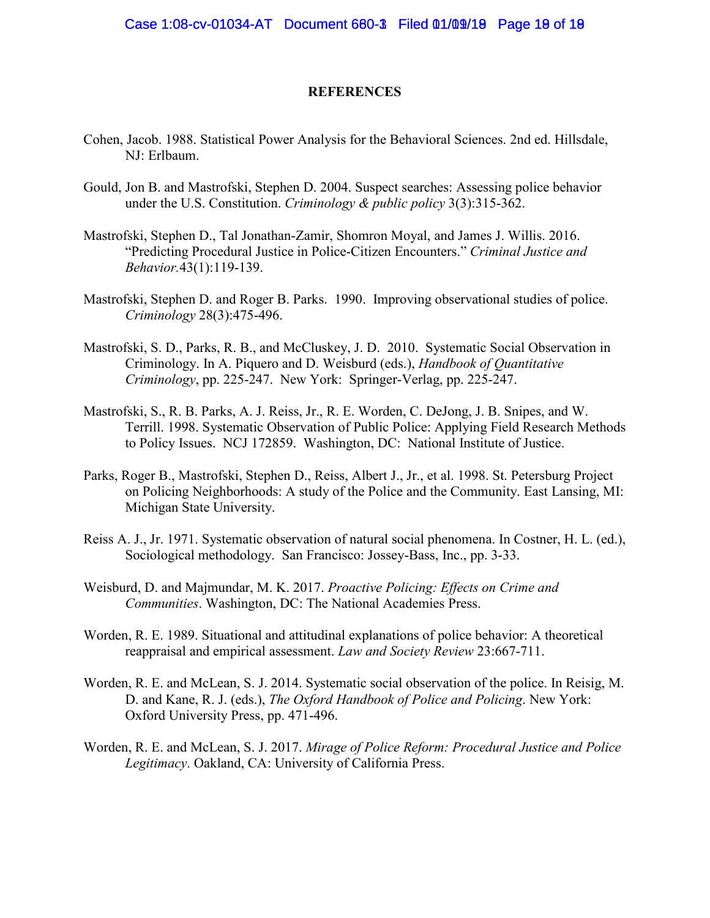## REFERENCES

Cohen, Jacob. 1988. Statistical Power Analysis for the Behavioral Sciences. 2nd ed. Hillsdale, NJ: Erlbaum.

Gould, Jon B. and Mastrofski, Stephen D. 2004. Suspect searches: Assessing police behavior under the U.S. Constitution. *Criminology & public policy* 3(3):315-362.

Mastrofski, Stephen D., Tal Jonathan-Zamir, Shomron Moyal, and James J. Willis. 2016. "Predicting Procedural Justice in Police-Citizen Encounters." *Criminal Justice and Behavior.*43(1):119-139.

Mastrofski, Stephen D. and Roger B. Parks. 1990. Improving observational studies of police. *Criminology* 28(3):475-496.

Mastrofski, S. D., Parks, R. B., and McCluskey, J. D. 2010. Systematic Social Observation in Criminology. In A. Piquero and D. Weisburd (eds.), *Handbook of Quantitative Criminology*, pp. 225-247. New York: Springer-Verlag, pp. 225-247.

Mastrofski, S., R. B. Parks, A. J. Reiss, Jr., R. E. Worden, C. DeJong, J. B. Snipes, and W. Terrill. 1998. Systematic Observation of Public Police: Applying Field Research Methods to Policy Issues. NCJ 172859. Washington, DC: National Institute of Justice.

Parks, Roger B., Mastrofski, Stephen D., Reiss, Albert J., Jr., et al. 1998. St. Petersburg Project on Policing Neighborhoods: A study of the Police and the Community. East Lansing, MI: Michigan State University.

Reiss A. J., Jr. 1971. Systematic observation of natural social phenomena. In Costner, H. L. (ed.), Sociological methodology. San Francisco: Jossey-Bass, Inc., pp. 3-33.

Weisburd, D. and Majmundar, M. K. 2017. *Proactive Policing: Effects on Crime and Communities*. Washington, DC: The National Academies Press.

Worden, R. E. 1989. Situational and attitudinal explanations of police behavior: A theoretical reappraisal and empirical assessment. *Law and Society Review* 23:667-711.

Worden, R. E. and McLean, S. J. 2014. Systematic social observation of the police. In Reisig, M. D. and Kane, R. J. (eds.), *The Oxford Handbook of Police and Policing*. New York: Oxford University Press, pp. 471-496.

Worden, R. E. and McLean, S. J. 2017. *Mirage of Police Reform: Procedural Justice and Police Legitimacy*. Oakland, CA: University of California Press.